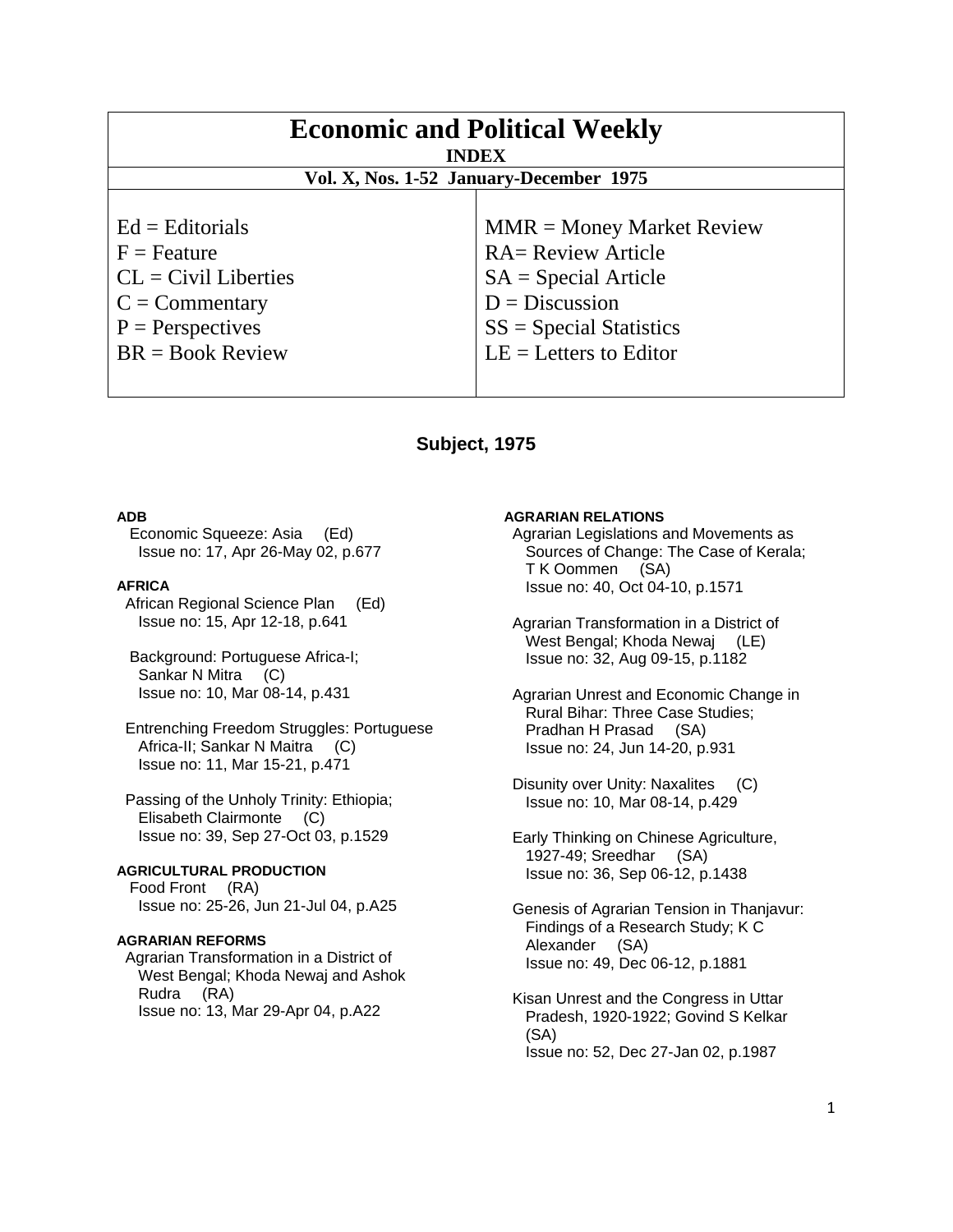# Economic and Political Weekly

**INDEX**

**Vol. X, Nos. 1-52 January-December 1975**

| | |
|---|---|
| Ed = Editorials | MMR = Money Market Review |
| F = Feature | RA= Review Article |
| CL = Civil Liberties | SA = Special Article |
| C = Commentary | D = Discussion |
| P = Perspectives | SS = Special Statistics |
| BR = Book Review | LE = Letters to Editor |

## Subject, 1975

**ADB**

Economic Squeeze: Asia (Ed)
Issue no: 17, Apr 26-May 02, p.677

**AFRICA**

African Regional Science Plan (Ed)
Issue no: 15, Apr 12-18, p.641

Background: Portuguese Africa-I; Sankar N Mitra (C)
Issue no: 10, Mar 08-14, p.431

Entrenching Freedom Struggles: Portuguese Africa-II; Sankar N Maitra (C)
Issue no: 11, Mar 15-21, p.471

Passing of the Unholy Trinity: Ethiopia; Elisabeth Clairmonte (C)
Issue no: 39, Sep 27-Oct 03, p.1529

**AGRICULTURAL PRODUCTION**

Food Front (RA)
Issue no: 25-26, Jun 21-Jul 04, p.A25

**AGRARIAN REFORMS**

Agrarian Transformation in a District of West Bengal; Khoda Newaj and Ashok Rudra (RA)
Issue no: 13, Mar 29-Apr 04, p.A22

**AGRARIAN RELATIONS**

Agrarian Legislations and Movements as Sources of Change: The Case of Kerala; T K Oommen (SA)
Issue no: 40, Oct 04-10, p.1571

Agrarian Transformation in a District of West Bengal; Khoda Newaj (LE)
Issue no: 32, Aug 09-15, p.1182

Agrarian Unrest and Economic Change in Rural Bihar: Three Case Studies; Pradhan H Prasad (SA)
Issue no: 24, Jun 14-20, p.931

Disunity over Unity: Naxalites (C)
Issue no: 10, Mar 08-14, p.429

Early Thinking on Chinese Agriculture, 1927-49; Sreedhar (SA)
Issue no: 36, Sep 06-12, p.1438

Genesis of Agrarian Tension in Thanjavur: Findings of a Research Study; K C Alexander (SA)
Issue no: 49, Dec 06-12, p.1881

Kisan Unrest and the Congress in Uttar Pradesh, 1920-1922; Govind S Kelkar (SA)
Issue no: 52, Dec 27-Jan 02, p.1987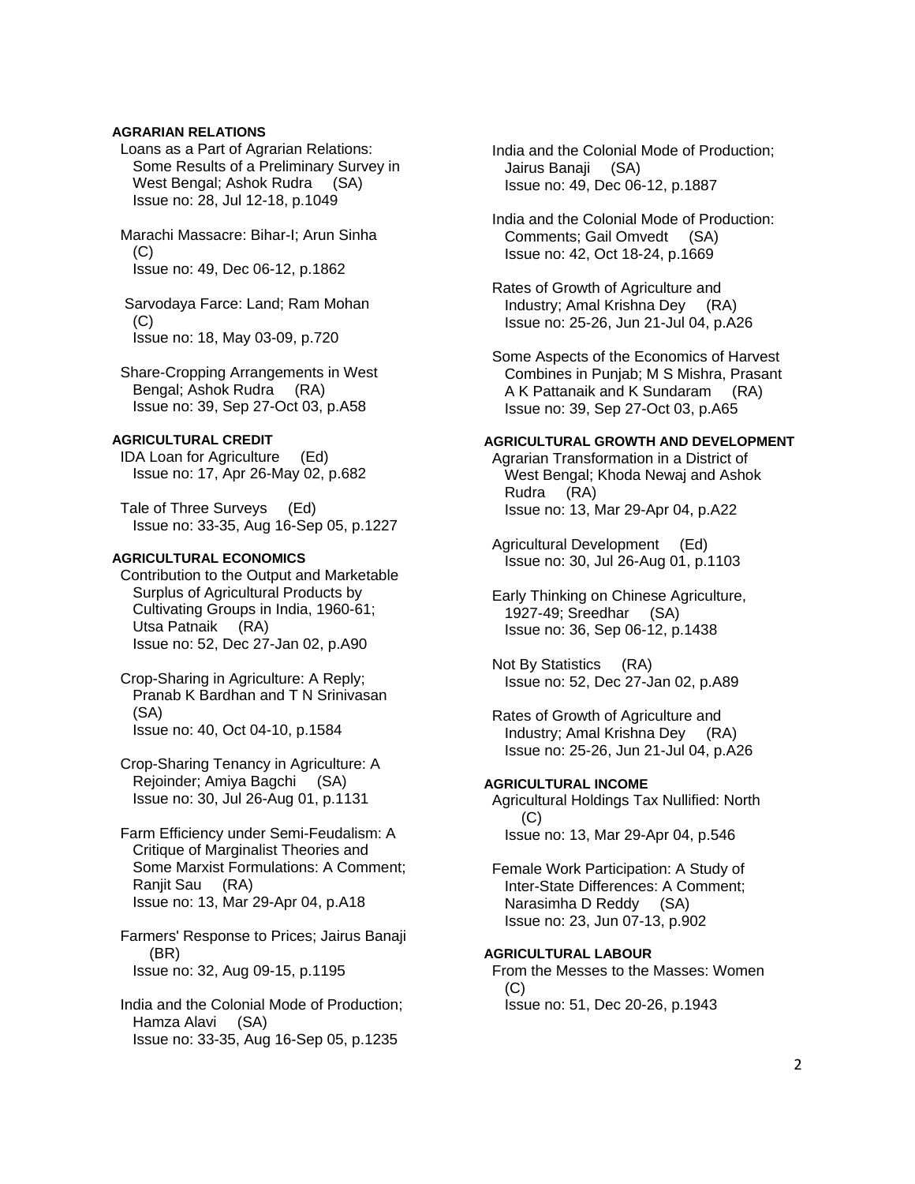**AGRARIAN RELATIONS**

Loans as a Part of Agrarian Relations: Some Results of a Preliminary Survey in West Bengal; Ashok Rudra (SA)
Issue no: 28, Jul 12-18, p.1049

Marachi Massacre: Bihar-I; Arun Sinha (C)
Issue no: 49, Dec 06-12, p.1862

Sarvodaya Farce: Land; Ram Mohan (C)
Issue no: 18, May 03-09, p.720

Share-Cropping Arrangements in West Bengal; Ashok Rudra (RA)
Issue no: 39, Sep 27-Oct 03, p.A58

**AGRICULTURAL CREDIT**

IDA Loan for Agriculture (Ed)
Issue no: 17, Apr 26-May 02, p.682

Tale of Three Surveys (Ed)
Issue no: 33-35, Aug 16-Sep 05, p.1227

**AGRICULTURAL ECONOMICS**

Contribution to the Output and Marketable Surplus of Agricultural Products by Cultivating Groups in India, 1960-61; Utsa Patnaik (RA)
Issue no: 52, Dec 27-Jan 02, p.A90

Crop-Sharing in Agriculture: A Reply; Pranab K Bardhan and T N Srinivasan (SA)
Issue no: 40, Oct 04-10, p.1584

Crop-Sharing Tenancy in Agriculture: A Rejoinder; Amiya Bagchi (SA)
Issue no: 30, Jul 26-Aug 01, p.1131

Farm Efficiency under Semi-Feudalism: A Critique of Marginalist Theories and Some Marxist Formulations: A Comment; Ranjit Sau (RA)
Issue no: 13, Mar 29-Apr 04, p.A18

Farmers' Response to Prices; Jairus Banaji (BR)
Issue no: 32, Aug 09-15, p.1195

India and the Colonial Mode of Production; Hamza Alavi (SA)
Issue no: 33-35, Aug 16-Sep 05, p.1235

India and the Colonial Mode of Production; Jairus Banaji (SA)
Issue no: 49, Dec 06-12, p.1887

India and the Colonial Mode of Production: Comments; Gail Omvedt (SA)
Issue no: 42, Oct 18-24, p.1669

Rates of Growth of Agriculture and Industry; Amal Krishna Dey (RA)
Issue no: 25-26, Jun 21-Jul 04, p.A26

Some Aspects of the Economics of Harvest Combines in Punjab; M S Mishra, Prasant A K Pattanaik and K Sundaram (RA)
Issue no: 39, Sep 27-Oct 03, p.A65

**AGRICULTURAL GROWTH AND DEVELOPMENT**

Agrarian Transformation in a District of West Bengal; Khoda Newaj and Ashok Rudra (RA)
Issue no: 13, Mar 29-Apr 04, p.A22

Agricultural Development (Ed)
Issue no: 30, Jul 26-Aug 01, p.1103

Early Thinking on Chinese Agriculture, 1927-49; Sreedhar (SA)
Issue no: 36, Sep 06-12, p.1438

Not By Statistics (RA)
Issue no: 52, Dec 27-Jan 02, p.A89

Rates of Growth of Agriculture and Industry; Amal Krishna Dey (RA)
Issue no: 25-26, Jun 21-Jul 04, p.A26

**AGRICULTURAL INCOME**

Agricultural Holdings Tax Nullified: North (C)
Issue no: 13, Mar 29-Apr 04, p.546

Female Work Participation: A Study of Inter-State Differences: A Comment; Narasimha D Reddy (SA)
Issue no: 23, Jun 07-13, p.902

**AGRICULTURAL LABOUR**

From the Messes to the Masses: Women (C)
Issue no: 51, Dec 20-26, p.1943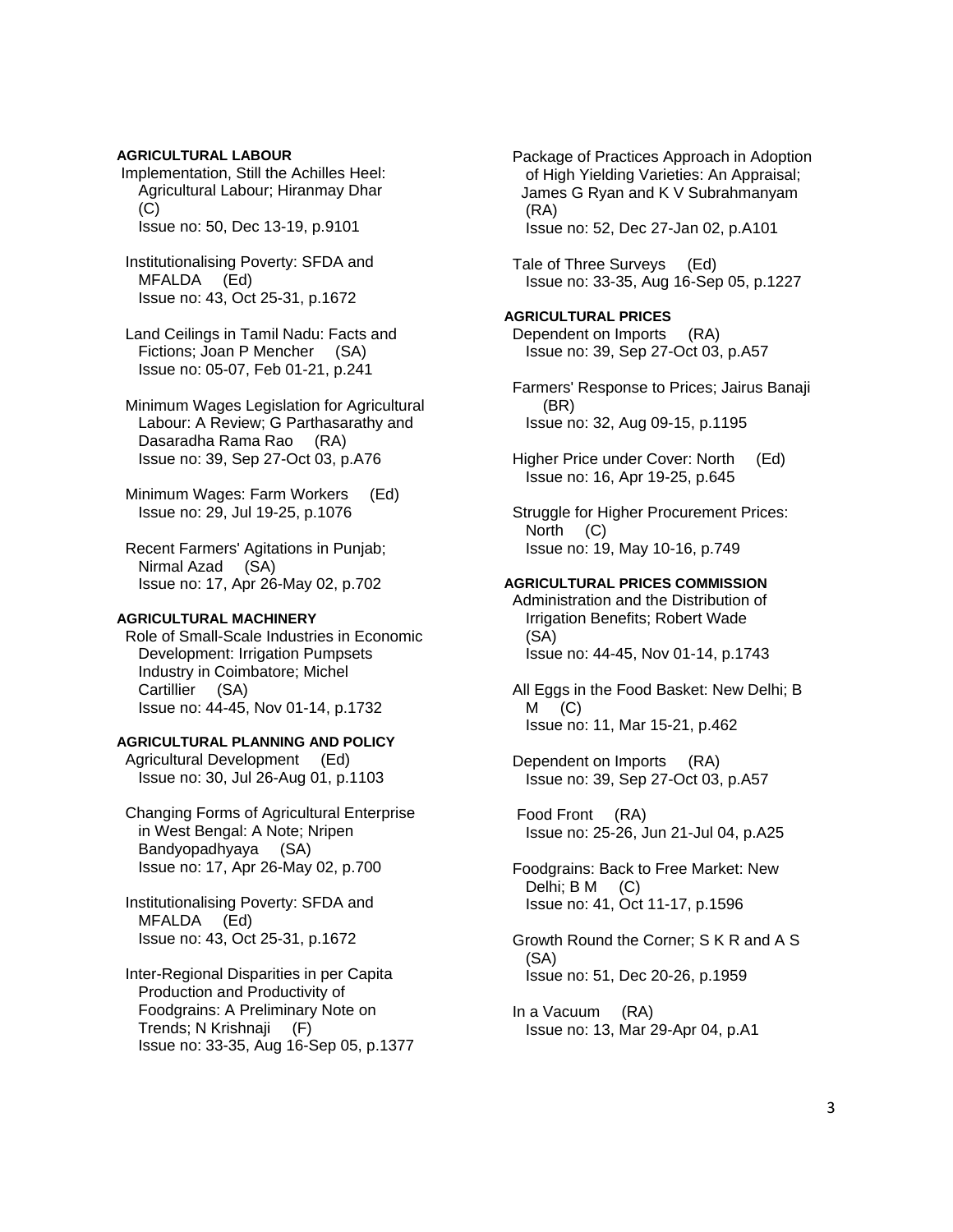#### AGRICULTURAL LABOUR

Implementation, Still the Achilles Heel: Agricultural Labour; Hiranmay Dhar (C)
Issue no: 50, Dec 13-19, p.9101

Institutionalising Poverty: SFDA and MFALDA (Ed)
Issue no: 43, Oct 25-31, p.1672

Land Ceilings in Tamil Nadu: Facts and Fictions; Joan P Mencher (SA)
Issue no: 05-07, Feb 01-21, p.241

Minimum Wages Legislation for Agricultural Labour: A Review; G Parthasarathy and Dasaradha Rama Rao (RA)
Issue no: 39, Sep 27-Oct 03, p.A76

Minimum Wages: Farm Workers (Ed)
Issue no: 29, Jul 19-25, p.1076

Recent Farmers' Agitations in Punjab; Nirmal Azad (SA)
Issue no: 17, Apr 26-May 02, p.702

#### AGRICULTURAL MACHINERY

Role of Small-Scale Industries in Economic Development: Irrigation Pumpsets Industry in Coimbatore; Michel Cartillier (SA)
Issue no: 44-45, Nov 01-14, p.1732

#### AGRICULTURAL PLANNING AND POLICY

Agricultural Development (Ed)
Issue no: 30, Jul 26-Aug 01, p.1103

Changing Forms of Agricultural Enterprise in West Bengal: A Note; Nripen Bandyopadhyaya (SA)
Issue no: 17, Apr 26-May 02, p.700

Institutionalising Poverty: SFDA and MFALDA (Ed)
Issue no: 43, Oct 25-31, p.1672

Inter-Regional Disparities in per Capita Production and Productivity of Foodgrains: A Preliminary Note on Trends; N Krishnaji (F)
Issue no: 33-35, Aug 16-Sep 05, p.1377

Package of Practices Approach in Adoption of High Yielding Varieties: An Appraisal; James G Ryan and K V Subrahmanyam (RA)
Issue no: 52, Dec 27-Jan 02, p.A101

Tale of Three Surveys (Ed)
Issue no: 33-35, Aug 16-Sep 05, p.1227

#### AGRICULTURAL PRICES

Dependent on Imports (RA)
Issue no: 39, Sep 27-Oct 03, p.A57

Farmers' Response to Prices; Jairus Banaji (BR)
Issue no: 32, Aug 09-15, p.1195

Higher Price under Cover: North (Ed)
Issue no: 16, Apr 19-25, p.645

Struggle for Higher Procurement Prices: North (C)
Issue no: 19, May 10-16, p.749

#### AGRICULTURAL PRICES COMMISSION

Administration and the Distribution of Irrigation Benefits; Robert Wade (SA)
Issue no: 44-45, Nov 01-14, p.1743

All Eggs in the Food Basket: New Delhi; B M (C)
Issue no: 11, Mar 15-21, p.462

Dependent on Imports (RA)
Issue no: 39, Sep 27-Oct 03, p.A57

Food Front (RA)
Issue no: 25-26, Jun 21-Jul 04, p.A25

Foodgrains: Back to Free Market: New Delhi; B M (C)
Issue no: 41, Oct 11-17, p.1596

Growth Round the Corner; S K R and A S (SA)
Issue no: 51, Dec 20-26, p.1959

In a Vacuum (RA)
Issue no: 13, Mar 29-Apr 04, p.A1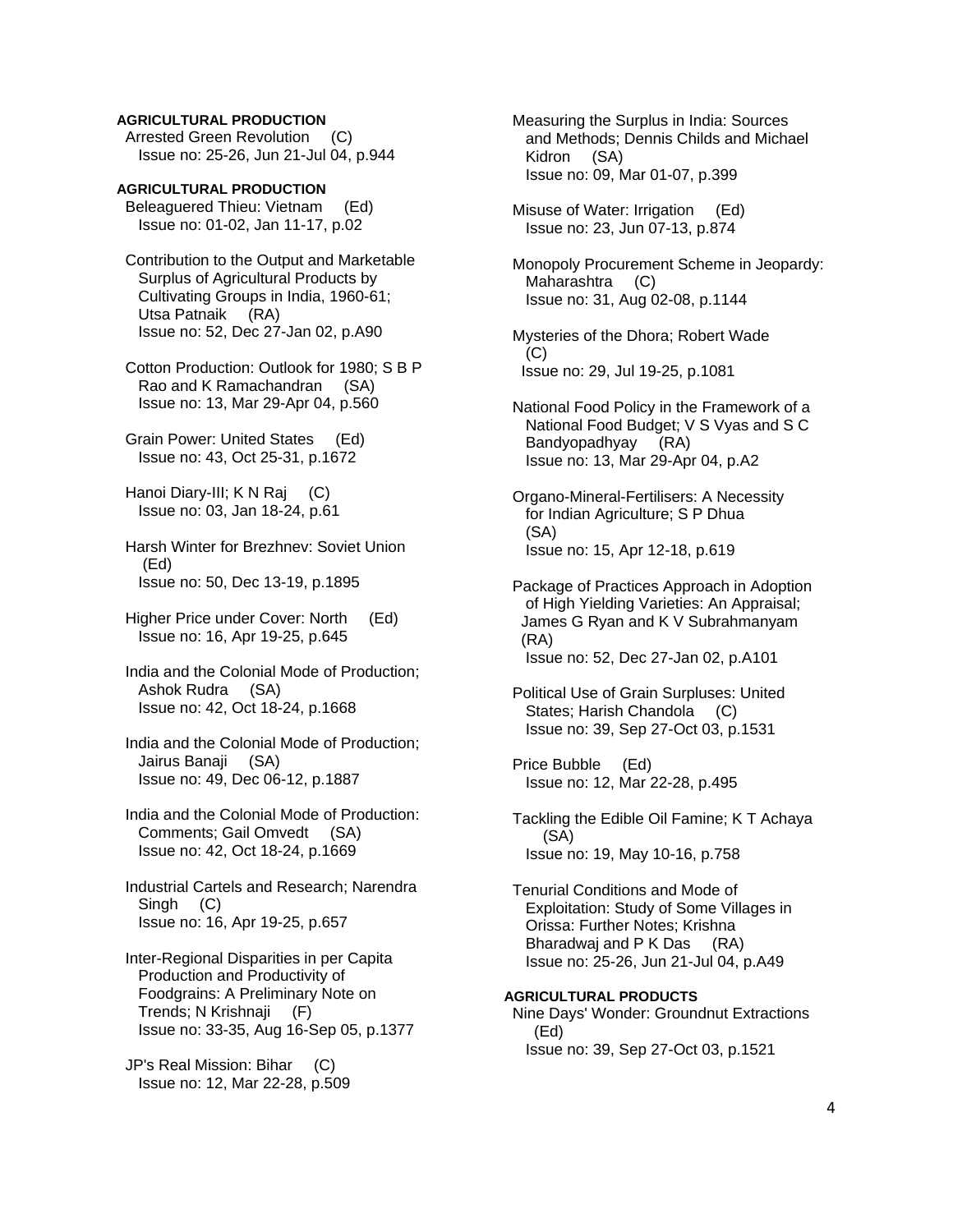**AGRICULTURAL PRODUCTION**

Arrested Green Revolution (C)
Issue no: 25-26, Jun 21-Jul 04, p.944

**AGRICULTURAL PRODUCTION**

Beleaguered Thieu: Vietnam (Ed)
Issue no: 01-02, Jan 11-17, p.02

Contribution to the Output and Marketable Surplus of Agricultural Products by Cultivating Groups in India, 1960-61; Utsa Patnaik (RA)
Issue no: 52, Dec 27-Jan 02, p.A90

Cotton Production: Outlook for 1980; S B P Rao and K Ramachandran (SA)
Issue no: 13, Mar 29-Apr 04, p.560

Grain Power: United States (Ed)
Issue no: 43, Oct 25-31, p.1672

Hanoi Diary-III; K N Raj (C)
Issue no: 03, Jan 18-24, p.61

Harsh Winter for Brezhnev: Soviet Union (Ed)
Issue no: 50, Dec 13-19, p.1895

Higher Price under Cover: North (Ed)
Issue no: 16, Apr 19-25, p.645

India and the Colonial Mode of Production; Ashok Rudra (SA)
Issue no: 42, Oct 18-24, p.1668

India and the Colonial Mode of Production; Jairus Banaji (SA)
Issue no: 49, Dec 06-12, p.1887

India and the Colonial Mode of Production: Comments; Gail Omvedt (SA)
Issue no: 42, Oct 18-24, p.1669

Industrial Cartels and Research; Narendra Singh (C)
Issue no: 16, Apr 19-25, p.657

Inter-Regional Disparities in per Capita Production and Productivity of Foodgrains: A Preliminary Note on Trends; N Krishnaji (F)
Issue no: 33-35, Aug 16-Sep 05, p.1377

JP's Real Mission: Bihar (C)
Issue no: 12, Mar 22-28, p.509

Measuring the Surplus in India: Sources and Methods; Dennis Childs and Michael Kidron (SA)
Issue no: 09, Mar 01-07, p.399

Misuse of Water: Irrigation (Ed)
Issue no: 23, Jun 07-13, p.874

Monopoly Procurement Scheme in Jeopardy: Maharashtra (C)
Issue no: 31, Aug 02-08, p.1144

Mysteries of the Dhora; Robert Wade (C)
Issue no: 29, Jul 19-25, p.1081

National Food Policy in the Framework of a National Food Budget; V S Vyas and S C Bandyopadhyay (RA)
Issue no: 13, Mar 29-Apr 04, p.A2

Organo-Mineral-Fertilisers: A Necessity for Indian Agriculture; S P Dhua (SA)
Issue no: 15, Apr 12-18, p.619

Package of Practices Approach in Adoption of High Yielding Varieties: An Appraisal; James G Ryan and K V Subrahmanyam (RA)
Issue no: 52, Dec 27-Jan 02, p.A101

Political Use of Grain Surpluses: United States; Harish Chandola (C)
Issue no: 39, Sep 27-Oct 03, p.1531

Price Bubble (Ed)
Issue no: 12, Mar 22-28, p.495

Tackling the Edible Oil Famine; K T Achaya (SA)
Issue no: 19, May 10-16, p.758

Tenurial Conditions and Mode of Exploitation: Study of Some Villages in Orissa: Further Notes; Krishna Bharadwaj and P K Das (RA)
Issue no: 25-26, Jun 21-Jul 04, p.A49

**AGRICULTURAL PRODUCTS**

Nine Days' Wonder: Groundnut Extractions (Ed)
Issue no: 39, Sep 27-Oct 03, p.1521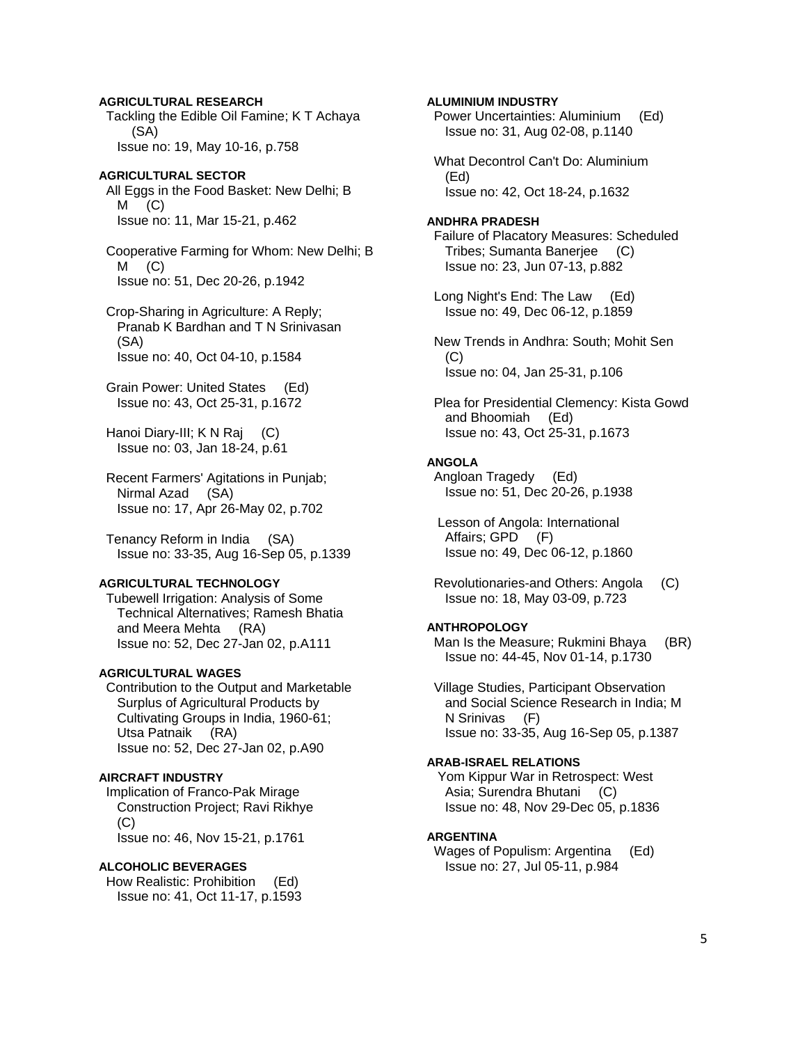**AGRICULTURAL RESEARCH**

Tackling the Edible Oil Famine; K T Achaya (SA)
Issue no: 19, May 10-16, p.758

**AGRICULTURAL SECTOR**

All Eggs in the Food Basket: New Delhi; B M (C)
Issue no: 11, Mar 15-21, p.462

Cooperative Farming for Whom: New Delhi; B M (C)
Issue no: 51, Dec 20-26, p.1942

Crop-Sharing in Agriculture: A Reply; Pranab K Bardhan and T N Srinivasan (SA)
Issue no: 40, Oct 04-10, p.1584

Grain Power: United States (Ed)
Issue no: 43, Oct 25-31, p.1672

Hanoi Diary-III; K N Raj (C)
Issue no: 03, Jan 18-24, p.61

Recent Farmers' Agitations in Punjab; Nirmal Azad (SA)
Issue no: 17, Apr 26-May 02, p.702

Tenancy Reform in India (SA)
Issue no: 33-35, Aug 16-Sep 05, p.1339

**AGRICULTURAL TECHNOLOGY**

Tubewell Irrigation: Analysis of Some Technical Alternatives; Ramesh Bhatia and Meera Mehta (RA)
Issue no: 52, Dec 27-Jan 02, p.A111

**AGRICULTURAL WAGES**

Contribution to the Output and Marketable Surplus of Agricultural Products by Cultivating Groups in India, 1960-61; Utsa Patnaik (RA)
Issue no: 52, Dec 27-Jan 02, p.A90

**AIRCRAFT INDUSTRY**

Implication of Franco-Pak Mirage Construction Project; Ravi Rikhye (C)
Issue no: 46, Nov 15-21, p.1761

**ALCOHOLIC BEVERAGES**

How Realistic: Prohibition (Ed)
Issue no: 41, Oct 11-17, p.1593

**ALUMINIUM INDUSTRY**

Power Uncertainties: Aluminium (Ed)
Issue no: 31, Aug 02-08, p.1140

What Decontrol Can't Do: Aluminium (Ed)
Issue no: 42, Oct 18-24, p.1632

**ANDHRA PRADESH**

Failure of Placatory Measures: Scheduled Tribes; Sumanta Banerjee (C)
Issue no: 23, Jun 07-13, p.882

Long Night's End: The Law (Ed)
Issue no: 49, Dec 06-12, p.1859

New Trends in Andhra: South; Mohit Sen (C)
Issue no: 04, Jan 25-31, p.106

Plea for Presidential Clemency: Kista Gowd and Bhoomiah (Ed)
Issue no: 43, Oct 25-31, p.1673

**ANGOLA**

Angloan Tragedy (Ed)
Issue no: 51, Dec 20-26, p.1938

Lesson of Angola: International Affairs; GPD (F)
Issue no: 49, Dec 06-12, p.1860

Revolutionaries-and Others: Angola (C)
Issue no: 18, May 03-09, p.723

**ANTHROPOLOGY**

Man Is the Measure; Rukmini Bhaya (BR)
Issue no: 44-45, Nov 01-14, p.1730

Village Studies, Participant Observation and Social Science Research in India; M N Srinivas (F)
Issue no: 33-35, Aug 16-Sep 05, p.1387

**ARAB-ISRAEL RELATIONS**

Yom Kippur War in Retrospect: West Asia; Surendra Bhutani (C)
Issue no: 48, Nov 29-Dec 05, p.1836

**ARGENTINA**

Wages of Populism: Argentina (Ed)
Issue no: 27, Jul 05-11, p.984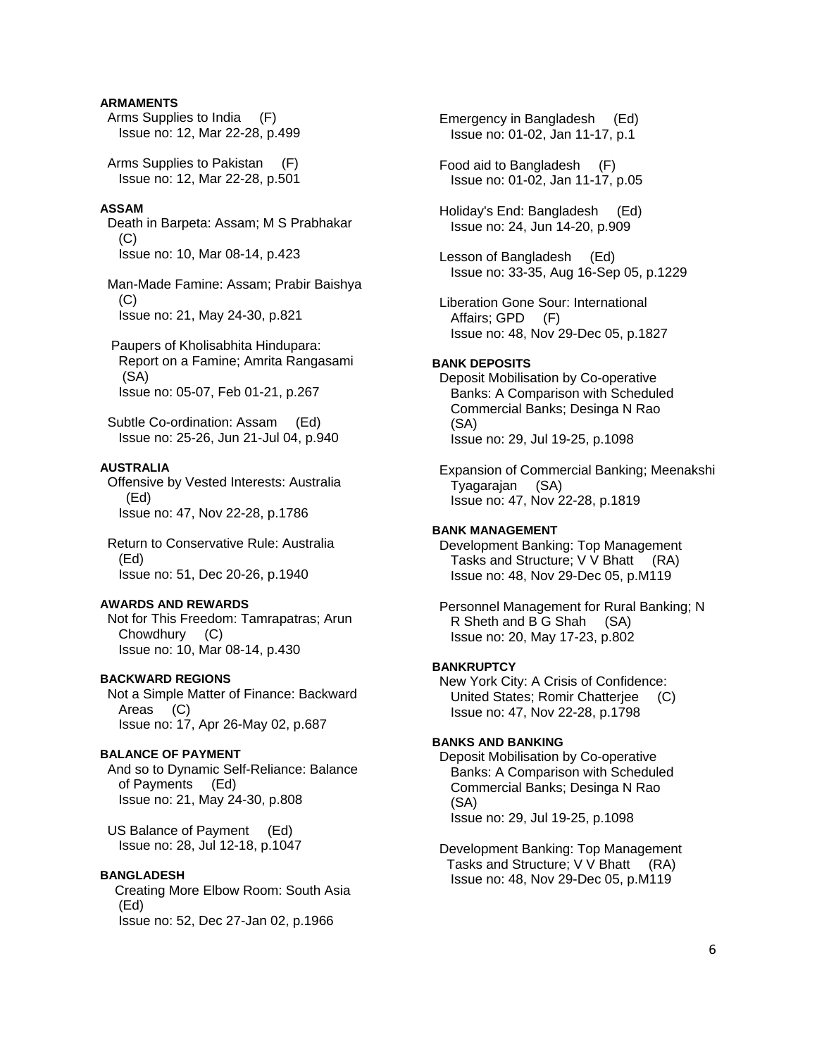**ARMAMENTS**

Arms Supplies to India (F)
Issue no: 12, Mar 22-28, p.499

Arms Supplies to Pakistan (F)
Issue no: 12, Mar 22-28, p.501

**ASSAM**

Death in Barpeta: Assam; M S Prabhakar (C)
Issue no: 10, Mar 08-14, p.423

Man-Made Famine: Assam; Prabir Baishya (C)
Issue no: 21, May 24-30, p.821

Paupers of Kholisabhita Hindupara: Report on a Famine; Amrita Rangasami (SA)
Issue no: 05-07, Feb 01-21, p.267

Subtle Co-ordination: Assam (Ed)
Issue no: 25-26, Jun 21-Jul 04, p.940

**AUSTRALIA**

Offensive by Vested Interests: Australia (Ed)
Issue no: 47, Nov 22-28, p.1786

Return to Conservative Rule: Australia (Ed)
Issue no: 51, Dec 20-26, p.1940

**AWARDS AND REWARDS**

Not for This Freedom: Tamrapatras; Arun Chowdhury (C)
Issue no: 10, Mar 08-14, p.430

**BACKWARD REGIONS**

Not a Simple Matter of Finance: Backward Areas (C)
Issue no: 17, Apr 26-May 02, p.687

**BALANCE OF PAYMENT**

And so to Dynamic Self-Reliance: Balance of Payments (Ed)
Issue no: 21, May 24-30, p.808

US Balance of Payment (Ed)
Issue no: 28, Jul 12-18, p.1047

**BANGLADESH**

Creating More Elbow Room: South Asia (Ed)
Issue no: 52, Dec 27-Jan 02, p.1966

Emergency in Bangladesh (Ed)
Issue no: 01-02, Jan 11-17, p.1

Food aid to Bangladesh (F)
Issue no: 01-02, Jan 11-17, p.05

Holiday's End: Bangladesh (Ed)
Issue no: 24, Jun 14-20, p.909

Lesson of Bangladesh (Ed)
Issue no: 33-35, Aug 16-Sep 05, p.1229

Liberation Gone Sour: International Affairs; GPD (F)
Issue no: 48, Nov 29-Dec 05, p.1827

**BANK DEPOSITS**

Deposit Mobilisation by Co-operative Banks: A Comparison with Scheduled Commercial Banks; Desinga N Rao (SA)
Issue no: 29, Jul 19-25, p.1098

Expansion of Commercial Banking; Meenakshi Tyagarajan (SA)
Issue no: 47, Nov 22-28, p.1819

**BANK MANAGEMENT**

Development Banking: Top Management Tasks and Structure; V V Bhatt (RA)
Issue no: 48, Nov 29-Dec 05, p.M119

Personnel Management for Rural Banking; N R Sheth and B G Shah (SA)
Issue no: 20, May 17-23, p.802

**BANKRUPTCY**

New York City: A Crisis of Confidence: United States; Romir Chatterjee (C)
Issue no: 47, Nov 22-28, p.1798

**BANKS AND BANKING**

Deposit Mobilisation by Co-operative Banks: A Comparison with Scheduled Commercial Banks; Desinga N Rao (SA)
Issue no: 29, Jul 19-25, p.1098

Development Banking: Top Management Tasks and Structure; V V Bhatt (RA)
Issue no: 48, Nov 29-Dec 05, p.M119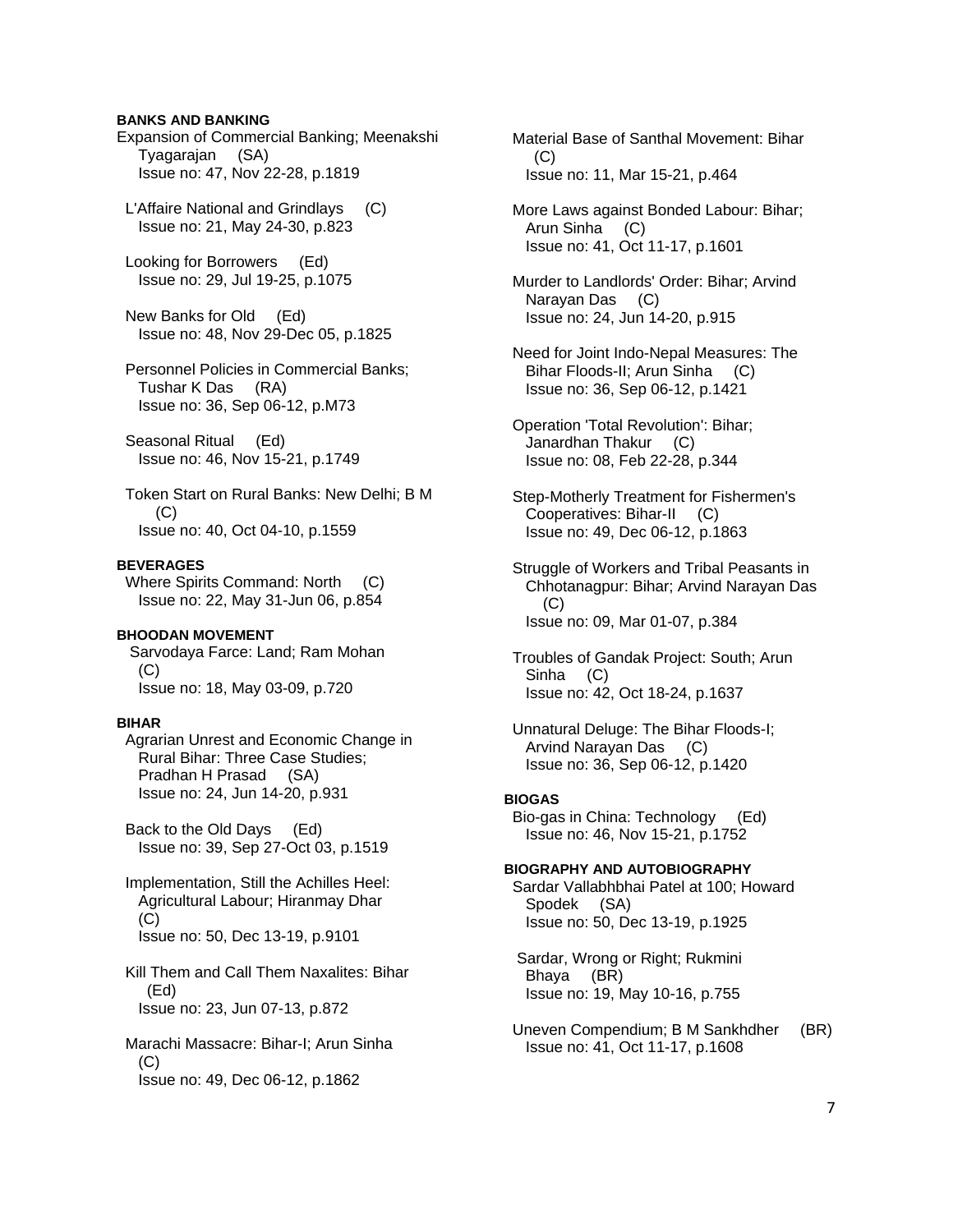**BANKS AND BANKING**

Expansion of Commercial Banking; Meenakshi Tyagarajan (SA)
Issue no: 47, Nov 22-28, p.1819

L'Affaire National and Grindlays (C)
Issue no: 21, May 24-30, p.823

Looking for Borrowers (Ed)
Issue no: 29, Jul 19-25, p.1075

New Banks for Old (Ed)
Issue no: 48, Nov 29-Dec 05, p.1825

Personnel Policies in Commercial Banks; Tushar K Das (RA)
Issue no: 36, Sep 06-12, p.M73

Seasonal Ritual (Ed)
Issue no: 46, Nov 15-21, p.1749

Token Start on Rural Banks: New Delhi; B M (C)
Issue no: 40, Oct 04-10, p.1559

**BEVERAGES**

Where Spirits Command: North (C)
Issue no: 22, May 31-Jun 06, p.854

**BHOODAN MOVEMENT**

Sarvodaya Farce: Land; Ram Mohan (C)
Issue no: 18, May 03-09, p.720

**BIHAR**

Agrarian Unrest and Economic Change in Rural Bihar: Three Case Studies; Pradhan H Prasad (SA)
Issue no: 24, Jun 14-20, p.931

Back to the Old Days (Ed)
Issue no: 39, Sep 27-Oct 03, p.1519

Implementation, Still the Achilles Heel: Agricultural Labour; Hiranmay Dhar (C)
Issue no: 50, Dec 13-19, p.9101

Kill Them and Call Them Naxalites: Bihar (Ed)
Issue no: 23, Jun 07-13, p.872

Marachi Massacre: Bihar-I; Arun Sinha (C)
Issue no: 49, Dec 06-12, p.1862

Material Base of Santhal Movement: Bihar (C)
Issue no: 11, Mar 15-21, p.464

More Laws against Bonded Labour: Bihar; Arun Sinha (C)
Issue no: 41, Oct 11-17, p.1601

Murder to Landlords' Order: Bihar; Arvind Narayan Das (C)
Issue no: 24, Jun 14-20, p.915

Need for Joint Indo-Nepal Measures: The Bihar Floods-II; Arun Sinha (C)
Issue no: 36, Sep 06-12, p.1421

Operation 'Total Revolution': Bihar; Janardhan Thakur (C)
Issue no: 08, Feb 22-28, p.344

Step-Motherly Treatment for Fishermen's Cooperatives: Bihar-II (C)
Issue no: 49, Dec 06-12, p.1863

Struggle of Workers and Tribal Peasants in Chhotanagpur: Bihar; Arvind Narayan Das (C)
Issue no: 09, Mar 01-07, p.384

Troubles of Gandak Project: South; Arun Sinha (C)
Issue no: 42, Oct 18-24, p.1637

Unnatural Deluge: The Bihar Floods-I; Arvind Narayan Das (C)
Issue no: 36, Sep 06-12, p.1420

**BIOGAS**

Bio-gas in China: Technology (Ed)
Issue no: 46, Nov 15-21, p.1752

**BIOGRAPHY AND AUTOBIOGRAPHY**

Sardar Vallabhbhai Patel at 100; Howard Spodek (SA)
Issue no: 50, Dec 13-19, p.1925

Sardar, Wrong or Right; Rukmini Bhaya (BR)
Issue no: 19, May 10-16, p.755

Uneven Compendium; B M Sankhdher (BR)
Issue no: 41, Oct 11-17, p.1608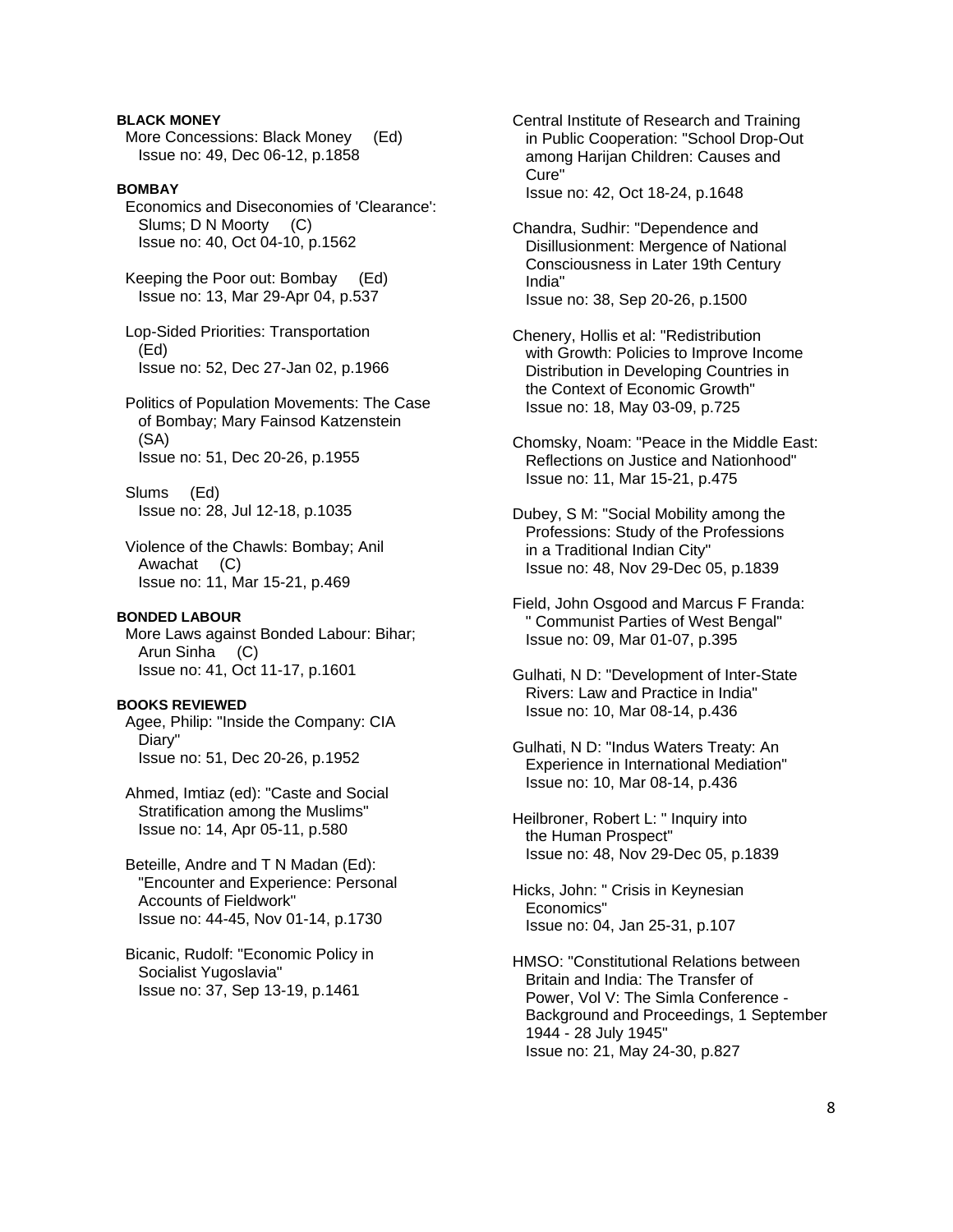**BLACK MONEY**

More Concessions: Black Money (Ed)
Issue no: 49, Dec 06-12, p.1858

**BOMBAY**

Economics and Diseconomies of 'Clearance': Slums; D N Moorty (C)
Issue no: 40, Oct 04-10, p.1562

Keeping the Poor out: Bombay (Ed)
Issue no: 13, Mar 29-Apr 04, p.537

Lop-Sided Priorities: Transportation (Ed)
Issue no: 52, Dec 27-Jan 02, p.1966

Politics of Population Movements: The Case of Bombay; Mary Fainsod Katzenstein (SA)
Issue no: 51, Dec 20-26, p.1955

Slums (Ed)
Issue no: 28, Jul 12-18, p.1035

Violence of the Chawls: Bombay; Anil Awachat (C)
Issue no: 11, Mar 15-21, p.469

**BONDED LABOUR**

More Laws against Bonded Labour: Bihar; Arun Sinha (C)
Issue no: 41, Oct 11-17, p.1601

**BOOKS REVIEWED**

Agee, Philip: "Inside the Company: CIA Diary"
Issue no: 51, Dec 20-26, p.1952

Ahmed, Imtiaz (ed): "Caste and Social Stratification among the Muslims"
Issue no: 14, Apr 05-11, p.580

Beteille, Andre and T N Madan (Ed): "Encounter and Experience: Personal Accounts of Fieldwork"
Issue no: 44-45, Nov 01-14, p.1730

Bicanic, Rudolf: "Economic Policy in Socialist Yugoslavia"
Issue no: 37, Sep 13-19, p.1461

Central Institute of Research and Training in Public Cooperation: "School Drop-Out among Harijan Children: Causes and Cure"
Issue no: 42, Oct 18-24, p.1648

Chandra, Sudhir: "Dependence and Disillusionment: Mergence of National Consciousness in Later 19th Century India"
Issue no: 38, Sep 20-26, p.1500

Chenery, Hollis et al: "Redistribution with Growth: Policies to Improve Income Distribution in Developing Countries in the Context of Economic Growth"
Issue no: 18, May 03-09, p.725

Chomsky, Noam: "Peace in the Middle East: Reflections on Justice and Nationhood"
Issue no: 11, Mar 15-21, p.475

Dubey, S M: "Social Mobility among the Professions: Study of the Professions in a Traditional Indian City"
Issue no: 48, Nov 29-Dec 05, p.1839

Field, John Osgood and Marcus F Franda: " Communist Parties of West Bengal"
Issue no: 09, Mar 01-07, p.395

Gulhati, N D: "Development of Inter-State Rivers: Law and Practice in India"
Issue no: 10, Mar 08-14, p.436

Gulhati, N D: "Indus Waters Treaty: An Experience in International Mediation"
Issue no: 10, Mar 08-14, p.436

Heilbroner, Robert L: " Inquiry into the Human Prospect"
Issue no: 48, Nov 29-Dec 05, p.1839

Hicks, John: " Crisis in Keynesian Economics"
Issue no: 04, Jan 25-31, p.107

HMSO: "Constitutional Relations between Britain and India: The Transfer of Power, Vol V: The Simla Conference - Background and Proceedings, 1 September 1944 - 28 July 1945"
Issue no: 21, May 24-30, p.827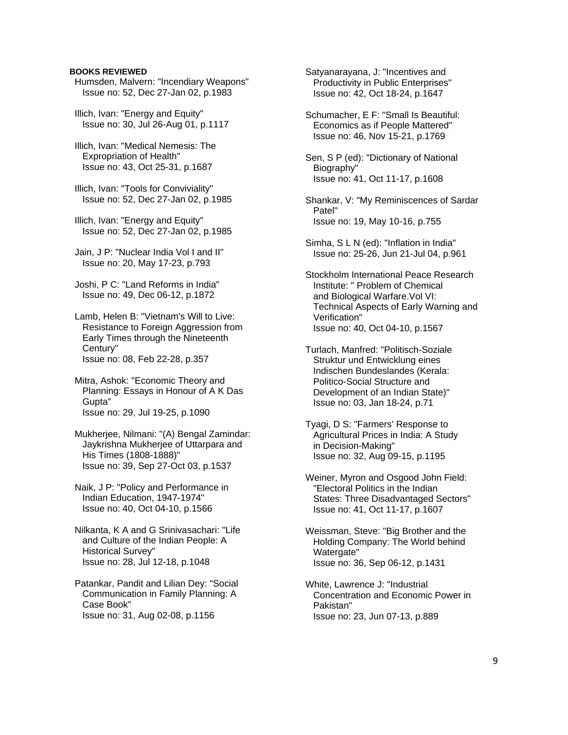**BOOKS REVIEWED**

Humsden, Malvern: "Incendiary Weapons"
Issue no: 52, Dec 27-Jan 02, p.1983

Illich, Ivan: "Energy and Equity"
Issue no: 30, Jul 26-Aug 01, p.1117

Illich, Ivan: "Medical Nemesis: The Expropriation of Health"
Issue no: 43, Oct 25-31, p.1687

Illich, Ivan: "Tools for Conviviality"
Issue no: 52, Dec 27-Jan 02, p.1985

Illich, Ivan: "Energy and Equity"
Issue no: 52, Dec 27-Jan 02, p.1985

Jain, J P: "Nuclear India Vol I and II"
Issue no: 20, May 17-23, p.793

Joshi, P C: "Land Reforms in India"
Issue no: 49, Dec 06-12, p.1872

Lamb, Helen B: "Vietnam's Will to Live: Resistance to Foreign Aggression from Early Times through the Nineteenth Century"
Issue no: 08, Feb 22-28, p.357

Mitra, Ashok: "Economic Theory and Planning: Essays in Honour of A K Das Gupta"
Issue no: 29, Jul 19-25, p.1090

Mukherjee, Nilmani: "(A) Bengal Zamindar: Jaykrishna Mukherjee of Uttarpara and His Times (1808-1888)"
Issue no: 39, Sep 27-Oct 03, p.1537

Naik, J P: "Policy and Performance in Indian Education, 1947-1974"
Issue no: 40, Oct 04-10, p.1566

Nilkanta, K A and G Srinivasachari: "Life and Culture of the Indian People: A Historical Survey"
Issue no: 28, Jul 12-18, p.1048

Patankar, Pandit and Lilian Dey: "Social Communication in Family Planning: A Case Book"
Issue no: 31, Aug 02-08, p.1156

Satyanarayana, J: "Incentives and Productivity in Public Enterprises"
Issue no: 42, Oct 18-24, p.1647

Schumacher, E F: "Small Is Beautiful: Economics as if People Mattered"
Issue no: 46, Nov 15-21, p.1769

Sen, S P (ed): "Dictionary of National Biography"
Issue no: 41, Oct 11-17, p.1608

Shankar, V: "My Reminiscences of Sardar Patel"
Issue no: 19, May 10-16, p.755

Simha, S L N (ed): "Inflation in India"
Issue no: 25-26, Jun 21-Jul 04, p.961

Stockholm International Peace Research Institute: " Problem of Chemical and Biological Warfare.Vol VI: Technical Aspects of Early Warning and Verification"
Issue no: 40, Oct 04-10, p.1567

Turlach, Manfred: "Politisch-Soziale Struktur und Entwicklung eines Indischen Bundeslandes (Kerala: Politico-Social Structure and Development of an Indian State)"
Issue no: 03, Jan 18-24, p.71

Tyagi, D S: "Farmers' Response to Agricultural Prices in India: A Study in Decision-Making"
Issue no: 32, Aug 09-15, p.1195

Weiner, Myron and Osgood John Field: "Electoral Politics in the Indian States: Three Disadvantaged Sectors"
Issue no: 41, Oct 11-17, p.1607

Weissman, Steve: "Big Brother and the Holding Company: The World behind Watergate"
Issue no: 36, Sep 06-12, p.1431

White, Lawrence J: "Industrial Concentration and Economic Power in Pakistan"
Issue no: 23, Jun 07-13, p.889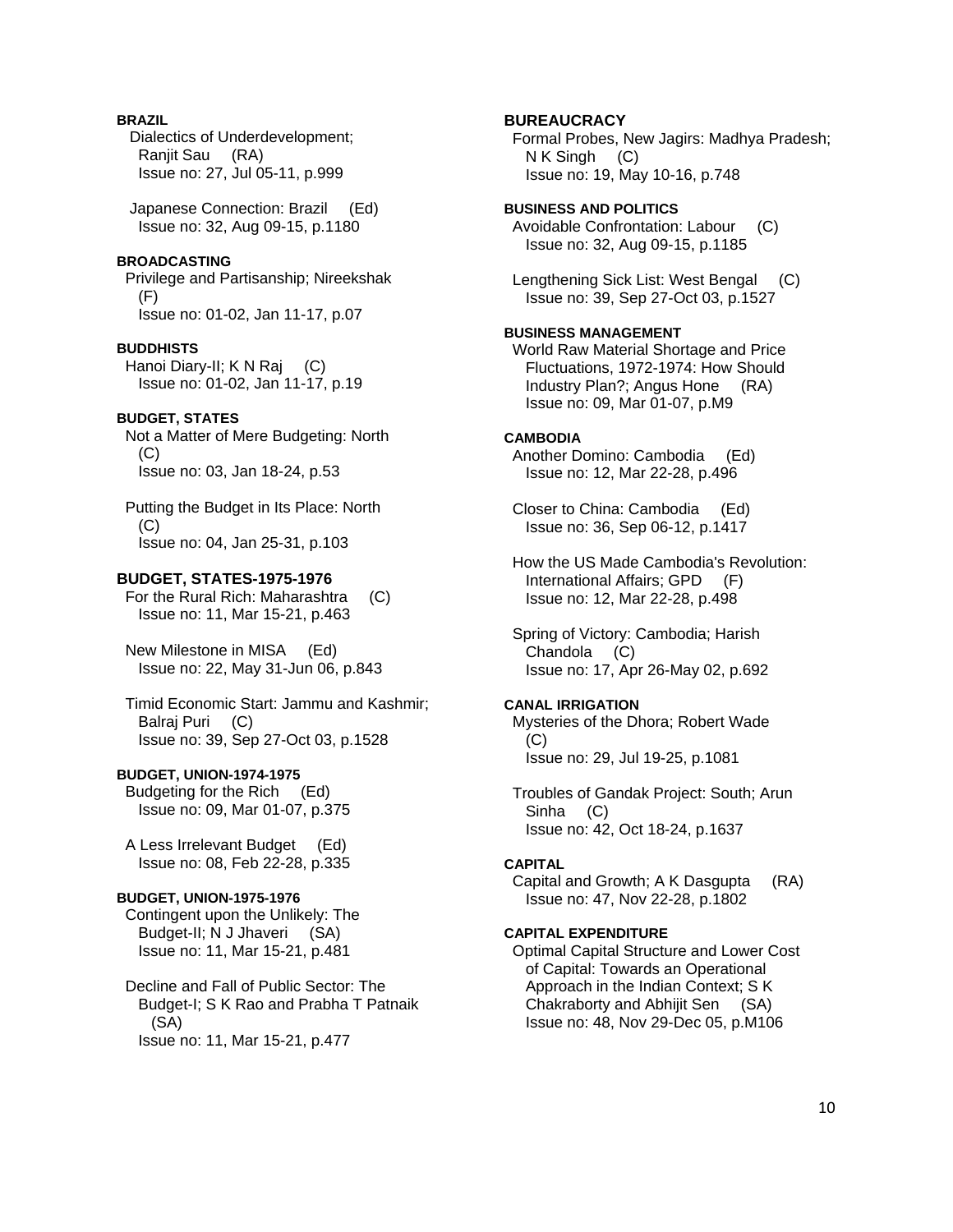**BRAZIL**

Dialectics of Underdevelopment; Ranjit Sau (RA)
Issue no: 27, Jul 05-11, p.999

Japanese Connection: Brazil (Ed)
Issue no: 32, Aug 09-15, p.1180

**BROADCASTING**

Privilege and Partisanship; Nireekshak (F)
Issue no: 01-02, Jan 11-17, p.07

**BUDDHISTS**

Hanoi Diary-II; K N Raj (C)
Issue no: 01-02, Jan 11-17, p.19

**BUDGET, STATES**

Not a Matter of Mere Budgeting: North (C)
Issue no: 03, Jan 18-24, p.53

Putting the Budget in Its Place: North (C)
Issue no: 04, Jan 25-31, p.103

**BUDGET, STATES-1975-1976**

For the Rural Rich: Maharashtra (C)
Issue no: 11, Mar 15-21, p.463

New Milestone in MISA (Ed)
Issue no: 22, May 31-Jun 06, p.843

Timid Economic Start: Jammu and Kashmir; Balraj Puri (C)
Issue no: 39, Sep 27-Oct 03, p.1528

**BUDGET, UNION-1974-1975**

Budgeting for the Rich (Ed)
Issue no: 09, Mar 01-07, p.375

A Less Irrelevant Budget (Ed)
Issue no: 08, Feb 22-28, p.335

**BUDGET, UNION-1975-1976**

Contingent upon the Unlikely: The Budget-II; N J Jhaveri (SA)
Issue no: 11, Mar 15-21, p.481

Decline and Fall of Public Sector: The Budget-I; S K Rao and Prabha T Patnaik (SA)
Issue no: 11, Mar 15-21, p.477

**BUREAUCRACY**

Formal Probes, New Jagirs: Madhya Pradesh; N K Singh (C)
Issue no: 19, May 10-16, p.748

**BUSINESS AND POLITICS**

Avoidable Confrontation: Labour (C)
Issue no: 32, Aug 09-15, p.1185

Lengthening Sick List: West Bengal (C)
Issue no: 39, Sep 27-Oct 03, p.1527

**BUSINESS MANAGEMENT**

World Raw Material Shortage and Price Fluctuations, 1972-1974: How Should Industry Plan?; Angus Hone (RA)
Issue no: 09, Mar 01-07, p.M9

**CAMBODIA**

Another Domino: Cambodia (Ed)
Issue no: 12, Mar 22-28, p.496

Closer to China: Cambodia (Ed)
Issue no: 36, Sep 06-12, p.1417

How the US Made Cambodia's Revolution: International Affairs; GPD (F)
Issue no: 12, Mar 22-28, p.498

Spring of Victory: Cambodia; Harish Chandola (C)
Issue no: 17, Apr 26-May 02, p.692

**CANAL IRRIGATION**

Mysteries of the Dhora; Robert Wade (C)
Issue no: 29, Jul 19-25, p.1081

Troubles of Gandak Project: South; Arun Sinha (C)
Issue no: 42, Oct 18-24, p.1637

**CAPITAL**

Capital and Growth; A K Dasgupta (RA)
Issue no: 47, Nov 22-28, p.1802

**CAPITAL EXPENDITURE**

Optimal Capital Structure and Lower Cost of Capital: Towards an Operational Approach in the Indian Context; S K Chakraborty and Abhijit Sen (SA)
Issue no: 48, Nov 29-Dec 05, p.M106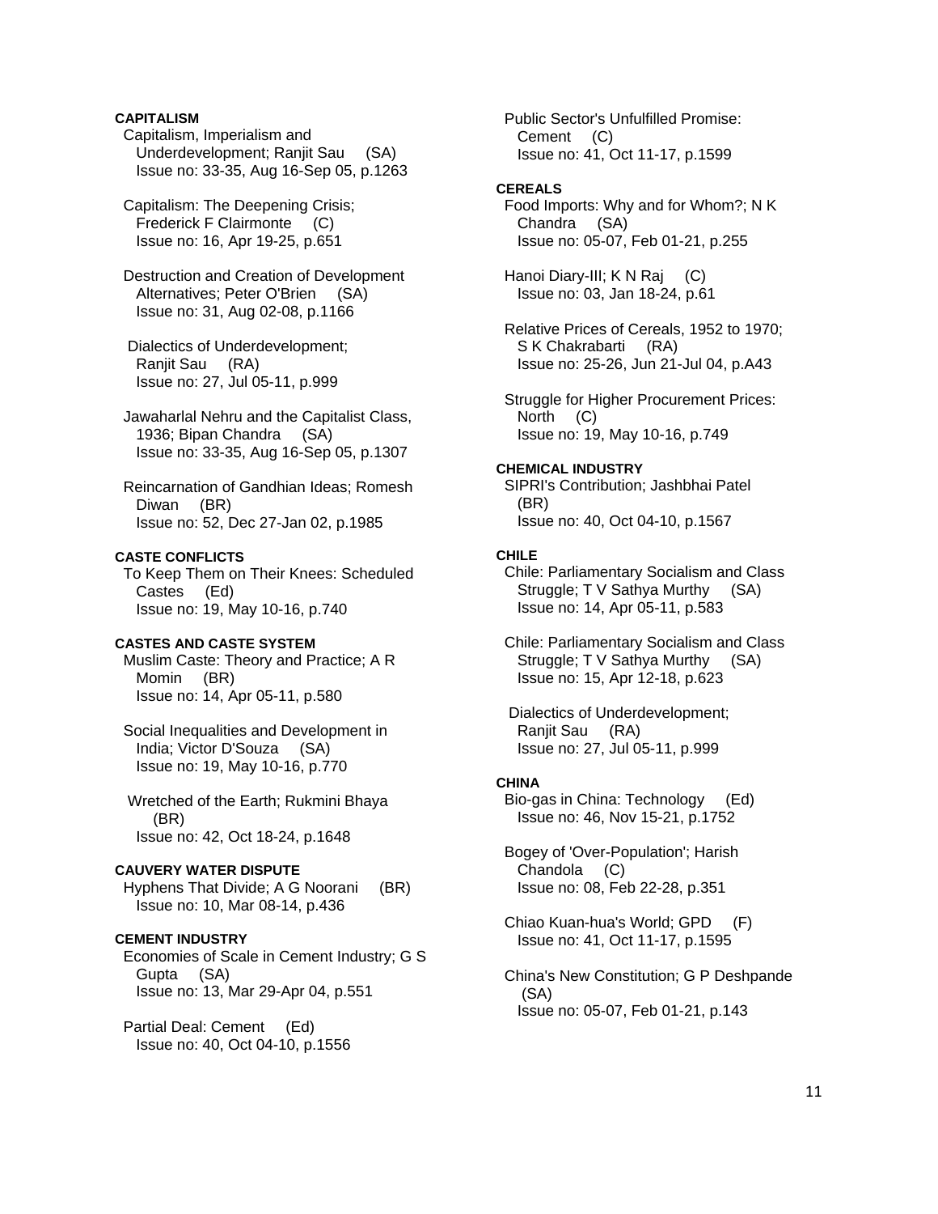**CAPITALISM**

Capitalism, Imperialism and Underdevelopment; Ranjit Sau (SA)
Issue no: 33-35, Aug 16-Sep 05, p.1263

Capitalism: The Deepening Crisis; Frederick F Clairmonte (C)
Issue no: 16, Apr 19-25, p.651

Destruction and Creation of Development Alternatives; Peter O'Brien (SA)
Issue no: 31, Aug 02-08, p.1166

Dialectics of Underdevelopment; Ranjit Sau (RA)
Issue no: 27, Jul 05-11, p.999

Jawaharlal Nehru and the Capitalist Class, 1936; Bipan Chandra (SA)
Issue no: 33-35, Aug 16-Sep 05, p.1307

Reincarnation of Gandhian Ideas; Romesh Diwan (BR)
Issue no: 52, Dec 27-Jan 02, p.1985

**CASTE CONFLICTS**

To Keep Them on Their Knees: Scheduled Castes (Ed)
Issue no: 19, May 10-16, p.740

**CASTES AND CASTE SYSTEM**

Muslim Caste: Theory and Practice; A R Momin (BR)
Issue no: 14, Apr 05-11, p.580

Social Inequalities and Development in India; Victor D'Souza (SA)
Issue no: 19, May 10-16, p.770

Wretched of the Earth; Rukmini Bhaya (BR)
Issue no: 42, Oct 18-24, p.1648

**CAUVERY WATER DISPUTE**

Hyphens That Divide; A G Noorani (BR)
Issue no: 10, Mar 08-14, p.436

**CEMENT INDUSTRY**

Economies of Scale in Cement Industry; G S Gupta (SA)
Issue no: 13, Mar 29-Apr 04, p.551

Partial Deal: Cement (Ed)
Issue no: 40, Oct 04-10, p.1556

Public Sector's Unfulfilled Promise: Cement (C)
Issue no: 41, Oct 11-17, p.1599

**CEREALS**

Food Imports: Why and for Whom?; N K Chandra (SA)
Issue no: 05-07, Feb 01-21, p.255

Hanoi Diary-III; K N Raj (C)
Issue no: 03, Jan 18-24, p.61

Relative Prices of Cereals, 1952 to 1970; S K Chakrabarti (RA)
Issue no: 25-26, Jun 21-Jul 04, p.A43

Struggle for Higher Procurement Prices: North (C)
Issue no: 19, May 10-16, p.749

**CHEMICAL INDUSTRY**

SIPRI's Contribution; Jashbhai Patel (BR)
Issue no: 40, Oct 04-10, p.1567

**CHILE**

Chile: Parliamentary Socialism and Class Struggle; T V Sathya Murthy (SA)
Issue no: 14, Apr 05-11, p.583

Chile: Parliamentary Socialism and Class Struggle; T V Sathya Murthy (SA)
Issue no: 15, Apr 12-18, p.623

Dialectics of Underdevelopment; Ranjit Sau (RA)
Issue no: 27, Jul 05-11, p.999

**CHINA**

Bio-gas in China: Technology (Ed)
Issue no: 46, Nov 15-21, p.1752

Bogey of 'Over-Population'; Harish Chandola (C)
Issue no: 08, Feb 22-28, p.351

Chiao Kuan-hua's World; GPD (F)
Issue no: 41, Oct 11-17, p.1595

China's New Constitution; G P Deshpande (SA)
Issue no: 05-07, Feb 01-21, p.143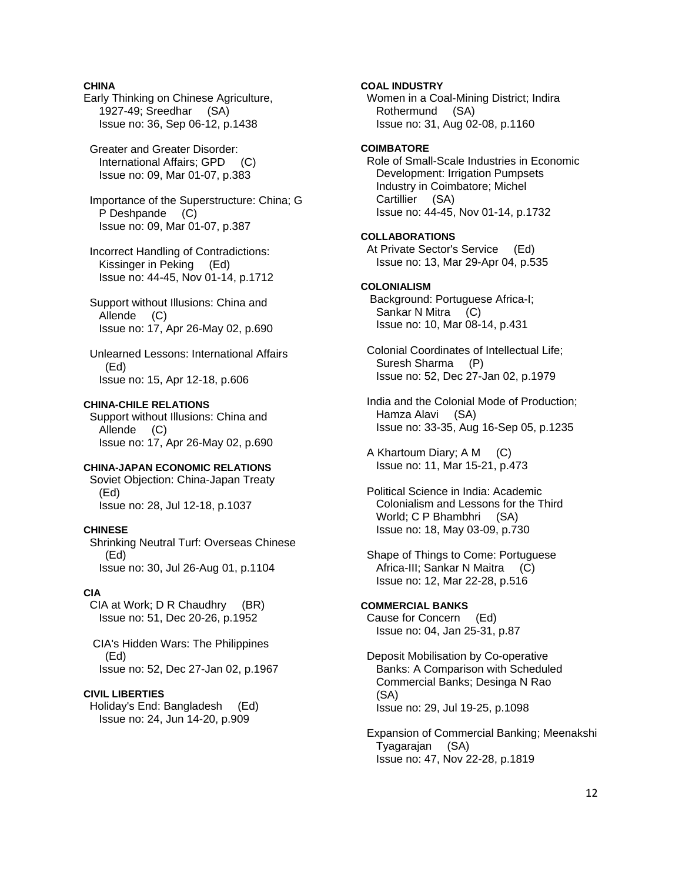**CHINA**

Early Thinking on Chinese Agriculture, 1927-49; Sreedhar (SA)
Issue no: 36, Sep 06-12, p.1438

Greater and Greater Disorder: International Affairs; GPD (C)
Issue no: 09, Mar 01-07, p.383

Importance of the Superstructure: China; G P Deshpande (C)
Issue no: 09, Mar 01-07, p.387

Incorrect Handling of Contradictions: Kissinger in Peking (Ed)
Issue no: 44-45, Nov 01-14, p.1712

Support without Illusions: China and Allende (C)
Issue no: 17, Apr 26-May 02, p.690

Unlearned Lessons: International Affairs (Ed)
Issue no: 15, Apr 12-18, p.606

**CHINA-CHILE RELATIONS**

Support without Illusions: China and Allende (C)
Issue no: 17, Apr 26-May 02, p.690

**CHINA-JAPAN ECONOMIC RELATIONS**

Soviet Objection: China-Japan Treaty (Ed)
Issue no: 28, Jul 12-18, p.1037

**CHINESE**

Shrinking Neutral Turf: Overseas Chinese (Ed)
Issue no: 30, Jul 26-Aug 01, p.1104

**CIA**

CIA at Work; D R Chaudhry (BR)
Issue no: 51, Dec 20-26, p.1952

CIA's Hidden Wars: The Philippines (Ed)
Issue no: 52, Dec 27-Jan 02, p.1967

**CIVIL LIBERTIES**

Holiday's End: Bangladesh (Ed)
Issue no: 24, Jun 14-20, p.909

**COAL INDUSTRY**

Women in a Coal-Mining District; Indira Rothermund (SA)
Issue no: 31, Aug 02-08, p.1160

**COIMBATORE**

Role of Small-Scale Industries in Economic Development: Irrigation Pumpsets Industry in Coimbatore; Michel Cartillier (SA)
Issue no: 44-45, Nov 01-14, p.1732

**COLLABORATIONS**

At Private Sector's Service (Ed)
Issue no: 13, Mar 29-Apr 04, p.535

**COLONIALISM**

Background: Portuguese Africa-I; Sankar N Mitra (C)
Issue no: 10, Mar 08-14, p.431

Colonial Coordinates of Intellectual Life; Suresh Sharma (P)
Issue no: 52, Dec 27-Jan 02, p.1979

India and the Colonial Mode of Production; Hamza Alavi (SA)
Issue no: 33-35, Aug 16-Sep 05, p.1235

A Khartoum Diary; A M (C)
Issue no: 11, Mar 15-21, p.473

Political Science in India: Academic Colonialism and Lessons for the Third World; C P Bhambhri (SA)
Issue no: 18, May 03-09, p.730

Shape of Things to Come: Portuguese Africa-III; Sankar N Maitra (C)
Issue no: 12, Mar 22-28, p.516

**COMMERCIAL BANKS**

Cause for Concern (Ed)
Issue no: 04, Jan 25-31, p.87

Deposit Mobilisation by Co-operative Banks: A Comparison with Scheduled Commercial Banks; Desinga N Rao (SA)
Issue no: 29, Jul 19-25, p.1098

Expansion of Commercial Banking; Meenakshi Tyagarajan (SA)
Issue no: 47, Nov 22-28, p.1819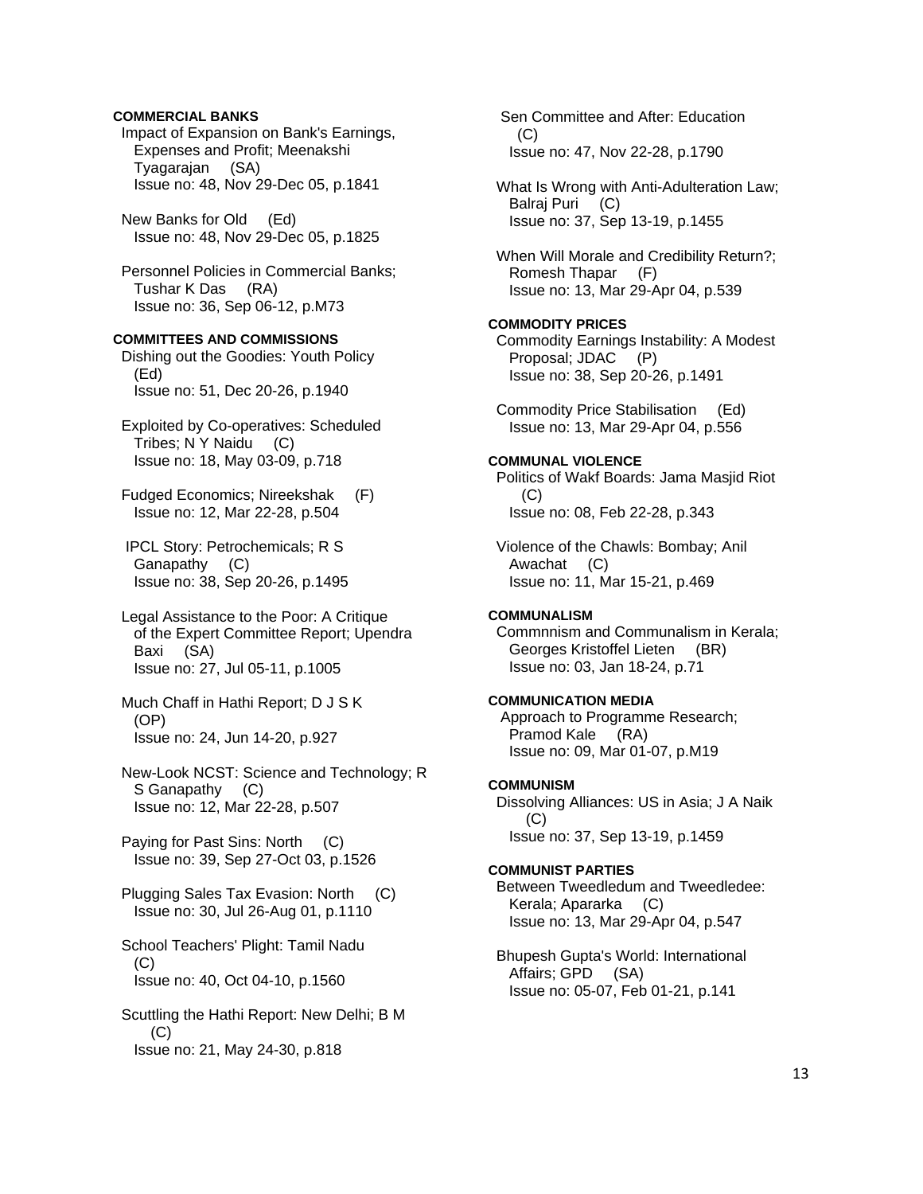**COMMERCIAL BANKS**

Impact of Expansion on Bank's Earnings, Expenses and Profit; Meenakshi Tyagarajan (SA)
Issue no: 48, Nov 29-Dec 05, p.1841

New Banks for Old (Ed)
Issue no: 48, Nov 29-Dec 05, p.1825

Personnel Policies in Commercial Banks; Tushar K Das (RA)
Issue no: 36, Sep 06-12, p.M73

**COMMITTEES AND COMMISSIONS**

Dishing out the Goodies: Youth Policy (Ed)
Issue no: 51, Dec 20-26, p.1940

Exploited by Co-operatives: Scheduled Tribes; N Y Naidu (C)
Issue no: 18, May 03-09, p.718

Fudged Economics; Nireekshak (F)
Issue no: 12, Mar 22-28, p.504

IPCL Story: Petrochemicals; R S Ganapathy (C)
Issue no: 38, Sep 20-26, p.1495

Legal Assistance to the Poor: A Critique of the Expert Committee Report; Upendra Baxi (SA)
Issue no: 27, Jul 05-11, p.1005

Much Chaff in Hathi Report; D J S K (OP)
Issue no: 24, Jun 14-20, p.927

New-Look NCST: Science and Technology; R S Ganapathy (C)
Issue no: 12, Mar 22-28, p.507

Paying for Past Sins: North (C)
Issue no: 39, Sep 27-Oct 03, p.1526

Plugging Sales Tax Evasion: North (C)
Issue no: 30, Jul 26-Aug 01, p.1110

School Teachers' Plight: Tamil Nadu (C)
Issue no: 40, Oct 04-10, p.1560

Scuttling the Hathi Report: New Delhi; B M (C)
Issue no: 21, May 24-30, p.818

Sen Committee and After: Education (C)
Issue no: 47, Nov 22-28, p.1790

What Is Wrong with Anti-Adulteration Law; Balraj Puri (C)
Issue no: 37, Sep 13-19, p.1455

When Will Morale and Credibility Return?; Romesh Thapar (F)
Issue no: 13, Mar 29-Apr 04, p.539

**COMMODITY PRICES**

Commodity Earnings Instability: A Modest Proposal; JDAC (P)
Issue no: 38, Sep 20-26, p.1491

Commodity Price Stabilisation (Ed)
Issue no: 13, Mar 29-Apr 04, p.556

**COMMUNAL VIOLENCE**

Politics of Wakf Boards: Jama Masjid Riot (C)
Issue no: 08, Feb 22-28, p.343

Violence of the Chawls: Bombay; Anil Awachat (C)
Issue no: 11, Mar 15-21, p.469

**COMMUNALISM**

Commnnism and Communalism in Kerala; Georges Kristoffel Lieten (BR)
Issue no: 03, Jan 18-24, p.71

**COMMUNICATION MEDIA**

Approach to Programme Research; Pramod Kale (RA)
Issue no: 09, Mar 01-07, p.M19

**COMMUNISM**

Dissolving Alliances: US in Asia; J A Naik (C)
Issue no: 37, Sep 13-19, p.1459

**COMMUNIST PARTIES**

Between Tweedledum and Tweedledee: Kerala; Apararka (C)
Issue no: 13, Mar 29-Apr 04, p.547

Bhupesh Gupta's World: International Affairs; GPD (SA)
Issue no: 05-07, Feb 01-21, p.141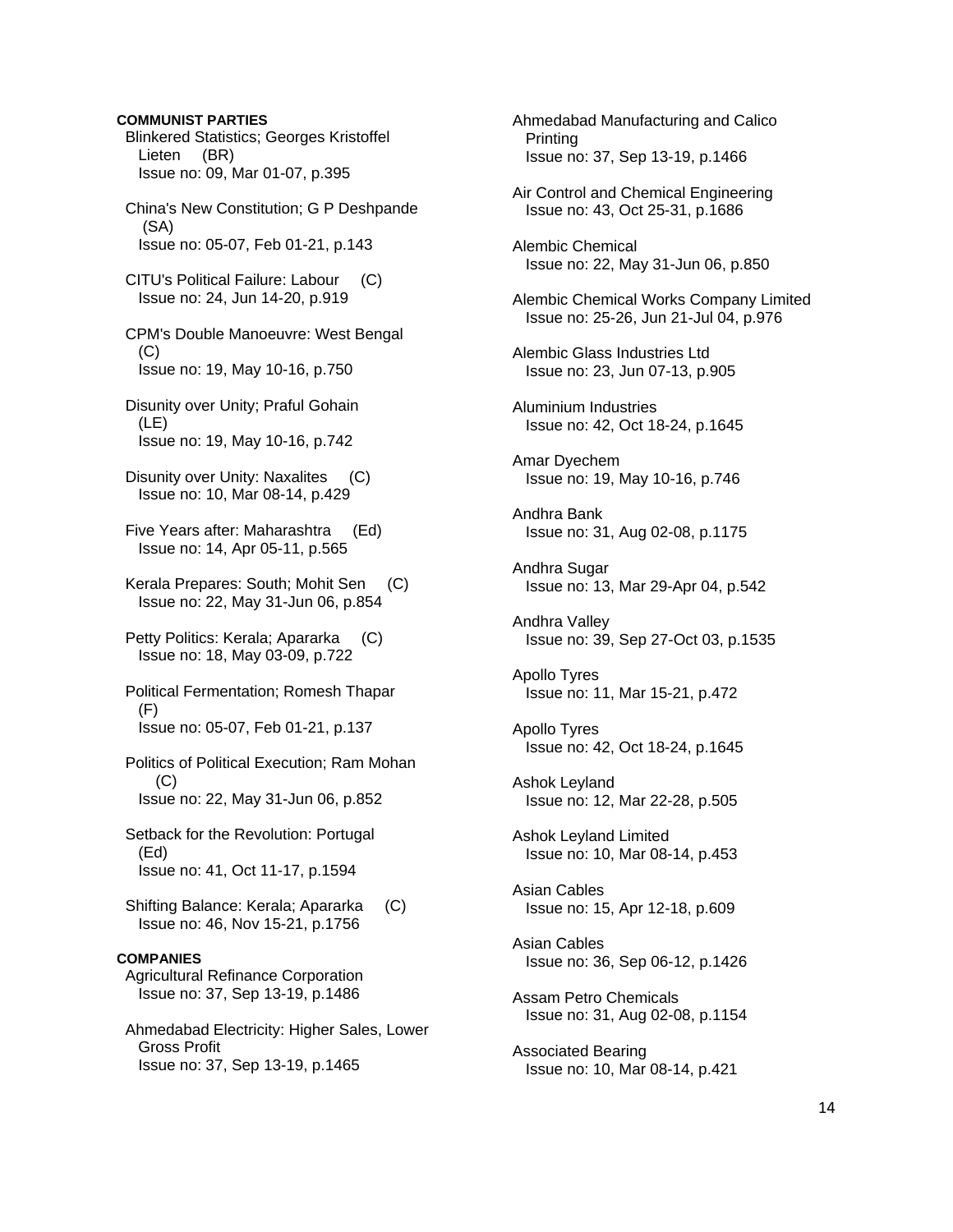**COMMUNIST PARTIES**

Blinkered Statistics; Georges Kristoffel Lieten (BR)
Issue no: 09, Mar 01-07, p.395

China's New Constitution; G P Deshpande (SA)
Issue no: 05-07, Feb 01-21, p.143

CITU's Political Failure: Labour (C)
Issue no: 24, Jun 14-20, p.919

CPM's Double Manoeuvre: West Bengal (C)
Issue no: 19, May 10-16, p.750

Disunity over Unity; Praful Gohain (LE)
Issue no: 19, May 10-16, p.742

Disunity over Unity: Naxalites (C)
Issue no: 10, Mar 08-14, p.429

Five Years after: Maharashtra (Ed)
Issue no: 14, Apr 05-11, p.565

Kerala Prepares: South; Mohit Sen (C)
Issue no: 22, May 31-Jun 06, p.854

Petty Politics: Kerala; Aparārka (C)
Issue no: 18, May 03-09, p.722

Political Fermentation; Romesh Thapar (F)
Issue no: 05-07, Feb 01-21, p.137

Politics of Political Execution; Ram Mohan (C)
Issue no: 22, May 31-Jun 06, p.852

Setback for the Revolution: Portugal (Ed)
Issue no: 41, Oct 11-17, p.1594

Shifting Balance: Kerala; Apararka (C)
Issue no: 46, Nov 15-21, p.1756

**COMPANIES**

Agricultural Refinance Corporation
Issue no: 37, Sep 13-19, p.1486

Ahmedabad Electricity: Higher Sales, Lower Gross Profit
Issue no: 37, Sep 13-19, p.1465

Ahmedabad Manufacturing and Calico Printing
Issue no: 37, Sep 13-19, p.1466

Air Control and Chemical Engineering
Issue no: 43, Oct 25-31, p.1686

Alembic Chemical
Issue no: 22, May 31-Jun 06, p.850

Alembic Chemical Works Company Limited
Issue no: 25-26, Jun 21-Jul 04, p.976

Alembic Glass Industries Ltd
Issue no: 23, Jun 07-13, p.905

Aluminium Industries
Issue no: 42, Oct 18-24, p.1645

Amar Dyechem
Issue no: 19, May 10-16, p.746

Andhra Bank
Issue no: 31, Aug 02-08, p.1175

Andhra Sugar
Issue no: 13, Mar 29-Apr 04, p.542

Andhra Valley
Issue no: 39, Sep 27-Oct 03, p.1535

Apollo Tyres
Issue no: 11, Mar 15-21, p.472

Apollo Tyres
Issue no: 42, Oct 18-24, p.1645

Ashok Leyland
Issue no: 12, Mar 22-28, p.505

Ashok Leyland Limited
Issue no: 10, Mar 08-14, p.453

Asian Cables
Issue no: 15, Apr 12-18, p.609

Asian Cables
Issue no: 36, Sep 06-12, p.1426

Assam Petro Chemicals
Issue no: 31, Aug 02-08, p.1154

Associated Bearing
Issue no: 10, Mar 08-14, p.421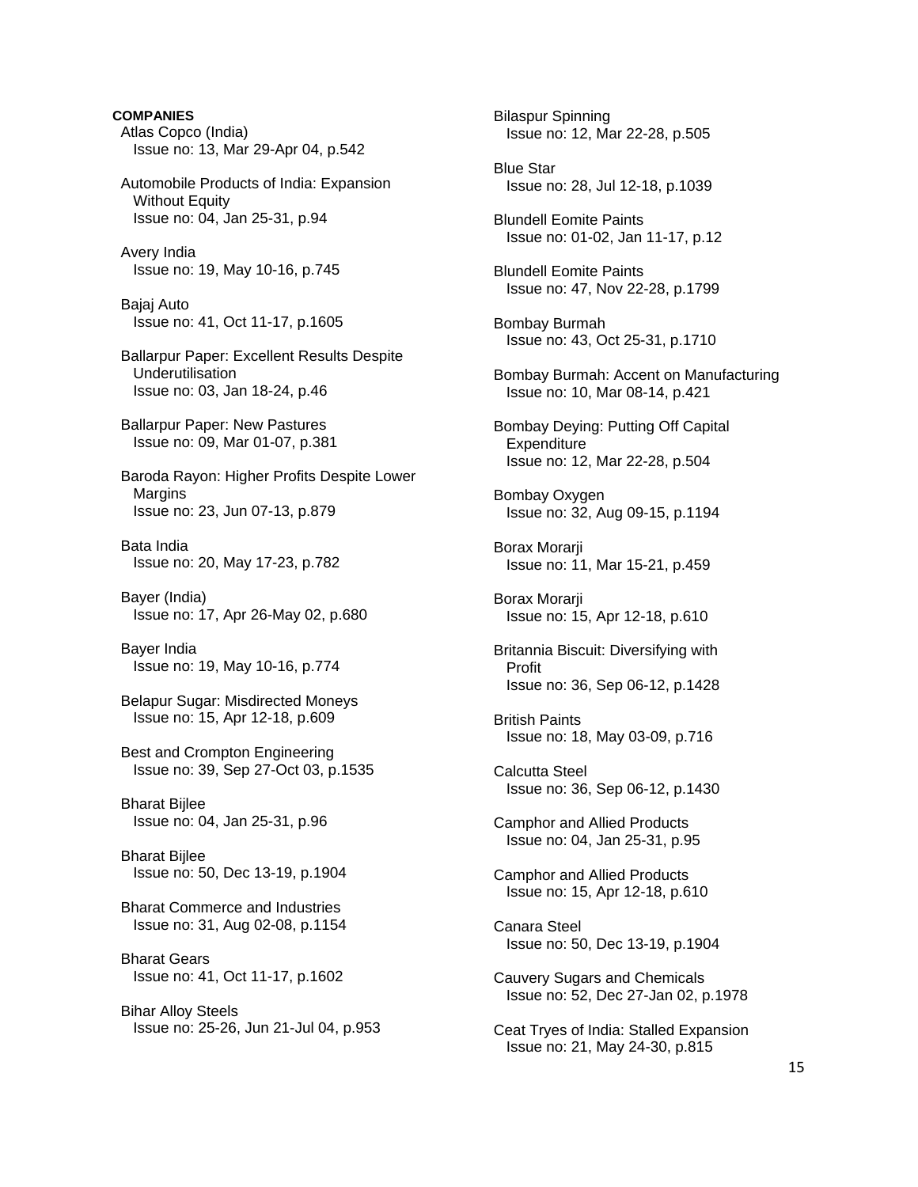**COMPANIES**

Atlas Copco (India)
Issue no: 13, Mar 29-Apr 04, p.542

Automobile Products of India: Expansion Without Equity
Issue no: 04, Jan 25-31, p.94

Avery India
Issue no: 19, May 10-16, p.745

Bajaj Auto
Issue no: 41, Oct 11-17, p.1605

Ballarpur Paper: Excellent Results Despite Underutilisation
Issue no: 03, Jan 18-24, p.46

Ballarpur Paper: New Pastures
Issue no: 09, Mar 01-07, p.381

Baroda Rayon: Higher Profits Despite Lower Margins
Issue no: 23, Jun 07-13, p.879

Bata India
Issue no: 20, May 17-23, p.782

Bayer (India)
Issue no: 17, Apr 26-May 02, p.680

Bayer India
Issue no: 19, May 10-16, p.774

Belapur Sugar: Misdirected Moneys
Issue no: 15, Apr 12-18, p.609

Best and Crompton Engineering
Issue no: 39, Sep 27-Oct 03, p.1535

Bharat Bijlee
Issue no: 04, Jan 25-31, p.96

Bharat Bijlee
Issue no: 50, Dec 13-19, p.1904

Bharat Commerce and Industries
Issue no: 31, Aug 02-08, p.1154

Bharat Gears
Issue no: 41, Oct 11-17, p.1602

Bihar Alloy Steels
Issue no: 25-26, Jun 21-Jul 04, p.953

Bilaspur Spinning
Issue no: 12, Mar 22-28, p.505

Blue Star
Issue no: 28, Jul 12-18, p.1039

Blundell Eomite Paints
Issue no: 01-02, Jan 11-17, p.12

Blundell Eomite Paints
Issue no: 47, Nov 22-28, p.1799

Bombay Burmah
Issue no: 43, Oct 25-31, p.1710

Bombay Burmah: Accent on Manufacturing
Issue no: 10, Mar 08-14, p.421

Bombay Deying: Putting Off Capital Expenditure
Issue no: 12, Mar 22-28, p.504

Bombay Oxygen
Issue no: 32, Aug 09-15, p.1194

Borax Morarji
Issue no: 11, Mar 15-21, p.459

Borax Morarji
Issue no: 15, Apr 12-18, p.610

Britannia Biscuit: Diversifying with Profit
Issue no: 36, Sep 06-12, p.1428

British Paints
Issue no: 18, May 03-09, p.716

Calcutta Steel
Issue no: 36, Sep 06-12, p.1430

Camphor and Allied Products
Issue no: 04, Jan 25-31, p.95

Camphor and Allied Products
Issue no: 15, Apr 12-18, p.610

Canara Steel
Issue no: 50, Dec 13-19, p.1904

Cauvery Sugars and Chemicals
Issue no: 52, Dec 27-Jan 02, p.1978

Ceat Tryes of India: Stalled Expansion
Issue no: 21, May 24-30, p.815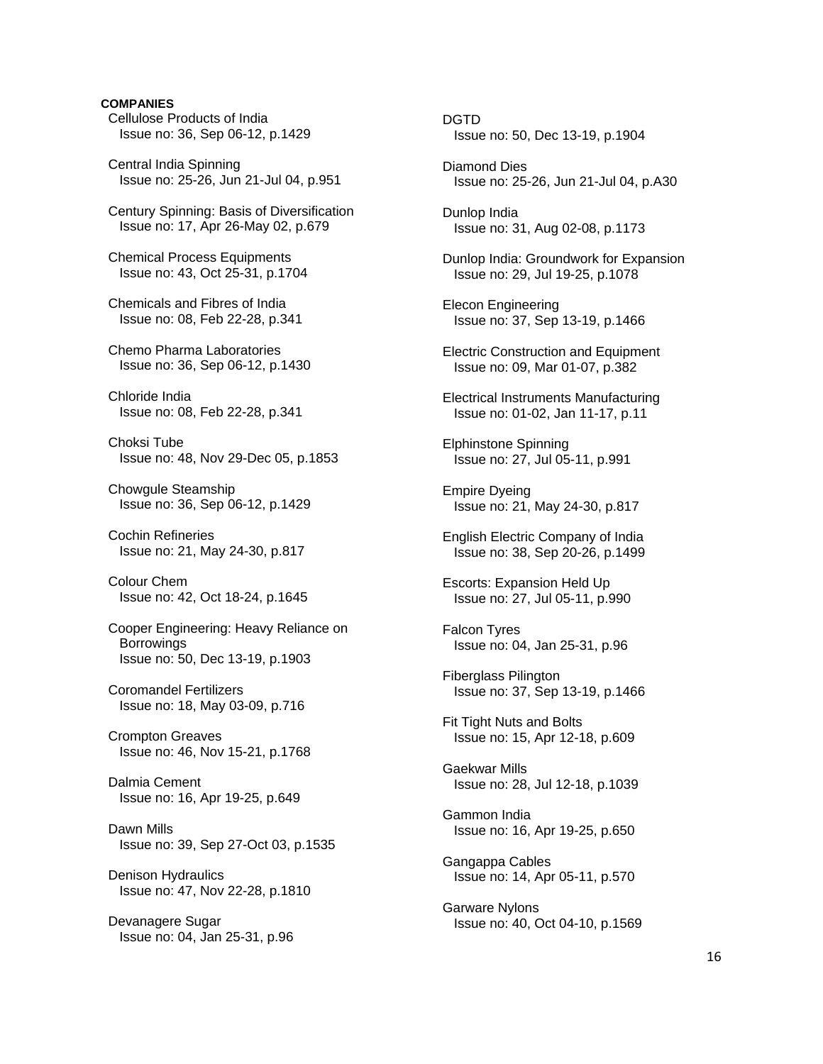**COMPANIES**

Cellulose Products of India
Issue no: 36, Sep 06-12, p.1429

Central India Spinning
Issue no: 25-26, Jun 21-Jul 04, p.951

Century Spinning: Basis of Diversification
Issue no: 17, Apr 26-May 02, p.679

Chemical Process Equipments
Issue no: 43, Oct 25-31, p.1704

Chemicals and Fibres of India
Issue no: 08, Feb 22-28, p.341

Chemo Pharma Laboratories
Issue no: 36, Sep 06-12, p.1430

Chloride India
Issue no: 08, Feb 22-28, p.341

Choksi Tube
Issue no: 48, Nov 29-Dec 05, p.1853

Chowgule Steamship
Issue no: 36, Sep 06-12, p.1429

Cochin Refineries
Issue no: 21, May 24-30, p.817

Colour Chem
Issue no: 42, Oct 18-24, p.1645

Cooper Engineering: Heavy Reliance on Borrowings
Issue no: 50, Dec 13-19, p.1903

Coromandel Fertilizers
Issue no: 18, May 03-09, p.716

Crompton Greaves
Issue no: 46, Nov 15-21, p.1768

Dalmia Cement
Issue no: 16, Apr 19-25, p.649

Dawn Mills
Issue no: 39, Sep 27-Oct 03, p.1535

Denison Hydraulics
Issue no: 47, Nov 22-28, p.1810

Devanagere Sugar
Issue no: 04, Jan 25-31, p.96

DGTD
Issue no: 50, Dec 13-19, p.1904

Diamond Dies
Issue no: 25-26, Jun 21-Jul 04, p.A30

Dunlop India
Issue no: 31, Aug 02-08, p.1173

Dunlop India: Groundwork for Expansion
Issue no: 29, Jul 19-25, p.1078

Elecon Engineering
Issue no: 37, Sep 13-19, p.1466

Electric Construction and Equipment
Issue no: 09, Mar 01-07, p.382

Electrical Instruments Manufacturing
Issue no: 01-02, Jan 11-17, p.11

Elphinstone Spinning
Issue no: 27, Jul 05-11, p.991

Empire Dyeing
Issue no: 21, May 24-30, p.817

English Electric Company of India
Issue no: 38, Sep 20-26, p.1499

Escorts: Expansion Held Up
Issue no: 27, Jul 05-11, p.990

Falcon Tyres
Issue no: 04, Jan 25-31, p.96

Fiberglass Pilington
Issue no: 37, Sep 13-19, p.1466

Fit Tight Nuts and Bolts
Issue no: 15, Apr 12-18, p.609

Gaekwar Mills
Issue no: 28, Jul 12-18, p.1039

Gammon India
Issue no: 16, Apr 19-25, p.650

Gangappa Cables
Issue no: 14, Apr 05-11, p.570

Garware Nylons
Issue no: 40, Oct 04-10, p.1569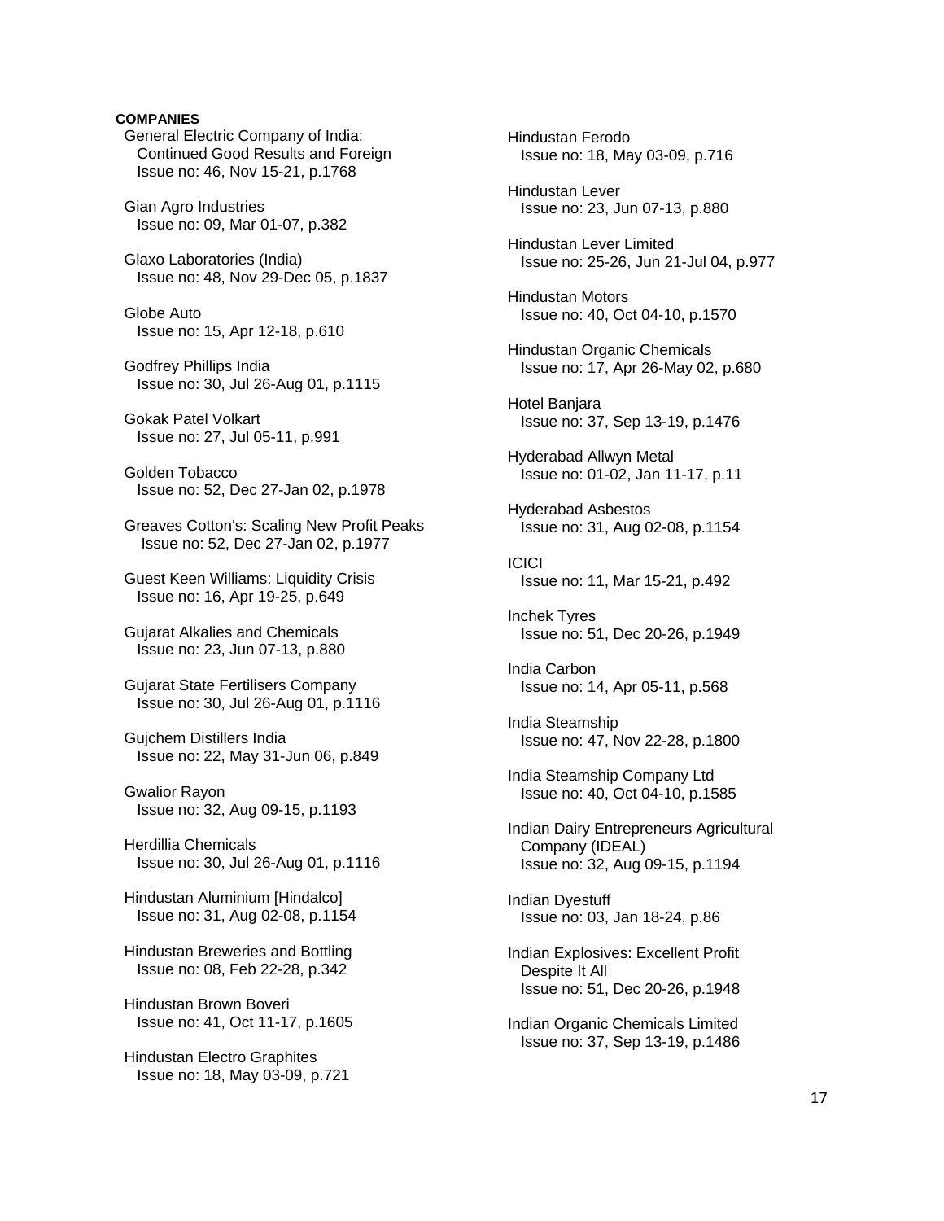**COMPANIES**

General Electric Company of India: Continued Good Results and Foreign
Issue no: 46, Nov 15-21, p.1768

Gian Agro Industries
Issue no: 09, Mar 01-07, p.382

Glaxo Laboratories (India)
Issue no: 48, Nov 29-Dec 05, p.1837

Globe Auto
Issue no: 15, Apr 12-18, p.610

Godfrey Phillips India
Issue no: 30, Jul 26-Aug 01, p.1115

Gokak Patel Volkart
Issue no: 27, Jul 05-11, p.991

Golden Tobacco
Issue no: 52, Dec 27-Jan 02, p.1978

Greaves Cotton's: Scaling New Profit Peaks
Issue no: 52, Dec 27-Jan 02, p.1977

Guest Keen Williams: Liquidity Crisis
Issue no: 16, Apr 19-25, p.649

Gujarat Alkalies and Chemicals
Issue no: 23, Jun 07-13, p.880

Gujarat State Fertilisers Company
Issue no: 30, Jul 26-Aug 01, p.1116

Gujchem Distillers India
Issue no: 22, May 31-Jun 06, p.849

Gwalior Rayon
Issue no: 32, Aug 09-15, p.1193

Herdillia Chemicals
Issue no: 30, Jul 26-Aug 01, p.1116

Hindustan Aluminium [Hindalco]
Issue no: 31, Aug 02-08, p.1154

Hindustan Breweries and Bottling
Issue no: 08, Feb 22-28, p.342

Hindustan Brown Boveri
Issue no: 41, Oct 11-17, p.1605

Hindustan Electro Graphites
Issue no: 18, May 03-09, p.721

Hindustan Ferodo
Issue no: 18, May 03-09, p.716

Hindustan Lever
Issue no: 23, Jun 07-13, p.880

Hindustan Lever Limited
Issue no: 25-26, Jun 21-Jul 04, p.977

Hindustan Motors
Issue no: 40, Oct 04-10, p.1570

Hindustan Organic Chemicals
Issue no: 17, Apr 26-May 02, p.680

Hotel Banjara
Issue no: 37, Sep 13-19, p.1476

Hyderabad Allwyn Metal
Issue no: 01-02, Jan 11-17, p.11

Hyderabad Asbestos
Issue no: 31, Aug 02-08, p.1154

ICICI
Issue no: 11, Mar 15-21, p.492

Inchek Tyres
Issue no: 51, Dec 20-26, p.1949

India Carbon
Issue no: 14, Apr 05-11, p.568

India Steamship
Issue no: 47, Nov 22-28, p.1800

India Steamship Company Ltd
Issue no: 40, Oct 04-10, p.1585

Indian Dairy Entrepreneurs Agricultural Company (IDEAL)
Issue no: 32, Aug 09-15, p.1194

Indian Dyestuff
Issue no: 03, Jan 18-24, p.86

Indian Explosives: Excellent Profit Despite It All
Issue no: 51, Dec 20-26, p.1948

Indian Organic Chemicals Limited
Issue no: 37, Sep 13-19, p.1486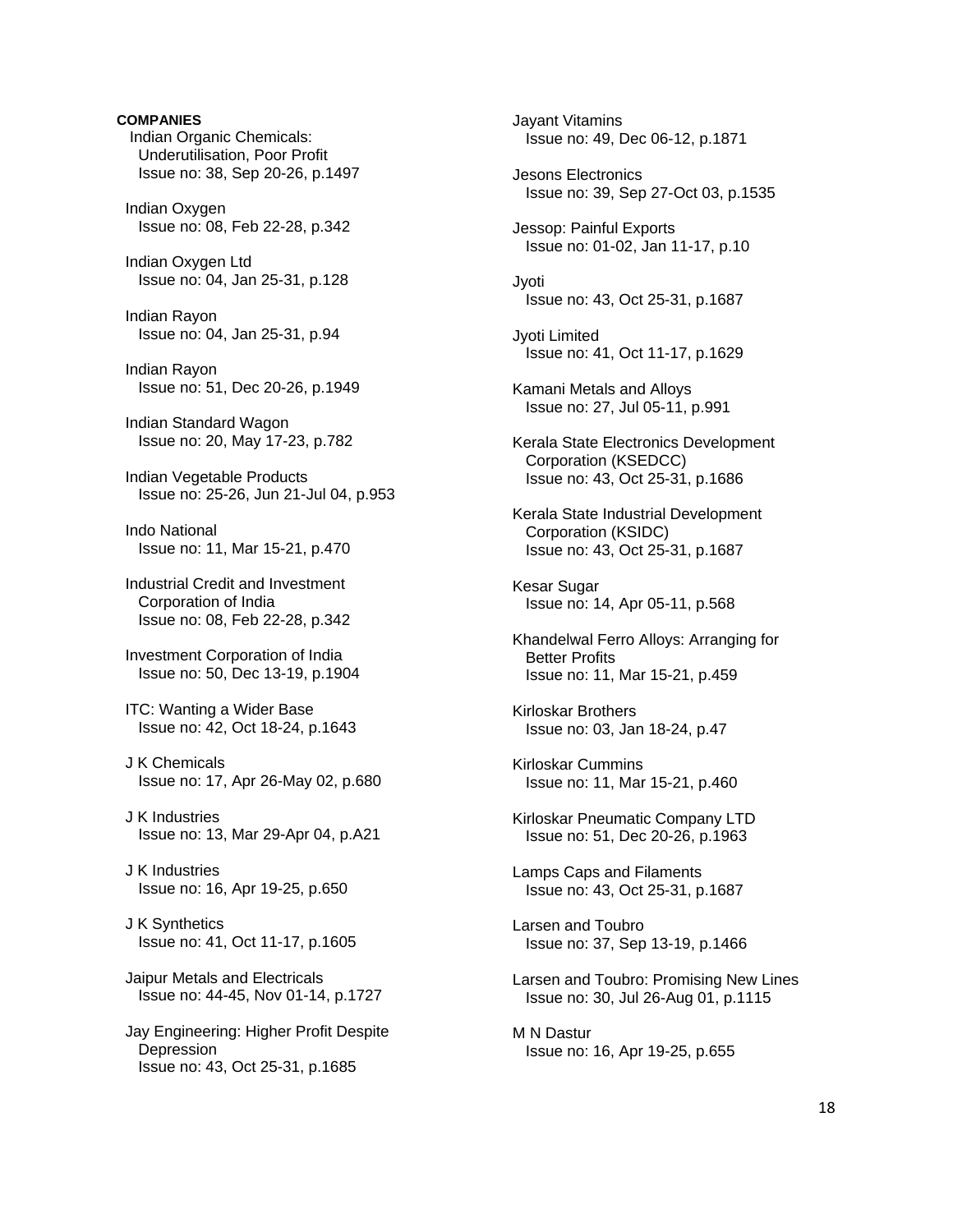**COMPANIES**

Indian Organic Chemicals: Underutilisation, Poor Profit
Issue no: 38, Sep 20-26, p.1497

Indian Oxygen
Issue no: 08, Feb 22-28, p.342

Indian Oxygen Ltd
Issue no: 04, Jan 25-31, p.128

Indian Rayon
Issue no: 04, Jan 25-31, p.94

Indian Rayon
Issue no: 51, Dec 20-26, p.1949

Indian Standard Wagon
Issue no: 20, May 17-23, p.782

Indian Vegetable Products
Issue no: 25-26, Jun 21-Jul 04, p.953

Indo National
Issue no: 11, Mar 15-21, p.470

Industrial Credit and Investment Corporation of India
Issue no: 08, Feb 22-28, p.342

Investment Corporation of India
Issue no: 50, Dec 13-19, p.1904

ITC: Wanting a Wider Base
Issue no: 42, Oct 18-24, p.1643

J K Chemicals
Issue no: 17, Apr 26-May 02, p.680

J K Industries
Issue no: 13, Mar 29-Apr 04, p.A21

J K Industries
Issue no: 16, Apr 19-25, p.650

J K Synthetics
Issue no: 41, Oct 11-17, p.1605

Jaipur Metals and Electricals
Issue no: 44-45, Nov 01-14, p.1727

Jay Engineering: Higher Profit Despite Depression
Issue no: 43, Oct 25-31, p.1685

Jayant Vitamins
Issue no: 49, Dec 06-12, p.1871

Jesons Electronics
Issue no: 39, Sep 27-Oct 03, p.1535

Jessop: Painful Exports
Issue no: 01-02, Jan 11-17, p.10

Jyoti
Issue no: 43, Oct 25-31, p.1687

Jyoti Limited
Issue no: 41, Oct 11-17, p.1629

Kamani Metals and Alloys
Issue no: 27, Jul 05-11, p.991

Kerala State Electronics Development Corporation (KSEDCC)
Issue no: 43, Oct 25-31, p.1686

Kerala State Industrial Development Corporation (KSIDC)
Issue no: 43, Oct 25-31, p.1687

Kesar Sugar
Issue no: 14, Apr 05-11, p.568

Khandelwal Ferro Alloys: Arranging for Better Profits
Issue no: 11, Mar 15-21, p.459

Kirloskar Brothers
Issue no: 03, Jan 18-24, p.47

Kirloskar Cummins
Issue no: 11, Mar 15-21, p.460

Kirloskar Pneumatic Company LTD
Issue no: 51, Dec 20-26, p.1963

Lamps Caps and Filaments
Issue no: 43, Oct 25-31, p.1687

Larsen and Toubro
Issue no: 37, Sep 13-19, p.1466

Larsen and Toubro: Promising New Lines
Issue no: 30, Jul 26-Aug 01, p.1115

M N Dastur
Issue no: 16, Apr 19-25, p.655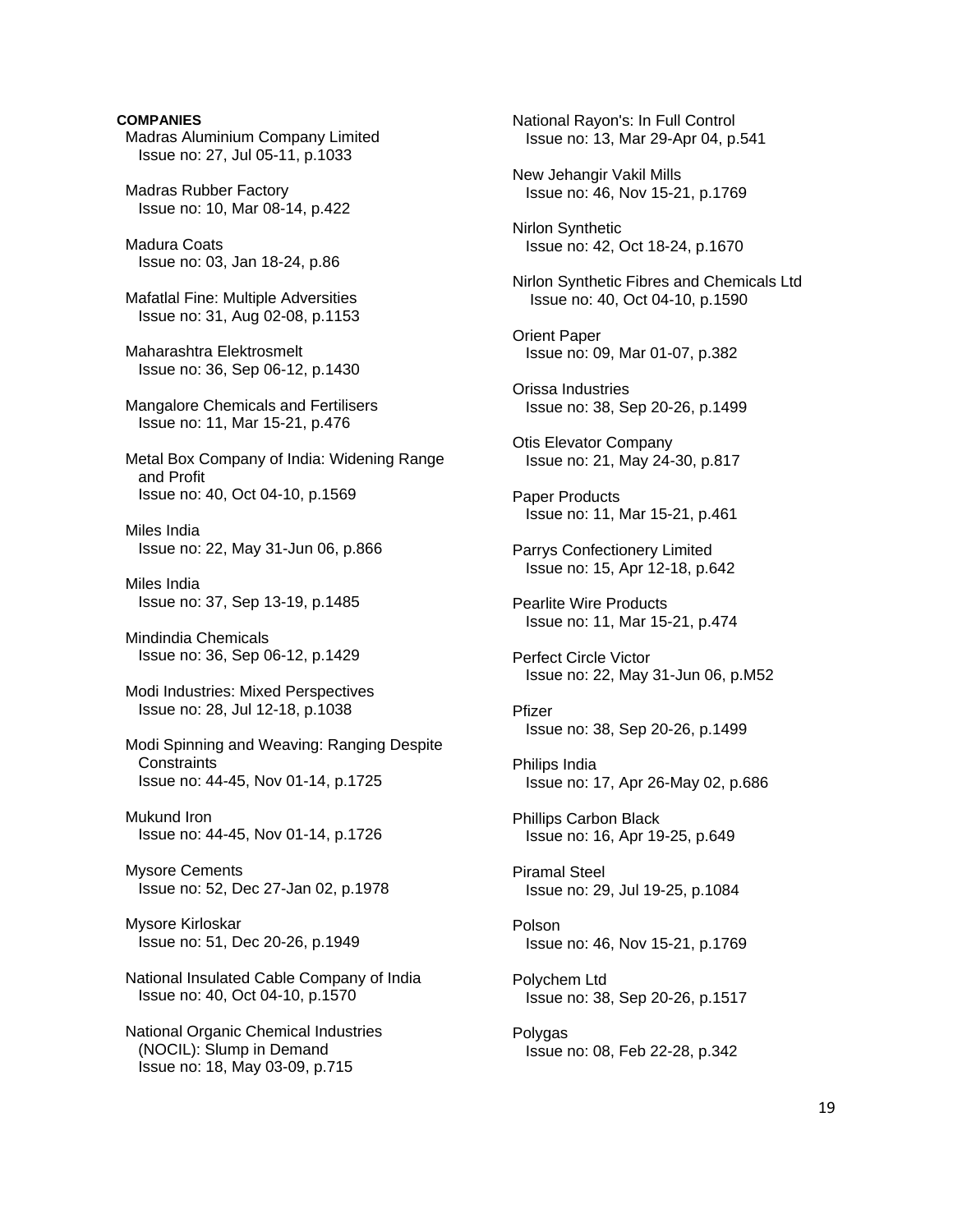**COMPANIES**

Madras Aluminium Company Limited
Issue no: 27, Jul 05-11, p.1033

Madras Rubber Factory
Issue no: 10, Mar 08-14, p.422

Madura Coats
Issue no: 03, Jan 18-24, p.86

Mafatlal Fine: Multiple Adversities
Issue no: 31, Aug 02-08, p.1153

Maharashtra Elektrosmelt
Issue no: 36, Sep 06-12, p.1430

Mangalore Chemicals and Fertilisers
Issue no: 11, Mar 15-21, p.476

Metal Box Company of India: Widening Range and Profit
Issue no: 40, Oct 04-10, p.1569

Miles India
Issue no: 22, May 31-Jun 06, p.866

Miles India
Issue no: 37, Sep 13-19, p.1485

Mindindia Chemicals
Issue no: 36, Sep 06-12, p.1429

Modi Industries: Mixed Perspectives
Issue no: 28, Jul 12-18, p.1038

Modi Spinning and Weaving: Ranging Despite Constraints
Issue no: 44-45, Nov 01-14, p.1725

Mukund Iron
Issue no: 44-45, Nov 01-14, p.1726

Mysore Cements
Issue no: 52, Dec 27-Jan 02, p.1978

Mysore Kirloskar
Issue no: 51, Dec 20-26, p.1949

National Insulated Cable Company of India
Issue no: 40, Oct 04-10, p.1570

National Organic Chemical Industries (NOCIL): Slump in Demand
Issue no: 18, May 03-09, p.715

National Rayon's: In Full Control
Issue no: 13, Mar 29-Apr 04, p.541

New Jehangir Vakil Mills
Issue no: 46, Nov 15-21, p.1769

Nirlon Synthetic
Issue no: 42, Oct 18-24, p.1670

Nirlon Synthetic Fibres and Chemicals Ltd
Issue no: 40, Oct 04-10, p.1590

Orient Paper
Issue no: 09, Mar 01-07, p.382

Orissa Industries
Issue no: 38, Sep 20-26, p.1499

Otis Elevator Company
Issue no: 21, May 24-30, p.817

Paper Products
Issue no: 11, Mar 15-21, p.461

Parrys Confectionery Limited
Issue no: 15, Apr 12-18, p.642

Pearlite Wire Products
Issue no: 11, Mar 15-21, p.474

Perfect Circle Victor
Issue no: 22, May 31-Jun 06, p.M52

Pfizer
Issue no: 38, Sep 20-26, p.1499

Philips India
Issue no: 17, Apr 26-May 02, p.686

Phillips Carbon Black
Issue no: 16, Apr 19-25, p.649

Piramal Steel
Issue no: 29, Jul 19-25, p.1084

Polson
Issue no: 46, Nov 15-21, p.1769

Polychem Ltd
Issue no: 38, Sep 20-26, p.1517

Polygas
Issue no: 08, Feb 22-28, p.342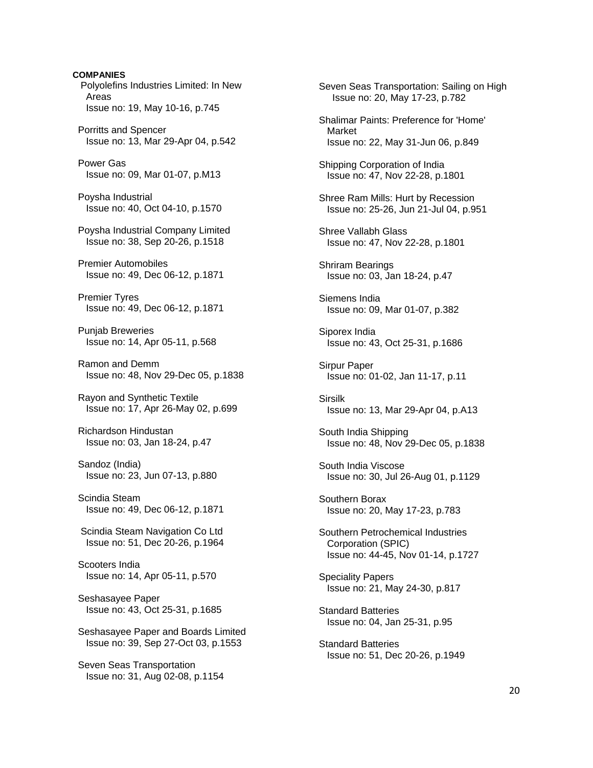**COMPANIES**

Polyolefins Industries Limited: In New Areas
Issue no: 19, May 10-16, p.745

Porritts and Spencer
Issue no: 13, Mar 29-Apr 04, p.542

Power Gas
Issue no: 09, Mar 01-07, p.M13

Poysha Industrial
Issue no: 40, Oct 04-10, p.1570

Poysha Industrial Company Limited
Issue no: 38, Sep 20-26, p.1518

Premier Automobiles
Issue no: 49, Dec 06-12, p.1871

Premier Tyres
Issue no: 49, Dec 06-12, p.1871

Punjab Breweries
Issue no: 14, Apr 05-11, p.568

Ramon and Demm
Issue no: 48, Nov 29-Dec 05, p.1838

Rayon and Synthetic Textile
Issue no: 17, Apr 26-May 02, p.699

Richardson Hindustan
Issue no: 03, Jan 18-24, p.47

Sandoz (India)
Issue no: 23, Jun 07-13, p.880

Scindia Steam
Issue no: 49, Dec 06-12, p.1871

Scindia Steam Navigation Co Ltd
Issue no: 51, Dec 20-26, p.1964

Scooters India
Issue no: 14, Apr 05-11, p.570

Seshasayee Paper
Issue no: 43, Oct 25-31, p.1685

Seshasayee Paper and Boards Limited
Issue no: 39, Sep 27-Oct 03, p.1553

Seven Seas Transportation
Issue no: 31, Aug 02-08, p.1154

Seven Seas Transportation: Sailing on High
Issue no: 20, May 17-23, p.782

Shalimar Paints: Preference for 'Home' Market
Issue no: 22, May 31-Jun 06, p.849

Shipping Corporation of India
Issue no: 47, Nov 22-28, p.1801

Shree Ram Mills: Hurt by Recession
Issue no: 25-26, Jun 21-Jul 04, p.951

Shree Vallabh Glass
Issue no: 47, Nov 22-28, p.1801

Shriram Bearings
Issue no: 03, Jan 18-24, p.47

Siemens India
Issue no: 09, Mar 01-07, p.382

Siporex India
Issue no: 43, Oct 25-31, p.1686

Sirpur Paper
Issue no: 01-02, Jan 11-17, p.11

Sirsilk
Issue no: 13, Mar 29-Apr 04, p.A13

South India Shipping
Issue no: 48, Nov 29-Dec 05, p.1838

South India Viscose
Issue no: 30, Jul 26-Aug 01, p.1129

Southern Borax
Issue no: 20, May 17-23, p.783

Southern Petrochemical Industries Corporation (SPIC)
Issue no: 44-45, Nov 01-14, p.1727

Speciality Papers
Issue no: 21, May 24-30, p.817

Standard Batteries
Issue no: 04, Jan 25-31, p.95

Standard Batteries
Issue no: 51, Dec 20-26, p.1949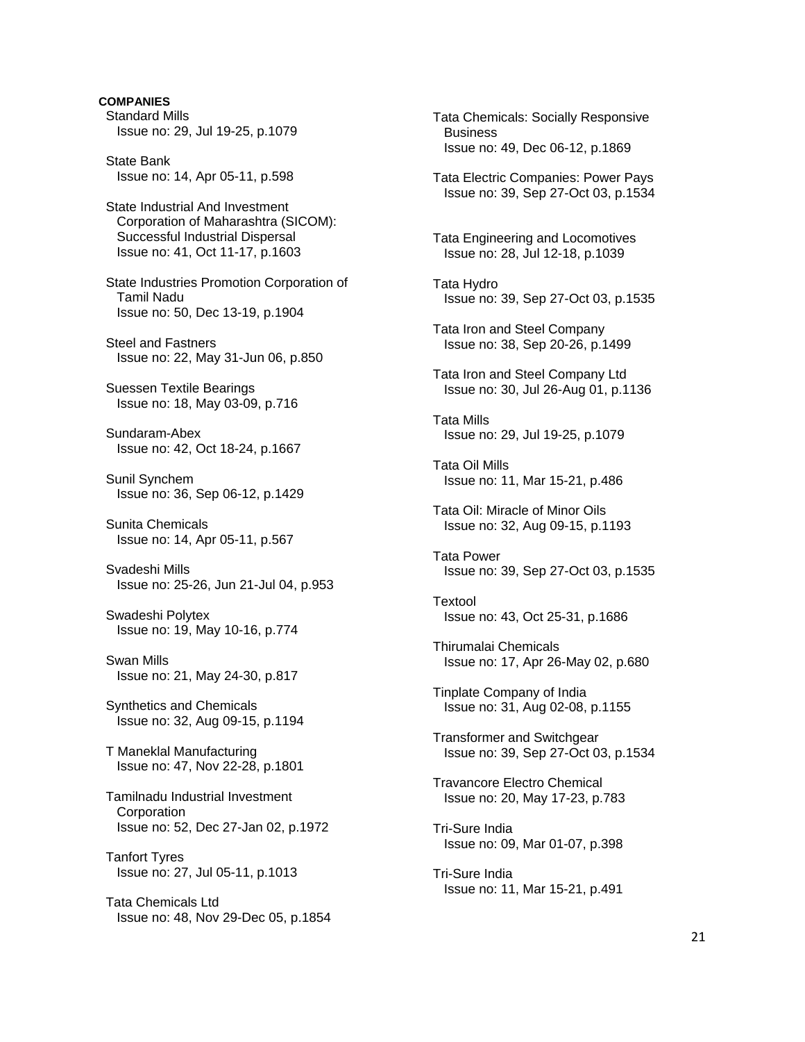**COMPANIES**

Standard Mills
Issue no: 29, Jul 19-25, p.1079

State Bank
Issue no: 14, Apr 05-11, p.598

State Industrial And Investment Corporation of Maharashtra (SICOM): Successful Industrial Dispersal
Issue no: 41, Oct 11-17, p.1603

State Industries Promotion Corporation of Tamil Nadu
Issue no: 50, Dec 13-19, p.1904

Steel and Fastners
Issue no: 22, May 31-Jun 06, p.850

Suessen Textile Bearings
Issue no: 18, May 03-09, p.716

Sundaram-Abex
Issue no: 42, Oct 18-24, p.1667

Sunil Synchem
Issue no: 36, Sep 06-12, p.1429

Sunita Chemicals
Issue no: 14, Apr 05-11, p.567

Svadeshi Mills
Issue no: 25-26, Jun 21-Jul 04, p.953

Swadeshi Polytex
Issue no: 19, May 10-16, p.774

Swan Mills
Issue no: 21, May 24-30, p.817

Synthetics and Chemicals
Issue no: 32, Aug 09-15, p.1194

T Maneklal Manufacturing
Issue no: 47, Nov 22-28, p.1801

Tamilnadu Industrial Investment Corporation
Issue no: 52, Dec 27-Jan 02, p.1972

Tanfort Tyres
Issue no: 27, Jul 05-11, p.1013

Tata Chemicals Ltd
Issue no: 48, Nov 29-Dec 05, p.1854

Tata Chemicals: Socially Responsive Business
Issue no: 49, Dec 06-12, p.1869

Tata Electric Companies: Power Pays
Issue no: 39, Sep 27-Oct 03, p.1534

Tata Engineering and Locomotives
Issue no: 28, Jul 12-18, p.1039

Tata Hydro
Issue no: 39, Sep 27-Oct 03, p.1535

Tata Iron and Steel Company
Issue no: 38, Sep 20-26, p.1499

Tata Iron and Steel Company Ltd
Issue no: 30, Jul 26-Aug 01, p.1136

Tata Mills
Issue no: 29, Jul 19-25, p.1079

Tata Oil Mills
Issue no: 11, Mar 15-21, p.486

Tata Oil: Miracle of Minor Oils
Issue no: 32, Aug 09-15, p.1193

Tata Power
Issue no: 39, Sep 27-Oct 03, p.1535

Textool
Issue no: 43, Oct 25-31, p.1686

Thirumalai Chemicals
Issue no: 17, Apr 26-May 02, p.680

Tinplate Company of India
Issue no: 31, Aug 02-08, p.1155

Transformer and Switchgear
Issue no: 39, Sep 27-Oct 03, p.1534

Travancore Electro Chemical
Issue no: 20, May 17-23, p.783

Tri-Sure India
Issue no: 09, Mar 01-07, p.398

Tri-Sure India
Issue no: 11, Mar 15-21, p.491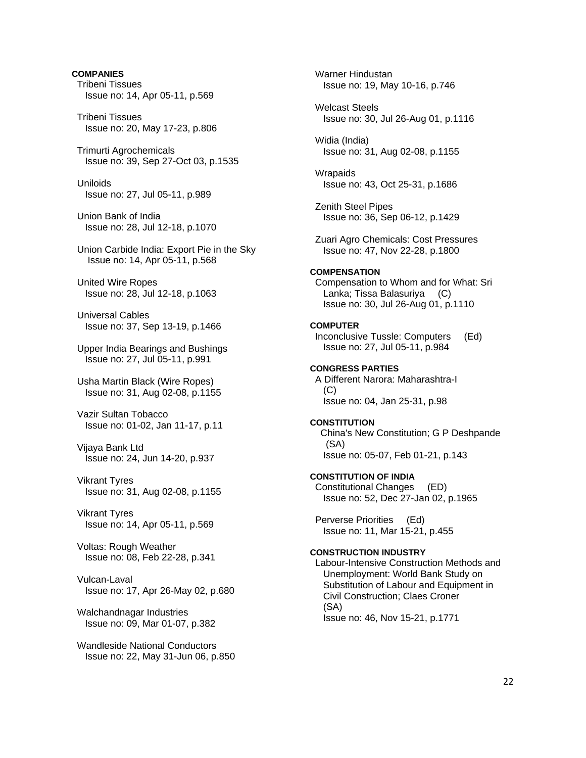**COMPANIES**

Tribeni Tissues
Issue no: 14, Apr 05-11, p.569

Tribeni Tissues
Issue no: 20, May 17-23, p.806

Trimurti Agrochemicals
Issue no: 39, Sep 27-Oct 03, p.1535

Uniloids
Issue no: 27, Jul 05-11, p.989

Union Bank of India
Issue no: 28, Jul 12-18, p.1070

Union Carbide India: Export Pie in the Sky
Issue no: 14, Apr 05-11, p.568

United Wire Ropes
Issue no: 28, Jul 12-18, p.1063

Universal Cables
Issue no: 37, Sep 13-19, p.1466

Upper India Bearings and Bushings
Issue no: 27, Jul 05-11, p.991

Usha Martin Black (Wire Ropes)
Issue no: 31, Aug 02-08, p.1155

Vazir Sultan Tobacco
Issue no: 01-02, Jan 11-17, p.11

Vijaya Bank Ltd
Issue no: 24, Jun 14-20, p.937

Vikrant Tyres
Issue no: 31, Aug 02-08, p.1155

Vikrant Tyres
Issue no: 14, Apr 05-11, p.569

Voltas: Rough Weather
Issue no: 08, Feb 22-28, p.341

Vulcan-Laval
Issue no: 17, Apr 26-May 02, p.680

Walchandnagar Industries
Issue no: 09, Mar 01-07, p.382

Wandleside National Conductors
Issue no: 22, May 31-Jun 06, p.850

Warner Hindustan
Issue no: 19, May 10-16, p.746

Welcast Steels
Issue no: 30, Jul 26-Aug 01, p.1116

Widia (India)
Issue no: 31, Aug 02-08, p.1155

Wrapaids
Issue no: 43, Oct 25-31, p.1686

Zenith Steel Pipes
Issue no: 36, Sep 06-12, p.1429

Zuari Agro Chemicals: Cost Pressures
Issue no: 47, Nov 22-28, p.1800

**COMPENSATION**

Compensation to Whom and for What: Sri Lanka; Tissa Balasuriya (C)
Issue no: 30, Jul 26-Aug 01, p.1110

**COMPUTER**

Inconclusive Tussle: Computers (Ed)
Issue no: 27, Jul 05-11, p.984

**CONGRESS PARTIES**

A Different Narora: Maharashtra-I (C)
Issue no: 04, Jan 25-31, p.98

**CONSTITUTION**

China's New Constitution; G P Deshpande (SA)
Issue no: 05-07, Feb 01-21, p.143

**CONSTITUTION OF INDIA**

Constitutional Changes (ED)
Issue no: 52, Dec 27-Jan 02, p.1965

Perverse Priorities (Ed)
Issue no: 11, Mar 15-21, p.455

**CONSTRUCTION INDUSTRY**

Labour-Intensive Construction Methods and Unemployment: World Bank Study on Substitution of Labour and Equipment in Civil Construction; Claes Croner (SA)
Issue no: 46, Nov 15-21, p.1771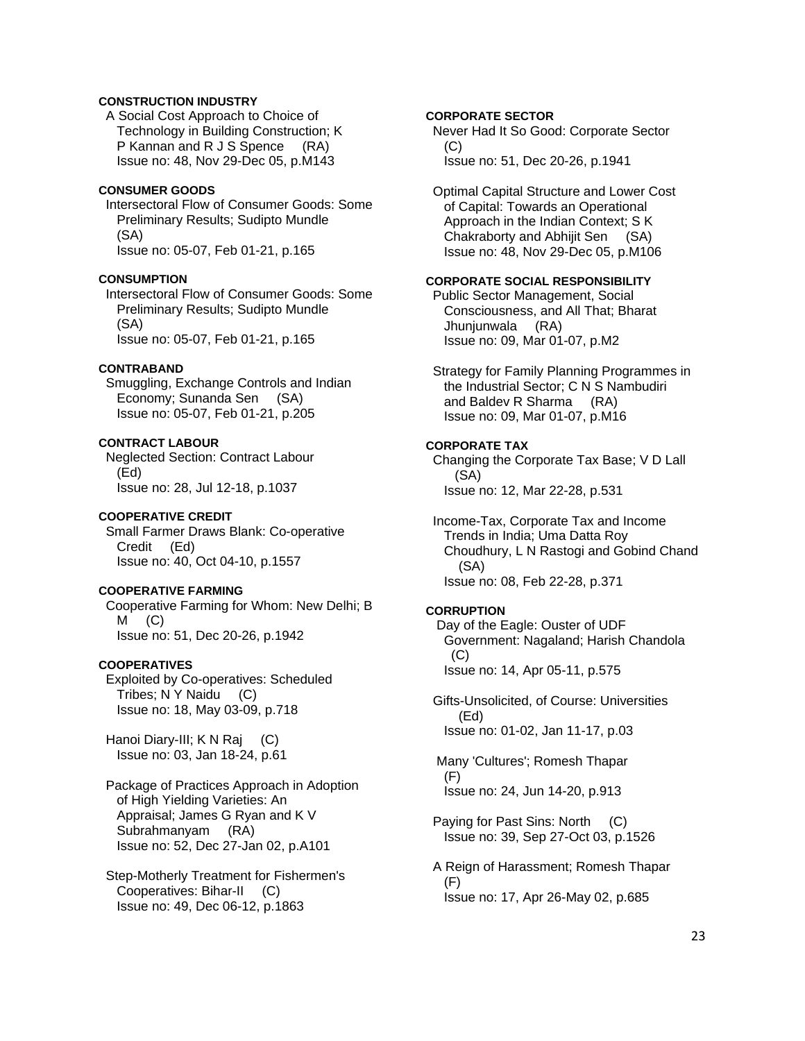**CONSTRUCTION INDUSTRY**

A Social Cost Approach to Choice of Technology in Building Construction; K P Kannan and R J S Spence (RA)
Issue no: 48, Nov 29-Dec 05, p.M143

**CONSUMER GOODS**

Intersectoral Flow of Consumer Goods: Some Preliminary Results; Sudipto Mundle (SA)
Issue no: 05-07, Feb 01-21, p.165

**CONSUMPTION**

Intersectoral Flow of Consumer Goods: Some Preliminary Results; Sudipto Mundle (SA)
Issue no: 05-07, Feb 01-21, p.165

**CONTRABAND**

Smuggling, Exchange Controls and Indian Economy; Sunanda Sen (SA)
Issue no: 05-07, Feb 01-21, p.205

**CONTRACT LABOUR**

Neglected Section: Contract Labour (Ed)
Issue no: 28, Jul 12-18, p.1037

**COOPERATIVE CREDIT**

Small Farmer Draws Blank: Co-operative Credit (Ed)
Issue no: 40, Oct 04-10, p.1557

**COOPERATIVE FARMING**

Cooperative Farming for Whom: New Delhi; B M (C)
Issue no: 51, Dec 20-26, p.1942

**COOPERATIVES**

Exploited by Co-operatives: Scheduled Tribes; N Y Naidu (C)
Issue no: 18, May 03-09, p.718

Hanoi Diary-III; K N Raj (C)
Issue no: 03, Jan 18-24, p.61

Package of Practices Approach in Adoption of High Yielding Varieties: An Appraisal; James G Ryan and K V Subrahmanyam (RA)
Issue no: 52, Dec 27-Jan 02, p.A101

Step-Motherly Treatment for Fishermen's Cooperatives: Bihar-II (C)
Issue no: 49, Dec 06-12, p.1863

**CORPORATE SECTOR**

Never Had It So Good: Corporate Sector (C)
Issue no: 51, Dec 20-26, p.1941

Optimal Capital Structure and Lower Cost of Capital: Towards an Operational Approach in the Indian Context; S K Chakraborty and Abhijit Sen (SA)
Issue no: 48, Nov 29-Dec 05, p.M106

**CORPORATE SOCIAL RESPONSIBILITY**

Public Sector Management, Social Consciousness, and All That; Bharat Jhunjunwala (RA)
Issue no: 09, Mar 01-07, p.M2

Strategy for Family Planning Programmes in the Industrial Sector; C N S Nambudiri and Baldev R Sharma (RA)
Issue no: 09, Mar 01-07, p.M16

**CORPORATE TAX**

Changing the Corporate Tax Base; V D Lall (SA)
Issue no: 12, Mar 22-28, p.531

Income-Tax, Corporate Tax and Income Trends in India; Uma Datta Roy Choudhury, L N Rastogi and Gobind Chand (SA)
Issue no: 08, Feb 22-28, p.371

**CORRUPTION**

Day of the Eagle: Ouster of UDF Government: Nagaland; Harish Chandola (C)
Issue no: 14, Apr 05-11, p.575

Gifts-Unsolicited, of Course: Universities (Ed)
Issue no: 01-02, Jan 11-17, p.03

Many 'Cultures'; Romesh Thapar (F)
Issue no: 24, Jun 14-20, p.913

Paying for Past Sins: North (C)
Issue no: 39, Sep 27-Oct 03, p.1526

A Reign of Harassment; Romesh Thapar (F)
Issue no: 17, Apr 26-May 02, p.685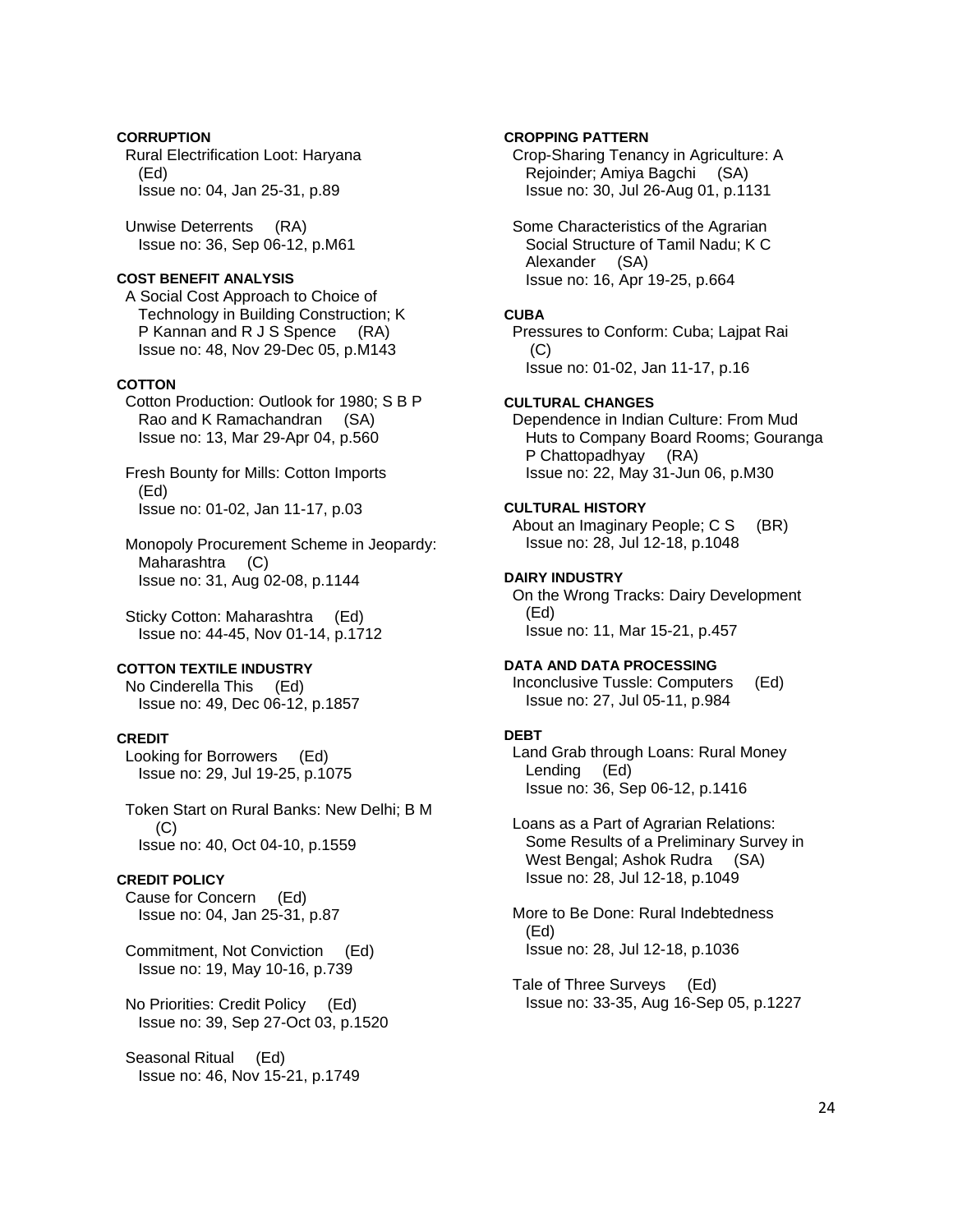**CORRUPTION**

Rural Electrification Loot: Haryana (Ed)
Issue no: 04, Jan 25-31, p.89

Unwise Deterrents (RA)
Issue no: 36, Sep 06-12, p.M61

**COST BENEFIT ANALYSIS**

A Social Cost Approach to Choice of Technology in Building Construction; K P Kannan and R J S Spence (RA)
Issue no: 48, Nov 29-Dec 05, p.M143

**COTTON**

Cotton Production: Outlook for 1980; S B P Rao and K Ramachandran (SA)
Issue no: 13, Mar 29-Apr 04, p.560

Fresh Bounty for Mills: Cotton Imports (Ed)
Issue no: 01-02, Jan 11-17, p.03

Monopoly Procurement Scheme in Jeopardy: Maharashtra (C)
Issue no: 31, Aug 02-08, p.1144

Sticky Cotton: Maharashtra (Ed)
Issue no: 44-45, Nov 01-14, p.1712

**COTTON TEXTILE INDUSTRY**

No Cinderella This (Ed)
Issue no: 49, Dec 06-12, p.1857

**CREDIT**

Looking for Borrowers (Ed)
Issue no: 29, Jul 19-25, p.1075

Token Start on Rural Banks: New Delhi; B M (C)
Issue no: 40, Oct 04-10, p.1559

**CREDIT POLICY**

Cause for Concern (Ed)
Issue no: 04, Jan 25-31, p.87

Commitment, Not Conviction (Ed)
Issue no: 19, May 10-16, p.739

No Priorities: Credit Policy (Ed)
Issue no: 39, Sep 27-Oct 03, p.1520

Seasonal Ritual (Ed)
Issue no: 46, Nov 15-21, p.1749

**CROPPING PATTERN**

Crop-Sharing Tenancy in Agriculture: A Rejoinder; Amiya Bagchi (SA)
Issue no: 30, Jul 26-Aug 01, p.1131

Some Characteristics of the Agrarian Social Structure of Tamil Nadu; K C Alexander (SA)
Issue no: 16, Apr 19-25, p.664

**CUBA**

Pressures to Conform: Cuba; Lajpat Rai (C)
Issue no: 01-02, Jan 11-17, p.16

**CULTURAL CHANGES**

Dependence in Indian Culture: From Mud Huts to Company Board Rooms; Gouranga P Chattopadhyay (RA)
Issue no: 22, May 31-Jun 06, p.M30

**CULTURAL HISTORY**

About an Imaginary People; C S (BR)
Issue no: 28, Jul 12-18, p.1048

**DAIRY INDUSTRY**

On the Wrong Tracks: Dairy Development (Ed)
Issue no: 11, Mar 15-21, p.457

**DATA AND DATA PROCESSING**

Inconclusive Tussle: Computers (Ed)
Issue no: 27, Jul 05-11, p.984

**DEBT**

Land Grab through Loans: Rural Money Lending (Ed)
Issue no: 36, Sep 06-12, p.1416

Loans as a Part of Agrarian Relations: Some Results of a Preliminary Survey in West Bengal; Ashok Rudra (SA)
Issue no: 28, Jul 12-18, p.1049

More to Be Done: Rural Indebtedness (Ed)
Issue no: 28, Jul 12-18, p.1036

Tale of Three Surveys (Ed)
Issue no: 33-35, Aug 16-Sep 05, p.1227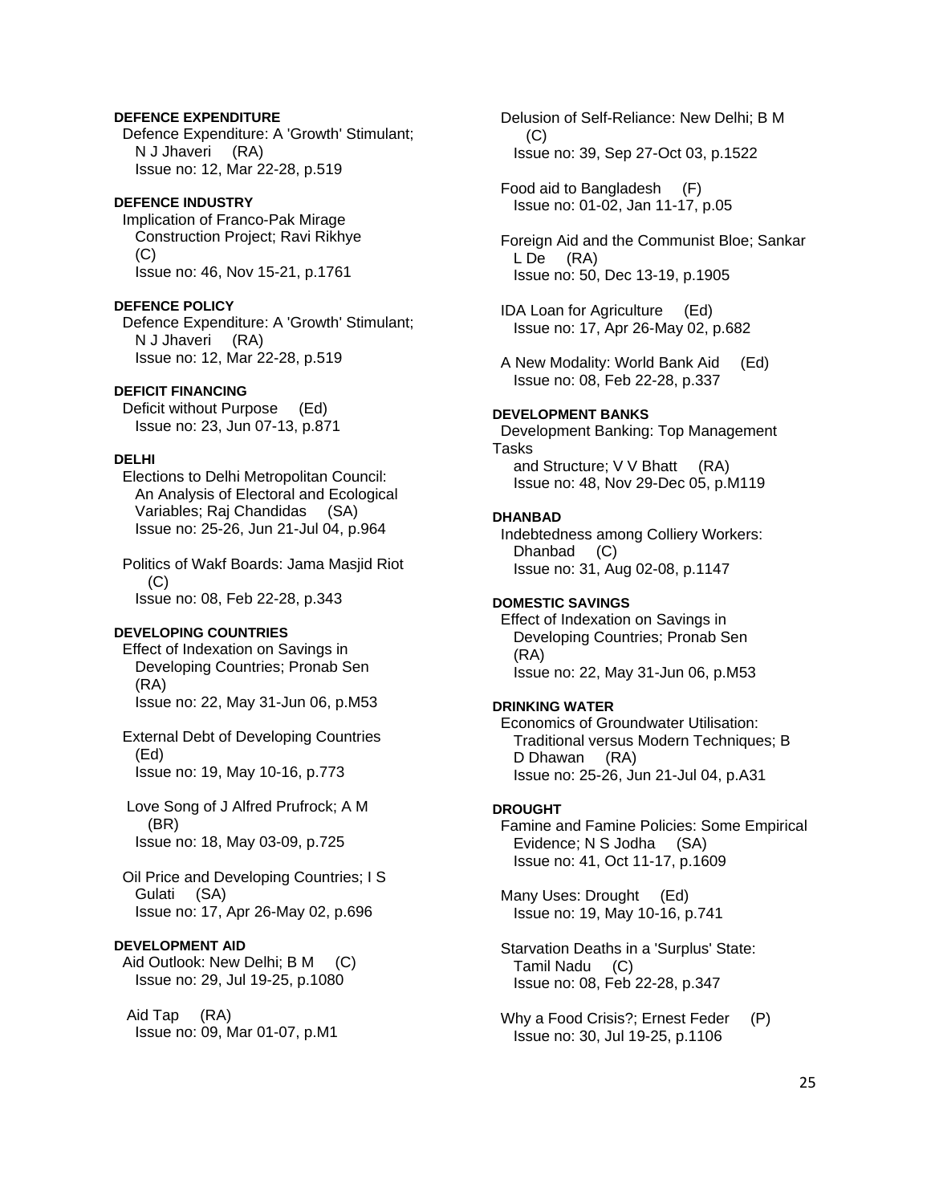**DEFENCE EXPENDITURE**

Defence Expenditure: A 'Growth' Stimulant; N J Jhaveri (RA)
Issue no: 12, Mar 22-28, p.519

**DEFENCE INDUSTRY**

Implication of Franco-Pak Mirage Construction Project; Ravi Rikhye (C)
Issue no: 46, Nov 15-21, p.1761

**DEFENCE POLICY**

Defence Expenditure: A 'Growth' Stimulant; N J Jhaveri (RA)
Issue no: 12, Mar 22-28, p.519

**DEFICIT FINANCING**

Deficit without Purpose (Ed)
Issue no: 23, Jun 07-13, p.871

**DELHI**

Elections to Delhi Metropolitan Council: An Analysis of Electoral and Ecological Variables; Raj Chandidas (SA)
Issue no: 25-26, Jun 21-Jul 04, p.964

Politics of Wakf Boards: Jama Masjid Riot (C)
Issue no: 08, Feb 22-28, p.343

**DEVELOPING COUNTRIES**

Effect of Indexation on Savings in Developing Countries; Pronab Sen (RA)
Issue no: 22, May 31-Jun 06, p.M53

External Debt of Developing Countries (Ed)
Issue no: 19, May 10-16, p.773

Love Song of J Alfred Prufrock; A M (BR)
Issue no: 18, May 03-09, p.725

Oil Price and Developing Countries; I S Gulati (SA)
Issue no: 17, Apr 26-May 02, p.696

**DEVELOPMENT AID**

Aid Outlook: New Delhi; B M (C)
Issue no: 29, Jul 19-25, p.1080

Aid Tap (RA)
Issue no: 09, Mar 01-07, p.M1

Delusion of Self-Reliance: New Delhi; B M (C)
Issue no: 39, Sep 27-Oct 03, p.1522

Food aid to Bangladesh (F)
Issue no: 01-02, Jan 11-17, p.05

Foreign Aid and the Communist Bloe; Sankar L De (RA)
Issue no: 50, Dec 13-19, p.1905

IDA Loan for Agriculture (Ed)
Issue no: 17, Apr 26-May 02, p.682

A New Modality: World Bank Aid (Ed)
Issue no: 08, Feb 22-28, p.337

**DEVELOPMENT BANKS**

Development Banking: Top Management Tasks and Structure; V V Bhatt (RA)
Issue no: 48, Nov 29-Dec 05, p.M119

**DHANBAD**

Indebtedness among Colliery Workers: Dhanbad (C)
Issue no: 31, Aug 02-08, p.1147

**DOMESTIC SAVINGS**

Effect of Indexation on Savings in Developing Countries; Pronab Sen (RA)
Issue no: 22, May 31-Jun 06, p.M53

**DRINKING WATER**

Economics of Groundwater Utilisation: Traditional versus Modern Techniques; B D Dhawan (RA)
Issue no: 25-26, Jun 21-Jul 04, p.A31

**DROUGHT**

Famine and Famine Policies: Some Empirical Evidence; N S Jodha (SA)
Issue no: 41, Oct 11-17, p.1609

Many Uses: Drought (Ed)
Issue no: 19, May 10-16, p.741

Starvation Deaths in a 'Surplus' State: Tamil Nadu (C)
Issue no: 08, Feb 22-28, p.347

Why a Food Crisis?; Ernest Feder (P)
Issue no: 30, Jul 19-25, p.1106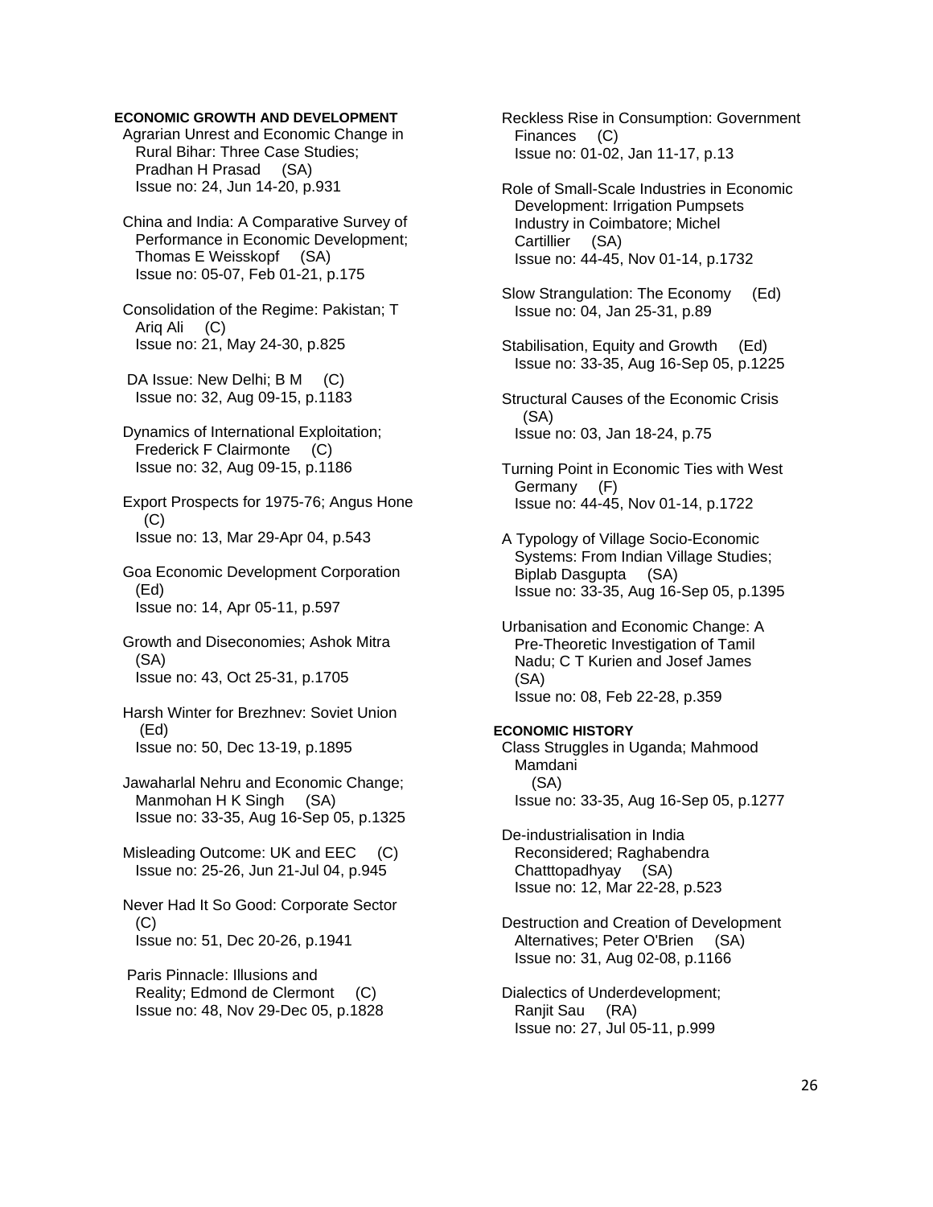**ECONOMIC GROWTH AND DEVELOPMENT**

Agrarian Unrest and Economic Change in Rural Bihar: Three Case Studies; Pradhan H Prasad (SA)
Issue no: 24, Jun 14-20, p.931

China and India: A Comparative Survey of Performance in Economic Development; Thomas E Weisskopf (SA)
Issue no: 05-07, Feb 01-21, p.175

Consolidation of the Regime: Pakistan; T Ariq Ali (C)
Issue no: 21, May 24-30, p.825

DA Issue: New Delhi; B M (C)
Issue no: 32, Aug 09-15, p.1183

Dynamics of International Exploitation; Frederick F Clairmonte (C)
Issue no: 32, Aug 09-15, p.1186

Export Prospects for 1975-76; Angus Hone (C)
Issue no: 13, Mar 29-Apr 04, p.543

Goa Economic Development Corporation (Ed)
Issue no: 14, Apr 05-11, p.597

Growth and Diseconomies; Ashok Mitra (SA)
Issue no: 43, Oct 25-31, p.1705

Harsh Winter for Brezhnev: Soviet Union (Ed)
Issue no: 50, Dec 13-19, p.1895

Jawaharlal Nehru and Economic Change; Manmohan H K Singh (SA)
Issue no: 33-35, Aug 16-Sep 05, p.1325

Misleading Outcome: UK and EEC (C)
Issue no: 25-26, Jun 21-Jul 04, p.945

Never Had It So Good: Corporate Sector (C)
Issue no: 51, Dec 20-26, p.1941

Paris Pinnacle: Illusions and Reality; Edmond de Clermont (C)
Issue no: 48, Nov 29-Dec 05, p.1828

Reckless Rise in Consumption: Government Finances (C)
Issue no: 01-02, Jan 11-17, p.13

Role of Small-Scale Industries in Economic Development: Irrigation Pumpsets Industry in Coimbatore; Michel Cartillier (SA)
Issue no: 44-45, Nov 01-14, p.1732

Slow Strangulation: The Economy (Ed)
Issue no: 04, Jan 25-31, p.89

Stabilisation, Equity and Growth (Ed)
Issue no: 33-35, Aug 16-Sep 05, p.1225

Structural Causes of the Economic Crisis (SA)
Issue no: 03, Jan 18-24, p.75

Turning Point in Economic Ties with West Germany (F)
Issue no: 44-45, Nov 01-14, p.1722

A Typology of Village Socio-Economic Systems: From Indian Village Studies; Biplab Dasgupta (SA)
Issue no: 33-35, Aug 16-Sep 05, p.1395

Urbanisation and Economic Change: A Pre-Theoretic Investigation of Tamil Nadu; C T Kurien and Josef James (SA)
Issue no: 08, Feb 22-28, p.359

**ECONOMIC HISTORY**

Class Struggles in Uganda; Mahmood Mamdani (SA)
Issue no: 33-35, Aug 16-Sep 05, p.1277

De-industrialisation in India Reconsidered; Raghabendra Chatttopadhyay (SA)
Issue no: 12, Mar 22-28, p.523

Destruction and Creation of Development Alternatives; Peter O'Brien (SA)
Issue no: 31, Aug 02-08, p.1166

Dialectics of Underdevelopment; Ranjit Sau (RA)
Issue no: 27, Jul 05-11, p.999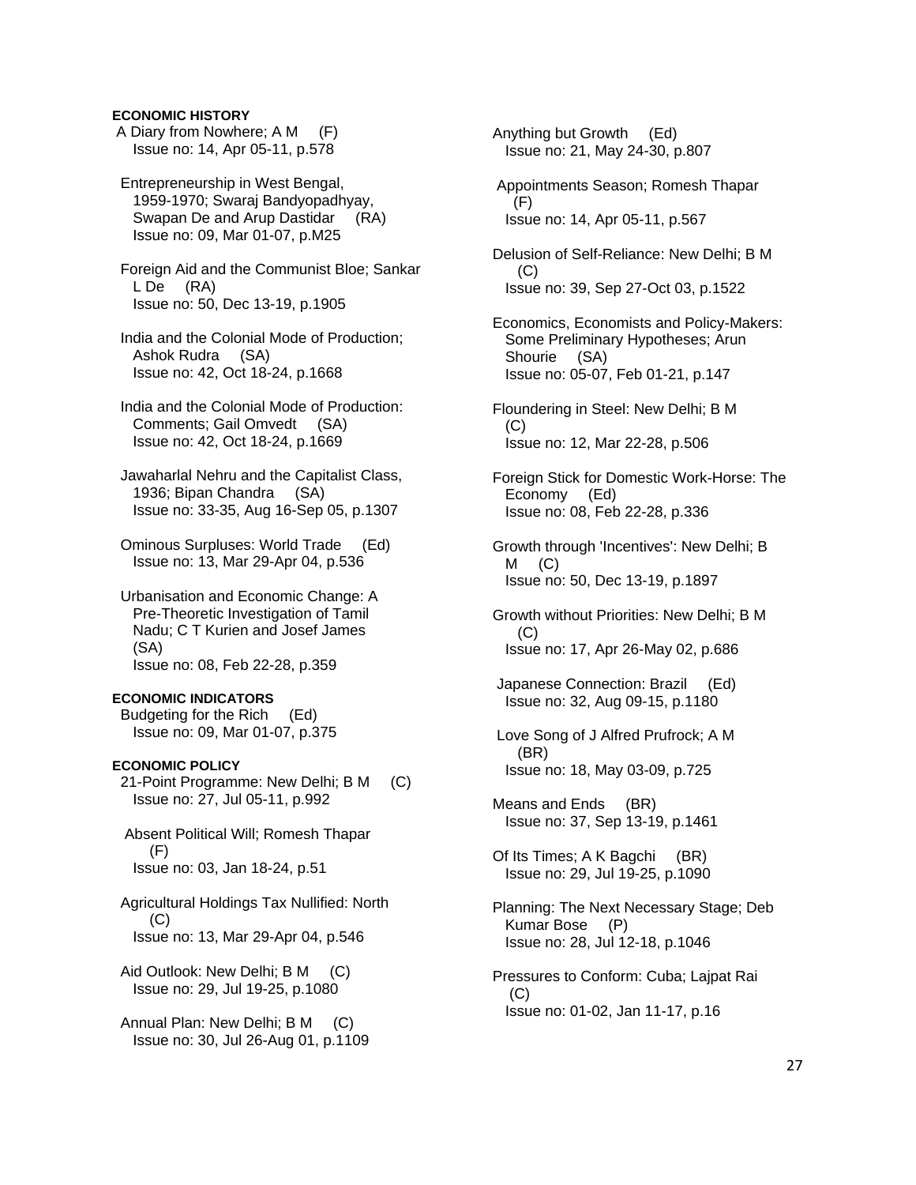**ECONOMIC HISTORY**

A Diary from Nowhere; A M (F)
Issue no: 14, Apr 05-11, p.578

Entrepreneurship in West Bengal, 1959-1970; Swaraj Bandyopadhyay, Swapan De and Arup Dastidar (RA)
Issue no: 09, Mar 01-07, p.M25

Foreign Aid and the Communist Bloe; Sankar L De (RA)
Issue no: 50, Dec 13-19, p.1905

India and the Colonial Mode of Production; Ashok Rudra (SA)
Issue no: 42, Oct 18-24, p.1668

India and the Colonial Mode of Production: Comments; Gail Omvedt (SA)
Issue no: 42, Oct 18-24, p.1669

Jawaharlal Nehru and the Capitalist Class, 1936; Bipan Chandra (SA)
Issue no: 33-35, Aug 16-Sep 05, p.1307

Ominous Surpluses: World Trade (Ed)
Issue no: 13, Mar 29-Apr 04, p.536

Urbanisation and Economic Change: A Pre-Theoretic Investigation of Tamil Nadu; C T Kurien and Josef James (SA)
Issue no: 08, Feb 22-28, p.359

**ECONOMIC INDICATORS**

Budgeting for the Rich (Ed)
Issue no: 09, Mar 01-07, p.375

**ECONOMIC POLICY**

21-Point Programme: New Delhi; B M (C)
Issue no: 27, Jul 05-11, p.992

Absent Political Will; Romesh Thapar (F)
Issue no: 03, Jan 18-24, p.51

Agricultural Holdings Tax Nullified: North (C)
Issue no: 13, Mar 29-Apr 04, p.546

Aid Outlook: New Delhi; B M (C)
Issue no: 29, Jul 19-25, p.1080

Annual Plan: New Delhi; B M (C)
Issue no: 30, Jul 26-Aug 01, p.1109

Anything but Growth (Ed)
Issue no: 21, May 24-30, p.807

Appointments Season; Romesh Thapar (F)
Issue no: 14, Apr 05-11, p.567

Delusion of Self-Reliance: New Delhi; B M (C)
Issue no: 39, Sep 27-Oct 03, p.1522

Economics, Economists and Policy-Makers: Some Preliminary Hypotheses; Arun Shourie (SA)
Issue no: 05-07, Feb 01-21, p.147

Floundering in Steel: New Delhi; B M (C)
Issue no: 12, Mar 22-28, p.506

Foreign Stick for Domestic Work-Horse: The Economy (Ed)
Issue no: 08, Feb 22-28, p.336

Growth through 'Incentives': New Delhi; B M (C)
Issue no: 50, Dec 13-19, p.1897

Growth without Priorities: New Delhi; B M (C)
Issue no: 17, Apr 26-May 02, p.686

Japanese Connection: Brazil (Ed)
Issue no: 32, Aug 09-15, p.1180

Love Song of J Alfred Prufrock; A M (BR)
Issue no: 18, May 03-09, p.725

Means and Ends (BR)
Issue no: 37, Sep 13-19, p.1461

Of Its Times; A K Bagchi (BR)
Issue no: 29, Jul 19-25, p.1090

Planning: The Next Necessary Stage; Deb Kumar Bose (P)
Issue no: 28, Jul 12-18, p.1046

Pressures to Conform: Cuba; Lajpat Rai (C)
Issue no: 01-02, Jan 11-17, p.16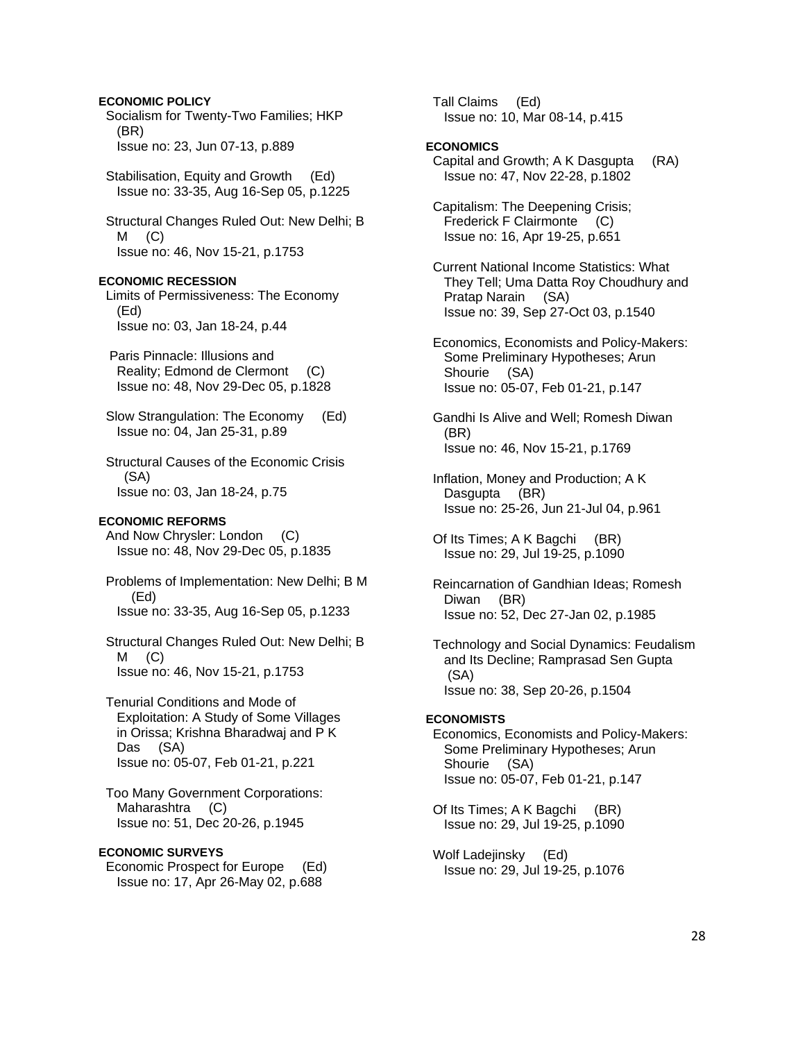**ECONOMIC POLICY**

Socialism for Twenty-Two Families; HKP (BR)
Issue no: 23, Jun 07-13, p.889

Stabilisation, Equity and Growth (Ed)
Issue no: 33-35, Aug 16-Sep 05, p.1225

Structural Changes Ruled Out: New Delhi; B M (C)
Issue no: 46, Nov 15-21, p.1753

**ECONOMIC RECESSION**

Limits of Permissiveness: The Economy (Ed)
Issue no: 03, Jan 18-24, p.44

Paris Pinnacle: Illusions and Reality; Edmond de Clermont (C)
Issue no: 48, Nov 29-Dec 05, p.1828

Slow Strangulation: The Economy (Ed)
Issue no: 04, Jan 25-31, p.89

Structural Causes of the Economic Crisis (SA)
Issue no: 03, Jan 18-24, p.75

**ECONOMIC REFORMS**

And Now Chrysler: London (C)
Issue no: 48, Nov 29-Dec 05, p.1835

Problems of Implementation: New Delhi; B M (Ed)
Issue no: 33-35, Aug 16-Sep 05, p.1233

Structural Changes Ruled Out: New Delhi; B M (C)
Issue no: 46, Nov 15-21, p.1753

Tenurial Conditions and Mode of Exploitation: A Study of Some Villages in Orissa; Krishna Bharadwaj and P K Das (SA)
Issue no: 05-07, Feb 01-21, p.221

Too Many Government Corporations: Maharashtra (C)
Issue no: 51, Dec 20-26, p.1945

**ECONOMIC SURVEYS**

Economic Prospect for Europe (Ed)
Issue no: 17, Apr 26-May 02, p.688

Tall Claims (Ed)
Issue no: 10, Mar 08-14, p.415

**ECONOMICS**

Capital and Growth; A K Dasgupta (RA)
Issue no: 47, Nov 22-28, p.1802

Capitalism: The Deepening Crisis; Frederick F Clairmonte (C)
Issue no: 16, Apr 19-25, p.651

Current National Income Statistics: What They Tell; Uma Datta Roy Choudhury and Pratap Narain (SA)
Issue no: 39, Sep 27-Oct 03, p.1540

Economics, Economists and Policy-Makers: Some Preliminary Hypotheses; Arun Shourie (SA)
Issue no: 05-07, Feb 01-21, p.147

Gandhi Is Alive and Well; Romesh Diwan (BR)
Issue no: 46, Nov 15-21, p.1769

Inflation, Money and Production; A K Dasgupta (BR)
Issue no: 25-26, Jun 21-Jul 04, p.961

Of Its Times; A K Bagchi (BR)
Issue no: 29, Jul 19-25, p.1090

Reincarnation of Gandhian Ideas; Romesh Diwan (BR)
Issue no: 52, Dec 27-Jan 02, p.1985

Technology and Social Dynamics: Feudalism and Its Decline; Ramprasad Sen Gupta (SA)
Issue no: 38, Sep 20-26, p.1504

**ECONOMISTS**

Economics, Economists and Policy-Makers: Some Preliminary Hypotheses; Arun Shourie (SA)
Issue no: 05-07, Feb 01-21, p.147

Of Its Times; A K Bagchi (BR)
Issue no: 29, Jul 19-25, p.1090

Wolf Ladejinsky (Ed)
Issue no: 29, Jul 19-25, p.1076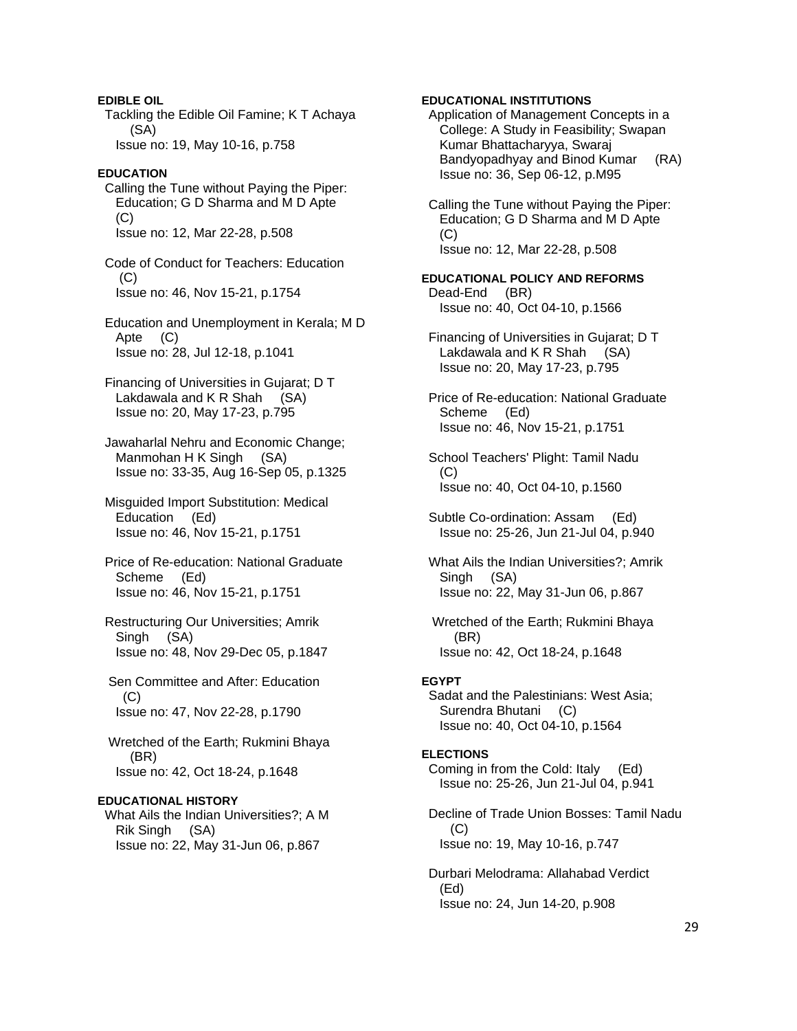**EDIBLE OIL**

Tackling the Edible Oil Famine; K T Achaya (SA)
Issue no: 19, May 10-16, p.758

**EDUCATION**

Calling the Tune without Paying the Piper: Education; G D Sharma and M D Apte (C)
Issue no: 12, Mar 22-28, p.508

Code of Conduct for Teachers: Education (C)
Issue no: 46, Nov 15-21, p.1754

Education and Unemployment in Kerala; M D Apte (C)
Issue no: 28, Jul 12-18, p.1041

Financing of Universities in Gujarat; D T Lakdawala and K R Shah (SA)
Issue no: 20, May 17-23, p.795

Jawaharlal Nehru and Economic Change; Manmohan H K Singh (SA)
Issue no: 33-35, Aug 16-Sep 05, p.1325

Misguided Import Substitution: Medical Education (Ed)
Issue no: 46, Nov 15-21, p.1751

Price of Re-education: National Graduate Scheme (Ed)
Issue no: 46, Nov 15-21, p.1751

Restructuring Our Universities; Amrik Singh (SA)
Issue no: 48, Nov 29-Dec 05, p.1847

Sen Committee and After: Education (C)
Issue no: 47, Nov 22-28, p.1790

Wretched of the Earth; Rukmini Bhaya (BR)
Issue no: 42, Oct 18-24, p.1648

**EDUCATIONAL HISTORY**

What Ails the Indian Universities?; A M Rik Singh (SA)
Issue no: 22, May 31-Jun 06, p.867

**EDUCATIONAL INSTITUTIONS**

Application of Management Concepts in a College: A Study in Feasibility; Swapan Kumar Bhattacharyya, Swaraj Bandyopadhyay and Binod Kumar (RA)
Issue no: 36, Sep 06-12, p.M95

Calling the Tune without Paying the Piper: Education; G D Sharma and M D Apte (C)
Issue no: 12, Mar 22-28, p.508

**EDUCATIONAL POLICY AND REFORMS**

Dead-End (BR)
Issue no: 40, Oct 04-10, p.1566

Financing of Universities in Gujarat; D T Lakdawala and K R Shah (SA)
Issue no: 20, May 17-23, p.795

Price of Re-education: National Graduate Scheme (Ed)
Issue no: 46, Nov 15-21, p.1751

School Teachers' Plight: Tamil Nadu (C)
Issue no: 40, Oct 04-10, p.1560

Subtle Co-ordination: Assam (Ed)
Issue no: 25-26, Jun 21-Jul 04, p.940

What Ails the Indian Universities?; Amrik Singh (SA)
Issue no: 22, May 31-Jun 06, p.867

Wretched of the Earth; Rukmini Bhaya (BR)
Issue no: 42, Oct 18-24, p.1648

**EGYPT**

Sadat and the Palestinians: West Asia; Surendra Bhutani (C)
Issue no: 40, Oct 04-10, p.1564

**ELECTIONS**

Coming in from the Cold: Italy (Ed)
Issue no: 25-26, Jun 21-Jul 04, p.941

Decline of Trade Union Bosses: Tamil Nadu (C)
Issue no: 19, May 10-16, p.747

Durbari Melodrama: Allahabad Verdict (Ed)
Issue no: 24, Jun 14-20, p.908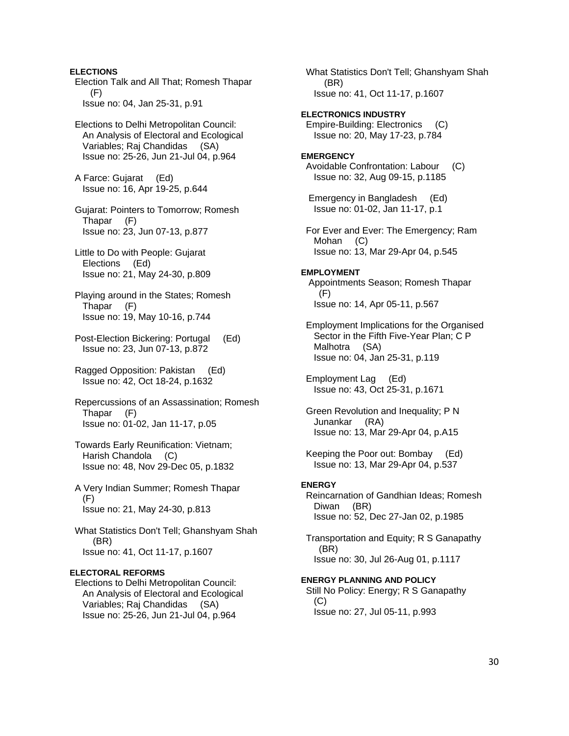**ELECTIONS**

Election Talk and All That; Romesh Thapar (F)
Issue no: 04, Jan 25-31, p.91

Elections to Delhi Metropolitan Council: An Analysis of Electoral and Ecological Variables; Raj Chandidas (SA)
Issue no: 25-26, Jun 21-Jul 04, p.964

A Farce: Gujarat (Ed)
Issue no: 16, Apr 19-25, p.644

Gujarat: Pointers to Tomorrow; Romesh Thapar (F)
Issue no: 23, Jun 07-13, p.877

Little to Do with People: Gujarat Elections (Ed)
Issue no: 21, May 24-30, p.809

Playing around in the States; Romesh Thapar (F)
Issue no: 19, May 10-16, p.744

Post-Election Bickering: Portugal (Ed)
Issue no: 23, Jun 07-13, p.872

Ragged Opposition: Pakistan (Ed)
Issue no: 42, Oct 18-24, p.1632

Repercussions of an Assassination; Romesh Thapar (F)
Issue no: 01-02, Jan 11-17, p.05

Towards Early Reunification: Vietnam; Harish Chandola (C)
Issue no: 48, Nov 29-Dec 05, p.1832

A Very Indian Summer; Romesh Thapar (F)
Issue no: 21, May 24-30, p.813

What Statistics Don't Tell; Ghanshyam Shah (BR)
Issue no: 41, Oct 11-17, p.1607

**ELECTORAL REFORMS**

Elections to Delhi Metropolitan Council: An Analysis of Electoral and Ecological Variables; Raj Chandidas (SA)
Issue no: 25-26, Jun 21-Jul 04, p.964

What Statistics Don't Tell; Ghanshyam Shah (BR)
Issue no: 41, Oct 11-17, p.1607

**ELECTRONICS INDUSTRY**

Empire-Building: Electronics (C)
Issue no: 20, May 17-23, p.784

**EMERGENCY**

Avoidable Confrontation: Labour (C)
Issue no: 32, Aug 09-15, p.1185

Emergency in Bangladesh (Ed)
Issue no: 01-02, Jan 11-17, p.1

For Ever and Ever: The Emergency; Ram Mohan (C)
Issue no: 13, Mar 29-Apr 04, p.545

**EMPLOYMENT**

Appointments Season; Romesh Thapar (F)
Issue no: 14, Apr 05-11, p.567

Employment Implications for the Organised Sector in the Fifth Five-Year Plan; C P Malhotra (SA)
Issue no: 04, Jan 25-31, p.119

Employment Lag (Ed)
Issue no: 43, Oct 25-31, p.1671

Green Revolution and Inequality; P N Junankar (RA)
Issue no: 13, Mar 29-Apr 04, p.A15

Keeping the Poor out: Bombay (Ed)
Issue no: 13, Mar 29-Apr 04, p.537

**ENERGY**

Reincarnation of Gandhian Ideas; Romesh Diwan (BR)
Issue no: 52, Dec 27-Jan 02, p.1985

Transportation and Equity; R S Ganapathy (BR)
Issue no: 30, Jul 26-Aug 01, p.1117

**ENERGY PLANNING AND POLICY**

Still No Policy: Energy; R S Ganapathy (C)
Issue no: 27, Jul 05-11, p.993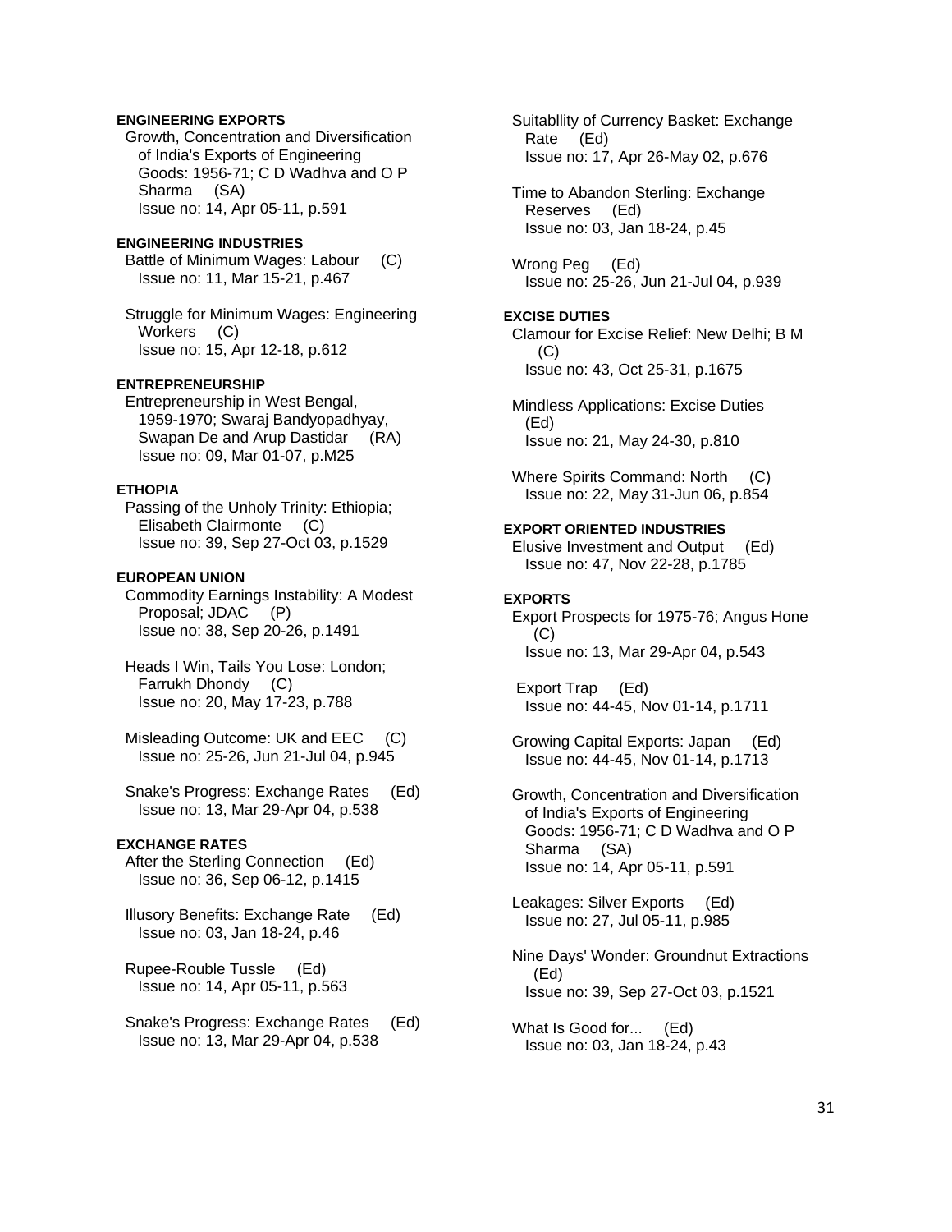**ENGINEERING EXPORTS**

Growth, Concentration and Diversification of India's Exports of Engineering Goods: 1956-71; C D Wadhva and O P Sharma (SA)
Issue no: 14, Apr 05-11, p.591

**ENGINEERING INDUSTRIES**

Battle of Minimum Wages: Labour (C)
Issue no: 11, Mar 15-21, p.467

Struggle for Minimum Wages: Engineering Workers (C)
Issue no: 15, Apr 12-18, p.612

**ENTREPRENEURSHIP**

Entrepreneurship in West Bengal, 1959-1970; Swaraj Bandyopadhyay, Swapan De and Arup Dastidar (RA)
Issue no: 09, Mar 01-07, p.M25

**ETHOPIA**

Passing of the Unholy Trinity: Ethiopia; Elisabeth Clairmonte (C)
Issue no: 39, Sep 27-Oct 03, p.1529

**EUROPEAN UNION**

Commodity Earnings Instability: A Modest Proposal; JDAC (P)
Issue no: 38, Sep 20-26, p.1491

Heads I Win, Tails You Lose: London; Farrukh Dhondy (C)
Issue no: 20, May 17-23, p.788

Misleading Outcome: UK and EEC (C)
Issue no: 25-26, Jun 21-Jul 04, p.945

Snake's Progress: Exchange Rates (Ed)
Issue no: 13, Mar 29-Apr 04, p.538

**EXCHANGE RATES**

After the Sterling Connection (Ed)
Issue no: 36, Sep 06-12, p.1415

Illusory Benefits: Exchange Rate (Ed)
Issue no: 03, Jan 18-24, p.46

Rupee-Rouble Tussle (Ed)
Issue no: 14, Apr 05-11, p.563

Snake's Progress: Exchange Rates (Ed)
Issue no: 13, Mar 29-Apr 04, p.538

Suitabllity of Currency Basket: Exchange Rate (Ed)
Issue no: 17, Apr 26-May 02, p.676

Time to Abandon Sterling: Exchange Reserves (Ed)
Issue no: 03, Jan 18-24, p.45

Wrong Peg (Ed)
Issue no: 25-26, Jun 21-Jul 04, p.939

**EXCISE DUTIES**

Clamour for Excise Relief: New Delhi; B M (C)
Issue no: 43, Oct 25-31, p.1675

Mindless Applications: Excise Duties (Ed)
Issue no: 21, May 24-30, p.810

Where Spirits Command: North (C)
Issue no: 22, May 31-Jun 06, p.854

**EXPORT ORIENTED INDUSTRIES**

Elusive Investment and Output (Ed)
Issue no: 47, Nov 22-28, p.1785

**EXPORTS**

Export Prospects for 1975-76; Angus Hone (C)
Issue no: 13, Mar 29-Apr 04, p.543

Export Trap (Ed)
Issue no: 44-45, Nov 01-14, p.1711

Growing Capital Exports: Japan (Ed)
Issue no: 44-45, Nov 01-14, p.1713

Growth, Concentration and Diversification of India's Exports of Engineering Goods: 1956-71; C D Wadhva and O P Sharma (SA)
Issue no: 14, Apr 05-11, p.591

Leakages: Silver Exports (Ed)
Issue no: 27, Jul 05-11, p.985

Nine Days' Wonder: Groundnut Extractions (Ed)
Issue no: 39, Sep 27-Oct 03, p.1521

What Is Good for... (Ed)
Issue no: 03, Jan 18-24, p.43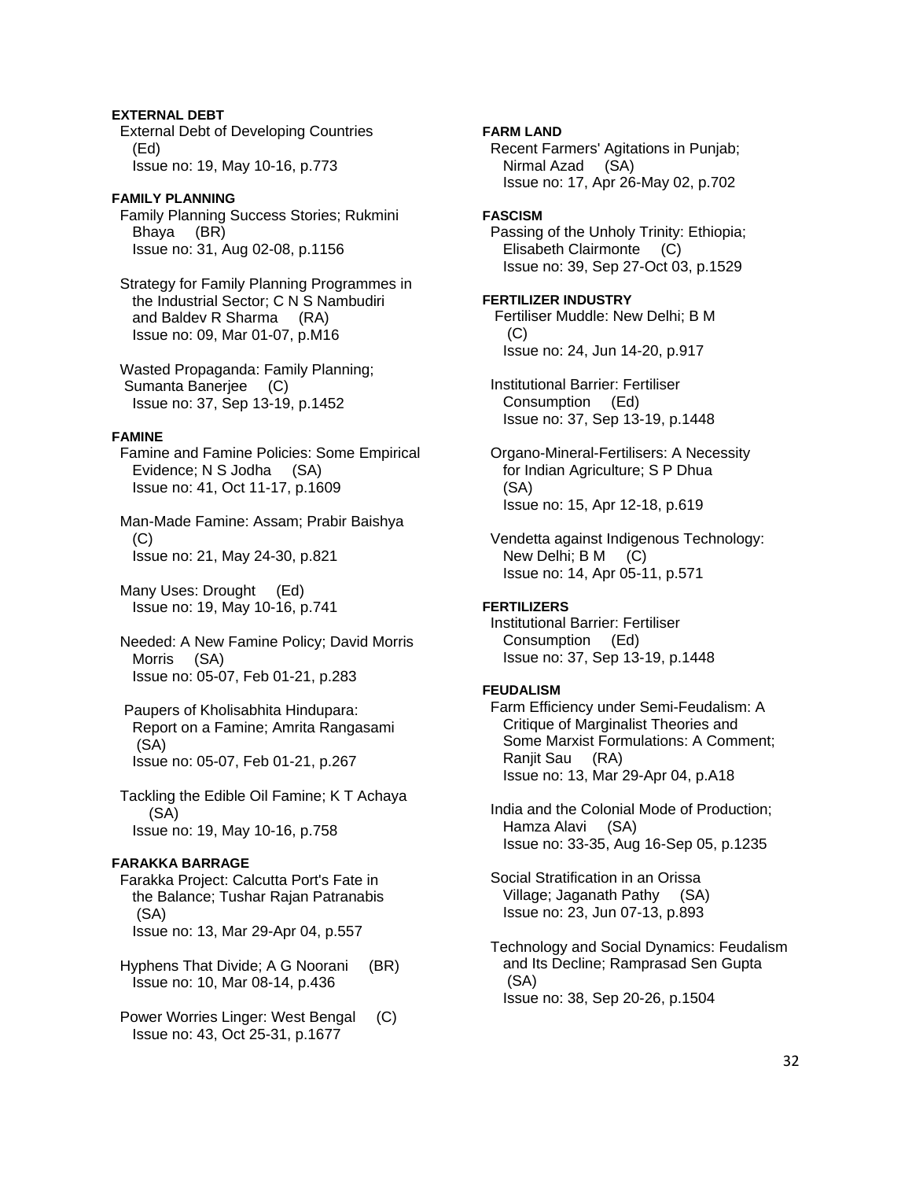**EXTERNAL DEBT**

External Debt of Developing Countries (Ed)
Issue no: 19, May 10-16, p.773

**FAMILY PLANNING**

Family Planning Success Stories; Rukmini Bhaya (BR)
Issue no: 31, Aug 02-08, p.1156

Strategy for Family Planning Programmes in the Industrial Sector; C N S Nambudiri and Baldev R Sharma (RA)
Issue no: 09, Mar 01-07, p.M16

Wasted Propaganda: Family Planning; Sumanta Banerjee (C)
Issue no: 37, Sep 13-19, p.1452

**FAMINE**

Famine and Famine Policies: Some Empirical Evidence; N S Jodha (SA)
Issue no: 41, Oct 11-17, p.1609

Man-Made Famine: Assam; Prabir Baishya (C)
Issue no: 21, May 24-30, p.821

Many Uses: Drought (Ed)
Issue no: 19, May 10-16, p.741

Needed: A New Famine Policy; David Morris Morris (SA)
Issue no: 05-07, Feb 01-21, p.283

Paupers of Kholisabhita Hindupara: Report on a Famine; Amrita Rangasami (SA)
Issue no: 05-07, Feb 01-21, p.267

Tackling the Edible Oil Famine; K T Achaya (SA)
Issue no: 19, May 10-16, p.758

**FARAKKA BARRAGE**

Farakka Project: Calcutta Port's Fate in the Balance; Tushar Rajan Patranabis (SA)
Issue no: 13, Mar 29-Apr 04, p.557

Hyphens That Divide; A G Noorani (BR)
Issue no: 10, Mar 08-14, p.436

Power Worries Linger: West Bengal (C)
Issue no: 43, Oct 25-31, p.1677

**FARM LAND**

Recent Farmers' Agitations in Punjab; Nirmal Azad (SA)
Issue no: 17, Apr 26-May 02, p.702

**FASCISM**

Passing of the Unholy Trinity: Ethiopia; Elisabeth Clairmonte (C)
Issue no: 39, Sep 27-Oct 03, p.1529

**FERTILIZER INDUSTRY**

Fertiliser Muddle: New Delhi; B M (C)
Issue no: 24, Jun 14-20, p.917

Institutional Barrier: Fertiliser Consumption (Ed)
Issue no: 37, Sep 13-19, p.1448

Organo-Mineral-Fertilisers: A Necessity for Indian Agriculture; S P Dhua (SA)
Issue no: 15, Apr 12-18, p.619

Vendetta against Indigenous Technology: New Delhi; B M (C)
Issue no: 14, Apr 05-11, p.571

**FERTILIZERS**

Institutional Barrier: Fertiliser Consumption (Ed)
Issue no: 37, Sep 13-19, p.1448

**FEUDALISM**

Farm Efficiency under Semi-Feudalism: A Critique of Marginalist Theories and Some Marxist Formulations: A Comment; Ranjit Sau (RA)
Issue no: 13, Mar 29-Apr 04, p.A18

India and the Colonial Mode of Production; Hamza Alavi (SA)
Issue no: 33-35, Aug 16-Sep 05, p.1235

Social Stratification in an Orissa Village; Jaganath Pathy (SA)
Issue no: 23, Jun 07-13, p.893

Technology and Social Dynamics: Feudalism and Its Decline; Ramprasad Sen Gupta (SA)
Issue no: 38, Sep 20-26, p.1504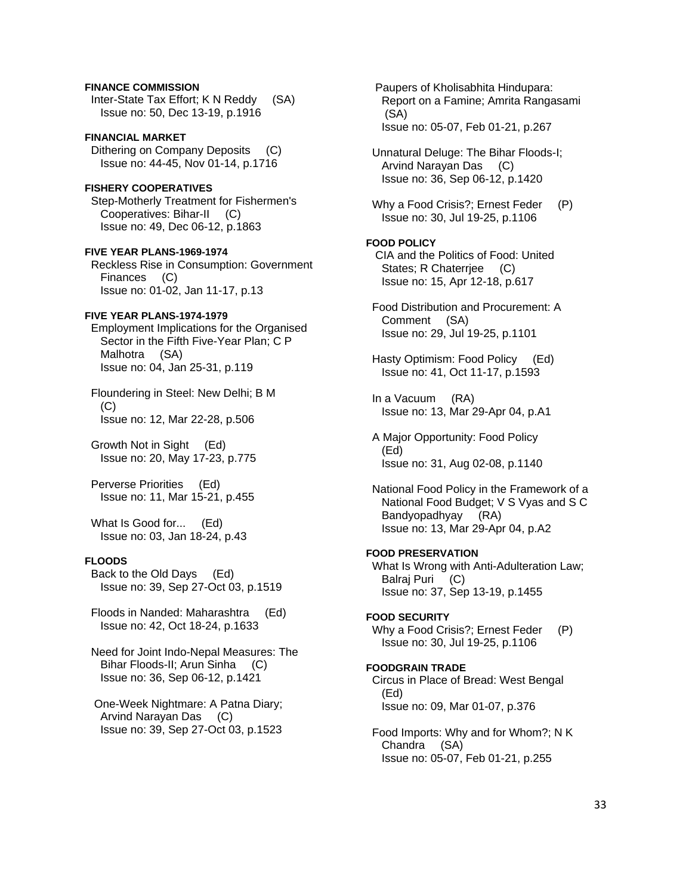**FINANCE COMMISSION**

Inter-State Tax Effort; K N Reddy (SA)
Issue no: 50, Dec 13-19, p.1916

**FINANCIAL MARKET**

Dithering on Company Deposits (C)
Issue no: 44-45, Nov 01-14, p.1716

**FISHERY COOPERATIVES**

Step-Motherly Treatment for Fishermen's Cooperatives: Bihar-II (C)
Issue no: 49, Dec 06-12, p.1863

**FIVE YEAR PLANS-1969-1974**

Reckless Rise in Consumption: Government Finances (C)
Issue no: 01-02, Jan 11-17, p.13

**FIVE YEAR PLANS-1974-1979**

Employment Implications for the Organised Sector in the Fifth Five-Year Plan; C P Malhotra (SA)
Issue no: 04, Jan 25-31, p.119

Floundering in Steel: New Delhi; B M (C)
Issue no: 12, Mar 22-28, p.506

Growth Not in Sight (Ed)
Issue no: 20, May 17-23, p.775

Perverse Priorities (Ed)
Issue no: 11, Mar 15-21, p.455

What Is Good for... (Ed)
Issue no: 03, Jan 18-24, p.43

**FLOODS**

Back to the Old Days (Ed)
Issue no: 39, Sep 27-Oct 03, p.1519

Floods in Nanded: Maharashtra (Ed)
Issue no: 42, Oct 18-24, p.1633

Need for Joint Indo-Nepal Measures: The Bihar Floods-II; Arun Sinha (C)
Issue no: 36, Sep 06-12, p.1421

One-Week Nightmare: A Patna Diary; Arvind Narayan Das (C)
Issue no: 39, Sep 27-Oct 03, p.1523

Paupers of Kholisabhita Hindupara: Report on a Famine; Amrita Rangasami (SA)
Issue no: 05-07, Feb 01-21, p.267

Unnatural Deluge: The Bihar Floods-I; Arvind Narayan Das (C)
Issue no: 36, Sep 06-12, p.1420

Why a Food Crisis?; Ernest Feder (P)
Issue no: 30, Jul 19-25, p.1106

**FOOD POLICY**

CIA and the Politics of Food: United States; R Chaterrjee (C)
Issue no: 15, Apr 12-18, p.617

Food Distribution and Procurement: A Comment (SA)
Issue no: 29, Jul 19-25, p.1101

Hasty Optimism: Food Policy (Ed)
Issue no: 41, Oct 11-17, p.1593

In a Vacuum (RA)
Issue no: 13, Mar 29-Apr 04, p.A1

A Major Opportunity: Food Policy (Ed)
Issue no: 31, Aug 02-08, p.1140

National Food Policy in the Framework of a National Food Budget; V S Vyas and S C Bandyopadhyay (RA)
Issue no: 13, Mar 29-Apr 04, p.A2

**FOOD PRESERVATION**

What Is Wrong with Anti-Adulteration Law; Balraj Puri (C)
Issue no: 37, Sep 13-19, p.1455

**FOOD SECURITY**

Why a Food Crisis?; Ernest Feder (P)
Issue no: 30, Jul 19-25, p.1106

**FOODGRAIN TRADE**

Circus in Place of Bread: West Bengal (Ed)
Issue no: 09, Mar 01-07, p.376

Food Imports: Why and for Whom?; N K Chandra (SA)
Issue no: 05-07, Feb 01-21, p.255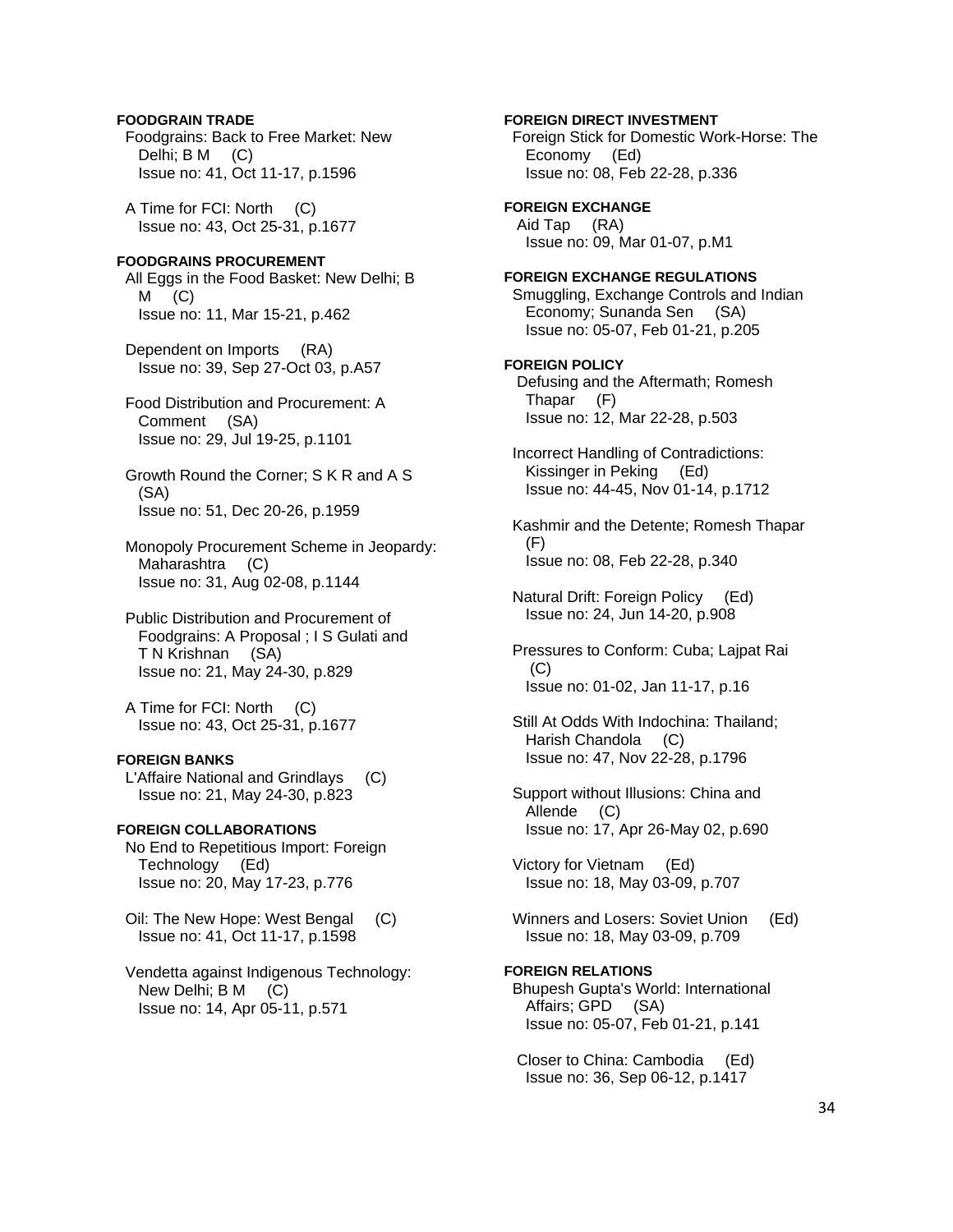**FOODGRAIN TRADE**

Foodgrains: Back to Free Market: New Delhi; B M (C)
Issue no: 41, Oct 11-17, p.1596

A Time for FCI: North (C)
Issue no: 43, Oct 25-31, p.1677

**FOODGRAINS PROCUREMENT**

All Eggs in the Food Basket: New Delhi; B M (C)
Issue no: 11, Mar 15-21, p.462

Dependent on Imports (RA)
Issue no: 39, Sep 27-Oct 03, p.A57

Food Distribution and Procurement: A Comment (SA)
Issue no: 29, Jul 19-25, p.1101

Growth Round the Corner; S K R and A S (SA)
Issue no: 51, Dec 20-26, p.1959

Monopoly Procurement Scheme in Jeopardy: Maharashtra (C)
Issue no: 31, Aug 02-08, p.1144

Public Distribution and Procurement of Foodgrains: A Proposal ; I S Gulati and T N Krishnan (SA)
Issue no: 21, May 24-30, p.829

A Time for FCI: North (C)
Issue no: 43, Oct 25-31, p.1677

**FOREIGN BANKS**

L'Affaire National and Grindlays (C)
Issue no: 21, May 24-30, p.823

**FOREIGN COLLABORATIONS**

No End to Repetitious Import: Foreign Technology (Ed)
Issue no: 20, May 17-23, p.776

Oil: The New Hope: West Bengal (C)
Issue no: 41, Oct 11-17, p.1598

Vendetta against Indigenous Technology: New Delhi; B M (C)
Issue no: 14, Apr 05-11, p.571

**FOREIGN DIRECT INVESTMENT**

Foreign Stick for Domestic Work-Horse: The Economy (Ed)
Issue no: 08, Feb 22-28, p.336

**FOREIGN EXCHANGE**

Aid Tap (RA)
Issue no: 09, Mar 01-07, p.M1

**FOREIGN EXCHANGE REGULATIONS**

Smuggling, Exchange Controls and Indian Economy; Sunanda Sen (SA)
Issue no: 05-07, Feb 01-21, p.205

**FOREIGN POLICY**

Defusing and the Aftermath; Romesh Thapar (F)
Issue no: 12, Mar 22-28, p.503

Incorrect Handling of Contradictions: Kissinger in Peking (Ed)
Issue no: 44-45, Nov 01-14, p.1712

Kashmir and the Detente; Romesh Thapar (F)
Issue no: 08, Feb 22-28, p.340

Natural Drift: Foreign Policy (Ed)
Issue no: 24, Jun 14-20, p.908

Pressures to Conform: Cuba; Lajpat Rai (C)
Issue no: 01-02, Jan 11-17, p.16

Still At Odds With Indochina: Thailand; Harish Chandola (C)
Issue no: 47, Nov 22-28, p.1796

Support without Illusions: China and Allende (C)
Issue no: 17, Apr 26-May 02, p.690

Victory for Vietnam (Ed)
Issue no: 18, May 03-09, p.707

Winners and Losers: Soviet Union (Ed)
Issue no: 18, May 03-09, p.709

**FOREIGN RELATIONS**

Bhupesh Gupta's World: International Affairs; GPD (SA)
Issue no: 05-07, Feb 01-21, p.141

Closer to China: Cambodia (Ed)
Issue no: 36, Sep 06-12, p.1417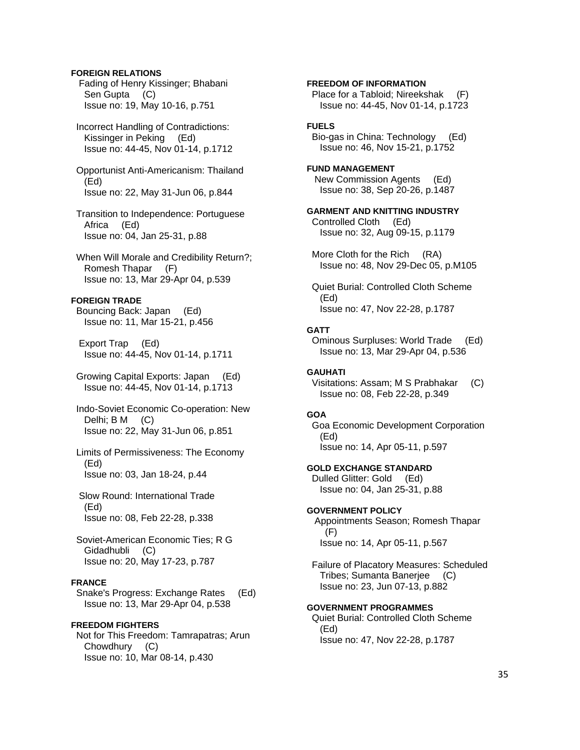**FOREIGN RELATIONS**

Fading of Henry Kissinger; Bhabani Sen Gupta (C)
Issue no: 19, May 10-16, p.751

Incorrect Handling of Contradictions: Kissinger in Peking (Ed)
Issue no: 44-45, Nov 01-14, p.1712

Opportunist Anti-Americanism: Thailand (Ed)
Issue no: 22, May 31-Jun 06, p.844

Transition to Independence: Portuguese Africa (Ed)
Issue no: 04, Jan 25-31, p.88

When Will Morale and Credibility Return?; Romesh Thapar (F)
Issue no: 13, Mar 29-Apr 04, p.539

**FOREIGN TRADE**

Bouncing Back: Japan (Ed)
Issue no: 11, Mar 15-21, p.456

Export Trap (Ed)
Issue no: 44-45, Nov 01-14, p.1711

Growing Capital Exports: Japan (Ed)
Issue no: 44-45, Nov 01-14, p.1713

Indo-Soviet Economic Co-operation: New Delhi; B M (C)
Issue no: 22, May 31-Jun 06, p.851

Limits of Permissiveness: The Economy (Ed)
Issue no: 03, Jan 18-24, p.44

Slow Round: International Trade (Ed)
Issue no: 08, Feb 22-28, p.338

Soviet-American Economic Ties; R G Gidadhubli (C)
Issue no: 20, May 17-23, p.787

**FRANCE**

Snake's Progress: Exchange Rates (Ed)
Issue no: 13, Mar 29-Apr 04, p.538

**FREEDOM FIGHTERS**

Not for This Freedom: Tamrapatras; Arun Chowdhury (C)
Issue no: 10, Mar 08-14, p.430

**FREEDOM OF INFORMATION**

Place for a Tabloid; Nireekshak (F)
Issue no: 44-45, Nov 01-14, p.1723

**FUELS**

Bio-gas in China: Technology (Ed)
Issue no: 46, Nov 15-21, p.1752

**FUND MANAGEMENT**

New Commission Agents (Ed)
Issue no: 38, Sep 20-26, p.1487

**GARMENT AND KNITTING INDUSTRY**

Controlled Cloth (Ed)
Issue no: 32, Aug 09-15, p.1179

More Cloth for the Rich (RA)
Issue no: 48, Nov 29-Dec 05, p.M105

Quiet Burial: Controlled Cloth Scheme (Ed)
Issue no: 47, Nov 22-28, p.1787

**GATT**

Ominous Surpluses: World Trade (Ed)
Issue no: 13, Mar 29-Apr 04, p.536

**GAUHATI**

Visitations: Assam; M S Prabhakar (C)
Issue no: 08, Feb 22-28, p.349

**GOA**

Goa Economic Development Corporation (Ed)
Issue no: 14, Apr 05-11, p.597

**GOLD EXCHANGE STANDARD**

Dulled Glitter: Gold (Ed)
Issue no: 04, Jan 25-31, p.88

**GOVERNMENT POLICY**

Appointments Season; Romesh Thapar (F)
Issue no: 14, Apr 05-11, p.567

Failure of Placatory Measures: Scheduled Tribes; Sumanta Banerjee (C)
Issue no: 23, Jun 07-13, p.882

**GOVERNMENT PROGRAMMES**

Quiet Burial: Controlled Cloth Scheme (Ed)
Issue no: 47, Nov 22-28, p.1787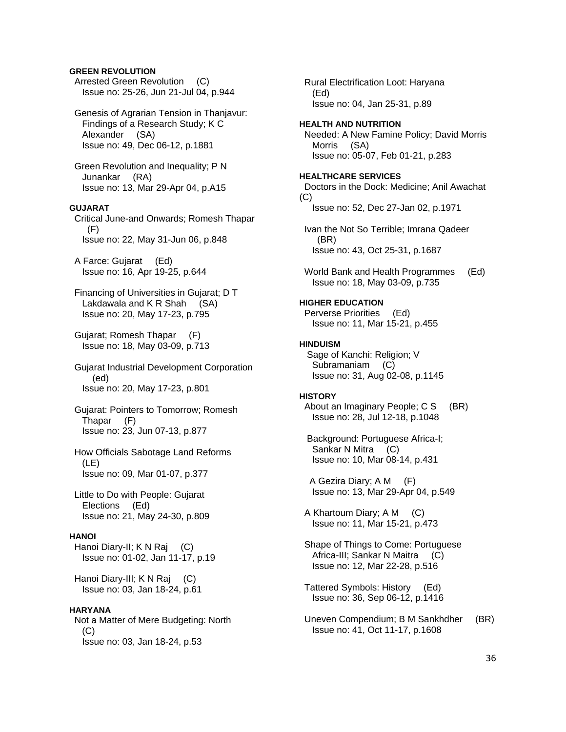**GREEN REVOLUTION**

Arrested Green Revolution (C)
Issue no: 25-26, Jun 21-Jul 04, p.944

Genesis of Agrarian Tension in Thanjavur: Findings of a Research Study; K C Alexander (SA)
Issue no: 49, Dec 06-12, p.1881

Green Revolution and Inequality; P N Junankar (RA)
Issue no: 13, Mar 29-Apr 04, p.A15

**GUJARAT**

Critical June-and Onwards; Romesh Thapar (F)
Issue no: 22, May 31-Jun 06, p.848

A Farce: Gujarat (Ed)
Issue no: 16, Apr 19-25, p.644

Financing of Universities in Gujarat; D T Lakdawala and K R Shah (SA)
Issue no: 20, May 17-23, p.795

Gujarat; Romesh Thapar (F)
Issue no: 18, May 03-09, p.713

Gujarat Industrial Development Corporation (ed)
Issue no: 20, May 17-23, p.801

Gujarat: Pointers to Tomorrow; Romesh Thapar (F)
Issue no: 23, Jun 07-13, p.877

How Officials Sabotage Land Reforms (LE)
Issue no: 09, Mar 01-07, p.377

Little to Do with People: Gujarat Elections (Ed)
Issue no: 21, May 24-30, p.809

**HANOI**

Hanoi Diary-II; K N Raj (C)
Issue no: 01-02, Jan 11-17, p.19

Hanoi Diary-III; K N Raj (C)
Issue no: 03, Jan 18-24, p.61

**HARYANA**

Not a Matter of Mere Budgeting: North (C)
Issue no: 03, Jan 18-24, p.53

Rural Electrification Loot: Haryana (Ed)
Issue no: 04, Jan 25-31, p.89

**HEALTH AND NUTRITION**

Needed: A New Famine Policy; David Morris Morris (SA)
Issue no: 05-07, Feb 01-21, p.283

**HEALTHCARE SERVICES**

Doctors in the Dock: Medicine; Anil Awachat (C)
Issue no: 52, Dec 27-Jan 02, p.1971

Ivan the Not So Terrible; Imrana Qadeer (BR)
Issue no: 43, Oct 25-31, p.1687

World Bank and Health Programmes (Ed)
Issue no: 18, May 03-09, p.735

**HIGHER EDUCATION**

Perverse Priorities (Ed)
Issue no: 11, Mar 15-21, p.455

**HINDUISM**

Sage of Kanchi: Religion; V Subramaniam (C)
Issue no: 31, Aug 02-08, p.1145

**HISTORY**

About an Imaginary People; C S (BR)
Issue no: 28, Jul 12-18, p.1048

Background: Portuguese Africa-I; Sankar N Mitra (C)
Issue no: 10, Mar 08-14, p.431

A Gezira Diary; A M (F)
Issue no: 13, Mar 29-Apr 04, p.549

A Khartoum Diary; A M (C)
Issue no: 11, Mar 15-21, p.473

Shape of Things to Come: Portuguese Africa-III; Sankar N Maitra (C)
Issue no: 12, Mar 22-28, p.516

Tattered Symbols: History (Ed)
Issue no: 36, Sep 06-12, p.1416

Uneven Compendium; B M Sankhdher (BR)
Issue no: 41, Oct 11-17, p.1608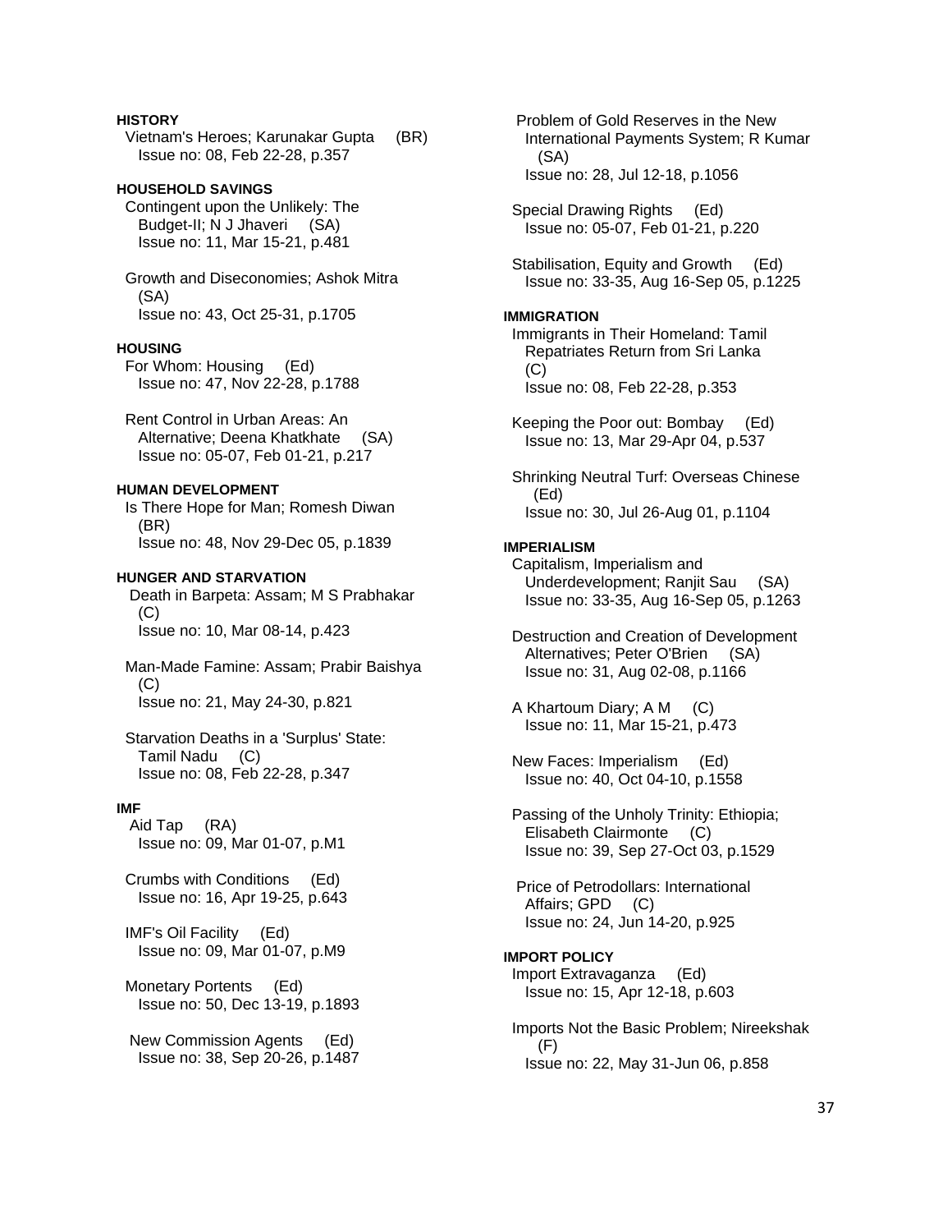**HISTORY**

Vietnam's Heroes; Karunakar Gupta (BR)
Issue no: 08, Feb 22-28, p.357

**HOUSEHOLD SAVINGS**

Contingent upon the Unlikely: The Budget-II; N J Jhaveri (SA)
Issue no: 11, Mar 15-21, p.481

Growth and Diseconomies; Ashok Mitra (SA)
Issue no: 43, Oct 25-31, p.1705

**HOUSING**

For Whom: Housing (Ed)
Issue no: 47, Nov 22-28, p.1788

Rent Control in Urban Areas: An Alternative; Deena Khatkhate (SA)
Issue no: 05-07, Feb 01-21, p.217

**HUMAN DEVELOPMENT**

Is There Hope for Man; Romesh Diwan (BR)
Issue no: 48, Nov 29-Dec 05, p.1839

**HUNGER AND STARVATION**

Death in Barpeta: Assam; M S Prabhakar (C)
Issue no: 10, Mar 08-14, p.423

Man-Made Famine: Assam; Prabir Baishya (C)
Issue no: 21, May 24-30, p.821

Starvation Deaths in a 'Surplus' State: Tamil Nadu (C)
Issue no: 08, Feb 22-28, p.347

**IMF**

Aid Tap (RA)
Issue no: 09, Mar 01-07, p.M1

Crumbs with Conditions (Ed)
Issue no: 16, Apr 19-25, p.643

IMF's Oil Facility (Ed)
Issue no: 09, Mar 01-07, p.M9

Monetary Portents (Ed)
Issue no: 50, Dec 13-19, p.1893

New Commission Agents (Ed)
Issue no: 38, Sep 20-26, p.1487

Problem of Gold Reserves in the New International Payments System; R Kumar (SA)
Issue no: 28, Jul 12-18, p.1056

Special Drawing Rights (Ed)
Issue no: 05-07, Feb 01-21, p.220

Stabilisation, Equity and Growth (Ed)
Issue no: 33-35, Aug 16-Sep 05, p.1225

**IMMIGRATION**

Immigrants in Their Homeland: Tamil Repatriates Return from Sri Lanka (C)
Issue no: 08, Feb 22-28, p.353

Keeping the Poor out: Bombay (Ed)
Issue no: 13, Mar 29-Apr 04, p.537

Shrinking Neutral Turf: Overseas Chinese (Ed)
Issue no: 30, Jul 26-Aug 01, p.1104

**IMPERIALISM**

Capitalism, Imperialism and Underdevelopment; Ranjit Sau (SA)
Issue no: 33-35, Aug 16-Sep 05, p.1263

Destruction and Creation of Development Alternatives; Peter O'Brien (SA)
Issue no: 31, Aug 02-08, p.1166

A Khartoum Diary; A M (C)
Issue no: 11, Mar 15-21, p.473

New Faces: Imperialism (Ed)
Issue no: 40, Oct 04-10, p.1558

Passing of the Unholy Trinity: Ethiopia; Elisabeth Clairmonte (C)
Issue no: 39, Sep 27-Oct 03, p.1529

Price of Petrodollars: International Affairs; GPD (C)
Issue no: 24, Jun 14-20, p.925

**IMPORT POLICY**

Import Extravaganza (Ed)
Issue no: 15, Apr 12-18, p.603

Imports Not the Basic Problem; Nireekshak (F)
Issue no: 22, May 31-Jun 06, p.858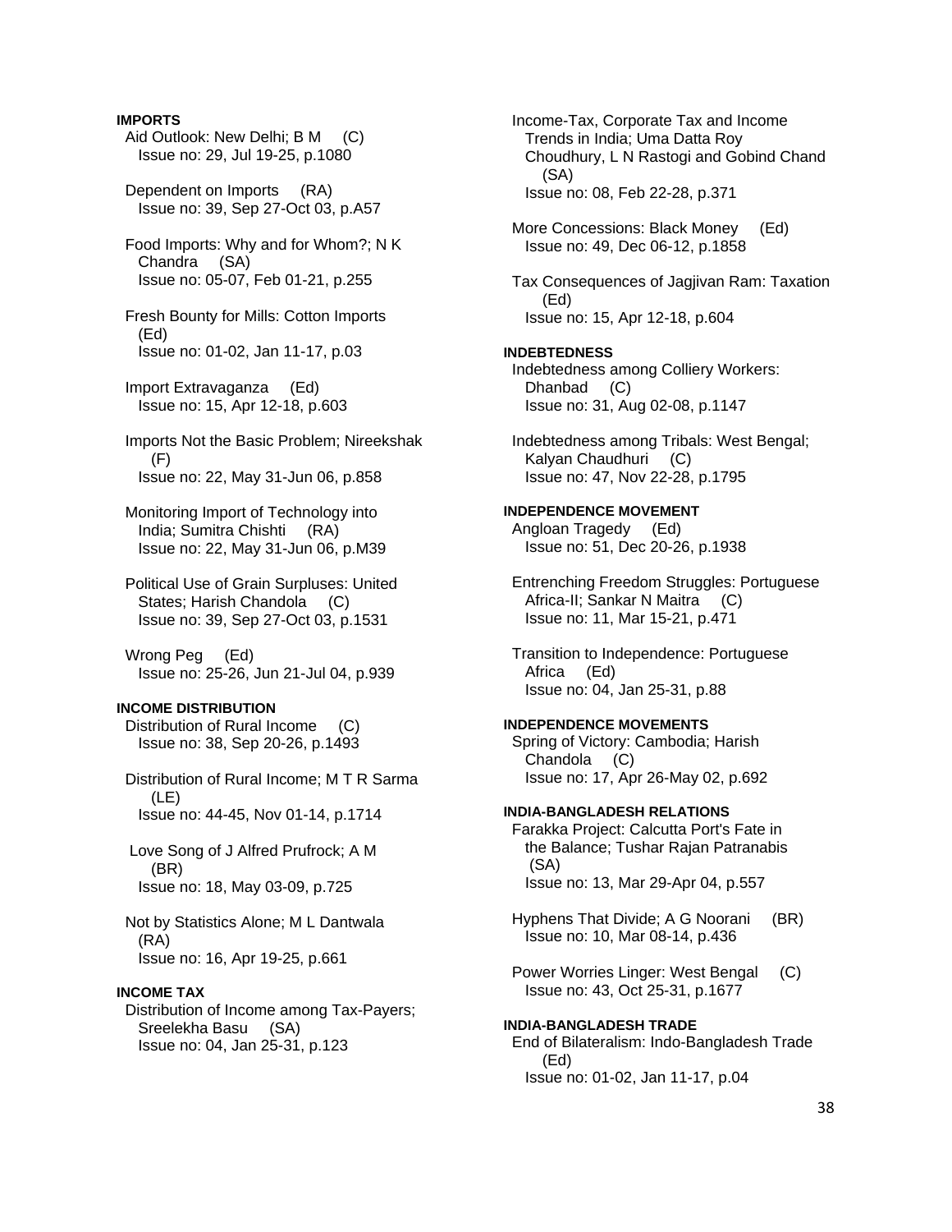**IMPORTS**

Aid Outlook: New Delhi; B M (C)
Issue no: 29, Jul 19-25, p.1080

Dependent on Imports (RA)
Issue no: 39, Sep 27-Oct 03, p.A57

Food Imports: Why and for Whom?; N K Chandra (SA)
Issue no: 05-07, Feb 01-21, p.255

Fresh Bounty for Mills: Cotton Imports (Ed)
Issue no: 01-02, Jan 11-17, p.03

Import Extravaganza (Ed)
Issue no: 15, Apr 12-18, p.603

Imports Not the Basic Problem; Nireekshak (F)
Issue no: 22, May 31-Jun 06, p.858

Monitoring Import of Technology into India; Sumitra Chishti (RA)
Issue no: 22, May 31-Jun 06, p.M39

Political Use of Grain Surpluses: United States; Harish Chandola (C)
Issue no: 39, Sep 27-Oct 03, p.1531

Wrong Peg (Ed)
Issue no: 25-26, Jun 21-Jul 04, p.939

**INCOME DISTRIBUTION**

Distribution of Rural Income (C)
Issue no: 38, Sep 20-26, p.1493

Distribution of Rural Income; M T R Sarma (LE)
Issue no: 44-45, Nov 01-14, p.1714

Love Song of J Alfred Prufrock; A M (BR)
Issue no: 18, May 03-09, p.725

Not by Statistics Alone; M L Dantwala (RA)
Issue no: 16, Apr 19-25, p.661

**INCOME TAX**

Distribution of Income among Tax-Payers; Sreelekha Basu (SA)
Issue no: 04, Jan 25-31, p.123

Income-Tax, Corporate Tax and Income Trends in India; Uma Datta Roy Choudhury, L N Rastogi and Gobind Chand (SA)
Issue no: 08, Feb 22-28, p.371

More Concessions: Black Money (Ed)
Issue no: 49, Dec 06-12, p.1858

Tax Consequences of Jagjivan Ram: Taxation (Ed)
Issue no: 15, Apr 12-18, p.604

**INDEBTEDNESS**

Indebtedness among Colliery Workers: Dhanbad (C)
Issue no: 31, Aug 02-08, p.1147

Indebtedness among Tribals: West Bengal; Kalyan Chaudhuri (C)
Issue no: 47, Nov 22-28, p.1795

**INDEPENDENCE MOVEMENT**

Angloan Tragedy (Ed)
Issue no: 51, Dec 20-26, p.1938

Entrenching Freedom Struggles: Portuguese Africa-II; Sankar N Maitra (C)
Issue no: 11, Mar 15-21, p.471

Transition to Independence: Portuguese Africa (Ed)
Issue no: 04, Jan 25-31, p.88

**INDEPENDENCE MOVEMENTS**

Spring of Victory: Cambodia; Harish Chandola (C)
Issue no: 17, Apr 26-May 02, p.692

**INDIA-BANGLADESH RELATIONS**

Farakka Project: Calcutta Port's Fate in the Balance; Tushar Rajan Patranabis (SA)
Issue no: 13, Mar 29-Apr 04, p.557

Hyphens That Divide; A G Noorani (BR)
Issue no: 10, Mar 08-14, p.436

Power Worries Linger: West Bengal (C)
Issue no: 43, Oct 25-31, p.1677

**INDIA-BANGLADESH TRADE**

End of Bilateralism: Indo-Bangladesh Trade (Ed)
Issue no: 01-02, Jan 11-17, p.04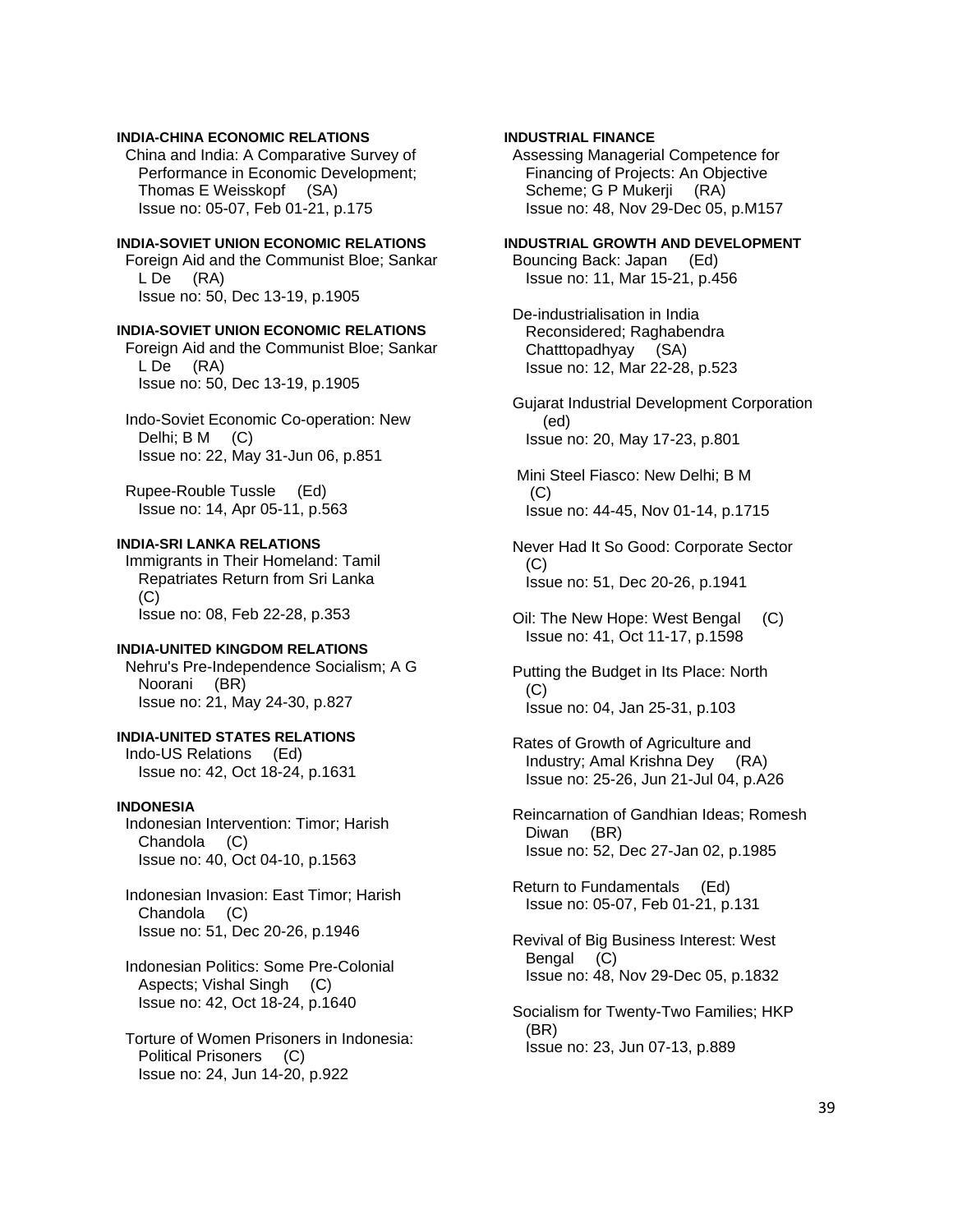**INDIA-CHINA ECONOMIC RELATIONS**

China and India: A Comparative Survey of Performance in Economic Development; Thomas E Weisskopf (SA)
Issue no: 05-07, Feb 01-21, p.175

**INDIA-SOVIET UNION ECONOMIC RELATIONS**

Foreign Aid and the Communist Bloe; Sankar L De (RA)
Issue no: 50, Dec 13-19, p.1905

**INDIA-SOVIET UNION ECONOMIC RELATIONS**

Foreign Aid and the Communist Bloe; Sankar L De (RA)
Issue no: 50, Dec 13-19, p.1905

Indo-Soviet Economic Co-operation: New Delhi; B M (C)
Issue no: 22, May 31-Jun 06, p.851

Rupee-Rouble Tussle (Ed)
Issue no: 14, Apr 05-11, p.563

**INDIA-SRI LANKA RELATIONS**

Immigrants in Their Homeland: Tamil Repatriates Return from Sri Lanka (C)
Issue no: 08, Feb 22-28, p.353

**INDIA-UNITED KINGDOM RELATIONS**

Nehru's Pre-Independence Socialism; A G Noorani (BR)
Issue no: 21, May 24-30, p.827

**INDIA-UNITED STATES RELATIONS**

Indo-US Relations (Ed)
Issue no: 42, Oct 18-24, p.1631

**INDONESIA**

Indonesian Intervention: Timor; Harish Chandola (C)
Issue no: 40, Oct 04-10, p.1563

Indonesian Invasion: East Timor; Harish Chandola (C)
Issue no: 51, Dec 20-26, p.1946

Indonesian Politics: Some Pre-Colonial Aspects; Vishal Singh (C)
Issue no: 42, Oct 18-24, p.1640

Torture of Women Prisoners in Indonesia: Political Prisoners (C)
Issue no: 24, Jun 14-20, p.922

**INDUSTRIAL FINANCE**

Assessing Managerial Competence for Financing of Projects: An Objective Scheme; G P Mukerji (RA)
Issue no: 48, Nov 29-Dec 05, p.M157

**INDUSTRIAL GROWTH AND DEVELOPMENT**

Bouncing Back: Japan (Ed)
Issue no: 11, Mar 15-21, p.456

De-industrialisation in India Reconsidered; Raghabendra Chatttopadhyay (SA)
Issue no: 12, Mar 22-28, p.523

Gujarat Industrial Development Corporation (ed)
Issue no: 20, May 17-23, p.801

Mini Steel Fiasco: New Delhi; B M (C)
Issue no: 44-45, Nov 01-14, p.1715

Never Had It So Good: Corporate Sector (C)
Issue no: 51, Dec 20-26, p.1941

Oil: The New Hope: West Bengal (C)
Issue no: 41, Oct 11-17, p.1598

Putting the Budget in Its Place: North (C)
Issue no: 04, Jan 25-31, p.103

Rates of Growth of Agriculture and Industry; Amal Krishna Dey (RA)
Issue no: 25-26, Jun 21-Jul 04, p.A26

Reincarnation of Gandhian Ideas; Romesh Diwan (BR)
Issue no: 52, Dec 27-Jan 02, p.1985

Return to Fundamentals (Ed)
Issue no: 05-07, Feb 01-21, p.131

Revival of Big Business Interest: West Bengal (C)
Issue no: 48, Nov 29-Dec 05, p.1832

Socialism for Twenty-Two Families; HKP (BR)
Issue no: 23, Jun 07-13, p.889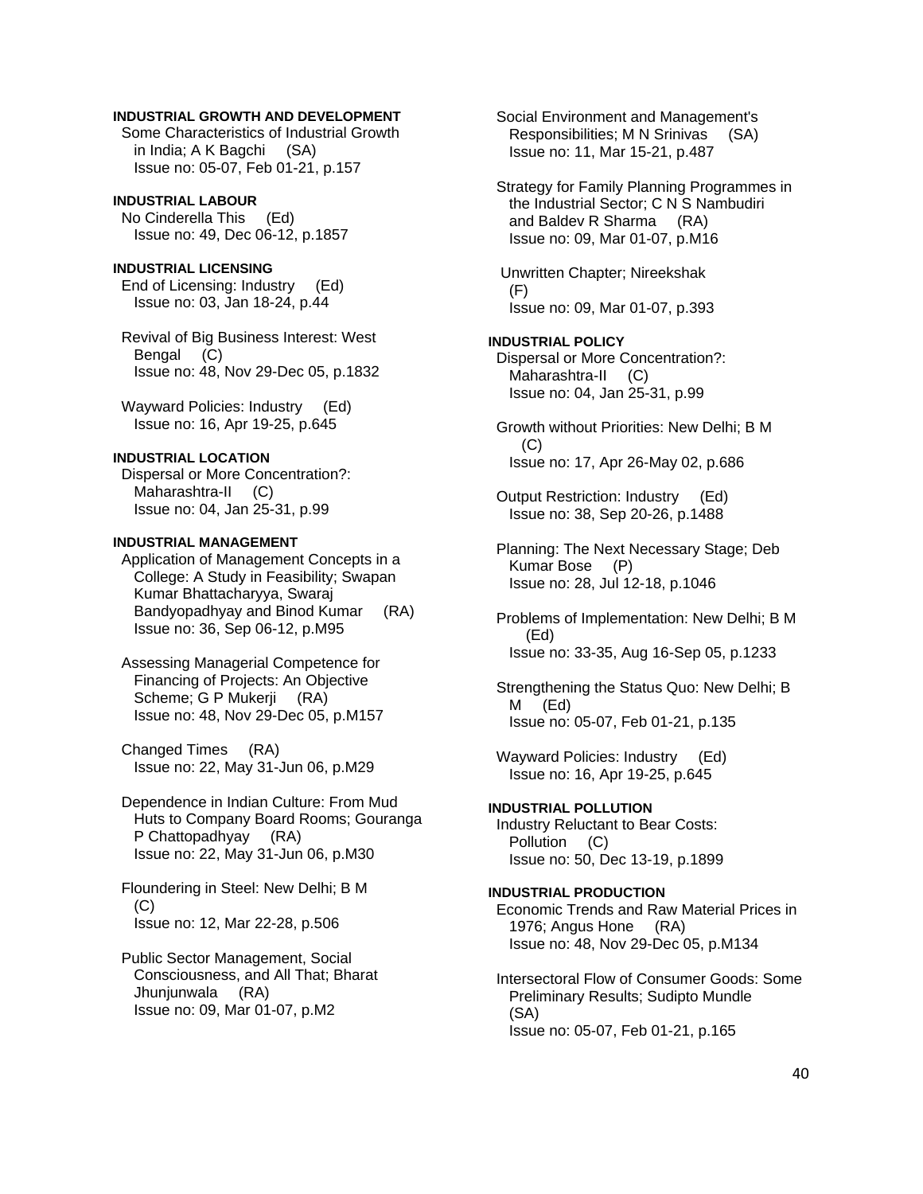**INDUSTRIAL GROWTH AND DEVELOPMENT**

Some Characteristics of Industrial Growth in India; A K Bagchi (SA)
Issue no: 05-07, Feb 01-21, p.157

**INDUSTRIAL LABOUR**

No Cinderella This (Ed)
Issue no: 49, Dec 06-12, p.1857

**INDUSTRIAL LICENSING**

End of Licensing: Industry (Ed)
Issue no: 03, Jan 18-24, p.44

Revival of Big Business Interest: West Bengal (C)
Issue no: 48, Nov 29-Dec 05, p.1832

Wayward Policies: Industry (Ed)
Issue no: 16, Apr 19-25, p.645

**INDUSTRIAL LOCATION**

Dispersal or More Concentration?: Maharashtra-II (C)
Issue no: 04, Jan 25-31, p.99

**INDUSTRIAL MANAGEMENT**

Application of Management Concepts in a College: A Study in Feasibility; Swapan Kumar Bhattacharyya, Swaraj Bandyopadhyay and Binod Kumar (RA)
Issue no: 36, Sep 06-12, p.M95

Assessing Managerial Competence for Financing of Projects: An Objective Scheme; G P Mukerji (RA)
Issue no: 48, Nov 29-Dec 05, p.M157

Changed Times (RA)
Issue no: 22, May 31-Jun 06, p.M29

Dependence in Indian Culture: From Mud Huts to Company Board Rooms; Gouranga P Chattopadhyay (RA)
Issue no: 22, May 31-Jun 06, p.M30

Floundering in Steel: New Delhi; B M (C)
Issue no: 12, Mar 22-28, p.506

Public Sector Management, Social Consciousness, and All That; Bharat Jhunjunwala (RA)
Issue no: 09, Mar 01-07, p.M2

Social Environment and Management's Responsibilities; M N Srinivas (SA)
Issue no: 11, Mar 15-21, p.487

Strategy for Family Planning Programmes in the Industrial Sector; C N S Nambudiri and Baldev R Sharma (RA)
Issue no: 09, Mar 01-07, p.M16

Unwritten Chapter; Nireekshak (F)
Issue no: 09, Mar 01-07, p.393

**INDUSTRIAL POLICY**

Dispersal or More Concentration?: Maharashtra-II (C)
Issue no: 04, Jan 25-31, p.99

Growth without Priorities: New Delhi; B M (C)
Issue no: 17, Apr 26-May 02, p.686

Output Restriction: Industry (Ed)
Issue no: 38, Sep 20-26, p.1488

Planning: The Next Necessary Stage; Deb Kumar Bose (P)
Issue no: 28, Jul 12-18, p.1046

Problems of Implementation: New Delhi; B M (Ed)
Issue no: 33-35, Aug 16-Sep 05, p.1233

Strengthening the Status Quo: New Delhi; B M (Ed)
Issue no: 05-07, Feb 01-21, p.135

Wayward Policies: Industry (Ed)
Issue no: 16, Apr 19-25, p.645

**INDUSTRIAL POLLUTION**

Industry Reluctant to Bear Costs: Pollution (C)
Issue no: 50, Dec 13-19, p.1899

**INDUSTRIAL PRODUCTION**

Economic Trends and Raw Material Prices in 1976; Angus Hone (RA)
Issue no: 48, Nov 29-Dec 05, p.M134

Intersectoral Flow of Consumer Goods: Some Preliminary Results; Sudipto Mundle (SA)
Issue no: 05-07, Feb 01-21, p.165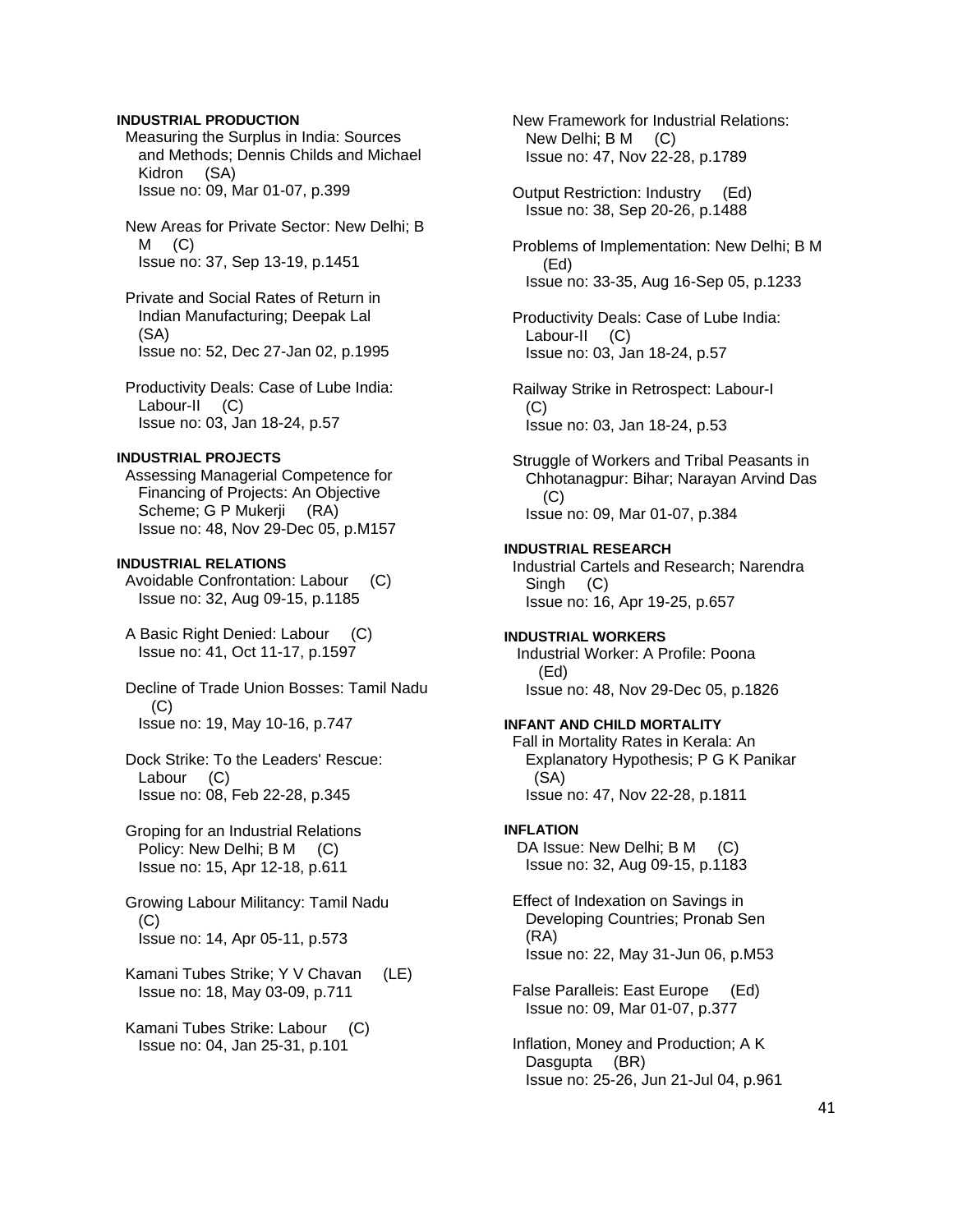**INDUSTRIAL PRODUCTION**

Measuring the Surplus in India: Sources and Methods; Dennis Childs and Michael Kidron (SA)
Issue no: 09, Mar 01-07, p.399

New Areas for Private Sector: New Delhi; B M (C)
Issue no: 37, Sep 13-19, p.1451

Private and Social Rates of Return in Indian Manufacturing; Deepak Lal (SA)
Issue no: 52, Dec 27-Jan 02, p.1995

Productivity Deals: Case of Lube India: Labour-II (C)
Issue no: 03, Jan 18-24, p.57

**INDUSTRIAL PROJECTS**

Assessing Managerial Competence for Financing of Projects: An Objective Scheme; G P Mukerji (RA)
Issue no: 48, Nov 29-Dec 05, p.M157

**INDUSTRIAL RELATIONS**

Avoidable Confrontation: Labour (C)
Issue no: 32, Aug 09-15, p.1185

A Basic Right Denied: Labour (C)
Issue no: 41, Oct 11-17, p.1597

Decline of Trade Union Bosses: Tamil Nadu (C)
Issue no: 19, May 10-16, p.747

Dock Strike: To the Leaders' Rescue: Labour (C)
Issue no: 08, Feb 22-28, p.345

Groping for an Industrial Relations Policy: New Delhi; B M (C)
Issue no: 15, Apr 12-18, p.611

Growing Labour Militancy: Tamil Nadu (C)
Issue no: 14, Apr 05-11, p.573

Kamani Tubes Strike; Y V Chavan (LE)
Issue no: 18, May 03-09, p.711

Kamani Tubes Strike: Labour (C)
Issue no: 04, Jan 25-31, p.101

New Framework for Industrial Relations: New Delhi; B M (C)
Issue no: 47, Nov 22-28, p.1789

Output Restriction: Industry (Ed)
Issue no: 38, Sep 20-26, p.1488

Problems of Implementation: New Delhi; B M (Ed)
Issue no: 33-35, Aug 16-Sep 05, p.1233

Productivity Deals: Case of Lube India: Labour-II (C)
Issue no: 03, Jan 18-24, p.57

Railway Strike in Retrospect: Labour-I (C)
Issue no: 03, Jan 18-24, p.53

Struggle of Workers and Tribal Peasants in Chhotanagpur: Bihar; Narayan Arvind Das (C)
Issue no: 09, Mar 01-07, p.384

**INDUSTRIAL RESEARCH**

Industrial Cartels and Research; Narendra Singh (C)
Issue no: 16, Apr 19-25, p.657

**INDUSTRIAL WORKERS**

Industrial Worker: A Profile: Poona (Ed)
Issue no: 48, Nov 29-Dec 05, p.1826

**INFANT AND CHILD MORTALITY**

Fall in Mortality Rates in Kerala: An Explanatory Hypothesis; P G K Panikar (SA)
Issue no: 47, Nov 22-28, p.1811

**INFLATION**

DA Issue: New Delhi; B M (C)
Issue no: 32, Aug 09-15, p.1183

Effect of Indexation on Savings in Developing Countries; Pronab Sen (RA)
Issue no: 22, May 31-Jun 06, p.M53

False Paralleis: East Europe (Ed)
Issue no: 09, Mar 01-07, p.377

Inflation, Money and Production; A K Dasgupta (BR)
Issue no: 25-26, Jun 21-Jul 04, p.961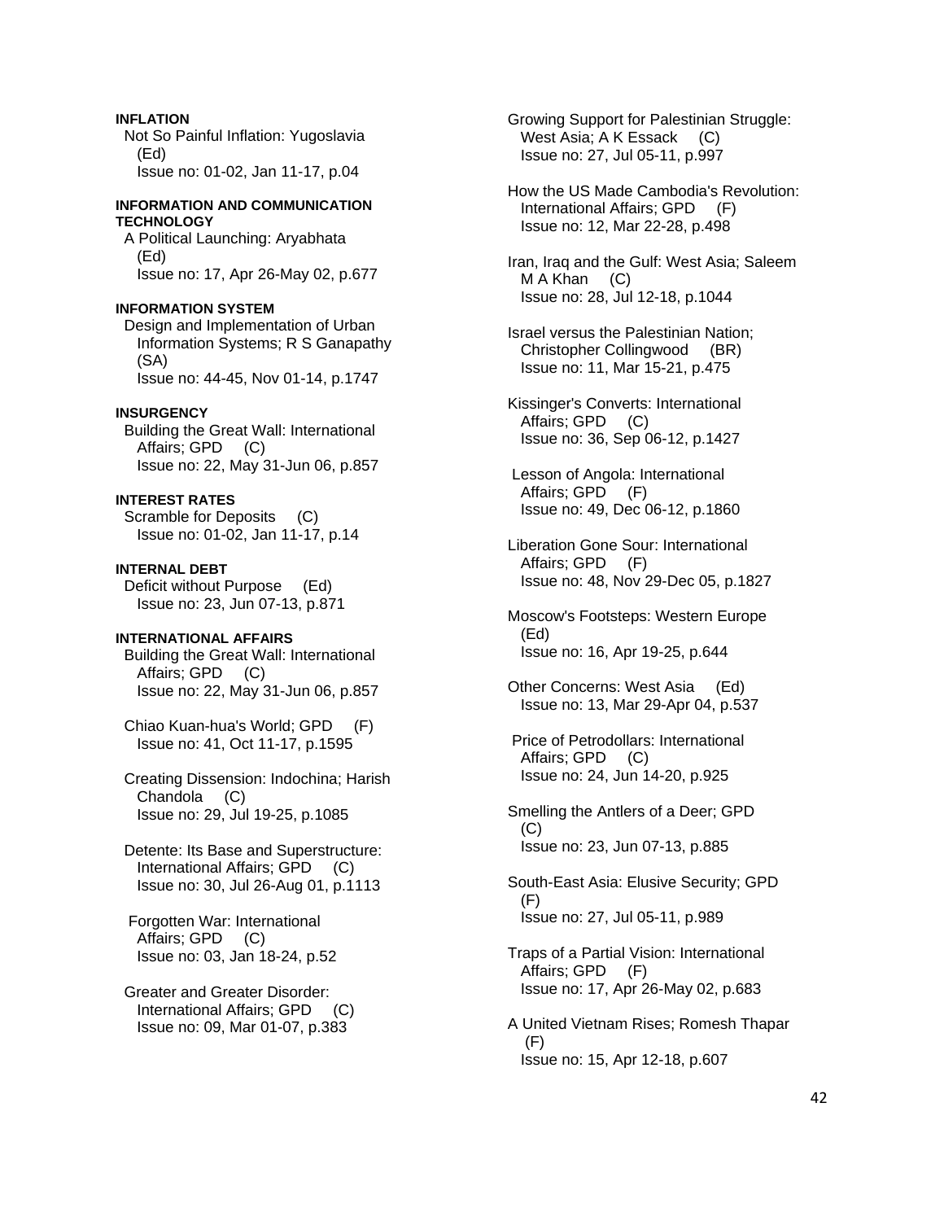**INFLATION**

Not So Painful Inflation: Yugoslavia (Ed)
Issue no: 01-02, Jan 11-17, p.04

**INFORMATION AND COMMUNICATION TECHNOLOGY**

A Political Launching: Aryabhata (Ed)
Issue no: 17, Apr 26-May 02, p.677

**INFORMATION SYSTEM**

Design and Implementation of Urban Information Systems; R S Ganapathy (SA)
Issue no: 44-45, Nov 01-14, p.1747

**INSURGENCY**

Building the Great Wall: International Affairs; GPD (C)
Issue no: 22, May 31-Jun 06, p.857

**INTEREST RATES**

Scramble for Deposits (C)
Issue no: 01-02, Jan 11-17, p.14

**INTERNAL DEBT**

Deficit without Purpose (Ed)
Issue no: 23, Jun 07-13, p.871

**INTERNATIONAL AFFAIRS**

Building the Great Wall: International Affairs; GPD (C)
Issue no: 22, May 31-Jun 06, p.857

Chiao Kuan-hua's World; GPD (F)
Issue no: 41, Oct 11-17, p.1595

Creating Dissension: Indochina; Harish Chandola (C)
Issue no: 29, Jul 19-25, p.1085

Detente: Its Base and Superstructure: International Affairs; GPD (C)
Issue no: 30, Jul 26-Aug 01, p.1113

Forgotten War: International Affairs; GPD (C)
Issue no: 03, Jan 18-24, p.52

Greater and Greater Disorder: International Affairs; GPD (C)
Issue no: 09, Mar 01-07, p.383

Growing Support for Palestinian Struggle: West Asia; A K Essack (C)
Issue no: 27, Jul 05-11, p.997

How the US Made Cambodia's Revolution: International Affairs; GPD (F)
Issue no: 12, Mar 22-28, p.498

Iran, Iraq and the Gulf: West Asia; Saleem M A Khan (C)
Issue no: 28, Jul 12-18, p.1044

Israel versus the Palestinian Nation; Christopher Collingwood (BR)
Issue no: 11, Mar 15-21, p.475

Kissinger's Converts: International Affairs; GPD (C)
Issue no: 36, Sep 06-12, p.1427

Lesson of Angola: International Affairs; GPD (F)
Issue no: 49, Dec 06-12, p.1860

Liberation Gone Sour: International Affairs; GPD (F)
Issue no: 48, Nov 29-Dec 05, p.1827

Moscow's Footsteps: Western Europe (Ed)
Issue no: 16, Apr 19-25, p.644

Other Concerns: West Asia (Ed)
Issue no: 13, Mar 29-Apr 04, p.537

Price of Petrodollars: International Affairs; GPD (C)
Issue no: 24, Jun 14-20, p.925

Smelling the Antlers of a Deer; GPD (C)
Issue no: 23, Jun 07-13, p.885

South-East Asia: Elusive Security; GPD (F)
Issue no: 27, Jul 05-11, p.989

Traps of a Partial Vision: International Affairs; GPD (F)
Issue no: 17, Apr 26-May 02, p.683

A United Vietnam Rises; Romesh Thapar (F)
Issue no: 15, Apr 12-18, p.607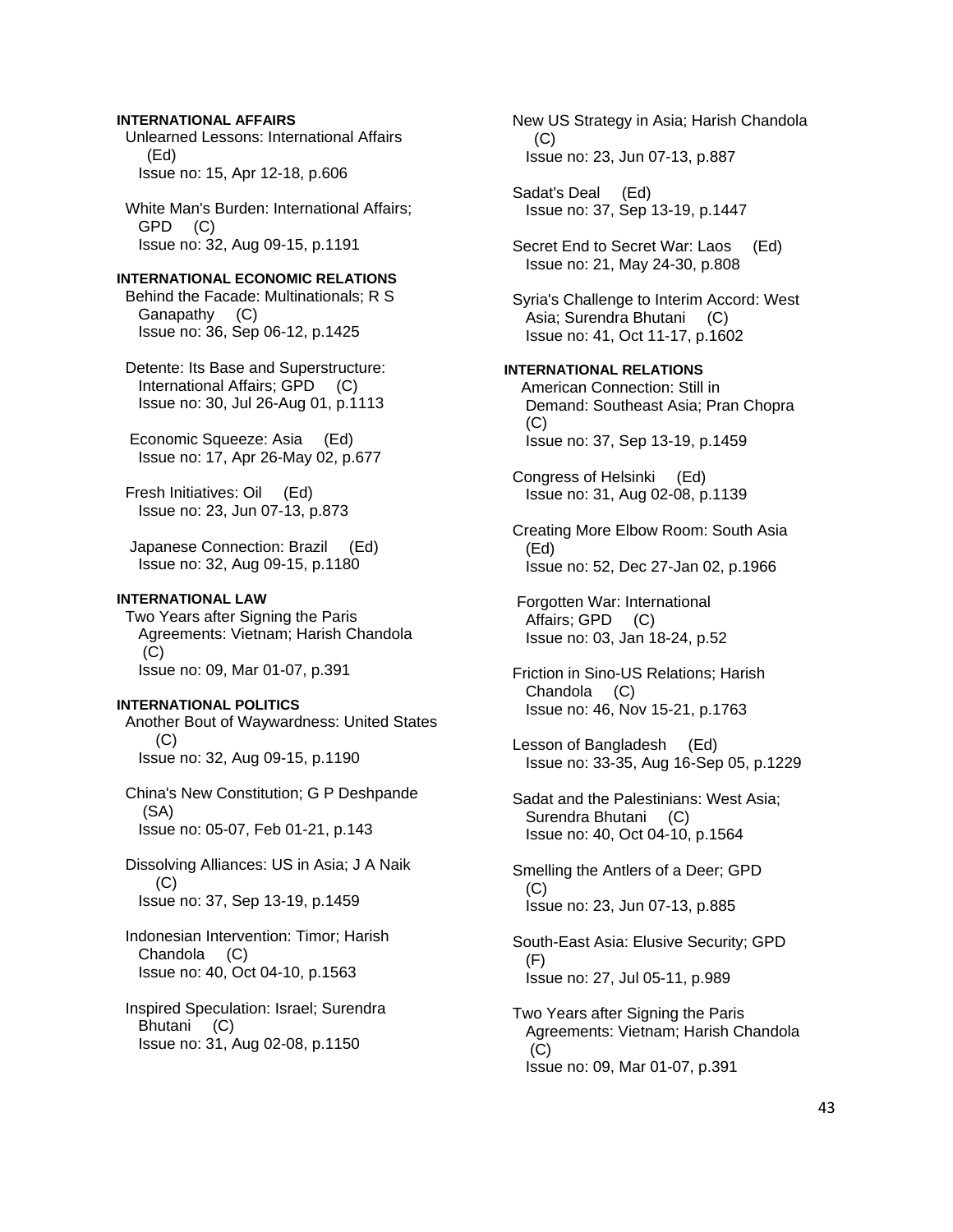**INTERNATIONAL AFFAIRS**

Unlearned Lessons: International Affairs (Ed)
Issue no: 15, Apr 12-18, p.606

White Man's Burden: International Affairs; GPD (C)
Issue no: 32, Aug 09-15, p.1191

**INTERNATIONAL ECONOMIC RELATIONS**

Behind the Facade: Multinationals; R S Ganapathy (C)
Issue no: 36, Sep 06-12, p.1425

Detente: Its Base and Superstructure: International Affairs; GPD (C)
Issue no: 30, Jul 26-Aug 01, p.1113

Economic Squeeze: Asia (Ed)
Issue no: 17, Apr 26-May 02, p.677

Fresh Initiatives: Oil (Ed)
Issue no: 23, Jun 07-13, p.873

Japanese Connection: Brazil (Ed)
Issue no: 32, Aug 09-15, p.1180

**INTERNATIONAL LAW**

Two Years after Signing the Paris Agreements: Vietnam; Harish Chandola (C)
Issue no: 09, Mar 01-07, p.391

**INTERNATIONAL POLITICS**

Another Bout of Waywardness: United States (C)
Issue no: 32, Aug 09-15, p.1190

China's New Constitution; G P Deshpande (SA)
Issue no: 05-07, Feb 01-21, p.143

Dissolving Alliances: US in Asia; J A Naik (C)
Issue no: 37, Sep 13-19, p.1459

Indonesian Intervention: Timor; Harish Chandola (C)
Issue no: 40, Oct 04-10, p.1563

Inspired Speculation: Israel; Surendra Bhutani (C)
Issue no: 31, Aug 02-08, p.1150

New US Strategy in Asia; Harish Chandola (C)
Issue no: 23, Jun 07-13, p.887

Sadat's Deal (Ed)
Issue no: 37, Sep 13-19, p.1447

Secret End to Secret War: Laos (Ed)
Issue no: 21, May 24-30, p.808

Syria's Challenge to Interim Accord: West Asia; Surendra Bhutani (C)
Issue no: 41, Oct 11-17, p.1602

**INTERNATIONAL RELATIONS**

American Connection: Still in Demand: Southeast Asia; Pran Chopra (C)
Issue no: 37, Sep 13-19, p.1459

Congress of Helsinki (Ed)
Issue no: 31, Aug 02-08, p.1139

Creating More Elbow Room: South Asia (Ed)
Issue no: 52, Dec 27-Jan 02, p.1966

Forgotten War: International Affairs; GPD (C)
Issue no: 03, Jan 18-24, p.52

Friction in Sino-US Relations; Harish Chandola (C)
Issue no: 46, Nov 15-21, p.1763

Lesson of Bangladesh (Ed)
Issue no: 33-35, Aug 16-Sep 05, p.1229

Sadat and the Palestinians: West Asia; Surendra Bhutani (C)
Issue no: 40, Oct 04-10, p.1564

Smelling the Antlers of a Deer; GPD (C)
Issue no: 23, Jun 07-13, p.885

South-East Asia: Elusive Security; GPD (F)
Issue no: 27, Jul 05-11, p.989

Two Years after Signing the Paris Agreements: Vietnam; Harish Chandola (C)
Issue no: 09, Mar 01-07, p.391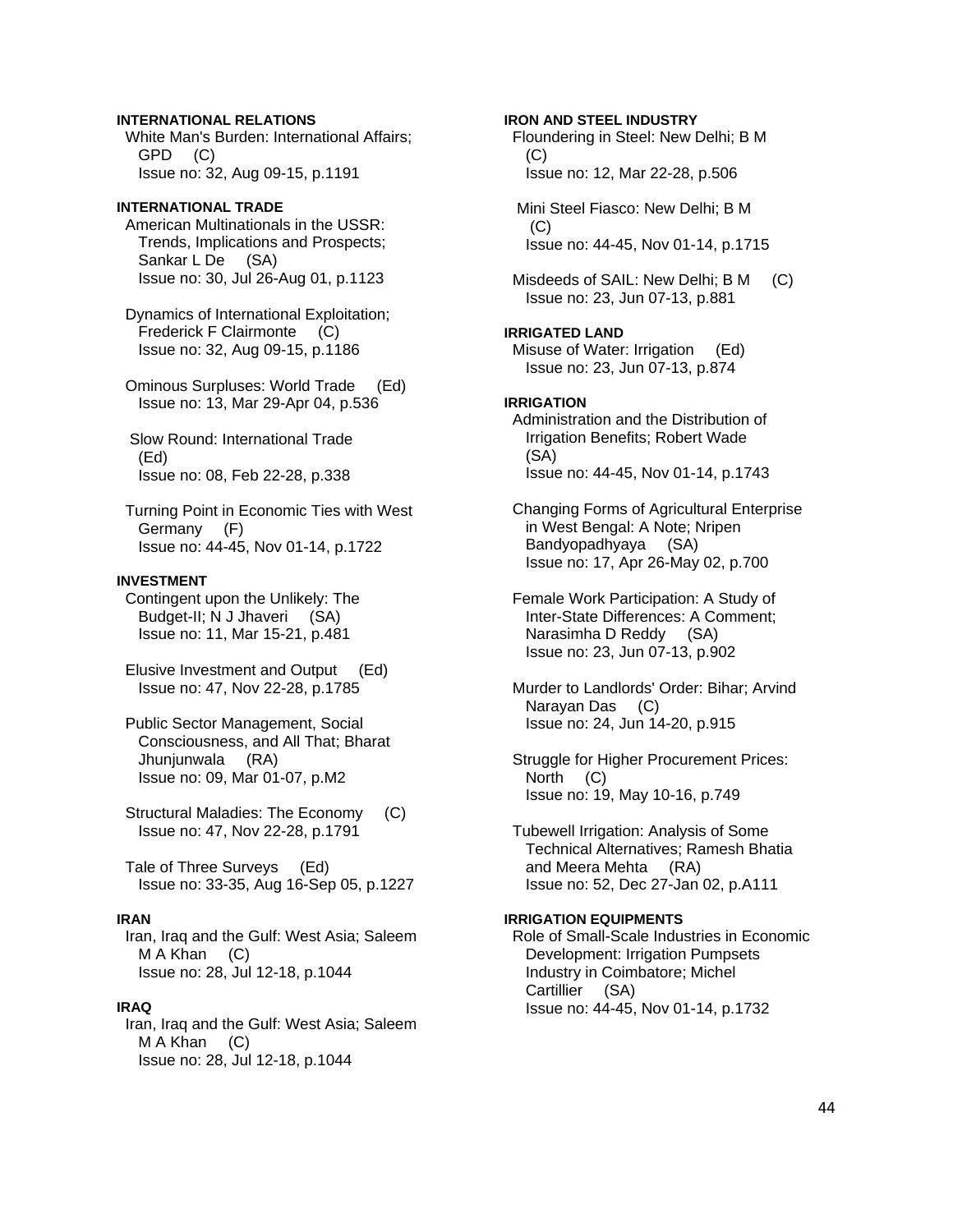**INTERNATIONAL RELATIONS**

White Man's Burden: International Affairs; GPD (C)
Issue no: 32, Aug 09-15, p.1191

**INTERNATIONAL TRADE**

American Multinationals in the USSR: Trends, Implications and Prospects; Sankar L De (SA)
Issue no: 30, Jul 26-Aug 01, p.1123

Dynamics of International Exploitation; Frederick F Clairmonte (C)
Issue no: 32, Aug 09-15, p.1186

Ominous Surpluses: World Trade (Ed)
Issue no: 13, Mar 29-Apr 04, p.536

Slow Round: International Trade (Ed)
Issue no: 08, Feb 22-28, p.338

Turning Point in Economic Ties with West Germany (F)
Issue no: 44-45, Nov 01-14, p.1722

**INVESTMENT**

Contingent upon the Unlikely: The Budget-II; N J Jhaveri (SA)
Issue no: 11, Mar 15-21, p.481

Elusive Investment and Output (Ed)
Issue no: 47, Nov 22-28, p.1785

Public Sector Management, Social Consciousness, and All That; Bharat Jhunjunwala (RA)
Issue no: 09, Mar 01-07, p.M2

Structural Maladies: The Economy (C)
Issue no: 47, Nov 22-28, p.1791

Tale of Three Surveys (Ed)
Issue no: 33-35, Aug 16-Sep 05, p.1227

**IRAN**

Iran, Iraq and the Gulf: West Asia; Saleem M A Khan (C)
Issue no: 28, Jul 12-18, p.1044

**IRAQ**

Iran, Iraq and the Gulf: West Asia; Saleem M A Khan (C)
Issue no: 28, Jul 12-18, p.1044

**IRON AND STEEL INDUSTRY**

Floundering in Steel: New Delhi; B M (C)
Issue no: 12, Mar 22-28, p.506

Mini Steel Fiasco: New Delhi; B M (C)
Issue no: 44-45, Nov 01-14, p.1715

Misdeeds of SAIL: New Delhi; B M (C)
Issue no: 23, Jun 07-13, p.881

**IRRIGATED LAND**

Misuse of Water: Irrigation (Ed)
Issue no: 23, Jun 07-13, p.874

**IRRIGATION**

Administration and the Distribution of Irrigation Benefits; Robert Wade (SA)
Issue no: 44-45, Nov 01-14, p.1743

Changing Forms of Agricultural Enterprise in West Bengal: A Note; Nripen Bandyopadhyaya (SA)
Issue no: 17, Apr 26-May 02, p.700

Female Work Participation: A Study of Inter-State Differences: A Comment; Narasimha D Reddy (SA)
Issue no: 23, Jun 07-13, p.902

Murder to Landlords' Order: Bihar; Arvind Narayan Das (C)
Issue no: 24, Jun 14-20, p.915

Struggle for Higher Procurement Prices: North (C)
Issue no: 19, May 10-16, p.749

Tubewell Irrigation: Analysis of Some Technical Alternatives; Ramesh Bhatia and Meera Mehta (RA)
Issue no: 52, Dec 27-Jan 02, p.A111

**IRRIGATION EQUIPMENTS**

Role of Small-Scale Industries in Economic Development: Irrigation Pumpsets Industry in Coimbatore; Michel Cartillier (SA)
Issue no: 44-45, Nov 01-14, p.1732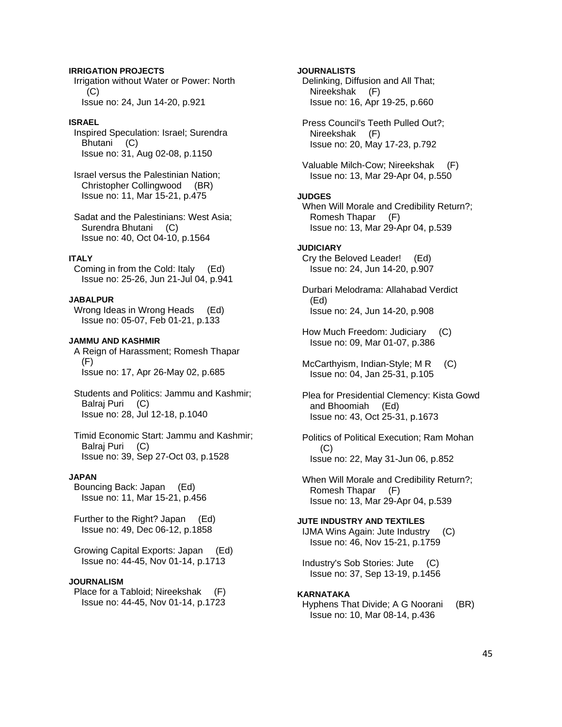**IRRIGATION PROJECTS**

Irrigation without Water or Power: North (C)
Issue no: 24, Jun 14-20, p.921

**ISRAEL**

Inspired Speculation: Israel; Surendra Bhutani (C)
Issue no: 31, Aug 02-08, p.1150

Israel versus the Palestinian Nation; Christopher Collingwood (BR)
Issue no: 11, Mar 15-21, p.475

Sadat and the Palestinians: West Asia; Surendra Bhutani (C)
Issue no: 40, Oct 04-10, p.1564

**ITALY**

Coming in from the Cold: Italy (Ed)
Issue no: 25-26, Jun 21-Jul 04, p.941

**JABALPUR**

Wrong Ideas in Wrong Heads (Ed)
Issue no: 05-07, Feb 01-21, p.133

**JAMMU AND KASHMIR**

A Reign of Harassment; Romesh Thapar (F)
Issue no: 17, Apr 26-May 02, p.685

Students and Politics: Jammu and Kashmir; Balraj Puri (C)
Issue no: 28, Jul 12-18, p.1040

Timid Economic Start: Jammu and Kashmir; Balraj Puri (C)
Issue no: 39, Sep 27-Oct 03, p.1528

**JAPAN**

Bouncing Back: Japan (Ed)
Issue no: 11, Mar 15-21, p.456

Further to the Right? Japan (Ed)
Issue no: 49, Dec 06-12, p.1858

Growing Capital Exports: Japan (Ed)
Issue no: 44-45, Nov 01-14, p.1713

**JOURNALISM**

Place for a Tabloid; Nireekshak (F)
Issue no: 44-45, Nov 01-14, p.1723

**JOURNALISTS**

Delinking, Diffusion and All That; Nireekshak (F)
Issue no: 16, Apr 19-25, p.660

Press Council's Teeth Pulled Out?; Nireekshak (F)
Issue no: 20, May 17-23, p.792

Valuable Milch-Cow; Nireekshak (F)
Issue no: 13, Mar 29-Apr 04, p.550

**JUDGES**

When Will Morale and Credibility Return?; Romesh Thapar (F)
Issue no: 13, Mar 29-Apr 04, p.539

**JUDICIARY**

Cry the Beloved Leader! (Ed)
Issue no: 24, Jun 14-20, p.907

Durbari Melodrama: Allahabad Verdict (Ed)
Issue no: 24, Jun 14-20, p.908

How Much Freedom: Judiciary (C)
Issue no: 09, Mar 01-07, p.386

McCarthyism, Indian-Style; M R (C)
Issue no: 04, Jan 25-31, p.105

Plea for Presidential Clemency: Kista Gowd and Bhoomiah (Ed)
Issue no: 43, Oct 25-31, p.1673

Politics of Political Execution; Ram Mohan (C)
Issue no: 22, May 31-Jun 06, p.852

When Will Morale and Credibility Return?; Romesh Thapar (F)
Issue no: 13, Mar 29-Apr 04, p.539

**JUTE INDUSTRY AND TEXTILES**

IJMA Wins Again: Jute Industry (C)
Issue no: 46, Nov 15-21, p.1759

Industry's Sob Stories: Jute (C)
Issue no: 37, Sep 13-19, p.1456

**KARNATAKA**

Hyphens That Divide; A G Noorani (BR)
Issue no: 10, Mar 08-14, p.436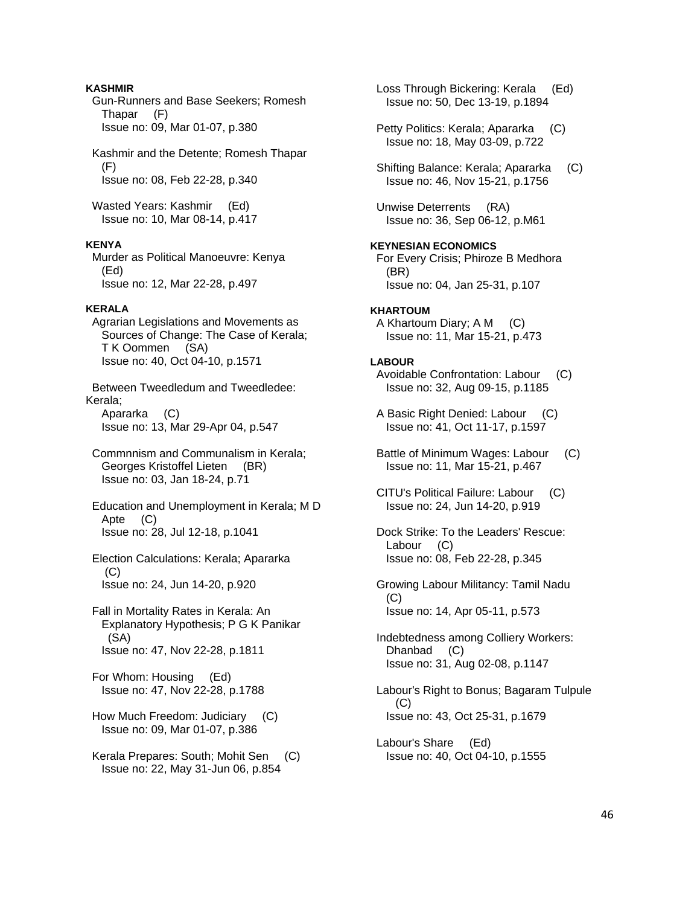**KASHMIR**

Gun-Runners and Base Seekers; Romesh Thapar (F)
Issue no: 09, Mar 01-07, p.380

Kashmir and the Detente; Romesh Thapar (F)
Issue no: 08, Feb 22-28, p.340

Wasted Years: Kashmir (Ed)
Issue no: 10, Mar 08-14, p.417

**KENYA**

Murder as Political Manoeuvre: Kenya (Ed)
Issue no: 12, Mar 22-28, p.497

**KERALA**

Agrarian Legislations and Movements as Sources of Change: The Case of Kerala; T K Oommen (SA)
Issue no: 40, Oct 04-10, p.1571

Between Tweedledum and Tweedledee: Kerala; Apararka (C)
Issue no: 13, Mar 29-Apr 04, p.547

Commnnism and Communalism in Kerala; Georges Kristoffel Lieten (BR)
Issue no: 03, Jan 18-24, p.71

Education and Unemployment in Kerala; M D Apte (C)
Issue no: 28, Jul 12-18, p.1041

Election Calculations: Kerala; Apararka (C)
Issue no: 24, Jun 14-20, p.920

Fall in Mortality Rates in Kerala: An Explanatory Hypothesis; P G K Panikar (SA)
Issue no: 47, Nov 22-28, p.1811

For Whom: Housing (Ed)
Issue no: 47, Nov 22-28, p.1788

How Much Freedom: Judiciary (C)
Issue no: 09, Mar 01-07, p.386

Kerala Prepares: South; Mohit Sen (C)
Issue no: 22, May 31-Jun 06, p.854

Loss Through Bickering: Kerala (Ed)
Issue no: 50, Dec 13-19, p.1894

Petty Politics: Kerala; Apararka (C)
Issue no: 18, May 03-09, p.722

Shifting Balance: Kerala; Apararka (C)
Issue no: 46, Nov 15-21, p.1756

Unwise Deterrents (RA)
Issue no: 36, Sep 06-12, p.M61

**KEYNESIAN ECONOMICS**

For Every Crisis; Phiroze B Medhora (BR)
Issue no: 04, Jan 25-31, p.107

**KHARTOUM**

A Khartoum Diary; A M (C)
Issue no: 11, Mar 15-21, p.473

**LABOUR**

Avoidable Confrontation: Labour (C)
Issue no: 32, Aug 09-15, p.1185

A Basic Right Denied: Labour (C)
Issue no: 41, Oct 11-17, p.1597

Battle of Minimum Wages: Labour (C)
Issue no: 11, Mar 15-21, p.467

CITU's Political Failure: Labour (C)
Issue no: 24, Jun 14-20, p.919

Dock Strike: To the Leaders' Rescue: Labour (C)
Issue no: 08, Feb 22-28, p.345

Growing Labour Militancy: Tamil Nadu (C)
Issue no: 14, Apr 05-11, p.573

Indebtedness among Colliery Workers: Dhanbad (C)
Issue no: 31, Aug 02-08, p.1147

Labour's Right to Bonus; Bagaram Tulpule (C)
Issue no: 43, Oct 25-31, p.1679

Labour's Share (Ed)
Issue no: 40, Oct 04-10, p.1555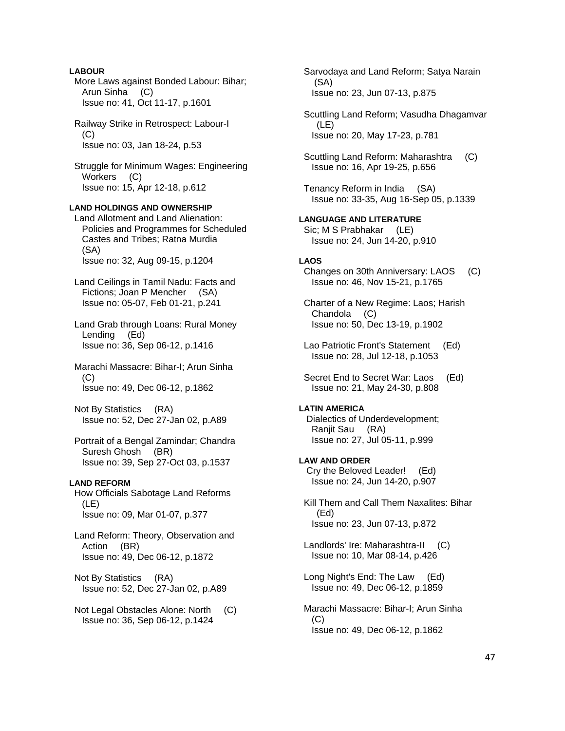**LABOUR**

More Laws against Bonded Labour: Bihar; Arun Sinha (C)
Issue no: 41, Oct 11-17, p.1601

Railway Strike in Retrospect: Labour-I (C)
Issue no: 03, Jan 18-24, p.53

Struggle for Minimum Wages: Engineering Workers (C)
Issue no: 15, Apr 12-18, p.612

**LAND HOLDINGS AND OWNERSHIP**

Land Allotment and Land Alienation: Policies and Programmes for Scheduled Castes and Tribes; Ratna Murdia (SA)
Issue no: 32, Aug 09-15, p.1204

Land Ceilings in Tamil Nadu: Facts and Fictions; Joan P Mencher (SA)
Issue no: 05-07, Feb 01-21, p.241

Land Grab through Loans: Rural Money Lending (Ed)
Issue no: 36, Sep 06-12, p.1416

Marachi Massacre: Bihar-I; Arun Sinha (C)
Issue no: 49, Dec 06-12, p.1862

Not By Statistics (RA)
Issue no: 52, Dec 27-Jan 02, p.A89

Portrait of a Bengal Zamindar; Chandra Suresh Ghosh (BR)
Issue no: 39, Sep 27-Oct 03, p.1537

**LAND REFORM**

How Officials Sabotage Land Reforms (LE)
Issue no: 09, Mar 01-07, p.377

Land Reform: Theory, Observation and Action (BR)
Issue no: 49, Dec 06-12, p.1872

Not By Statistics (RA)
Issue no: 52, Dec 27-Jan 02, p.A89

Not Legal Obstacles Alone: North (C)
Issue no: 36, Sep 06-12, p.1424

Sarvodaya and Land Reform; Satya Narain (SA)
Issue no: 23, Jun 07-13, p.875

Scuttling Land Reform; Vasudha Dhagamvar (LE)
Issue no: 20, May 17-23, p.781

Scuttling Land Reform: Maharashtra (C)
Issue no: 16, Apr 19-25, p.656

Tenancy Reform in India (SA)
Issue no: 33-35, Aug 16-Sep 05, p.1339

**LANGUAGE AND LITERATURE**

Sic; M S Prabhakar (LE)
Issue no: 24, Jun 14-20, p.910

**LAOS**

Changes on 30th Anniversary: LAOS (C)
Issue no: 46, Nov 15-21, p.1765

Charter of a New Regime: Laos; Harish Chandola (C)
Issue no: 50, Dec 13-19, p.1902

Lao Patriotic Front's Statement (Ed)
Issue no: 28, Jul 12-18, p.1053

Secret End to Secret War: Laos (Ed)
Issue no: 21, May 24-30, p.808

**LATIN AMERICA**

Dialectics of Underdevelopment; Ranjit Sau (RA)
Issue no: 27, Jul 05-11, p.999

**LAW AND ORDER**

Cry the Beloved Leader! (Ed)
Issue no: 24, Jun 14-20, p.907

Kill Them and Call Them Naxalites: Bihar (Ed)
Issue no: 23, Jun 07-13, p.872

Landlords' Ire: Maharashtra-II (C)
Issue no: 10, Mar 08-14, p.426

Long Night's End: The Law (Ed)
Issue no: 49, Dec 06-12, p.1859

Marachi Massacre: Bihar-I; Arun Sinha (C)
Issue no: 49, Dec 06-12, p.1862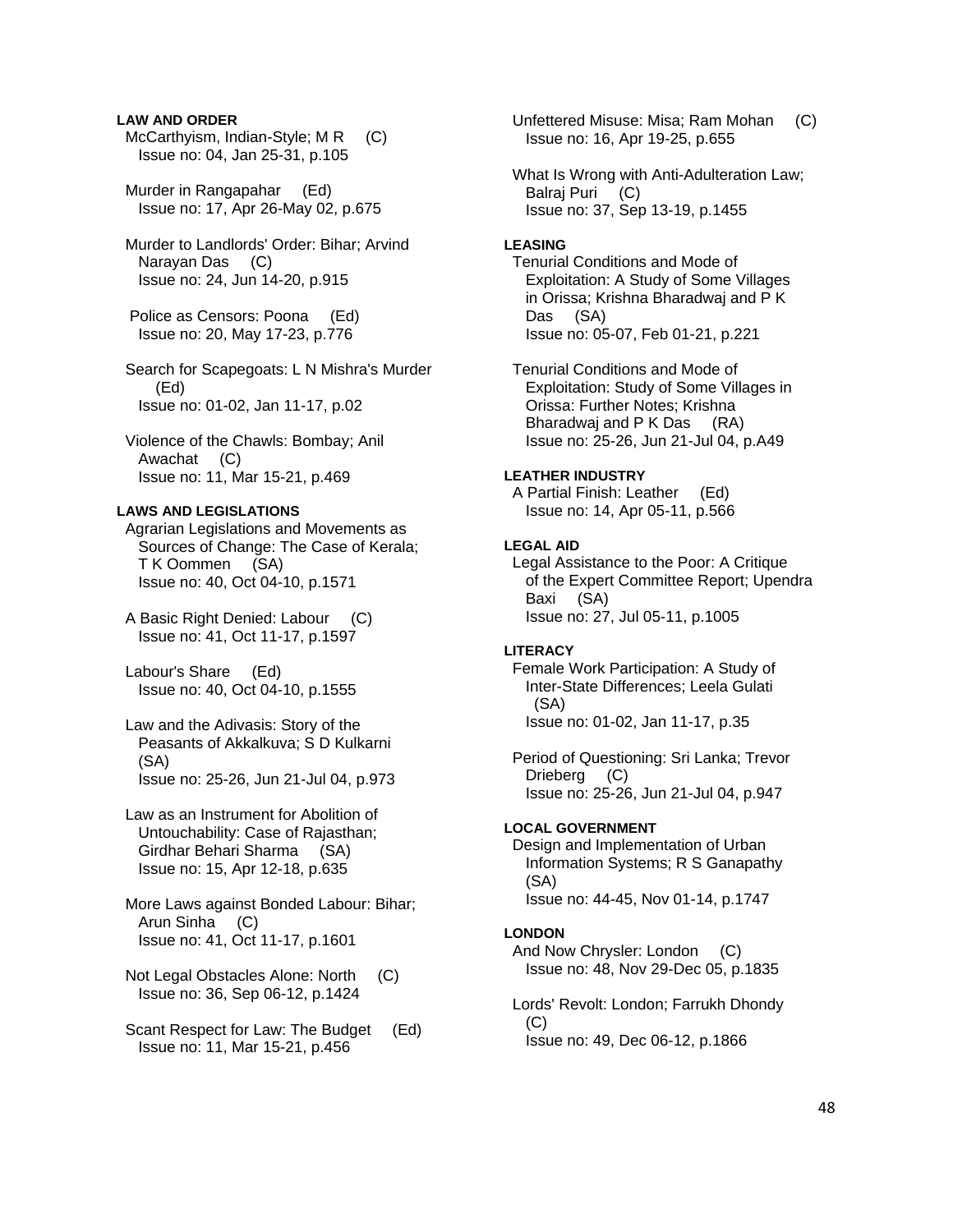**LAW AND ORDER**

McCarthyism, Indian-Style; M R (C)
Issue no: 04, Jan 25-31, p.105

Murder in Rangapahar (Ed)
Issue no: 17, Apr 26-May 02, p.675

Murder to Landlords' Order: Bihar; Arvind Narayan Das (C)
Issue no: 24, Jun 14-20, p.915

Police as Censors: Poona (Ed)
Issue no: 20, May 17-23, p.776

Search for Scapegoats: L N Mishra's Murder (Ed)
Issue no: 01-02, Jan 11-17, p.02

Violence of the Chawls: Bombay; Anil Awachat (C)
Issue no: 11, Mar 15-21, p.469

**LAWS AND LEGISLATIONS**

Agrarian Legislations and Movements as Sources of Change: The Case of Kerala; T K Oommen (SA)
Issue no: 40, Oct 04-10, p.1571

A Basic Right Denied: Labour (C)
Issue no: 41, Oct 11-17, p.1597

Labour's Share (Ed)
Issue no: 40, Oct 04-10, p.1555

Law and the Adivasis: Story of the Peasants of Akkalkuva; S D Kulkarni (SA)
Issue no: 25-26, Jun 21-Jul 04, p.973

Law as an Instrument for Abolition of Untouchability: Case of Rajasthan; Girdhar Behari Sharma (SA)
Issue no: 15, Apr 12-18, p.635

More Laws against Bonded Labour: Bihar; Arun Sinha (C)
Issue no: 41, Oct 11-17, p.1601

Not Legal Obstacles Alone: North (C)
Issue no: 36, Sep 06-12, p.1424

Scant Respect for Law: The Budget (Ed)
Issue no: 11, Mar 15-21, p.456

Unfettered Misuse: Misa; Ram Mohan (C)
Issue no: 16, Apr 19-25, p.655

What Is Wrong with Anti-Adulteration Law; Balraj Puri (C)
Issue no: 37, Sep 13-19, p.1455

**LEASING**

Tenurial Conditions and Mode of Exploitation: A Study of Some Villages in Orissa; Krishna Bharadwaj and P K Das (SA)
Issue no: 05-07, Feb 01-21, p.221

Tenurial Conditions and Mode of Exploitation: Study of Some Villages in Orissa: Further Notes; Krishna Bharadwaj and P K Das (RA)
Issue no: 25-26, Jun 21-Jul 04, p.A49

**LEATHER INDUSTRY**

A Partial Finish: Leather (Ed)
Issue no: 14, Apr 05-11, p.566

**LEGAL AID**

Legal Assistance to the Poor: A Critique of the Expert Committee Report; Upendra Baxi (SA)
Issue no: 27, Jul 05-11, p.1005

**LITERACY**

Female Work Participation: A Study of Inter-State Differences; Leela Gulati (SA)
Issue no: 01-02, Jan 11-17, p.35

Period of Questioning: Sri Lanka; Trevor Drieberg (C)
Issue no: 25-26, Jun 21-Jul 04, p.947

**LOCAL GOVERNMENT**

Design and Implementation of Urban Information Systems; R S Ganapathy (SA)
Issue no: 44-45, Nov 01-14, p.1747

**LONDON**

And Now Chrysler: London (C)
Issue no: 48, Nov 29-Dec 05, p.1835

Lords' Revolt: London; Farrukh Dhondy (C)
Issue no: 49, Dec 06-12, p.1866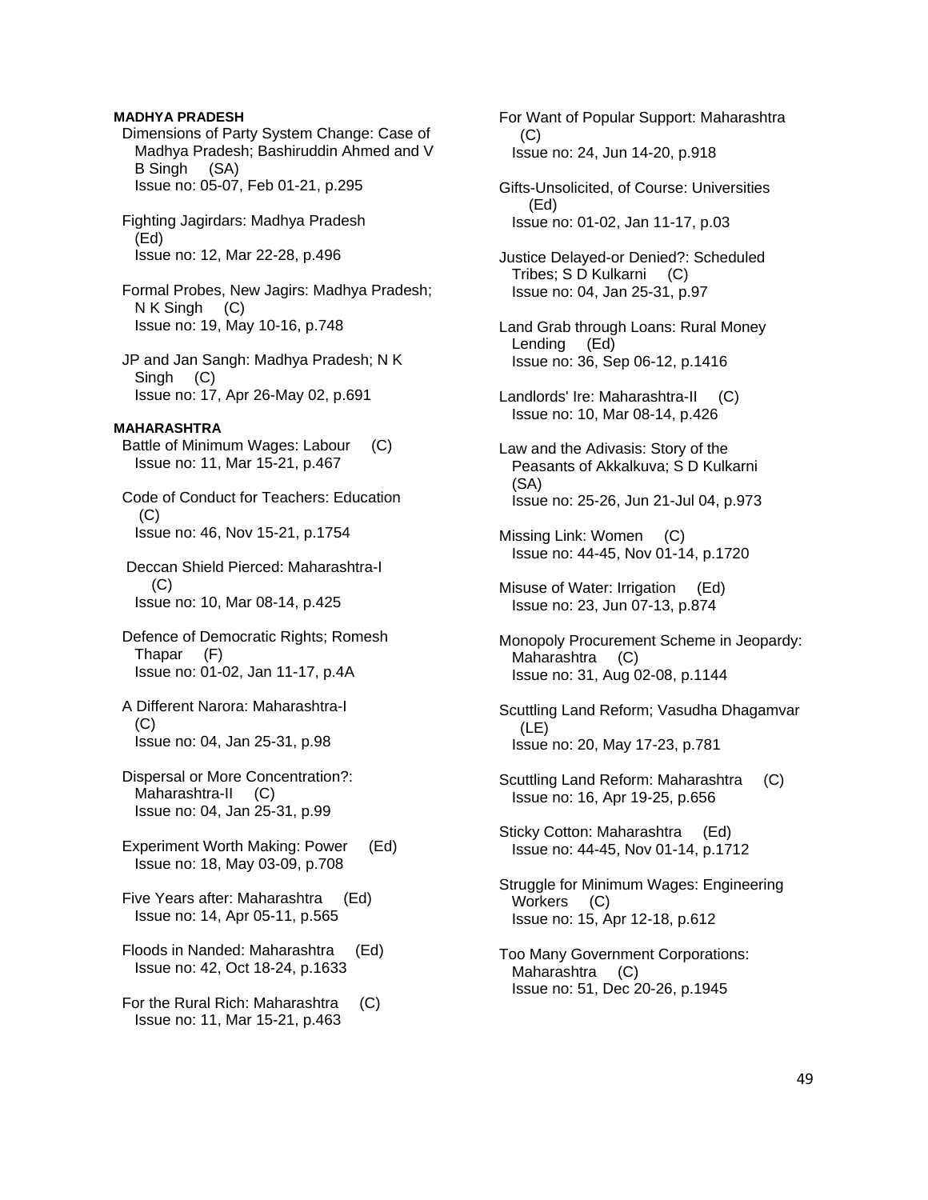**MADHYA PRADESH**

Dimensions of Party System Change: Case of Madhya Pradesh; Bashiruddin Ahmed and V B Singh (SA)
Issue no: 05-07, Feb 01-21, p.295

Fighting Jagirdars: Madhya Pradesh (Ed)
Issue no: 12, Mar 22-28, p.496

Formal Probes, New Jagirs: Madhya Pradesh; N K Singh (C)
Issue no: 19, May 10-16, p.748

JP and Jan Sangh: Madhya Pradesh; N K Singh (C)
Issue no: 17, Apr 26-May 02, p.691

**MAHARASHTRA**

Battle of Minimum Wages: Labour (C)
Issue no: 11, Mar 15-21, p.467

Code of Conduct for Teachers: Education (C)
Issue no: 46, Nov 15-21, p.1754

Deccan Shield Pierced: Maharashtra-I (C)
Issue no: 10, Mar 08-14, p.425

Defence of Democratic Rights; Romesh Thapar (F)
Issue no: 01-02, Jan 11-17, p.4A

A Different Narora: Maharashtra-I (C)
Issue no: 04, Jan 25-31, p.98

Dispersal or More Concentration?: Maharashtra-II (C)
Issue no: 04, Jan 25-31, p.99

Experiment Worth Making: Power (Ed)
Issue no: 18, May 03-09, p.708

Five Years after: Maharashtra (Ed)
Issue no: 14, Apr 05-11, p.565

Floods in Nanded: Maharashtra (Ed)
Issue no: 42, Oct 18-24, p.1633

For the Rural Rich: Maharashtra (C)
Issue no: 11, Mar 15-21, p.463

For Want of Popular Support: Maharashtra (C)
Issue no: 24, Jun 14-20, p.918

Gifts-Unsolicited, of Course: Universities (Ed)
Issue no: 01-02, Jan 11-17, p.03

Justice Delayed-or Denied?: Scheduled Tribes; S D Kulkarni (C)
Issue no: 04, Jan 25-31, p.97

Land Grab through Loans: Rural Money Lending (Ed)
Issue no: 36, Sep 06-12, p.1416

Landlords' Ire: Maharashtra-II (C)
Issue no: 10, Mar 08-14, p.426

Law and the Adivasis: Story of the Peasants of Akkalkuva; S D Kulkarni (SA)
Issue no: 25-26, Jun 21-Jul 04, p.973

Missing Link: Women (C)
Issue no: 44-45, Nov 01-14, p.1720

Misuse of Water: Irrigation (Ed)
Issue no: 23, Jun 07-13, p.874

Monopoly Procurement Scheme in Jeopardy: Maharashtra (C)
Issue no: 31, Aug 02-08, p.1144

Scuttling Land Reform; Vasudha Dhagamvar (LE)
Issue no: 20, May 17-23, p.781

Scuttling Land Reform: Maharashtra (C)
Issue no: 16, Apr 19-25, p.656

Sticky Cotton: Maharashtra (Ed)
Issue no: 44-45, Nov 01-14, p.1712

Struggle for Minimum Wages: Engineering Workers (C)
Issue no: 15, Apr 12-18, p.612

Too Many Government Corporations: Maharashtra (C)
Issue no: 51, Dec 20-26, p.1945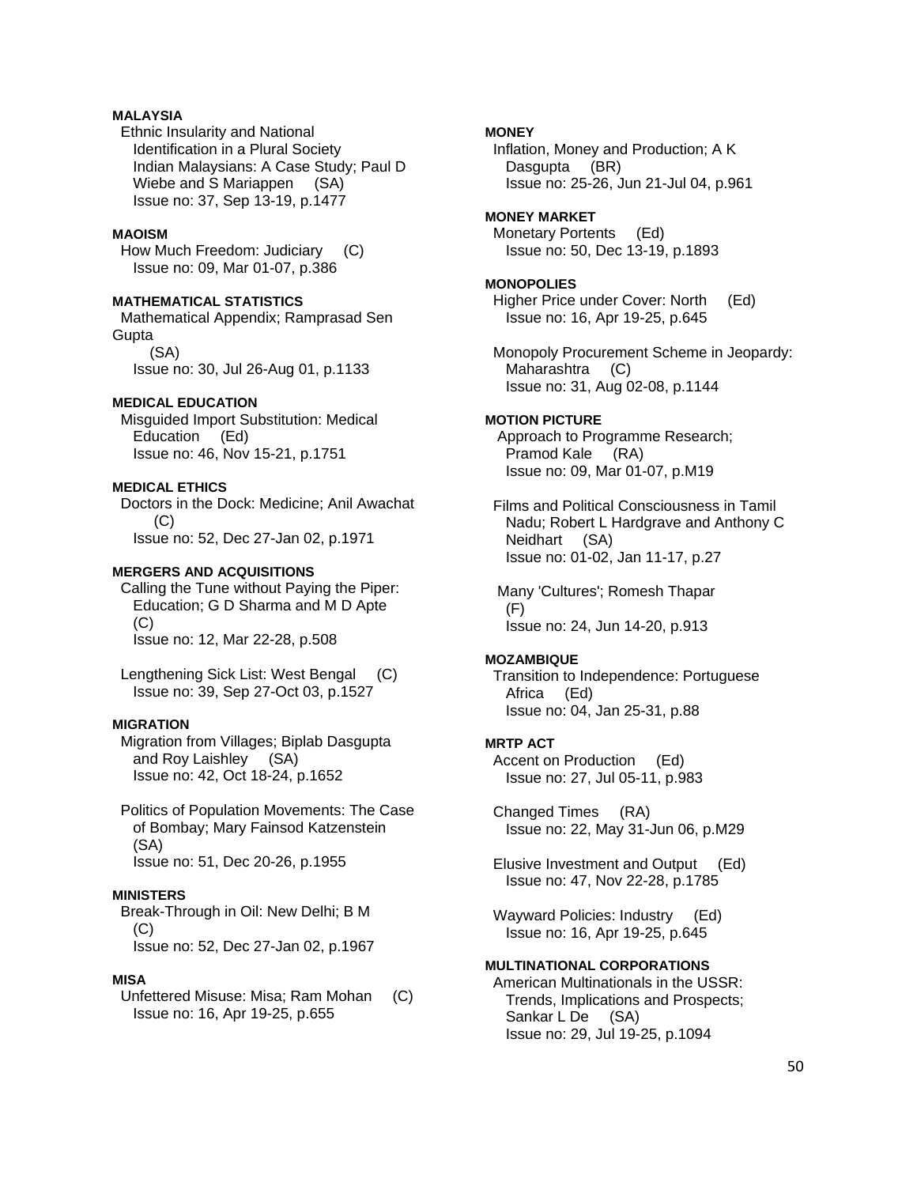**MALAYSIA**

Ethnic Insularity and National Identification in a Plural Society Indian Malaysians: A Case Study; Paul D Wiebe and S Mariappen (SA)
Issue no: 37, Sep 13-19, p.1477

**MAOISM**

How Much Freedom: Judiciary (C)
Issue no: 09, Mar 01-07, p.386

**MATHEMATICAL STATISTICS**

Mathematical Appendix; Ramprasad Sen Gupta (SA)
Issue no: 30, Jul 26-Aug 01, p.1133

**MEDICAL EDUCATION**

Misguided Import Substitution: Medical Education (Ed)
Issue no: 46, Nov 15-21, p.1751

**MEDICAL ETHICS**

Doctors in the Dock: Medicine; Anil Awachat (C)
Issue no: 52, Dec 27-Jan 02, p.1971

**MERGERS AND ACQUISITIONS**

Calling the Tune without Paying the Piper: Education; G D Sharma and M D Apte (C)
Issue no: 12, Mar 22-28, p.508

Lengthening Sick List: West Bengal (C)
Issue no: 39, Sep 27-Oct 03, p.1527

**MIGRATION**

Migration from Villages; Biplab Dasgupta and Roy Laishley (SA)
Issue no: 42, Oct 18-24, p.1652

Politics of Population Movements: The Case of Bombay; Mary Fainsod Katzenstein (SA)
Issue no: 51, Dec 20-26, p.1955

**MINISTERS**

Break-Through in Oil: New Delhi; B M (C)
Issue no: 52, Dec 27-Jan 02, p.1967

**MISA**

Unfettered Misuse: Misa; Ram Mohan (C)
Issue no: 16, Apr 19-25, p.655

**MONEY**

Inflation, Money and Production; A K Dasgupta (BR)
Issue no: 25-26, Jun 21-Jul 04, p.961

**MONEY MARKET**

Monetary Portents (Ed)
Issue no: 50, Dec 13-19, p.1893

**MONOPOLIES**

Higher Price under Cover: North (Ed)
Issue no: 16, Apr 19-25, p.645

Monopoly Procurement Scheme in Jeopardy: Maharashtra (C)
Issue no: 31, Aug 02-08, p.1144

**MOTION PICTURE**

Approach to Programme Research; Pramod Kale (RA)
Issue no: 09, Mar 01-07, p.M19

Films and Political Consciousness in Tamil Nadu; Robert L Hardgrave and Anthony C Neidhart (SA)
Issue no: 01-02, Jan 11-17, p.27

Many 'Cultures'; Romesh Thapar (F)
Issue no: 24, Jun 14-20, p.913

**MOZAMBIQUE**

Transition to Independence: Portuguese Africa (Ed)
Issue no: 04, Jan 25-31, p.88

**MRTP ACT**

Accent on Production (Ed)
Issue no: 27, Jul 05-11, p.983

Changed Times (RA)
Issue no: 22, May 31-Jun 06, p.M29

Elusive Investment and Output (Ed)
Issue no: 47, Nov 22-28, p.1785

Wayward Policies: Industry (Ed)
Issue no: 16, Apr 19-25, p.645

**MULTINATIONAL CORPORATIONS**

American Multinationals in the USSR: Trends, Implications and Prospects; Sankar L De (SA)
Issue no: 29, Jul 19-25, p.1094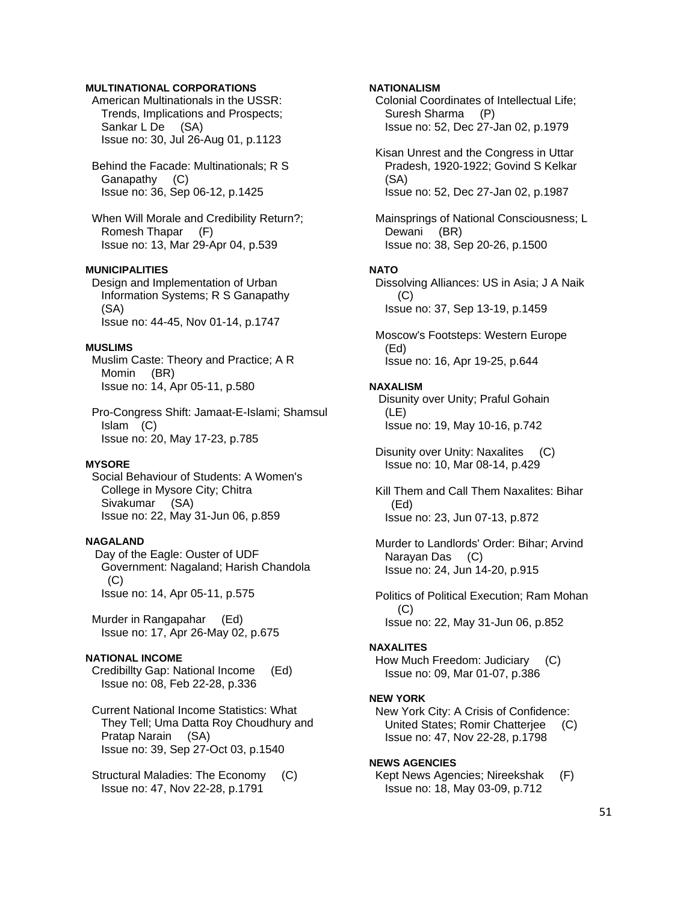**MULTINATIONAL CORPORATIONS**

American Multinationals in the USSR: Trends, Implications and Prospects; Sankar L De (SA)
Issue no: 30, Jul 26-Aug 01, p.1123

Behind the Facade: Multinationals; R S Ganapathy (C)
Issue no: 36, Sep 06-12, p.1425

When Will Morale and Credibility Return?; Romesh Thapar (F)
Issue no: 13, Mar 29-Apr 04, p.539

**MUNICIPALITIES**

Design and Implementation of Urban Information Systems; R S Ganapathy (SA)
Issue no: 44-45, Nov 01-14, p.1747

**MUSLIMS**

Muslim Caste: Theory and Practice; A R Momin (BR)
Issue no: 14, Apr 05-11, p.580

Pro-Congress Shift: Jamaat-E-Islami; Shamsul Islam (C)
Issue no: 20, May 17-23, p.785

**MYSORE**

Social Behaviour of Students: A Women's College in Mysore City; Chitra Sivakumar (SA)
Issue no: 22, May 31-Jun 06, p.859

**NAGALAND**

Day of the Eagle: Ouster of UDF Government: Nagaland; Harish Chandola (C)
Issue no: 14, Apr 05-11, p.575

Murder in Rangapahar (Ed)
Issue no: 17, Apr 26-May 02, p.675

**NATIONAL INCOME**

Credibillty Gap: National Income (Ed)
Issue no: 08, Feb 22-28, p.336

Current National Income Statistics: What They Tell; Uma Datta Roy Choudhury and Pratap Narain (SA)
Issue no: 39, Sep 27-Oct 03, p.1540

Structural Maladies: The Economy (C)
Issue no: 47, Nov 22-28, p.1791

**NATIONALISM**

Colonial Coordinates of Intellectual Life; Suresh Sharma (P)
Issue no: 52, Dec 27-Jan 02, p.1979

Kisan Unrest and the Congress in Uttar Pradesh, 1920-1922; Govind S Kelkar (SA)
Issue no: 52, Dec 27-Jan 02, p.1987

Mainsprings of National Consciousness; L Dewani (BR)
Issue no: 38, Sep 20-26, p.1500

**NATO**

Dissolving Alliances: US in Asia; J A Naik (C)
Issue no: 37, Sep 13-19, p.1459

Moscow's Footsteps: Western Europe (Ed)
Issue no: 16, Apr 19-25, p.644

**NAXALISM**

Disunity over Unity; Praful Gohain (LE)
Issue no: 19, May 10-16, p.742

Disunity over Unity: Naxalites (C)
Issue no: 10, Mar 08-14, p.429

Kill Them and Call Them Naxalites: Bihar (Ed)
Issue no: 23, Jun 07-13, p.872

Murder to Landlords' Order: Bihar; Arvind Narayan Das (C)
Issue no: 24, Jun 14-20, p.915

Politics of Political Execution; Ram Mohan (C)
Issue no: 22, May 31-Jun 06, p.852

**NAXALITES**

How Much Freedom: Judiciary (C)
Issue no: 09, Mar 01-07, p.386

**NEW YORK**

New York City: A Crisis of Confidence: United States; Romir Chatterjee (C)
Issue no: 47, Nov 22-28, p.1798

**NEWS AGENCIES**

Kept News Agencies; Nireekshak (F)
Issue no: 18, May 03-09, p.712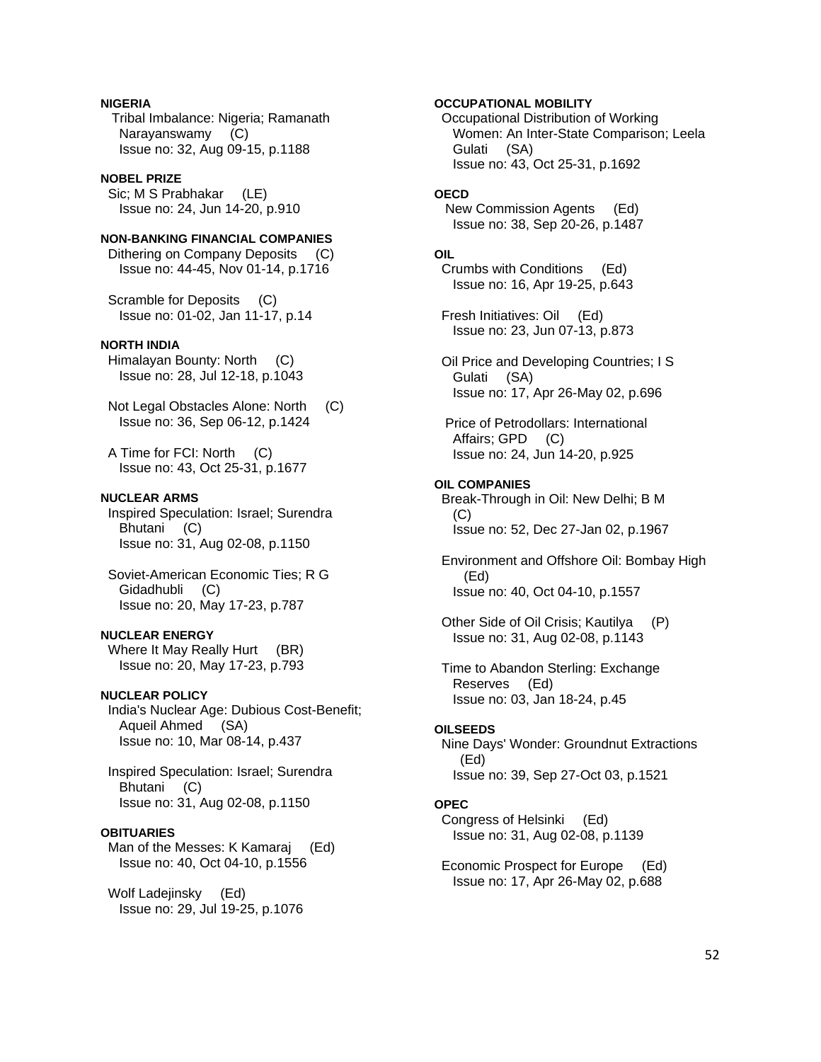**NIGERIA**

Tribal Imbalance: Nigeria; Ramanath Narayanswamy (C)
Issue no: 32, Aug 09-15, p.1188

**NOBEL PRIZE**

Sic; M S Prabhakar (LE)
Issue no: 24, Jun 14-20, p.910

**NON-BANKING FINANCIAL COMPANIES**

Dithering on Company Deposits (C)
Issue no: 44-45, Nov 01-14, p.1716

Scramble for Deposits (C)
Issue no: 01-02, Jan 11-17, p.14

**NORTH INDIA**

Himalayan Bounty: North (C)
Issue no: 28, Jul 12-18, p.1043

Not Legal Obstacles Alone: North (C)
Issue no: 36, Sep 06-12, p.1424

A Time for FCI: North (C)
Issue no: 43, Oct 25-31, p.1677

**NUCLEAR ARMS**

Inspired Speculation: Israel; Surendra Bhutani (C)
Issue no: 31, Aug 02-08, p.1150

Soviet-American Economic Ties; R G Gidadhubli (C)
Issue no: 20, May 17-23, p.787

**NUCLEAR ENERGY**

Where It May Really Hurt (BR)
Issue no: 20, May 17-23, p.793

**NUCLEAR POLICY**

India's Nuclear Age: Dubious Cost-Benefit; Aqueil Ahmed (SA)
Issue no: 10, Mar 08-14, p.437

Inspired Speculation: Israel; Surendra Bhutani (C)
Issue no: 31, Aug 02-08, p.1150

**OBITUARIES**

Man of the Messes: K Kamaraj (Ed)
Issue no: 40, Oct 04-10, p.1556

Wolf Ladejinsky (Ed)
Issue no: 29, Jul 19-25, p.1076

**OCCUPATIONAL MOBILITY**

Occupational Distribution of Working Women: An Inter-State Comparison; Leela Gulati (SA)
Issue no: 43, Oct 25-31, p.1692

**OECD**

New Commission Agents (Ed)
Issue no: 38, Sep 20-26, p.1487

**OIL**

Crumbs with Conditions (Ed)
Issue no: 16, Apr 19-25, p.643

Fresh Initiatives: Oil (Ed)
Issue no: 23, Jun 07-13, p.873

Oil Price and Developing Countries; I S Gulati (SA)
Issue no: 17, Apr 26-May 02, p.696

Price of Petrodollars: International Affairs; GPD (C)
Issue no: 24, Jun 14-20, p.925

**OIL COMPANIES**

Break-Through in Oil: New Delhi; B M (C)
Issue no: 52, Dec 27-Jan 02, p.1967

Environment and Offshore Oil: Bombay High (Ed)
Issue no: 40, Oct 04-10, p.1557

Other Side of Oil Crisis; Kautilya (P)
Issue no: 31, Aug 02-08, p.1143

Time to Abandon Sterling: Exchange Reserves (Ed)
Issue no: 03, Jan 18-24, p.45

**OILSEEDS**

Nine Days' Wonder: Groundnut Extractions (Ed)
Issue no: 39, Sep 27-Oct 03, p.1521

**OPEC**

Congress of Helsinki (Ed)
Issue no: 31, Aug 02-08, p.1139

Economic Prospect for Europe (Ed)
Issue no: 17, Apr 26-May 02, p.688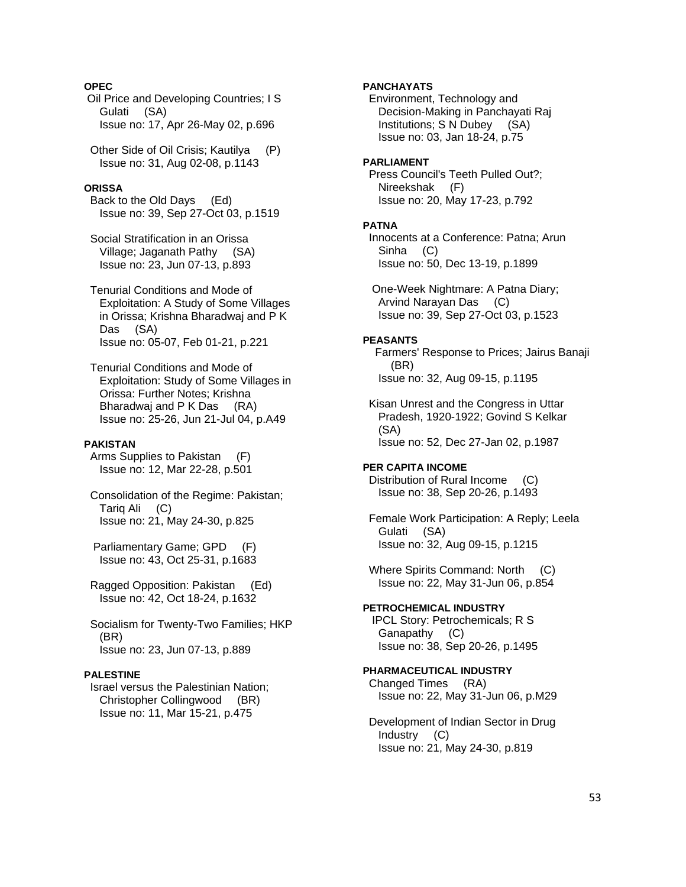**OPEC**

Oil Price and Developing Countries; I S Gulati (SA)
Issue no: 17, Apr 26-May 02, p.696

Other Side of Oil Crisis; Kautilya (P)
Issue no: 31, Aug 02-08, p.1143

**ORISSA**

Back to the Old Days (Ed)
Issue no: 39, Sep 27-Oct 03, p.1519

Social Stratification in an Orissa Village; Jaganath Pathy (SA)
Issue no: 23, Jun 07-13, p.893

Tenurial Conditions and Mode of Exploitation: A Study of Some Villages in Orissa; Krishna Bharadwaj and P K Das (SA)
Issue no: 05-07, Feb 01-21, p.221

Tenurial Conditions and Mode of Exploitation: Study of Some Villages in Orissa: Further Notes; Krishna Bharadwaj and P K Das (RA)
Issue no: 25-26, Jun 21-Jul 04, p.A49

**PAKISTAN**

Arms Supplies to Pakistan (F)
Issue no: 12, Mar 22-28, p.501

Consolidation of the Regime: Pakistan; Tariq Ali (C)
Issue no: 21, May 24-30, p.825

Parliamentary Game; GPD (F)
Issue no: 43, Oct 25-31, p.1683

Ragged Opposition: Pakistan (Ed)
Issue no: 42, Oct 18-24, p.1632

Socialism for Twenty-Two Families; HKP (BR)
Issue no: 23, Jun 07-13, p.889

**PALESTINE**

Israel versus the Palestinian Nation; Christopher Collingwood (BR)
Issue no: 11, Mar 15-21, p.475

**PANCHAYATS**

Environment, Technology and Decision-Making in Panchayati Raj Institutions; S N Dubey (SA)
Issue no: 03, Jan 18-24, p.75

**PARLIAMENT**

Press Council's Teeth Pulled Out?; Nireekshak (F)
Issue no: 20, May 17-23, p.792

**PATNA**

Innocents at a Conference: Patna; Arun Sinha (C)
Issue no: 50, Dec 13-19, p.1899

One-Week Nightmare: A Patna Diary; Arvind Narayan Das (C)
Issue no: 39, Sep 27-Oct 03, p.1523

**PEASANTS**

Farmers' Response to Prices; Jairus Banaji (BR)
Issue no: 32, Aug 09-15, p.1195

Kisan Unrest and the Congress in Uttar Pradesh, 1920-1922; Govind S Kelkar (SA)
Issue no: 52, Dec 27-Jan 02, p.1987

**PER CAPITA INCOME**

Distribution of Rural Income (C)
Issue no: 38, Sep 20-26, p.1493

Female Work Participation: A Reply; Leela Gulati (SA)
Issue no: 32, Aug 09-15, p.1215

Where Spirits Command: North (C)
Issue no: 22, May 31-Jun 06, p.854

**PETROCHEMICAL INDUSTRY**

IPCL Story: Petrochemicals; R S Ganapathy (C)
Issue no: 38, Sep 20-26, p.1495

**PHARMACEUTICAL INDUSTRY**

Changed Times (RA)
Issue no: 22, May 31-Jun 06, p.M29

Development of Indian Sector in Drug Industry (C)
Issue no: 21, May 24-30, p.819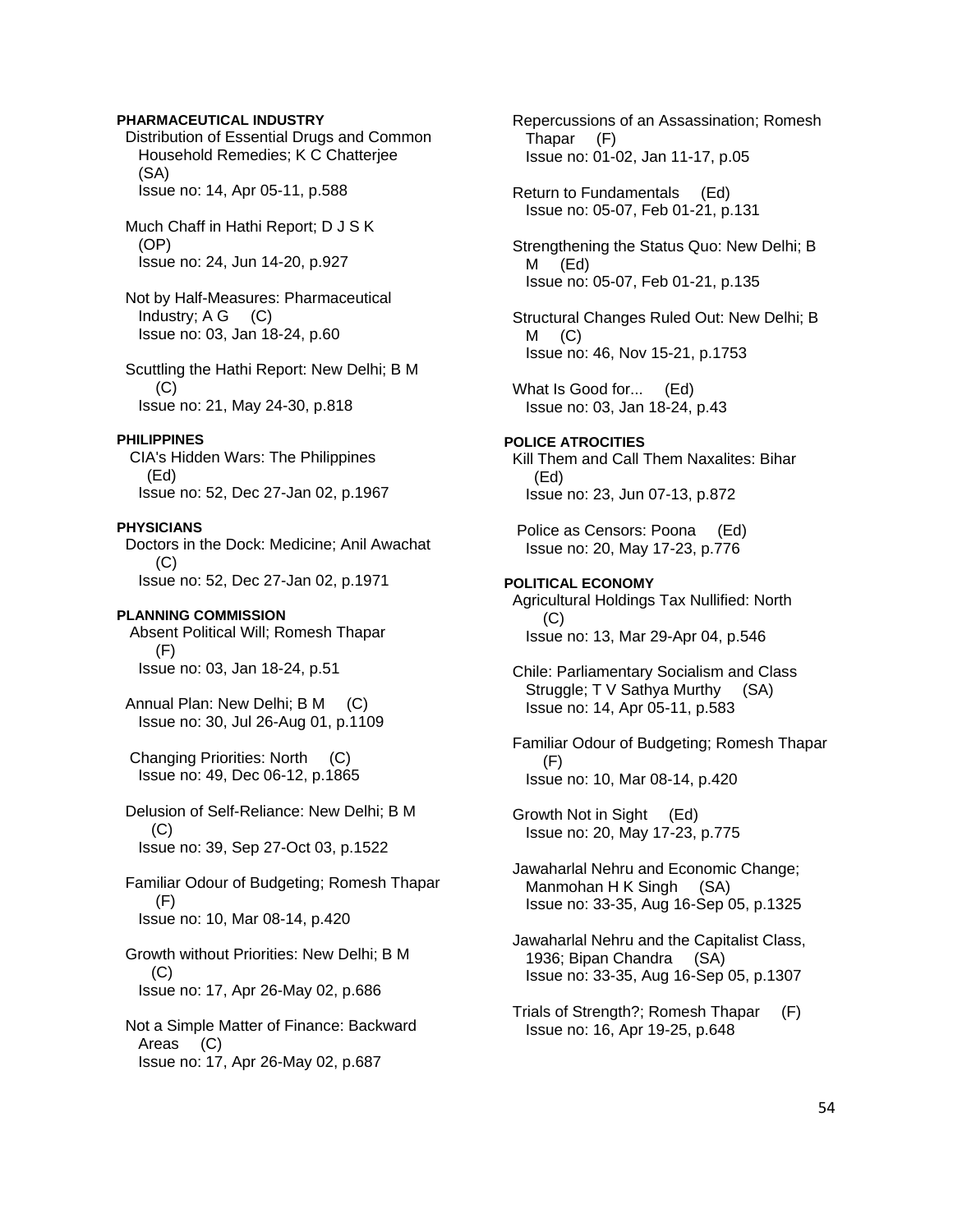**PHARMACEUTICAL INDUSTRY**

Distribution of Essential Drugs and Common Household Remedies; K C Chatterjee (SA)
Issue no: 14, Apr 05-11, p.588

Much Chaff in Hathi Report; D J S K (OP)
Issue no: 24, Jun 14-20, p.927

Not by Half-Measures: Pharmaceutical Industry; A G (C)
Issue no: 03, Jan 18-24, p.60

Scuttling the Hathi Report: New Delhi; B M (C)
Issue no: 21, May 24-30, p.818

**PHILIPPINES**

CIA's Hidden Wars: The Philippines (Ed)
Issue no: 52, Dec 27-Jan 02, p.1967

**PHYSICIANS**

Doctors in the Dock: Medicine; Anil Awachat (C)
Issue no: 52, Dec 27-Jan 02, p.1971

**PLANNING COMMISSION**

Absent Political Will; Romesh Thapar (F)
Issue no: 03, Jan 18-24, p.51

Annual Plan: New Delhi; B M (C)
Issue no: 30, Jul 26-Aug 01, p.1109

Changing Priorities: North (C)
Issue no: 49, Dec 06-12, p.1865

Delusion of Self-Reliance: New Delhi; B M (C)
Issue no: 39, Sep 27-Oct 03, p.1522

Familiar Odour of Budgeting; Romesh Thapar (F)
Issue no: 10, Mar 08-14, p.420

Growth without Priorities: New Delhi; B M (C)
Issue no: 17, Apr 26-May 02, p.686

Not a Simple Matter of Finance: Backward Areas (C)
Issue no: 17, Apr 26-May 02, p.687

Repercussions of an Assassination; Romesh Thapar (F)
Issue no: 01-02, Jan 11-17, p.05

Return to Fundamentals (Ed)
Issue no: 05-07, Feb 01-21, p.131

Strengthening the Status Quo: New Delhi; B M (Ed)
Issue no: 05-07, Feb 01-21, p.135

Structural Changes Ruled Out: New Delhi; B M (C)
Issue no: 46, Nov 15-21, p.1753

What Is Good for... (Ed)
Issue no: 03, Jan 18-24, p.43

**POLICE ATROCITIES**

Kill Them and Call Them Naxalites: Bihar (Ed)
Issue no: 23, Jun 07-13, p.872

Police as Censors: Poona (Ed)
Issue no: 20, May 17-23, p.776

**POLITICAL ECONOMY**

Agricultural Holdings Tax Nullified: North (C)
Issue no: 13, Mar 29-Apr 04, p.546

Chile: Parliamentary Socialism and Class Struggle; T V Sathya Murthy (SA)
Issue no: 14, Apr 05-11, p.583

Familiar Odour of Budgeting; Romesh Thapar (F)
Issue no: 10, Mar 08-14, p.420

Growth Not in Sight (Ed)
Issue no: 20, May 17-23, p.775

Jawaharlal Nehru and Economic Change; Manmohan H K Singh (SA)
Issue no: 33-35, Aug 16-Sep 05, p.1325

Jawaharlal Nehru and the Capitalist Class, 1936; Bipan Chandra (SA)
Issue no: 33-35, Aug 16-Sep 05, p.1307

Trials of Strength?; Romesh Thapar (F)
Issue no: 16, Apr 19-25, p.648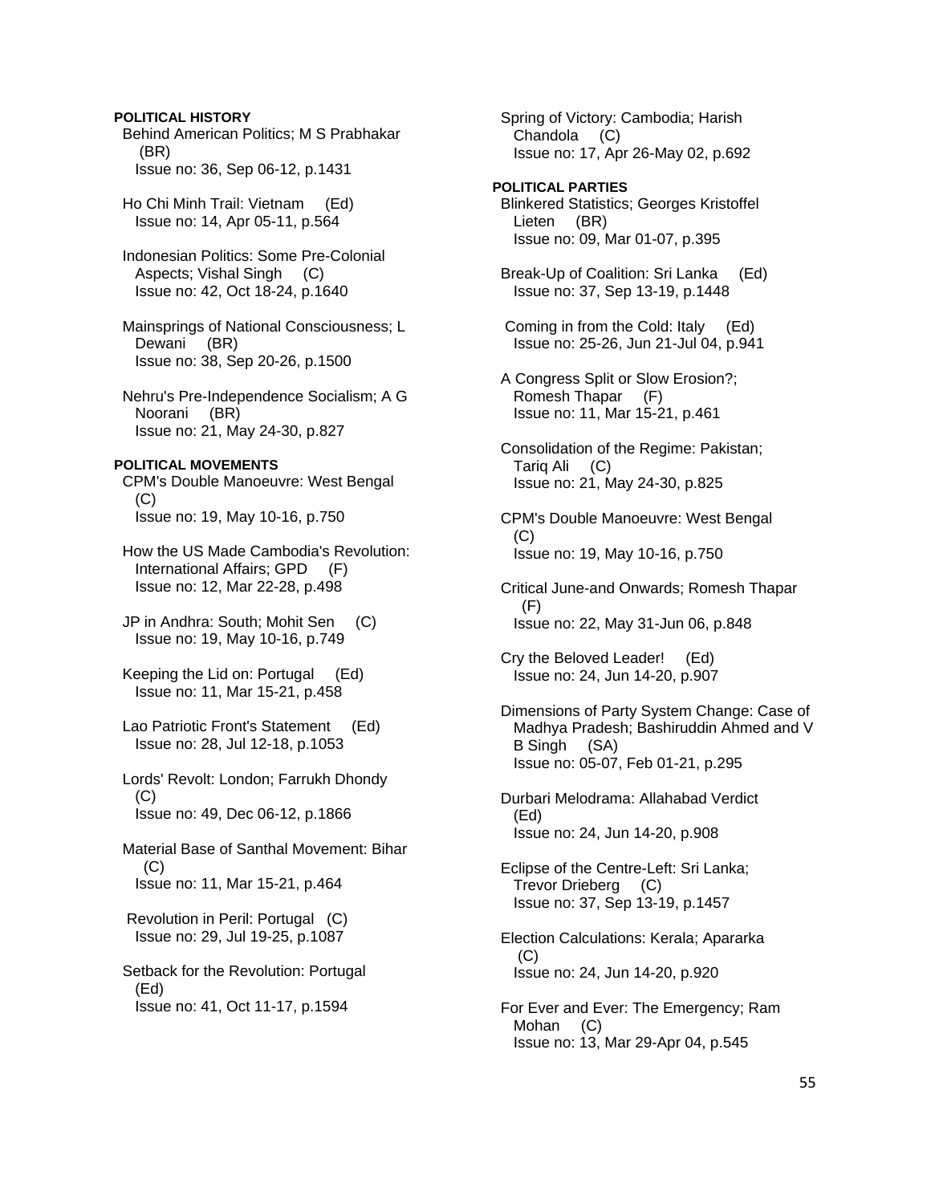**POLITICAL HISTORY**

Behind American Politics; M S Prabhakar (BR)
Issue no: 36, Sep 06-12, p.1431

Ho Chi Minh Trail: Vietnam (Ed)
Issue no: 14, Apr 05-11, p.564

Indonesian Politics: Some Pre-Colonial Aspects; Vishal Singh (C)
Issue no: 42, Oct 18-24, p.1640

Mainsprings of National Consciousness; L Dewani (BR)
Issue no: 38, Sep 20-26, p.1500

Nehru's Pre-Independence Socialism; A G Noorani (BR)
Issue no: 21, May 24-30, p.827

**POLITICAL MOVEMENTS**

CPM's Double Manoeuvre: West Bengal (C)
Issue no: 19, May 10-16, p.750

How the US Made Cambodia's Revolution: International Affairs; GPD (F)
Issue no: 12, Mar 22-28, p.498

JP in Andhra: South; Mohit Sen (C)
Issue no: 19, May 10-16, p.749

Keeping the Lid on: Portugal (Ed)
Issue no: 11, Mar 15-21, p.458

Lao Patriotic Front's Statement (Ed)
Issue no: 28, Jul 12-18, p.1053

Lords' Revolt: London; Farrukh Dhondy (C)
Issue no: 49, Dec 06-12, p.1866

Material Base of Santhal Movement: Bihar (C)
Issue no: 11, Mar 15-21, p.464

Revolution in Peril: Portugal (C)
Issue no: 29, Jul 19-25, p.1087

Setback for the Revolution: Portugal (Ed)
Issue no: 41, Oct 11-17, p.1594

Spring of Victory: Cambodia; Harish Chandola (C)
Issue no: 17, Apr 26-May 02, p.692

**POLITICAL PARTIES**

Blinkered Statistics; Georges Kristoffel Lieten (BR)
Issue no: 09, Mar 01-07, p.395

Break-Up of Coalition: Sri Lanka (Ed)
Issue no: 37, Sep 13-19, p.1448

Coming in from the Cold: Italy (Ed)
Issue no: 25-26, Jun 21-Jul 04, p.941

A Congress Split or Slow Erosion?; Romesh Thapar (F)
Issue no: 11, Mar 15-21, p.461

Consolidation of the Regime: Pakistan; Tariq Ali (C)
Issue no: 21, May 24-30, p.825

CPM's Double Manoeuvre: West Bengal (C)
Issue no: 19, May 10-16, p.750

Critical June-and Onwards; Romesh Thapar (F)
Issue no: 22, May 31-Jun 06, p.848

Cry the Beloved Leader! (Ed)
Issue no: 24, Jun 14-20, p.907

Dimensions of Party System Change: Case of Madhya Pradesh; Bashiruddin Ahmed and V B Singh (SA)
Issue no: 05-07, Feb 01-21, p.295

Durbari Melodrama: Allahabad Verdict (Ed)
Issue no: 24, Jun 14-20, p.908

Eclipse of the Centre-Left: Sri Lanka; Trevor Drieberg (C)
Issue no: 37, Sep 13-19, p.1457

Election Calculations: Kerala; Apararka (C)
Issue no: 24, Jun 14-20, p.920

For Ever and Ever: The Emergency; Ram Mohan (C)
Issue no: 13, Mar 29-Apr 04, p.545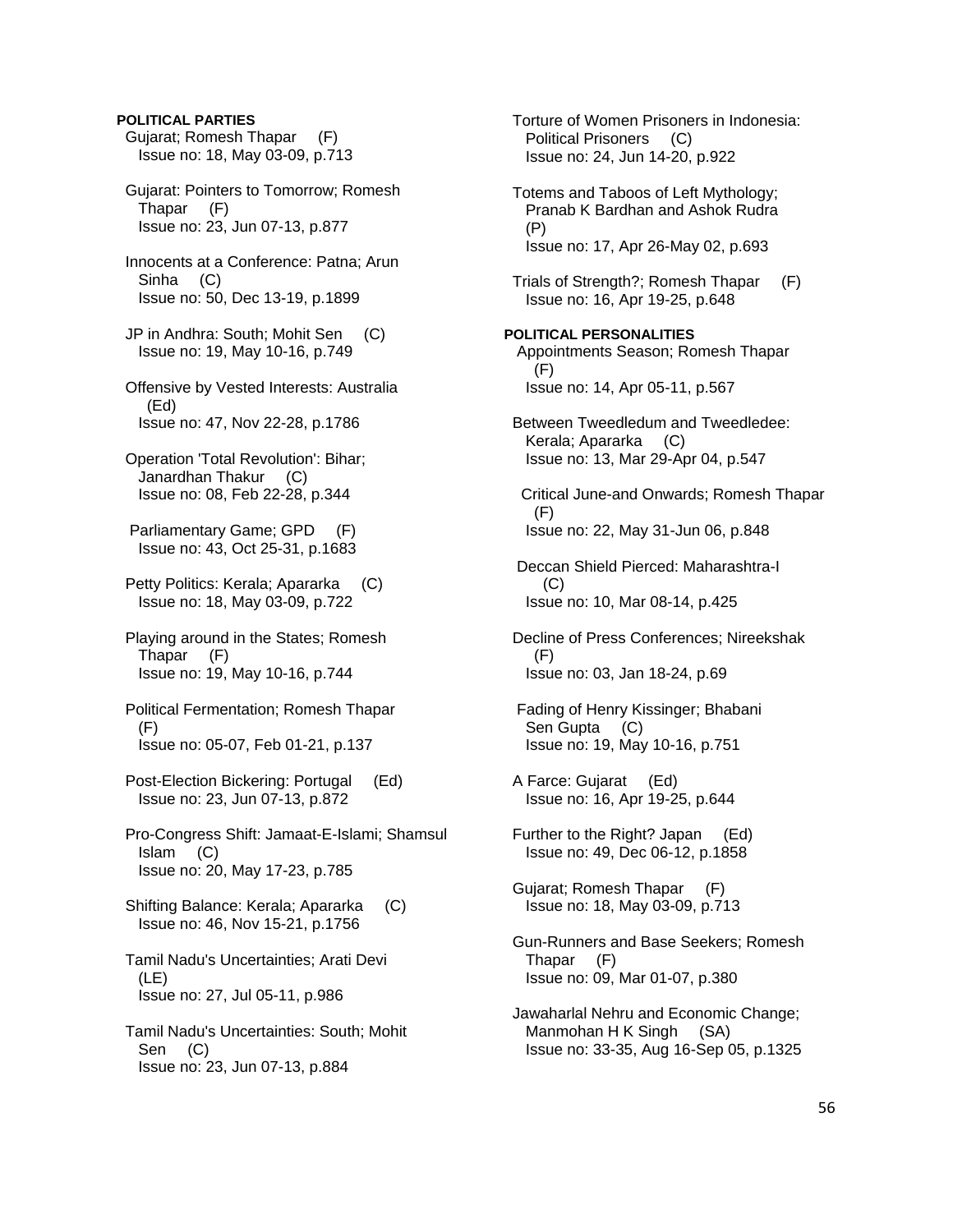**POLITICAL PARTIES**

Gujarat; Romesh Thapar (F)
Issue no: 18, May 03-09, p.713

Gujarat: Pointers to Tomorrow; Romesh Thapar (F)
Issue no: 23, Jun 07-13, p.877

Innocents at a Conference: Patna; Arun Sinha (C)
Issue no: 50, Dec 13-19, p.1899

JP in Andhra: South; Mohit Sen (C)
Issue no: 19, May 10-16, p.749

Offensive by Vested Interests: Australia (Ed)
Issue no: 47, Nov 22-28, p.1786

Operation 'Total Revolution': Bihar; Janardhan Thakur (C)
Issue no: 08, Feb 22-28, p.344

Parliamentary Game; GPD (F)
Issue no: 43, Oct 25-31, p.1683

Petty Politics: Kerala; Apararka (C)
Issue no: 18, May 03-09, p.722

Playing around in the States; Romesh Thapar (F)
Issue no: 19, May 10-16, p.744

Political Fermentation; Romesh Thapar (F)
Issue no: 05-07, Feb 01-21, p.137

Post-Election Bickering: Portugal (Ed)
Issue no: 23, Jun 07-13, p.872

Pro-Congress Shift: Jamaat-E-Islami; Shamsul Islam (C)
Issue no: 20, May 17-23, p.785

Shifting Balance: Kerala; Apararka (C)
Issue no: 46, Nov 15-21, p.1756

Tamil Nadu's Uncertainties; Arati Devi (LE)
Issue no: 27, Jul 05-11, p.986

Tamil Nadu's Uncertainties: South; Mohit Sen (C)
Issue no: 23, Jun 07-13, p.884

Torture of Women Prisoners in Indonesia: Political Prisoners (C)
Issue no: 24, Jun 14-20, p.922

Totems and Taboos of Left Mythology; Pranab K Bardhan and Ashok Rudra (P)
Issue no: 17, Apr 26-May 02, p.693

Trials of Strength?; Romesh Thapar (F)
Issue no: 16, Apr 19-25, p.648

**POLITICAL PERSONALITIES**

Appointments Season; Romesh Thapar (F)
Issue no: 14, Apr 05-11, p.567

Between Tweedledum and Tweedledee: Kerala; Apararka (C)
Issue no: 13, Mar 29-Apr 04, p.547

Critical June-and Onwards; Romesh Thapar (F)
Issue no: 22, May 31-Jun 06, p.848

Deccan Shield Pierced: Maharashtra-I (C)
Issue no: 10, Mar 08-14, p.425

Decline of Press Conferences; Nireekshak (F)
Issue no: 03, Jan 18-24, p.69

Fading of Henry Kissinger; Bhabani Sen Gupta (C)
Issue no: 19, May 10-16, p.751

A Farce: Gujarat (Ed)
Issue no: 16, Apr 19-25, p.644

Further to the Right? Japan (Ed)
Issue no: 49, Dec 06-12, p.1858

Gujarat; Romesh Thapar (F)
Issue no: 18, May 03-09, p.713

Gun-Runners and Base Seekers; Romesh Thapar (F)
Issue no: 09, Mar 01-07, p.380

Jawaharlal Nehru and Economic Change; Manmohan H K Singh (SA)
Issue no: 33-35, Aug 16-Sep 05, p.1325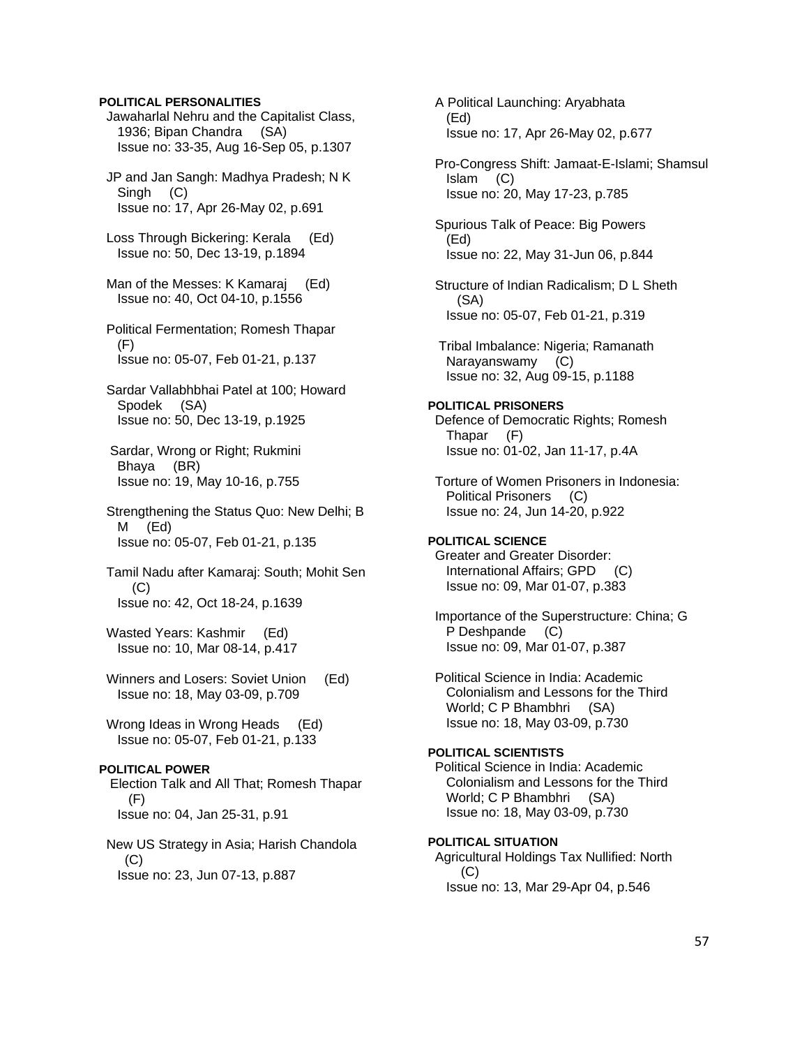**POLITICAL PERSONALITIES**

Jawaharlal Nehru and the Capitalist Class, 1936; Bipan Chandra (SA)
Issue no: 33-35, Aug 16-Sep 05, p.1307

JP and Jan Sangh: Madhya Pradesh; N K Singh (C)
Issue no: 17, Apr 26-May 02, p.691

Loss Through Bickering: Kerala (Ed)
Issue no: 50, Dec 13-19, p.1894

Man of the Messes: K Kamaraj (Ed)
Issue no: 40, Oct 04-10, p.1556

Political Fermentation; Romesh Thapar (F)
Issue no: 05-07, Feb 01-21, p.137

Sardar Vallabhbhai Patel at 100; Howard Spodek (SA)
Issue no: 50, Dec 13-19, p.1925

Sardar, Wrong or Right; Rukmini Bhaya (BR)
Issue no: 19, May 10-16, p.755

Strengthening the Status Quo: New Delhi; B M (Ed)
Issue no: 05-07, Feb 01-21, p.135

Tamil Nadu after Kamaraj: South; Mohit Sen (C)
Issue no: 42, Oct 18-24, p.1639

Wasted Years: Kashmir (Ed)
Issue no: 10, Mar 08-14, p.417

Winners and Losers: Soviet Union (Ed)
Issue no: 18, May 03-09, p.709

Wrong Ideas in Wrong Heads (Ed)
Issue no: 05-07, Feb 01-21, p.133

**POLITICAL POWER**

Election Talk and All That; Romesh Thapar (F)
Issue no: 04, Jan 25-31, p.91

New US Strategy in Asia; Harish Chandola (C)
Issue no: 23, Jun 07-13, p.887

A Political Launching: Aryabhata (Ed)
Issue no: 17, Apr 26-May 02, p.677

Pro-Congress Shift: Jamaat-E-Islami; Shamsul Islam (C)
Issue no: 20, May 17-23, p.785

Spurious Talk of Peace: Big Powers (Ed)
Issue no: 22, May 31-Jun 06, p.844

Structure of Indian Radicalism; D L Sheth (SA)
Issue no: 05-07, Feb 01-21, p.319

Tribal Imbalance: Nigeria; Ramanath Narayanswamy (C)
Issue no: 32, Aug 09-15, p.1188

**POLITICAL PRISONERS**

Defence of Democratic Rights; Romesh Thapar (F)
Issue no: 01-02, Jan 11-17, p.4A

Torture of Women Prisoners in Indonesia: Political Prisoners (C)
Issue no: 24, Jun 14-20, p.922

**POLITICAL SCIENCE**

Greater and Greater Disorder: International Affairs; GPD (C)
Issue no: 09, Mar 01-07, p.383

Importance of the Superstructure: China; G P Deshpande (C)
Issue no: 09, Mar 01-07, p.387

Political Science in India: Academic Colonialism and Lessons for the Third World; C P Bhambhri (SA)
Issue no: 18, May 03-09, p.730

**POLITICAL SCIENTISTS**

Political Science in India: Academic Colonialism and Lessons for the Third World; C P Bhambhri (SA)
Issue no: 18, May 03-09, p.730

**POLITICAL SITUATION**

Agricultural Holdings Tax Nullified: North (C)
Issue no: 13, Mar 29-Apr 04, p.546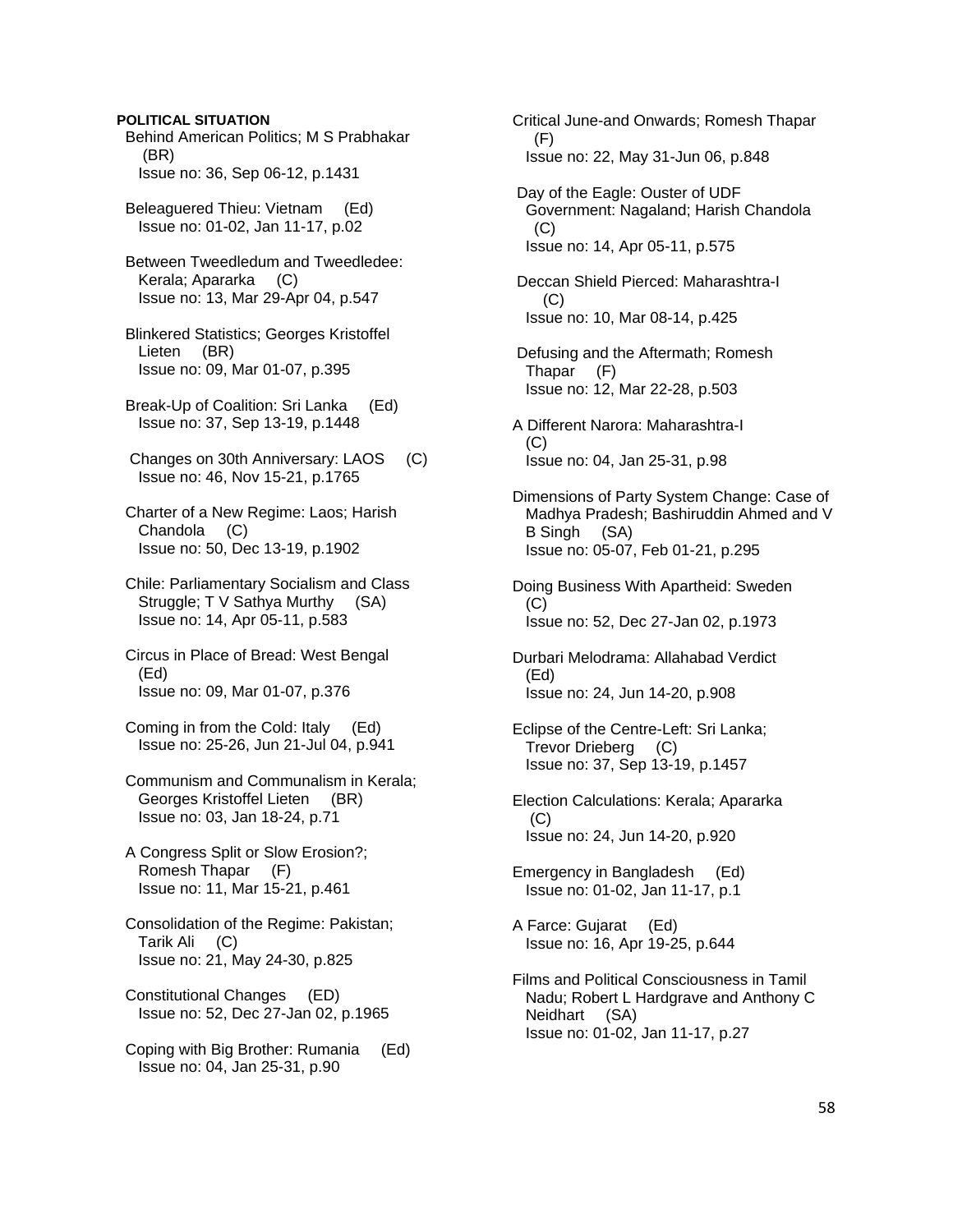**POLITICAL SITUATION**

Behind American Politics; M S Prabhakar (BR)
Issue no: 36, Sep 06-12, p.1431

Beleaguered Thieu: Vietnam (Ed)
Issue no: 01-02, Jan 11-17, p.02

Between Tweedledum and Tweedledee: Kerala; Apararka (C)
Issue no: 13, Mar 29-Apr 04, p.547

Blinkered Statistics; Georges Kristoffel Lieten (BR)
Issue no: 09, Mar 01-07, p.395

Break-Up of Coalition: Sri Lanka (Ed)
Issue no: 37, Sep 13-19, p.1448

Changes on 30th Anniversary: LAOS (C)
Issue no: 46, Nov 15-21, p.1765

Charter of a New Regime: Laos; Harish Chandola (C)
Issue no: 50, Dec 13-19, p.1902

Chile: Parliamentary Socialism and Class Struggle; T V Sathya Murthy (SA)
Issue no: 14, Apr 05-11, p.583

Circus in Place of Bread: West Bengal (Ed)
Issue no: 09, Mar 01-07, p.376

Coming in from the Cold: Italy (Ed)
Issue no: 25-26, Jun 21-Jul 04, p.941

Communism and Communalism in Kerala; Georges Kristoffel Lieten (BR)
Issue no: 03, Jan 18-24, p.71

A Congress Split or Slow Erosion?; Romesh Thapar (F)
Issue no: 11, Mar 15-21, p.461

Consolidation of the Regime: Pakistan; Tarik Ali (C)
Issue no: 21, May 24-30, p.825

Constitutional Changes (ED)
Issue no: 52, Dec 27-Jan 02, p.1965

Coping with Big Brother: Rumania (Ed)
Issue no: 04, Jan 25-31, p.90

Critical June-and Onwards; Romesh Thapar (F)
Issue no: 22, May 31-Jun 06, p.848

Day of the Eagle: Ouster of UDF Government: Nagaland; Harish Chandola (C)
Issue no: 14, Apr 05-11, p.575

Deccan Shield Pierced: Maharashtra-I (C)
Issue no: 10, Mar 08-14, p.425

Defusing and the Aftermath; Romesh Thapar (F)
Issue no: 12, Mar 22-28, p.503

A Different Narora: Maharashtra-I (C)
Issue no: 04, Jan 25-31, p.98

Dimensions of Party System Change: Case of Madhya Pradesh; Bashiruddin Ahmed and V B Singh (SA)
Issue no: 05-07, Feb 01-21, p.295

Doing Business With Apartheid: Sweden (C)
Issue no: 52, Dec 27-Jan 02, p.1973

Durbari Melodrama: Allahabad Verdict (Ed)
Issue no: 24, Jun 14-20, p.908

Eclipse of the Centre-Left: Sri Lanka; Trevor Drieberg (C)
Issue no: 37, Sep 13-19, p.1457

Election Calculations: Kerala; Apararka (C)
Issue no: 24, Jun 14-20, p.920

Emergency in Bangladesh (Ed)
Issue no: 01-02, Jan 11-17, p.1

A Farce: Gujarat (Ed)
Issue no: 16, Apr 19-25, p.644

Films and Political Consciousness in Tamil Nadu; Robert L Hardgrave and Anthony C Neidhart (SA)
Issue no: 01-02, Jan 11-17, p.27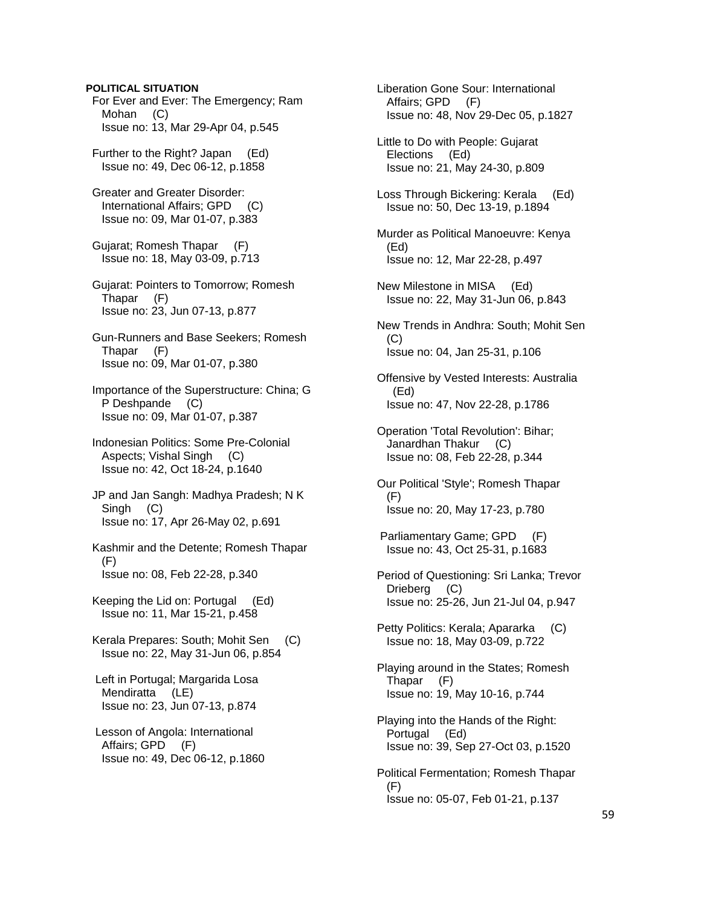**POLITICAL SITUATION**

For Ever and Ever: The Emergency; Ram Mohan (C)
Issue no: 13, Mar 29-Apr 04, p.545

Further to the Right? Japan (Ed)
Issue no: 49, Dec 06-12, p.1858

Greater and Greater Disorder: International Affairs; GPD (C)
Issue no: 09, Mar 01-07, p.383

Gujarat; Romesh Thapar (F)
Issue no: 18, May 03-09, p.713

Gujarat: Pointers to Tomorrow; Romesh Thapar (F)
Issue no: 23, Jun 07-13, p.877

Gun-Runners and Base Seekers; Romesh Thapar (F)
Issue no: 09, Mar 01-07, p.380

Importance of the Superstructure: China; G P Deshpande (C)
Issue no: 09, Mar 01-07, p.387

Indonesian Politics: Some Pre-Colonial Aspects; Vishal Singh (C)
Issue no: 42, Oct 18-24, p.1640

JP and Jan Sangh: Madhya Pradesh; N K Singh (C)
Issue no: 17, Apr 26-May 02, p.691

Kashmir and the Detente; Romesh Thapar (F)
Issue no: 08, Feb 22-28, p.340

Keeping the Lid on: Portugal (Ed)
Issue no: 11, Mar 15-21, p.458

Kerala Prepares: South; Mohit Sen (C)
Issue no: 22, May 31-Jun 06, p.854

Left in Portugal; Margarida Losa Mendiratta (LE)
Issue no: 23, Jun 07-13, p.874

Lesson of Angola: International Affairs; GPD (F)
Issue no: 49, Dec 06-12, p.1860

Liberation Gone Sour: International Affairs; GPD (F)
Issue no: 48, Nov 29-Dec 05, p.1827

Little to Do with People: Gujarat Elections (Ed)
Issue no: 21, May 24-30, p.809

Loss Through Bickering: Kerala (Ed)
Issue no: 50, Dec 13-19, p.1894

Murder as Political Manoeuvre: Kenya (Ed)
Issue no: 12, Mar 22-28, p.497

New Milestone in MISA (Ed)
Issue no: 22, May 31-Jun 06, p.843

New Trends in Andhra: South; Mohit Sen (C)
Issue no: 04, Jan 25-31, p.106

Offensive by Vested Interests: Australia (Ed)
Issue no: 47, Nov 22-28, p.1786

Operation 'Total Revolution': Bihar; Janardhan Thakur (C)
Issue no: 08, Feb 22-28, p.344

Our Political 'Style'; Romesh Thapar (F)
Issue no: 20, May 17-23, p.780

Parliamentary Game; GPD (F)
Issue no: 43, Oct 25-31, p.1683

Period of Questioning: Sri Lanka; Trevor Drieberg (C)
Issue no: 25-26, Jun 21-Jul 04, p.947

Petty Politics: Kerala; Apararka (C)
Issue no: 18, May 03-09, p.722

Playing around in the States; Romesh Thapar (F)
Issue no: 19, May 10-16, p.744

Playing into the Hands of the Right: Portugal (Ed)
Issue no: 39, Sep 27-Oct 03, p.1520

Political Fermentation; Romesh Thapar (F)
Issue no: 05-07, Feb 01-21, p.137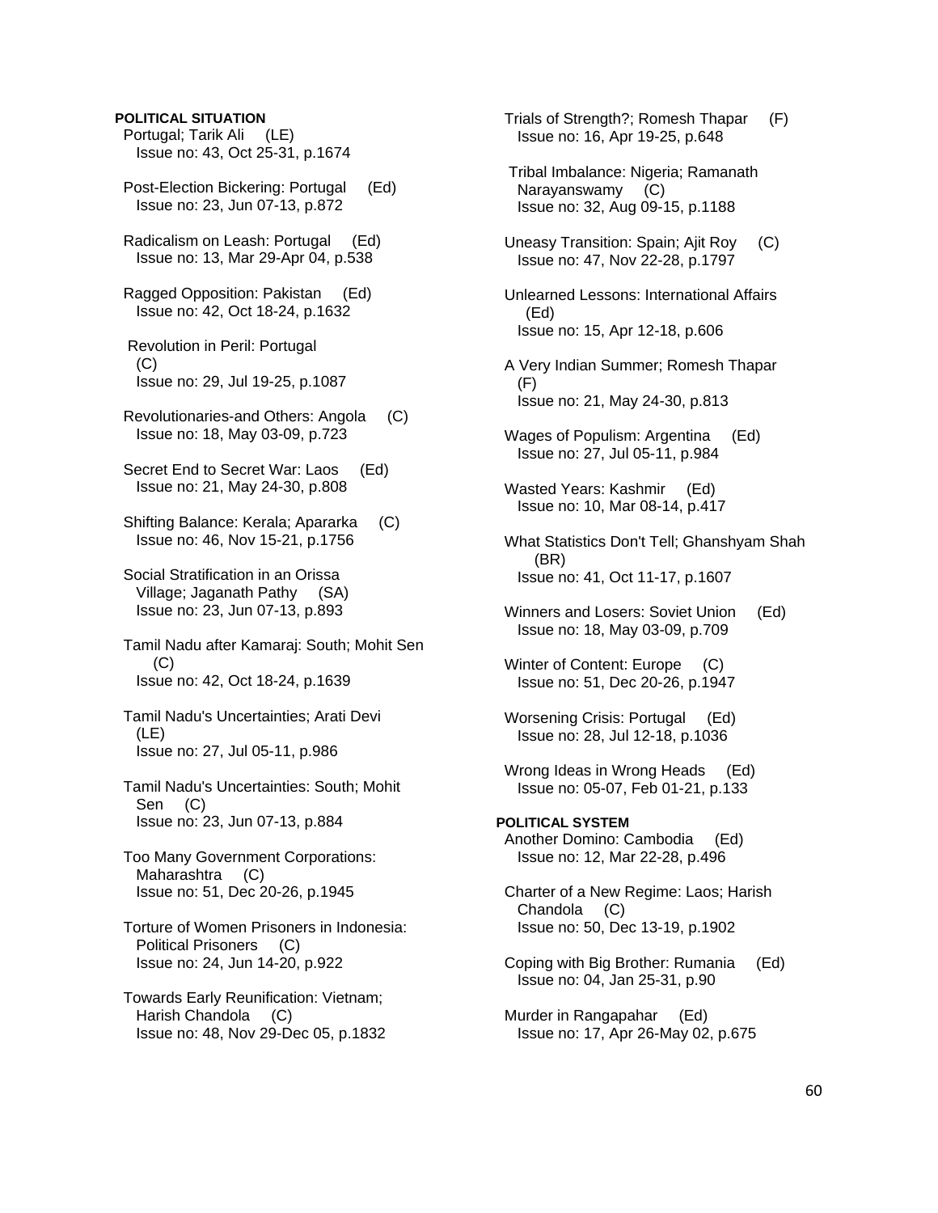**POLITICAL SITUATION**

Portugal; Tarik Ali (LE)
Issue no: 43, Oct 25-31, p.1674

Post-Election Bickering: Portugal (Ed)
Issue no: 23, Jun 07-13, p.872

Radicalism on Leash: Portugal (Ed)
Issue no: 13, Mar 29-Apr 04, p.538

Ragged Opposition: Pakistan (Ed)
Issue no: 42, Oct 18-24, p.1632

Revolution in Peril: Portugal (C)
Issue no: 29, Jul 19-25, p.1087

Revolutionaries-and Others: Angola (C)
Issue no: 18, May 03-09, p.723

Secret End to Secret War: Laos (Ed)
Issue no: 21, May 24-30, p.808

Shifting Balance: Kerala; Apararka (C)
Issue no: 46, Nov 15-21, p.1756

Social Stratification in an Orissa Village; Jaganath Pathy (SA)
Issue no: 23, Jun 07-13, p.893

Tamil Nadu after Kamaraj: South; Mohit Sen (C)
Issue no: 42, Oct 18-24, p.1639

Tamil Nadu's Uncertainties; Arati Devi (LE)
Issue no: 27, Jul 05-11, p.986

Tamil Nadu's Uncertainties: South; Mohit Sen (C)
Issue no: 23, Jun 07-13, p.884

Too Many Government Corporations: Maharashtra (C)
Issue no: 51, Dec 20-26, p.1945

Torture of Women Prisoners in Indonesia: Political Prisoners (C)
Issue no: 24, Jun 14-20, p.922

Towards Early Reunification: Vietnam; Harish Chandola (C)
Issue no: 48, Nov 29-Dec 05, p.1832

Trials of Strength?; Romesh Thapar (F)
Issue no: 16, Apr 19-25, p.648

Tribal Imbalance: Nigeria; Ramanath Narayanswamy (C)
Issue no: 32, Aug 09-15, p.1188

Uneasy Transition: Spain; Ajit Roy (C)
Issue no: 47, Nov 22-28, p.1797

Unlearned Lessons: International Affairs (Ed)
Issue no: 15, Apr 12-18, p.606

A Very Indian Summer; Romesh Thapar (F)
Issue no: 21, May 24-30, p.813

Wages of Populism: Argentina (Ed)
Issue no: 27, Jul 05-11, p.984

Wasted Years: Kashmir (Ed)
Issue no: 10, Mar 08-14, p.417

What Statistics Don't Tell; Ghanshyam Shah (BR)
Issue no: 41, Oct 11-17, p.1607

Winners and Losers: Soviet Union (Ed)
Issue no: 18, May 03-09, p.709

Winter of Content: Europe (C)
Issue no: 51, Dec 20-26, p.1947

Worsening Crisis: Portugal (Ed)
Issue no: 28, Jul 12-18, p.1036

Wrong Ideas in Wrong Heads (Ed)
Issue no: 05-07, Feb 01-21, p.133

**POLITICAL SYSTEM**

Another Domino: Cambodia (Ed)
Issue no: 12, Mar 22-28, p.496

Charter of a New Regime: Laos; Harish Chandola (C)
Issue no: 50, Dec 13-19, p.1902

Coping with Big Brother: Rumania (Ed)
Issue no: 04, Jan 25-31, p.90

Murder in Rangapahar (Ed)
Issue no: 17, Apr 26-May 02, p.675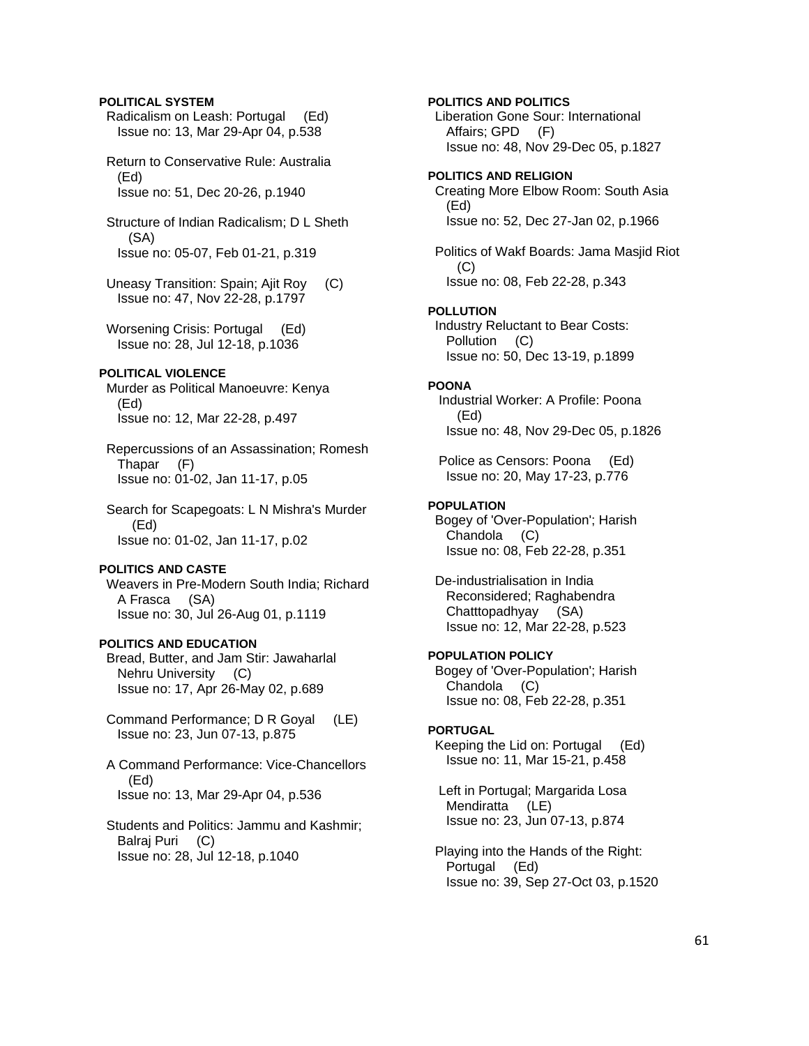**POLITICAL SYSTEM**

Radicalism on Leash: Portugal (Ed)
Issue no: 13, Mar 29-Apr 04, p.538

Return to Conservative Rule: Australia (Ed)
Issue no: 51, Dec 20-26, p.1940

Structure of Indian Radicalism; D L Sheth (SA)
Issue no: 05-07, Feb 01-21, p.319

Uneasy Transition: Spain; Ajit Roy (C)
Issue no: 47, Nov 22-28, p.1797

Worsening Crisis: Portugal (Ed)
Issue no: 28, Jul 12-18, p.1036

**POLITICAL VIOLENCE**

Murder as Political Manoeuvre: Kenya (Ed)
Issue no: 12, Mar 22-28, p.497

Repercussions of an Assassination; Romesh Thapar (F)
Issue no: 01-02, Jan 11-17, p.05

Search for Scapegoats: L N Mishra's Murder (Ed)
Issue no: 01-02, Jan 11-17, p.02

**POLITICS AND CASTE**

Weavers in Pre-Modern South India; Richard A Frasca (SA)
Issue no: 30, Jul 26-Aug 01, p.1119

**POLITICS AND EDUCATION**

Bread, Butter, and Jam Stir: Jawaharlal Nehru University (C)
Issue no: 17, Apr 26-May 02, p.689

Command Performance; D R Goyal (LE)
Issue no: 23, Jun 07-13, p.875

A Command Performance: Vice-Chancellors (Ed)
Issue no: 13, Mar 29-Apr 04, p.536

Students and Politics: Jammu and Kashmir; Balraj Puri (C)
Issue no: 28, Jul 12-18, p.1040

**POLITICS AND POLITICS**

Liberation Gone Sour: International Affairs; GPD (F)
Issue no: 48, Nov 29-Dec 05, p.1827

**POLITICS AND RELIGION**

Creating More Elbow Room: South Asia (Ed)
Issue no: 52, Dec 27-Jan 02, p.1966

Politics of Wakf Boards: Jama Masjid Riot (C)
Issue no: 08, Feb 22-28, p.343

**POLLUTION**

Industry Reluctant to Bear Costs: Pollution (C)
Issue no: 50, Dec 13-19, p.1899

**POONA**

Industrial Worker: A Profile: Poona (Ed)
Issue no: 48, Nov 29-Dec 05, p.1826

Police as Censors: Poona (Ed)
Issue no: 20, May 17-23, p.776

**POPULATION**

Bogey of 'Over-Population'; Harish Chandola (C)
Issue no: 08, Feb 22-28, p.351

De-industrialisation in India Reconsidered; Raghabendra Chatttopadhyay (SA)
Issue no: 12, Mar 22-28, p.523

**POPULATION POLICY**

Bogey of 'Over-Population'; Harish Chandola (C)
Issue no: 08, Feb 22-28, p.351

**PORTUGAL**

Keeping the Lid on: Portugal (Ed)
Issue no: 11, Mar 15-21, p.458

Left in Portugal; Margarida Losa Mendiratta (LE)
Issue no: 23, Jun 07-13, p.874

Playing into the Hands of the Right: Portugal (Ed)
Issue no: 39, Sep 27-Oct 03, p.1520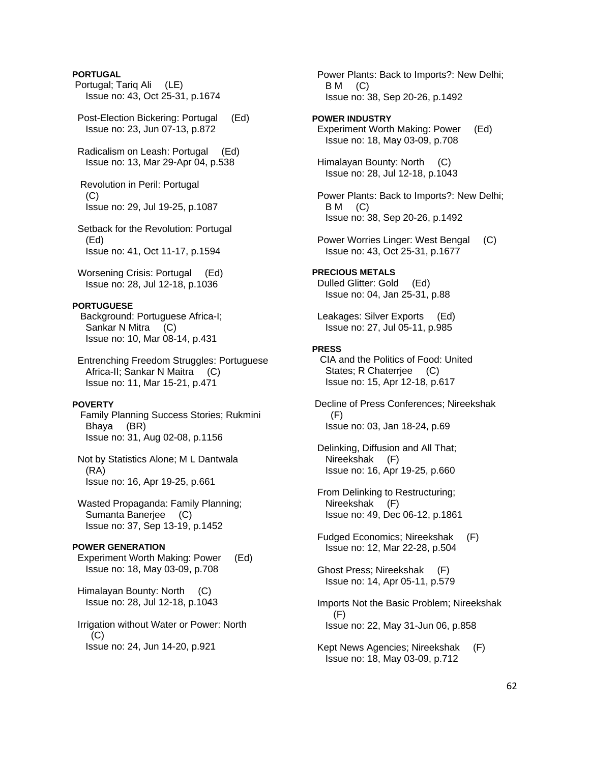**PORTUGAL**

Portugal; Tariq Ali (LE)
Issue no: 43, Oct 25-31, p.1674

Post-Election Bickering: Portugal (Ed)
Issue no: 23, Jun 07-13, p.872

Radicalism on Leash: Portugal (Ed)
Issue no: 13, Mar 29-Apr 04, p.538

Revolution in Peril: Portugal (C)
Issue no: 29, Jul 19-25, p.1087

Setback for the Revolution: Portugal (Ed)
Issue no: 41, Oct 11-17, p.1594

Worsening Crisis: Portugal (Ed)
Issue no: 28, Jul 12-18, p.1036

**PORTUGUESE**

Background: Portuguese Africa-I; Sankar N Mitra (C)
Issue no: 10, Mar 08-14, p.431

Entrenching Freedom Struggles: Portuguese Africa-II; Sankar N Maitra (C)
Issue no: 11, Mar 15-21, p.471

**POVERTY**

Family Planning Success Stories; Rukmini Bhaya (BR)
Issue no: 31, Aug 02-08, p.1156

Not by Statistics Alone; M L Dantwala (RA)
Issue no: 16, Apr 19-25, p.661

Wasted Propaganda: Family Planning; Sumanta Banerjee (C)
Issue no: 37, Sep 13-19, p.1452

**POWER GENERATION**

Experiment Worth Making: Power (Ed)
Issue no: 18, May 03-09, p.708

Himalayan Bounty: North (C)
Issue no: 28, Jul 12-18, p.1043

Irrigation without Water or Power: North (C)
Issue no: 24, Jun 14-20, p.921

Power Plants: Back to Imports?: New Delhi; B M (C)
Issue no: 38, Sep 20-26, p.1492

**POWER INDUSTRY**

Experiment Worth Making: Power (Ed)
Issue no: 18, May 03-09, p.708

Himalayan Bounty: North (C)
Issue no: 28, Jul 12-18, p.1043

Power Plants: Back to Imports?: New Delhi; B M (C)
Issue no: 38, Sep 20-26, p.1492

Power Worries Linger: West Bengal (C)
Issue no: 43, Oct 25-31, p.1677

**PRECIOUS METALS**

Dulled Glitter: Gold (Ed)
Issue no: 04, Jan 25-31, p.88

Leakages: Silver Exports (Ed)
Issue no: 27, Jul 05-11, p.985

**PRESS**

CIA and the Politics of Food: United States; R Chaterrjee (C)
Issue no: 15, Apr 12-18, p.617

Decline of Press Conferences; Nireekshak (F)
Issue no: 03, Jan 18-24, p.69

Delinking, Diffusion and All That; Nireekshak (F)
Issue no: 16, Apr 19-25, p.660

From Delinking to Restructuring; Nireekshak (F)
Issue no: 49, Dec 06-12, p.1861

Fudged Economics; Nireekshak (F)
Issue no: 12, Mar 22-28, p.504

Ghost Press; Nireekshak (F)
Issue no: 14, Apr 05-11, p.579

Imports Not the Basic Problem; Nireekshak (F)
Issue no: 22, May 31-Jun 06, p.858

Kept News Agencies; Nireekshak (F)
Issue no: 18, May 03-09, p.712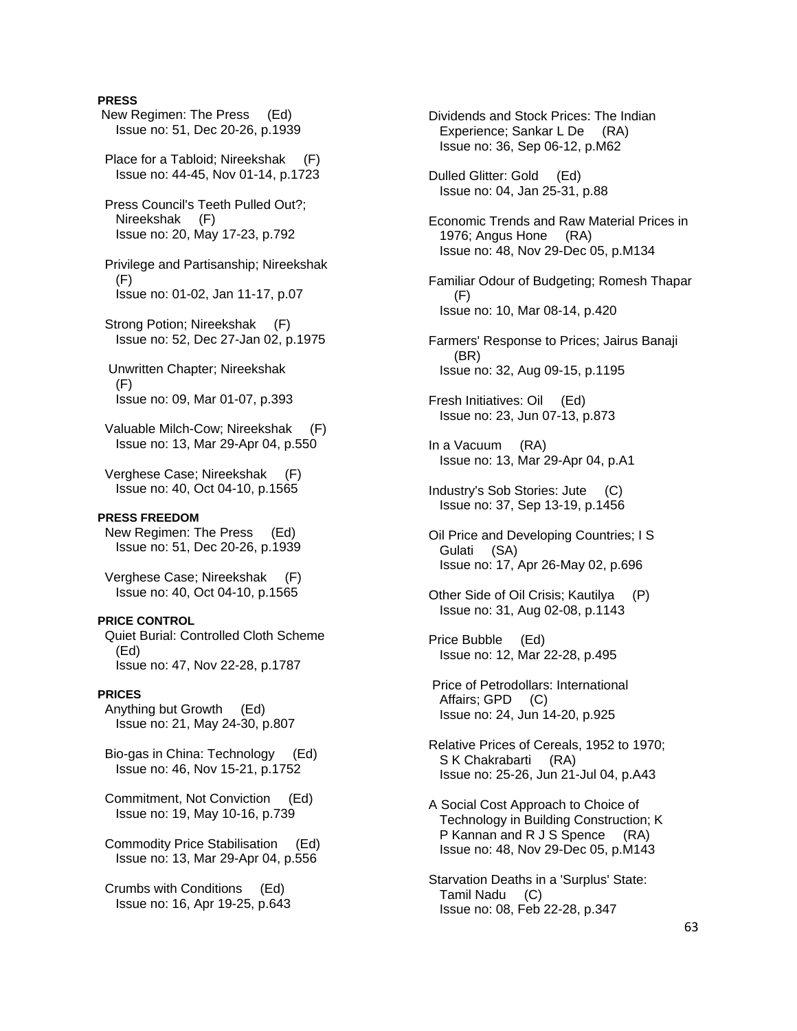**PRESS**

New Regimen: The Press (Ed)
Issue no: 51, Dec 20-26, p.1939

Place for a Tabloid; Nireekshak (F)
Issue no: 44-45, Nov 01-14, p.1723

Press Council's Teeth Pulled Out?; Nireekshak (F)
Issue no: 20, May 17-23, p.792

Privilege and Partisanship; Nireekshak (F)
Issue no: 01-02, Jan 11-17, p.07

Strong Potion; Nireekshak (F)
Issue no: 52, Dec 27-Jan 02, p.1975

Unwritten Chapter; Nireekshak (F)
Issue no: 09, Mar 01-07, p.393

Valuable Milch-Cow; Nireekshak (F)
Issue no: 13, Mar 29-Apr 04, p.550

Verghese Case; Nireekshak (F)
Issue no: 40, Oct 04-10, p.1565

**PRESS FREEDOM**

New Regimen: The Press (Ed)
Issue no: 51, Dec 20-26, p.1939

Verghese Case; Nireekshak (F)
Issue no: 40, Oct 04-10, p.1565

**PRICE CONTROL**

Quiet Burial: Controlled Cloth Scheme (Ed)
Issue no: 47, Nov 22-28, p.1787

**PRICES**

Anything but Growth (Ed)
Issue no: 21, May 24-30, p.807

Bio-gas in China: Technology (Ed)
Issue no: 46, Nov 15-21, p.1752

Commitment, Not Conviction (Ed)
Issue no: 19, May 10-16, p.739

Commodity Price Stabilisation (Ed)
Issue no: 13, Mar 29-Apr 04, p.556

Crumbs with Conditions (Ed)
Issue no: 16, Apr 19-25, p.643

Dividends and Stock Prices: The Indian Experience; Sankar L De (RA)
Issue no: 36, Sep 06-12, p.M62

Dulled Glitter: Gold (Ed)
Issue no: 04, Jan 25-31, p.88

Economic Trends and Raw Material Prices in 1976; Angus Hone (RA)
Issue no: 48, Nov 29-Dec 05, p.M134

Familiar Odour of Budgeting; Romesh Thapar (F)
Issue no: 10, Mar 08-14, p.420

Farmers' Response to Prices; Jairus Banaji (BR)
Issue no: 32, Aug 09-15, p.1195

Fresh Initiatives: Oil (Ed)
Issue no: 23, Jun 07-13, p.873

In a Vacuum (RA)
Issue no: 13, Mar 29-Apr 04, p.A1

Industry's Sob Stories: Jute (C)
Issue no: 37, Sep 13-19, p.1456

Oil Price and Developing Countries; I S Gulati (SA)
Issue no: 17, Apr 26-May 02, p.696

Other Side of Oil Crisis; Kautilya (P)
Issue no: 31, Aug 02-08, p.1143

Price Bubble (Ed)
Issue no: 12, Mar 22-28, p.495

Price of Petrodollars: International Affairs; GPD (C)
Issue no: 24, Jun 14-20, p.925

Relative Prices of Cereals, 1952 to 1970; S K Chakrabarti (RA)
Issue no: 25-26, Jun 21-Jul 04, p.A43

A Social Cost Approach to Choice of Technology in Building Construction; K P Kannan and R J S Spence (RA)
Issue no: 48, Nov 29-Dec 05, p.M143

Starvation Deaths in a 'Surplus' State: Tamil Nadu (C)
Issue no: 08, Feb 22-28, p.347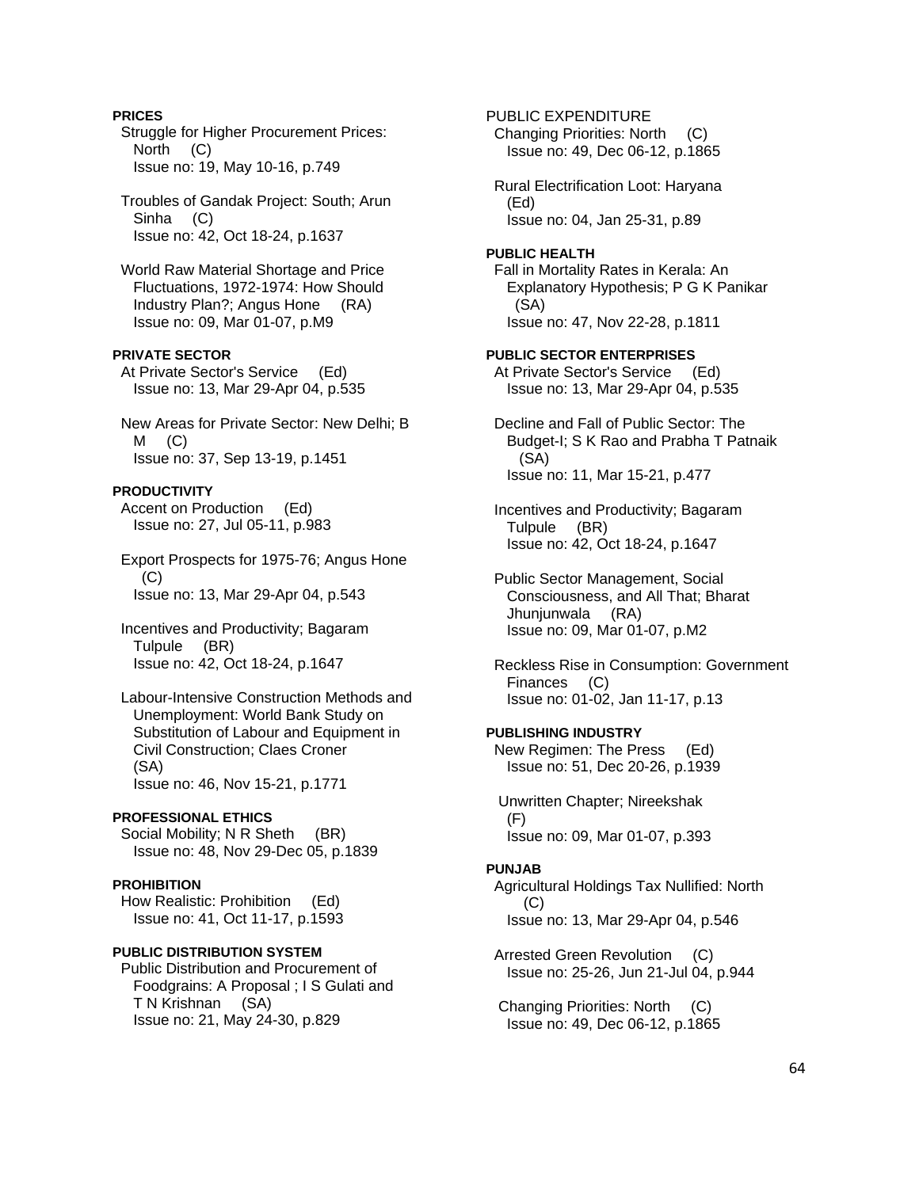**PRICES**

Struggle for Higher Procurement Prices: North (C)
Issue no: 19, May 10-16, p.749

Troubles of Gandak Project: South; Arun Sinha (C)
Issue no: 42, Oct 18-24, p.1637

World Raw Material Shortage and Price Fluctuations, 1972-1974: How Should Industry Plan?; Angus Hone (RA)
Issue no: 09, Mar 01-07, p.M9

**PRIVATE SECTOR**

At Private Sector's Service (Ed)
Issue no: 13, Mar 29-Apr 04, p.535

New Areas for Private Sector: New Delhi; B M (C)
Issue no: 37, Sep 13-19, p.1451

**PRODUCTIVITY**

Accent on Production (Ed)
Issue no: 27, Jul 05-11, p.983

Export Prospects for 1975-76; Angus Hone (C)
Issue no: 13, Mar 29-Apr 04, p.543

Incentives and Productivity; Bagaram Tulpule (BR)
Issue no: 42, Oct 18-24, p.1647

Labour-Intensive Construction Methods and Unemployment: World Bank Study on Substitution of Labour and Equipment in Civil Construction; Claes Croner (SA)
Issue no: 46, Nov 15-21, p.1771

**PROFESSIONAL ETHICS**

Social Mobility; N R Sheth (BR)
Issue no: 48, Nov 29-Dec 05, p.1839

**PROHIBITION**

How Realistic: Prohibition (Ed)
Issue no: 41, Oct 11-17, p.1593

**PUBLIC DISTRIBUTION SYSTEM**

Public Distribution and Procurement of Foodgrains: A Proposal ; I S Gulati and T N Krishnan (SA)
Issue no: 21, May 24-30, p.829

PUBLIC EXPENDITURE

Changing Priorities: North (C)
Issue no: 49, Dec 06-12, p.1865

Rural Electrification Loot: Haryana (Ed)
Issue no: 04, Jan 25-31, p.89

**PUBLIC HEALTH**

Fall in Mortality Rates in Kerala: An Explanatory Hypothesis; P G K Panikar (SA)
Issue no: 47, Nov 22-28, p.1811

**PUBLIC SECTOR ENTERPRISES**

At Private Sector's Service (Ed)
Issue no: 13, Mar 29-Apr 04, p.535

Decline and Fall of Public Sector: The Budget-I; S K Rao and Prabha T Patnaik (SA)
Issue no: 11, Mar 15-21, p.477

Incentives and Productivity; Bagaram Tulpule (BR)
Issue no: 42, Oct 18-24, p.1647

Public Sector Management, Social Consciousness, and All That; Bharat Jhunjunwala (RA)
Issue no: 09, Mar 01-07, p.M2

Reckless Rise in Consumption: Government Finances (C)
Issue no: 01-02, Jan 11-17, p.13

**PUBLISHING INDUSTRY**

New Regimen: The Press (Ed)
Issue no: 51, Dec 20-26, p.1939

Unwritten Chapter; Nireekshak (F)
Issue no: 09, Mar 01-07, p.393

**PUNJAB**

Agricultural Holdings Tax Nullified: North (C)
Issue no: 13, Mar 29-Apr 04, p.546

Arrested Green Revolution (C)
Issue no: 25-26, Jun 21-Jul 04, p.944

Changing Priorities: North (C)
Issue no: 49, Dec 06-12, p.1865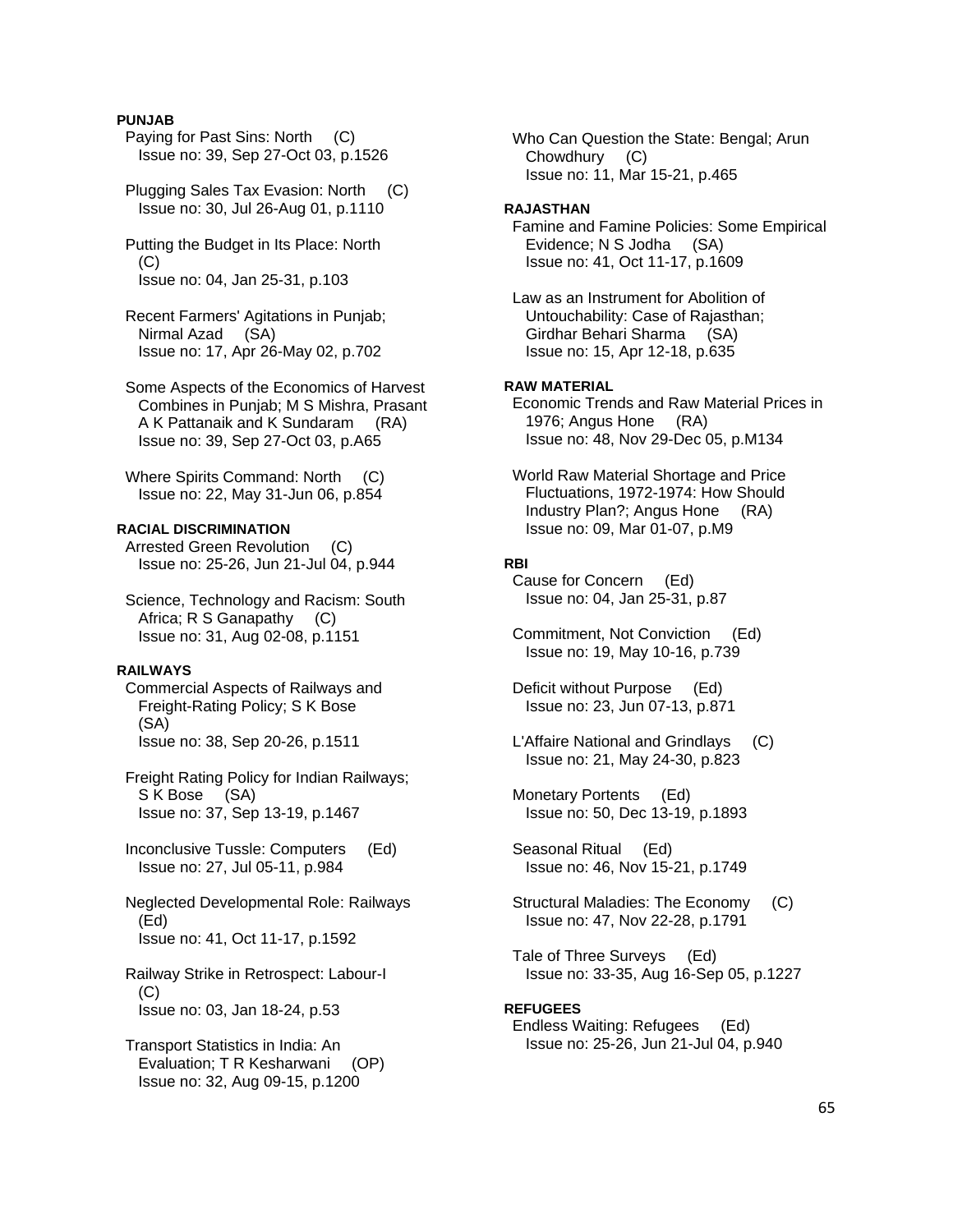**PUNJAB**

Paying for Past Sins: North (C)
Issue no: 39, Sep 27-Oct 03, p.1526

Plugging Sales Tax Evasion: North (C)
Issue no: 30, Jul 26-Aug 01, p.1110

Putting the Budget in Its Place: North (C)
Issue no: 04, Jan 25-31, p.103

Recent Farmers' Agitations in Punjab; Nirmal Azad (SA)
Issue no: 17, Apr 26-May 02, p.702

Some Aspects of the Economics of Harvest Combines in Punjab; M S Mishra, Prasant A K Pattanaik and K Sundaram (RA)
Issue no: 39, Sep 27-Oct 03, p.A65

Where Spirits Command: North (C)
Issue no: 22, May 31-Jun 06, p.854

**RACIAL DISCRIMINATION**

Arrested Green Revolution (C)
Issue no: 25-26, Jun 21-Jul 04, p.944

Science, Technology and Racism: South Africa; R S Ganapathy (C)
Issue no: 31, Aug 02-08, p.1151

**RAILWAYS**

Commercial Aspects of Railways and Freight-Rating Policy; S K Bose (SA)
Issue no: 38, Sep 20-26, p.1511

Freight Rating Policy for Indian Railways; S K Bose (SA)
Issue no: 37, Sep 13-19, p.1467

Inconclusive Tussle: Computers (Ed)
Issue no: 27, Jul 05-11, p.984

Neglected Developmental Role: Railways (Ed)
Issue no: 41, Oct 11-17, p.1592

Railway Strike in Retrospect: Labour-I (C)
Issue no: 03, Jan 18-24, p.53

Transport Statistics in India: An Evaluation; T R Kesharwani (OP)
Issue no: 32, Aug 09-15, p.1200

Who Can Question the State: Bengal; Arun Chowdhury (C)
Issue no: 11, Mar 15-21, p.465

**RAJASTHAN**

Famine and Famine Policies: Some Empirical Evidence; N S Jodha (SA)
Issue no: 41, Oct 11-17, p.1609

Law as an Instrument for Abolition of Untouchability: Case of Rajasthan; Girdhar Behari Sharma (SA)
Issue no: 15, Apr 12-18, p.635

**RAW MATERIAL**

Economic Trends and Raw Material Prices in 1976; Angus Hone (RA)
Issue no: 48, Nov 29-Dec 05, p.M134

World Raw Material Shortage and Price Fluctuations, 1972-1974: How Should Industry Plan?; Angus Hone (RA)
Issue no: 09, Mar 01-07, p.M9

**RBI**

Cause for Concern (Ed)
Issue no: 04, Jan 25-31, p.87

Commitment, Not Conviction (Ed)
Issue no: 19, May 10-16, p.739

Deficit without Purpose (Ed)
Issue no: 23, Jun 07-13, p.871

L'Affaire National and Grindlays (C)
Issue no: 21, May 24-30, p.823

Monetary Portents (Ed)
Issue no: 50, Dec 13-19, p.1893

Seasonal Ritual (Ed)
Issue no: 46, Nov 15-21, p.1749

Structural Maladies: The Economy (C)
Issue no: 47, Nov 22-28, p.1791

Tale of Three Surveys (Ed)
Issue no: 33-35, Aug 16-Sep 05, p.1227

**REFUGEES**

Endless Waiting: Refugees (Ed)
Issue no: 25-26, Jun 21-Jul 04, p.940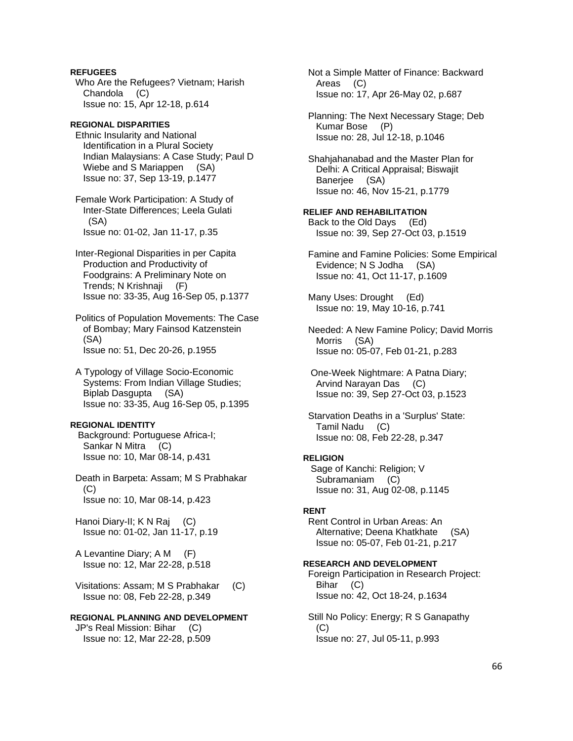**REFUGEES**

Who Are the Refugees? Vietnam; Harish Chandola (C)
Issue no: 15, Apr 12-18, p.614

**REGIONAL DISPARITIES**

Ethnic Insularity and National Identification in a Plural Society Indian Malaysians: A Case Study; Paul D Wiebe and S Mariappen (SA)
Issue no: 37, Sep 13-19, p.1477

Female Work Participation: A Study of Inter-State Differences; Leela Gulati (SA)
Issue no: 01-02, Jan 11-17, p.35

Inter-Regional Disparities in per Capita Production and Productivity of Foodgrains: A Preliminary Note on Trends; N Krishnaji (F)
Issue no: 33-35, Aug 16-Sep 05, p.1377

Politics of Population Movements: The Case of Bombay; Mary Fainsod Katzenstein (SA)
Issue no: 51, Dec 20-26, p.1955

A Typology of Village Socio-Economic Systems: From Indian Village Studies; Biplab Dasgupta (SA)
Issue no: 33-35, Aug 16-Sep 05, p.1395

**REGIONAL IDENTITY**

Background: Portuguese Africa-I; Sankar N Mitra (C)
Issue no: 10, Mar 08-14, p.431

Death in Barpeta: Assam; M S Prabhakar (C)
Issue no: 10, Mar 08-14, p.423

Hanoi Diary-II; K N Raj (C)
Issue no: 01-02, Jan 11-17, p.19

A Levantine Diary; A M (F)
Issue no: 12, Mar 22-28, p.518

Visitations: Assam; M S Prabhakar (C)
Issue no: 08, Feb 22-28, p.349

**REGIONAL PLANNING AND DEVELOPMENT**

JP's Real Mission: Bihar (C)
Issue no: 12, Mar 22-28, p.509

Not a Simple Matter of Finance: Backward Areas (C)
Issue no: 17, Apr 26-May 02, p.687

Planning: The Next Necessary Stage; Deb Kumar Bose (P)
Issue no: 28, Jul 12-18, p.1046

Shahjahanabad and the Master Plan for Delhi: A Critical Appraisal; Biswajit Banerjee (SA)
Issue no: 46, Nov 15-21, p.1779

**RELIEF AND REHABILITATION**

Back to the Old Days (Ed)
Issue no: 39, Sep 27-Oct 03, p.1519

Famine and Famine Policies: Some Empirical Evidence; N S Jodha (SA)
Issue no: 41, Oct 11-17, p.1609

Many Uses: Drought (Ed)
Issue no: 19, May 10-16, p.741

Needed: A New Famine Policy; David Morris Morris (SA)
Issue no: 05-07, Feb 01-21, p.283

One-Week Nightmare: A Patna Diary; Arvind Narayan Das (C)
Issue no: 39, Sep 27-Oct 03, p.1523

Starvation Deaths in a 'Surplus' State: Tamil Nadu (C)
Issue no: 08, Feb 22-28, p.347

**RELIGION**

Sage of Kanchi: Religion; V Subramaniam (C)
Issue no: 31, Aug 02-08, p.1145

**RENT**

Rent Control in Urban Areas: An Alternative; Deena Khatkhate (SA)
Issue no: 05-07, Feb 01-21, p.217

**RESEARCH AND DEVELOPMENT**

Foreign Participation in Research Project: Bihar (C)
Issue no: 42, Oct 18-24, p.1634

Still No Policy: Energy; R S Ganapathy (C)
Issue no: 27, Jul 05-11, p.993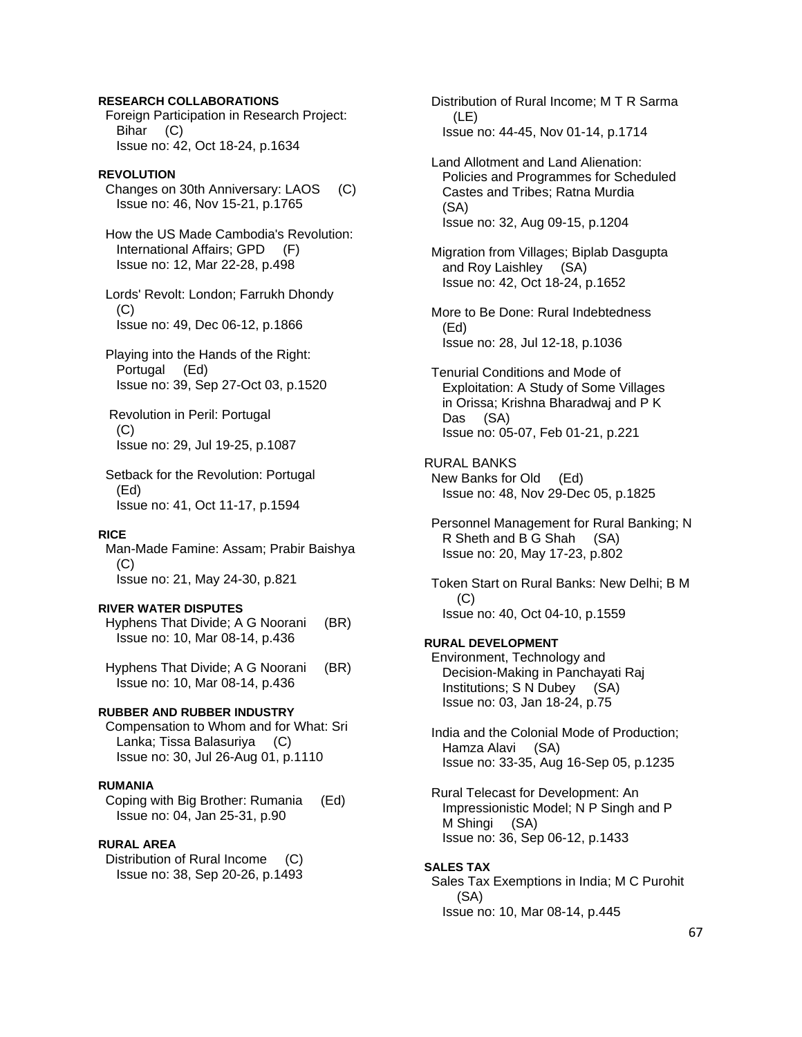**RESEARCH COLLABORATIONS**

Foreign Participation in Research Project: Bihar (C)
Issue no: 42, Oct 18-24, p.1634

**REVOLUTION**

Changes on 30th Anniversary: LAOS (C)
Issue no: 46, Nov 15-21, p.1765

How the US Made Cambodia's Revolution: International Affairs; GPD (F)
Issue no: 12, Mar 22-28, p.498

Lords' Revolt: London; Farrukh Dhondy (C)
Issue no: 49, Dec 06-12, p.1866

Playing into the Hands of the Right: Portugal (Ed)
Issue no: 39, Sep 27-Oct 03, p.1520

Revolution in Peril: Portugal (C)
Issue no: 29, Jul 19-25, p.1087

Setback for the Revolution: Portugal (Ed)
Issue no: 41, Oct 11-17, p.1594

**RICE**

Man-Made Famine: Assam; Prabir Baishya (C)
Issue no: 21, May 24-30, p.821

**RIVER WATER DISPUTES**

Hyphens That Divide; A G Noorani (BR)
Issue no: 10, Mar 08-14, p.436

Hyphens That Divide; A G Noorani (BR)
Issue no: 10, Mar 08-14, p.436

**RUBBER AND RUBBER INDUSTRY**

Compensation to Whom and for What: Sri Lanka; Tissa Balasuriya (C)
Issue no: 30, Jul 26-Aug 01, p.1110

**RUMANIA**

Coping with Big Brother: Rumania (Ed)
Issue no: 04, Jan 25-31, p.90

**RURAL AREA**

Distribution of Rural Income (C)
Issue no: 38, Sep 20-26, p.1493

Distribution of Rural Income; M T R Sarma (LE)
Issue no: 44-45, Nov 01-14, p.1714

Land Allotment and Land Alienation: Policies and Programmes for Scheduled Castes and Tribes; Ratna Murdia (SA)
Issue no: 32, Aug 09-15, p.1204

Migration from Villages; Biplab Dasgupta and Roy Laishley (SA)
Issue no: 42, Oct 18-24, p.1652

More to Be Done: Rural Indebtedness (Ed)
Issue no: 28, Jul 12-18, p.1036

Tenurial Conditions and Mode of Exploitation: A Study of Some Villages in Orissa; Krishna Bharadwaj and P K Das (SA)
Issue no: 05-07, Feb 01-21, p.221

RURAL BANKS

New Banks for Old (Ed)
Issue no: 48, Nov 29-Dec 05, p.1825

Personnel Management for Rural Banking; N R Sheth and B G Shah (SA)
Issue no: 20, May 17-23, p.802

Token Start on Rural Banks: New Delhi; B M (C)
Issue no: 40, Oct 04-10, p.1559

**RURAL DEVELOPMENT**

Environment, Technology and Decision-Making in Panchayati Raj Institutions; S N Dubey (SA)
Issue no: 03, Jan 18-24, p.75

India and the Colonial Mode of Production; Hamza Alavi (SA)
Issue no: 33-35, Aug 16-Sep 05, p.1235

Rural Telecast for Development: An Impressionistic Model; N P Singh and P M Shingi (SA)
Issue no: 36, Sep 06-12, p.1433

**SALES TAX**

Sales Tax Exemptions in India; M C Purohit (SA)
Issue no: 10, Mar 08-14, p.445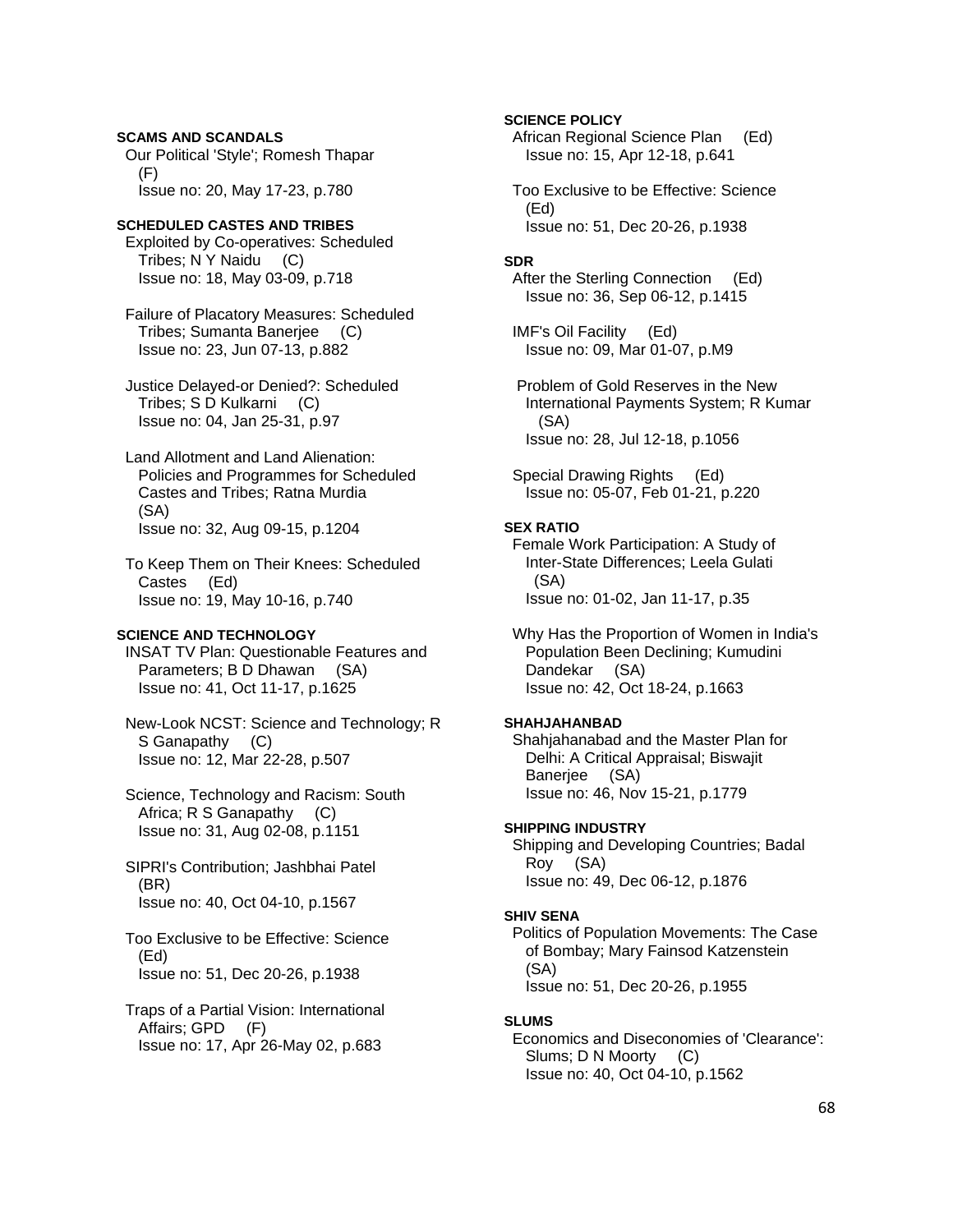**SCAMS AND SCANDALS**

Our Political 'Style'; Romesh Thapar (F)
Issue no: 20, May 17-23, p.780

**SCHEDULED CASTES AND TRIBES**

Exploited by Co-operatives: Scheduled Tribes; N Y Naidu (C)
Issue no: 18, May 03-09, p.718

Failure of Placatory Measures: Scheduled Tribes; Sumanta Banerjee (C)
Issue no: 23, Jun 07-13, p.882

Justice Delayed-or Denied?: Scheduled Tribes; S D Kulkarni (C)
Issue no: 04, Jan 25-31, p.97

Land Allotment and Land Alienation: Policies and Programmes for Scheduled Castes and Tribes; Ratna Murdia (SA)
Issue no: 32, Aug 09-15, p.1204

To Keep Them on Their Knees: Scheduled Castes (Ed)
Issue no: 19, May 10-16, p.740

**SCIENCE AND TECHNOLOGY**

INSAT TV Plan: Questionable Features and Parameters; B D Dhawan (SA)
Issue no: 41, Oct 11-17, p.1625

New-Look NCST: Science and Technology; R S Ganapathy (C)
Issue no: 12, Mar 22-28, p.507

Science, Technology and Racism: South Africa; R S Ganapathy (C)
Issue no: 31, Aug 02-08, p.1151

SIPRI's Contribution; Jashbhai Patel (BR)
Issue no: 40, Oct 04-10, p.1567

Too Exclusive to be Effective: Science (Ed)
Issue no: 51, Dec 20-26, p.1938

Traps of a Partial Vision: International Affairs; GPD (F)
Issue no: 17, Apr 26-May 02, p.683

**SCIENCE POLICY**

African Regional Science Plan (Ed)
Issue no: 15, Apr 12-18, p.641

Too Exclusive to be Effective: Science (Ed)
Issue no: 51, Dec 20-26, p.1938

**SDR**

After the Sterling Connection (Ed)
Issue no: 36, Sep 06-12, p.1415

IMF's Oil Facility (Ed)
Issue no: 09, Mar 01-07, p.M9

Problem of Gold Reserves in the New International Payments System; R Kumar (SA)
Issue no: 28, Jul 12-18, p.1056

Special Drawing Rights (Ed)
Issue no: 05-07, Feb 01-21, p.220

**SEX RATIO**

Female Work Participation: A Study of Inter-State Differences; Leela Gulati (SA)
Issue no: 01-02, Jan 11-17, p.35

Why Has the Proportion of Women in India's Population Been Declining; Kumudini Dandekar (SA)
Issue no: 42, Oct 18-24, p.1663

**SHAHJAHANBAD**

Shahjahanabad and the Master Plan for Delhi: A Critical Appraisal; Biswajit Banerjee (SA)
Issue no: 46, Nov 15-21, p.1779

**SHIPPING INDUSTRY**

Shipping and Developing Countries; Badal Roy (SA)
Issue no: 49, Dec 06-12, p.1876

**SHIV SENA**

Politics of Population Movements: The Case of Bombay; Mary Fainsod Katzenstein (SA)
Issue no: 51, Dec 20-26, p.1955

**SLUMS**

Economics and Diseconomies of 'Clearance': Slums; D N Moorty (C)
Issue no: 40, Oct 04-10, p.1562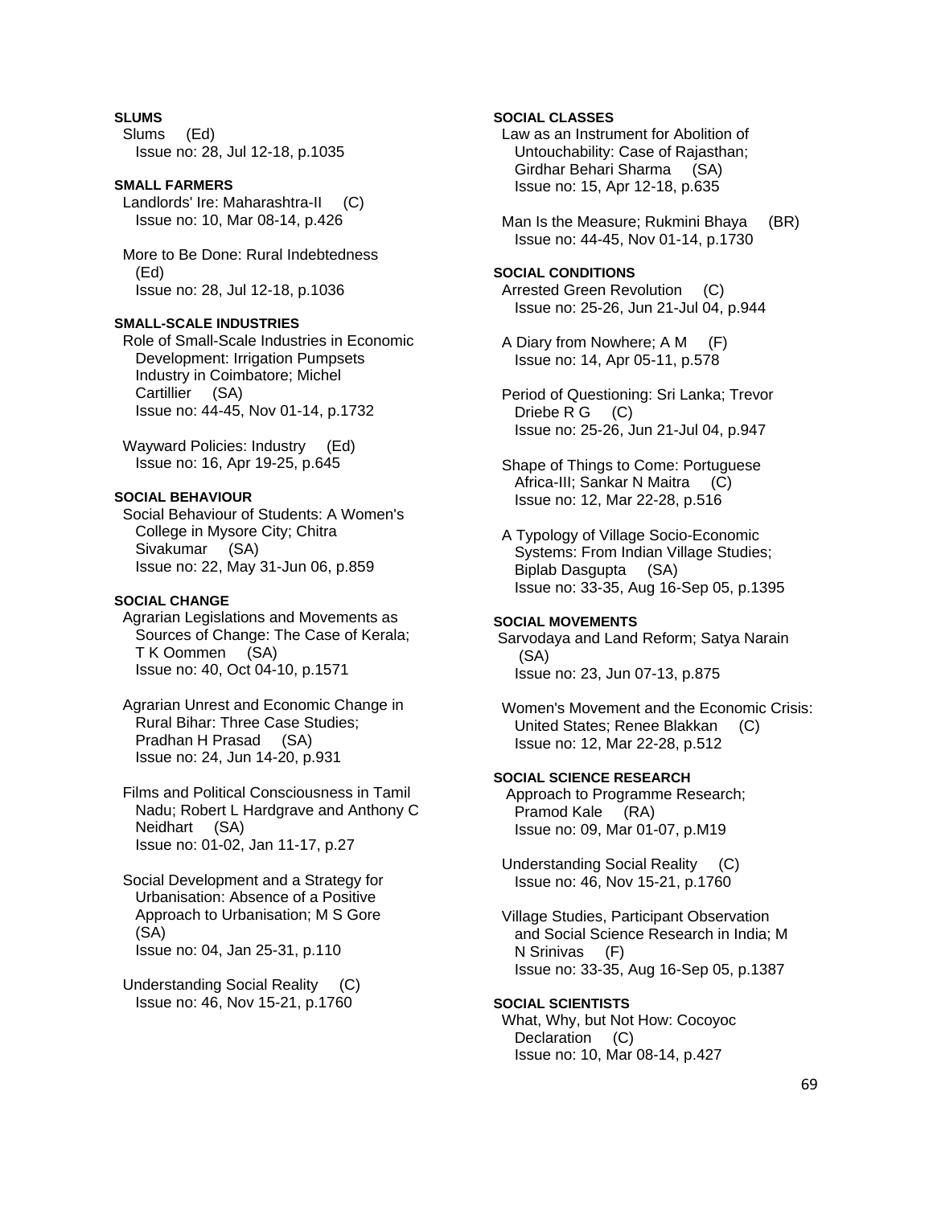**SLUMS**

Slums (Ed)
Issue no: 28, Jul 12-18, p.1035

**SMALL FARMERS**

Landlords' Ire: Maharashtra-II (C)
Issue no: 10, Mar 08-14, p.426

More to Be Done: Rural Indebtedness (Ed)
Issue no: 28, Jul 12-18, p.1036

**SMALL-SCALE INDUSTRIES**

Role of Small-Scale Industries in Economic Development: Irrigation Pumpsets Industry in Coimbatore; Michel Cartillier (SA)
Issue no: 44-45, Nov 01-14, p.1732

Wayward Policies: Industry (Ed)
Issue no: 16, Apr 19-25, p.645

**SOCIAL BEHAVIOUR**

Social Behaviour of Students: A Women's College in Mysore City; Chitra Sivakumar (SA)
Issue no: 22, May 31-Jun 06, p.859

**SOCIAL CHANGE**

Agrarian Legislations and Movements as Sources of Change: The Case of Kerala; T K Oommen (SA)
Issue no: 40, Oct 04-10, p.1571

Agrarian Unrest and Economic Change in Rural Bihar: Three Case Studies; Pradhan H Prasad (SA)
Issue no: 24, Jun 14-20, p.931

Films and Political Consciousness in Tamil Nadu; Robert L Hardgrave and Anthony C Neidhart (SA)
Issue no: 01-02, Jan 11-17, p.27

Social Development and a Strategy for Urbanisation: Absence of a Positive Approach to Urbanisation; M S Gore (SA)
Issue no: 04, Jan 25-31, p.110

Understanding Social Reality (C)
Issue no: 46, Nov 15-21, p.1760

**SOCIAL CLASSES**

Law as an Instrument for Abolition of Untouchability: Case of Rajasthan; Girdhar Behari Sharma (SA)
Issue no: 15, Apr 12-18, p.635

Man Is the Measure; Rukmini Bhaya (BR)
Issue no: 44-45, Nov 01-14, p.1730

**SOCIAL CONDITIONS**

Arrested Green Revolution (C)
Issue no: 25-26, Jun 21-Jul 04, p.944

A Diary from Nowhere; A M (F)
Issue no: 14, Apr 05-11, p.578

Period of Questioning: Sri Lanka; Trevor Driebe R G (C)
Issue no: 25-26, Jun 21-Jul 04, p.947

Shape of Things to Come: Portuguese Africa-III; Sankar N Maitra (C)
Issue no: 12, Mar 22-28, p.516

A Typology of Village Socio-Economic Systems: From Indian Village Studies; Biplab Dasgupta (SA)
Issue no: 33-35, Aug 16-Sep 05, p.1395

**SOCIAL MOVEMENTS**

Sarvodaya and Land Reform; Satya Narain (SA)
Issue no: 23, Jun 07-13, p.875

Women's Movement and the Economic Crisis: United States; Renee Blakkan (C)
Issue no: 12, Mar 22-28, p.512

**SOCIAL SCIENCE RESEARCH**

Approach to Programme Research; Pramod Kale (RA)
Issue no: 09, Mar 01-07, p.M19

Understanding Social Reality (C)
Issue no: 46, Nov 15-21, p.1760

Village Studies, Participant Observation and Social Science Research in India; M N Srinivas (F)
Issue no: 33-35, Aug 16-Sep 05, p.1387

**SOCIAL SCIENTISTS**

What, Why, but Not How: Cocoyoc Declaration (C)
Issue no: 10, Mar 08-14, p.427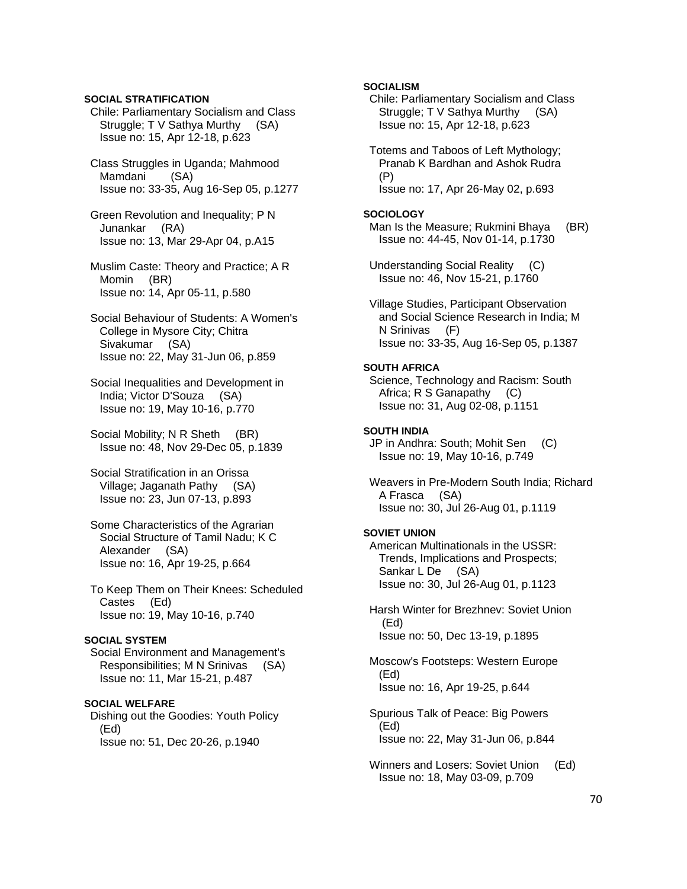**SOCIAL STRATIFICATION**

Chile: Parliamentary Socialism and Class Struggle; T V Sathya Murthy (SA)
Issue no: 15, Apr 12-18, p.623

Class Struggles in Uganda; Mahmood Mamdani (SA)
Issue no: 33-35, Aug 16-Sep 05, p.1277

Green Revolution and Inequality; P N Junankar (RA)
Issue no: 13, Mar 29-Apr 04, p.A15

Muslim Caste: Theory and Practice; A R Momin (BR)
Issue no: 14, Apr 05-11, p.580

Social Behaviour of Students: A Women's College in Mysore City; Chitra Sivakumar (SA)
Issue no: 22, May 31-Jun 06, p.859

Social Inequalities and Development in India; Victor D'Souza (SA)
Issue no: 19, May 10-16, p.770

Social Mobility; N R Sheth (BR)
Issue no: 48, Nov 29-Dec 05, p.1839

Social Stratification in an Orissa Village; Jaganath Pathy (SA)
Issue no: 23, Jun 07-13, p.893

Some Characteristics of the Agrarian Social Structure of Tamil Nadu; K C Alexander (SA)
Issue no: 16, Apr 19-25, p.664

To Keep Them on Their Knees: Scheduled Castes (Ed)
Issue no: 19, May 10-16, p.740

**SOCIAL SYSTEM**

Social Environment and Management's Responsibilities; M N Srinivas (SA)
Issue no: 11, Mar 15-21, p.487

**SOCIAL WELFARE**

Dishing out the Goodies: Youth Policy (Ed)
Issue no: 51, Dec 20-26, p.1940

**SOCIALISM**

Chile: Parliamentary Socialism and Class Struggle; T V Sathya Murthy (SA)
Issue no: 15, Apr 12-18, p.623

Totems and Taboos of Left Mythology; Pranab K Bardhan and Ashok Rudra (P)
Issue no: 17, Apr 26-May 02, p.693

**SOCIOLOGY**

Man Is the Measure; Rukmini Bhaya (BR)
Issue no: 44-45, Nov 01-14, p.1730

Understanding Social Reality (C)
Issue no: 46, Nov 15-21, p.1760

Village Studies, Participant Observation and Social Science Research in India; M N Srinivas (F)
Issue no: 33-35, Aug 16-Sep 05, p.1387

**SOUTH AFRICA**

Science, Technology and Racism: South Africa; R S Ganapathy (C)
Issue no: 31, Aug 02-08, p.1151

**SOUTH INDIA**

JP in Andhra: South; Mohit Sen (C)
Issue no: 19, May 10-16, p.749

Weavers in Pre-Modern South India; Richard A Frasca (SA)
Issue no: 30, Jul 26-Aug 01, p.1119

**SOVIET UNION**

American Multinationals in the USSR: Trends, Implications and Prospects; Sankar L De (SA)
Issue no: 30, Jul 26-Aug 01, p.1123

Harsh Winter for Brezhnev: Soviet Union (Ed)
Issue no: 50, Dec 13-19, p.1895

Moscow's Footsteps: Western Europe (Ed)
Issue no: 16, Apr 19-25, p.644

Spurious Talk of Peace: Big Powers (Ed)
Issue no: 22, May 31-Jun 06, p.844

Winners and Losers: Soviet Union (Ed)
Issue no: 18, May 03-09, p.709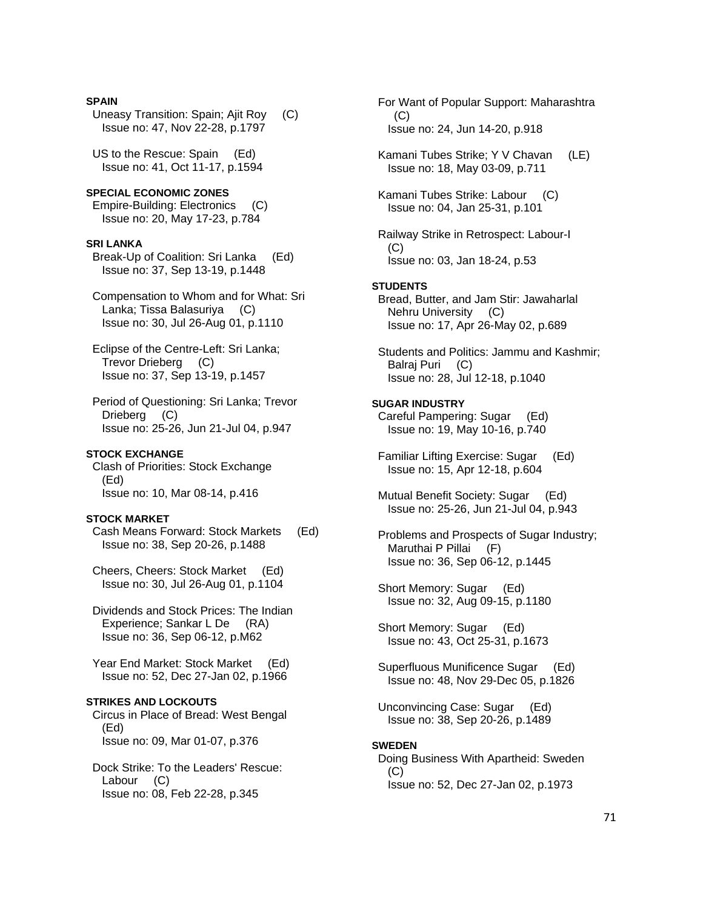**SPAIN**

Uneasy Transition: Spain; Ajit Roy (C)
Issue no: 47, Nov 22-28, p.1797

US to the Rescue: Spain (Ed)
Issue no: 41, Oct 11-17, p.1594

**SPECIAL ECONOMIC ZONES**

Empire-Building: Electronics (C)
Issue no: 20, May 17-23, p.784

**SRI LANKA**

Break-Up of Coalition: Sri Lanka (Ed)
Issue no: 37, Sep 13-19, p.1448

Compensation to Whom and for What: Sri Lanka; Tissa Balasuriya (C)
Issue no: 30, Jul 26-Aug 01, p.1110

Eclipse of the Centre-Left: Sri Lanka; Trevor Drieberg (C)
Issue no: 37, Sep 13-19, p.1457

Period of Questioning: Sri Lanka; Trevor Drieberg (C)
Issue no: 25-26, Jun 21-Jul 04, p.947

**STOCK EXCHANGE**

Clash of Priorities: Stock Exchange (Ed)
Issue no: 10, Mar 08-14, p.416

**STOCK MARKET**

Cash Means Forward: Stock Markets (Ed)
Issue no: 38, Sep 20-26, p.1488

Cheers, Cheers: Stock Market (Ed)
Issue no: 30, Jul 26-Aug 01, p.1104

Dividends and Stock Prices: The Indian Experience; Sankar L De (RA)
Issue no: 36, Sep 06-12, p.M62

Year End Market: Stock Market (Ed)
Issue no: 52, Dec 27-Jan 02, p.1966

**STRIKES AND LOCKOUTS**

Circus in Place of Bread: West Bengal (Ed)
Issue no: 09, Mar 01-07, p.376

Dock Strike: To the Leaders' Rescue: Labour (C)
Issue no: 08, Feb 22-28, p.345

For Want of Popular Support: Maharashtra (C)
Issue no: 24, Jun 14-20, p.918

Kamani Tubes Strike; Y V Chavan (LE)
Issue no: 18, May 03-09, p.711

Kamani Tubes Strike: Labour (C)
Issue no: 04, Jan 25-31, p.101

Railway Strike in Retrospect: Labour-I (C)
Issue no: 03, Jan 18-24, p.53

**STUDENTS**

Bread, Butter, and Jam Stir: Jawaharlal Nehru University (C)
Issue no: 17, Apr 26-May 02, p.689

Students and Politics: Jammu and Kashmir; Balraj Puri (C)
Issue no: 28, Jul 12-18, p.1040

**SUGAR INDUSTRY**

Careful Pampering: Sugar (Ed)
Issue no: 19, May 10-16, p.740

Familiar Lifting Exercise: Sugar (Ed)
Issue no: 15, Apr 12-18, p.604

Mutual Benefit Society: Sugar (Ed)
Issue no: 25-26, Jun 21-Jul 04, p.943

Problems and Prospects of Sugar Industry; Maruthai P Pillai (F)
Issue no: 36, Sep 06-12, p.1445

Short Memory: Sugar (Ed)
Issue no: 32, Aug 09-15, p.1180

Short Memory: Sugar (Ed)
Issue no: 43, Oct 25-31, p.1673

Superfluous Munificence Sugar (Ed)
Issue no: 48, Nov 29-Dec 05, p.1826

Unconvincing Case: Sugar (Ed)
Issue no: 38, Sep 20-26, p.1489

**SWEDEN**

Doing Business With Apartheid: Sweden (C)
Issue no: 52, Dec 27-Jan 02, p.1973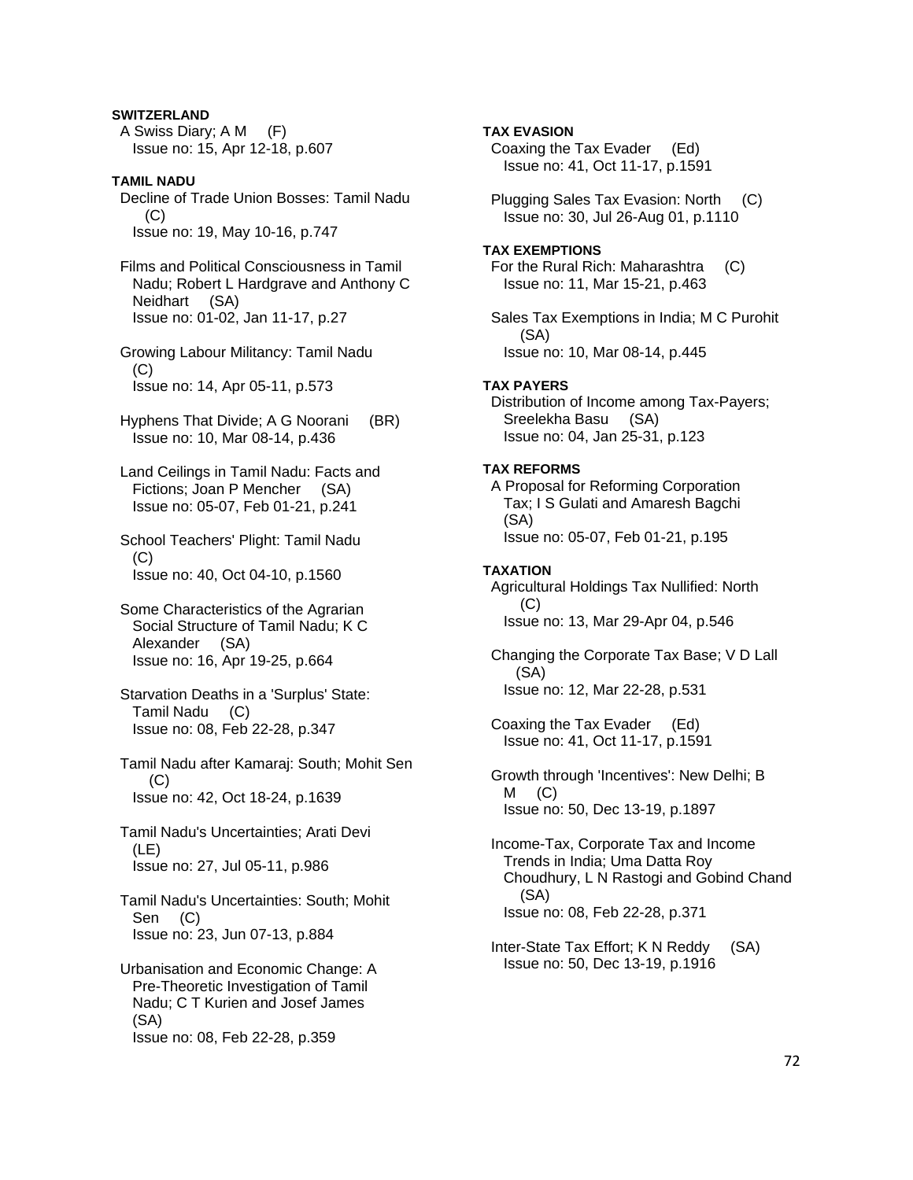**SWITZERLAND**

A Swiss Diary; A M (F)
Issue no: 15, Apr 12-18, p.607

**TAMIL NADU**

Decline of Trade Union Bosses: Tamil Nadu (C)
Issue no: 19, May 10-16, p.747

Films and Political Consciousness in Tamil Nadu; Robert L Hardgrave and Anthony C Neidhart (SA)
Issue no: 01-02, Jan 11-17, p.27

Growing Labour Militancy: Tamil Nadu (C)
Issue no: 14, Apr 05-11, p.573

Hyphens That Divide; A G Noorani (BR)
Issue no: 10, Mar 08-14, p.436

Land Ceilings in Tamil Nadu: Facts and Fictions; Joan P Mencher (SA)
Issue no: 05-07, Feb 01-21, p.241

School Teachers' Plight: Tamil Nadu (C)
Issue no: 40, Oct 04-10, p.1560

Some Characteristics of the Agrarian Social Structure of Tamil Nadu; K C Alexander (SA)
Issue no: 16, Apr 19-25, p.664

Starvation Deaths in a 'Surplus' State: Tamil Nadu (C)
Issue no: 08, Feb 22-28, p.347

Tamil Nadu after Kamaraj: South; Mohit Sen (C)
Issue no: 42, Oct 18-24, p.1639

Tamil Nadu's Uncertainties; Arati Devi (LE)
Issue no: 27, Jul 05-11, p.986

Tamil Nadu's Uncertainties: South; Mohit Sen (C)
Issue no: 23, Jun 07-13, p.884

Urbanisation and Economic Change: A Pre-Theoretic Investigation of Tamil Nadu; C T Kurien and Josef James (SA)
Issue no: 08, Feb 22-28, p.359

**TAX EVASION**

Coaxing the Tax Evader (Ed)
Issue no: 41, Oct 11-17, p.1591

Plugging Sales Tax Evasion: North (C)
Issue no: 30, Jul 26-Aug 01, p.1110

**TAX EXEMPTIONS**

For the Rural Rich: Maharashtra (C)
Issue no: 11, Mar 15-21, p.463

Sales Tax Exemptions in India; M C Purohit (SA)
Issue no: 10, Mar 08-14, p.445

**TAX PAYERS**

Distribution of Income among Tax-Payers; Sreelekha Basu (SA)
Issue no: 04, Jan 25-31, p.123

**TAX REFORMS**

A Proposal for Reforming Corporation Tax; I S Gulati and Amaresh Bagchi (SA)
Issue no: 05-07, Feb 01-21, p.195

**TAXATION**

Agricultural Holdings Tax Nullified: North (C)
Issue no: 13, Mar 29-Apr 04, p.546

Changing the Corporate Tax Base; V D Lall (SA)
Issue no: 12, Mar 22-28, p.531

Coaxing the Tax Evader (Ed)
Issue no: 41, Oct 11-17, p.1591

Growth through 'Incentives': New Delhi; B M (C)
Issue no: 50, Dec 13-19, p.1897

Income-Tax, Corporate Tax and Income Trends in India; Uma Datta Roy Choudhury, L N Rastogi and Gobind Chand (SA)
Issue no: 08, Feb 22-28, p.371

Inter-State Tax Effort; K N Reddy (SA)
Issue no: 50, Dec 13-19, p.1916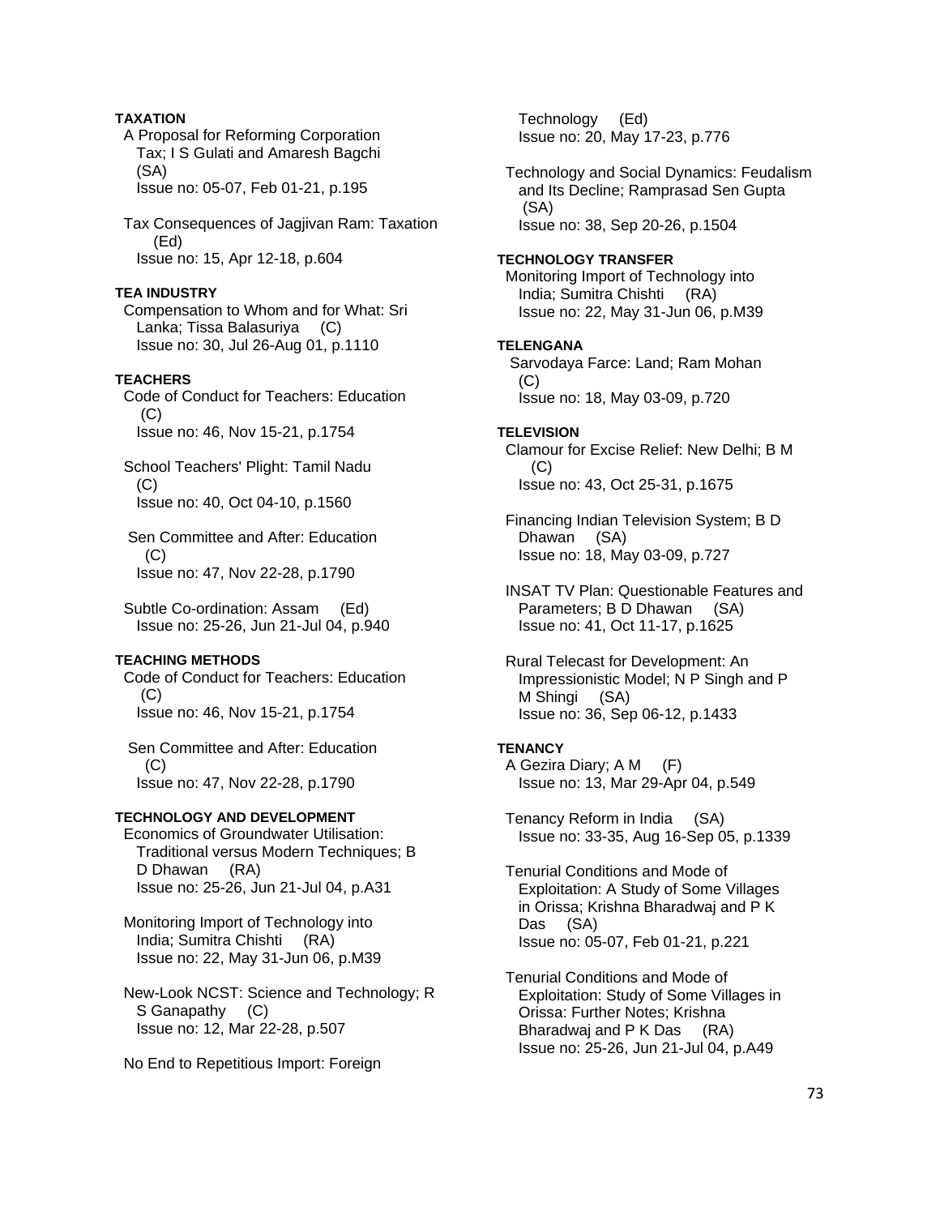**TAXATION**

A Proposal for Reforming Corporation Tax; I S Gulati and Amaresh Bagchi (SA)
Issue no: 05-07, Feb 01-21, p.195

Tax Consequences of Jagjivan Ram: Taxation (Ed)
Issue no: 15, Apr 12-18, p.604

**TEA INDUSTRY**

Compensation to Whom and for What: Sri Lanka; Tissa Balasuriya (C)
Issue no: 30, Jul 26-Aug 01, p.1110

**TEACHERS**

Code of Conduct for Teachers: Education (C)
Issue no: 46, Nov 15-21, p.1754

School Teachers' Plight: Tamil Nadu (C)
Issue no: 40, Oct 04-10, p.1560

Sen Committee and After: Education (C)
Issue no: 47, Nov 22-28, p.1790

Subtle Co-ordination: Assam (Ed)
Issue no: 25-26, Jun 21-Jul 04, p.940

**TEACHING METHODS**

Code of Conduct for Teachers: Education (C)
Issue no: 46, Nov 15-21, p.1754

Sen Committee and After: Education (C)
Issue no: 47, Nov 22-28, p.1790

**TECHNOLOGY AND DEVELOPMENT**

Economics of Groundwater Utilisation: Traditional versus Modern Techniques; B D Dhawan (RA)
Issue no: 25-26, Jun 21-Jul 04, p.A31

Monitoring Import of Technology into India; Sumitra Chishti (RA)
Issue no: 22, May 31-Jun 06, p.M39

New-Look NCST: Science and Technology; R S Ganapathy (C)
Issue no: 12, Mar 22-28, p.507

No End to Repetitious Import: Foreign Technology (Ed)
Issue no: 20, May 17-23, p.776

Technology and Social Dynamics: Feudalism and Its Decline; Ramprasad Sen Gupta (SA)
Issue no: 38, Sep 20-26, p.1504

**TECHNOLOGY TRANSFER**

Monitoring Import of Technology into India; Sumitra Chishti (RA)
Issue no: 22, May 31-Jun 06, p.M39

**TELENGANA**

Sarvodaya Farce: Land; Ram Mohan (C)
Issue no: 18, May 03-09, p.720

**TELEVISION**

Clamour for Excise Relief: New Delhi; B M (C)
Issue no: 43, Oct 25-31, p.1675

Financing Indian Television System; B D Dhawan (SA)
Issue no: 18, May 03-09, p.727

INSAT TV Plan: Questionable Features and Parameters; B D Dhawan (SA)
Issue no: 41, Oct 11-17, p.1625

Rural Telecast for Development: An Impressionistic Model; N P Singh and P M Shingi (SA)
Issue no: 36, Sep 06-12, p.1433

**TENANCY**

A Gezira Diary; A M (F)
Issue no: 13, Mar 29-Apr 04, p.549

Tenancy Reform in India (SA)
Issue no: 33-35, Aug 16-Sep 05, p.1339

Tenurial Conditions and Mode of Exploitation: A Study of Some Villages in Orissa; Krishna Bharadwaj and P K Das (SA)
Issue no: 05-07, Feb 01-21, p.221

Tenurial Conditions and Mode of Exploitation: Study of Some Villages in Orissa: Further Notes; Krishna Bharadwaj and P K Das (RA)
Issue no: 25-26, Jun 21-Jul 04, p.A49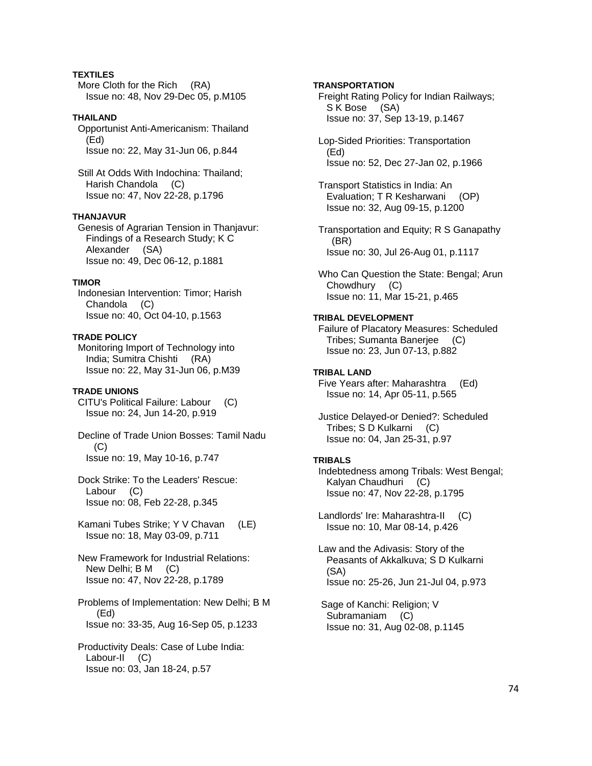**TEXTILES**

More Cloth for the Rich (RA)
Issue no: 48, Nov 29-Dec 05, p.M105

**THAILAND**

Opportunist Anti-Americanism: Thailand (Ed)
Issue no: 22, May 31-Jun 06, p.844

Still At Odds With Indochina: Thailand; Harish Chandola (C)
Issue no: 47, Nov 22-28, p.1796

**THANJAVUR**

Genesis of Agrarian Tension in Thanjavur: Findings of a Research Study; K C Alexander (SA)
Issue no: 49, Dec 06-12, p.1881

**TIMOR**

Indonesian Intervention: Timor; Harish Chandola (C)
Issue no: 40, Oct 04-10, p.1563

**TRADE POLICY**

Monitoring Import of Technology into India; Sumitra Chishti (RA)
Issue no: 22, May 31-Jun 06, p.M39

**TRADE UNIONS**

CITU's Political Failure: Labour (C)
Issue no: 24, Jun 14-20, p.919

Decline of Trade Union Bosses: Tamil Nadu (C)
Issue no: 19, May 10-16, p.747

Dock Strike: To the Leaders' Rescue: Labour (C)
Issue no: 08, Feb 22-28, p.345

Kamani Tubes Strike; Y V Chavan (LE)
Issue no: 18, May 03-09, p.711

New Framework for Industrial Relations: New Delhi; B M (C)
Issue no: 47, Nov 22-28, p.1789

Problems of Implementation: New Delhi; B M (Ed)
Issue no: 33-35, Aug 16-Sep 05, p.1233

Productivity Deals: Case of Lube India: Labour-II (C)
Issue no: 03, Jan 18-24, p.57

**TRANSPORTATION**

Freight Rating Policy for Indian Railways; S K Bose (SA)
Issue no: 37, Sep 13-19, p.1467

Lop-Sided Priorities: Transportation (Ed)
Issue no: 52, Dec 27-Jan 02, p.1966

Transport Statistics in India: An Evaluation; T R Kesharwani (OP)
Issue no: 32, Aug 09-15, p.1200

Transportation and Equity; R S Ganapathy (BR)
Issue no: 30, Jul 26-Aug 01, p.1117

Who Can Question the State: Bengal; Arun Chowdhury (C)
Issue no: 11, Mar 15-21, p.465

**TRIBAL DEVELOPMENT**

Failure of Placatory Measures: Scheduled Tribes; Sumanta Banerjee (C)
Issue no: 23, Jun 07-13, p.882

**TRIBAL LAND**

Five Years after: Maharashtra (Ed)
Issue no: 14, Apr 05-11, p.565

Justice Delayed-or Denied?: Scheduled Tribes; S D Kulkarni (C)
Issue no: 04, Jan 25-31, p.97

**TRIBALS**

Indebtedness among Tribals: West Bengal; Kalyan Chaudhuri (C)
Issue no: 47, Nov 22-28, p.1795

Landlords' Ire: Maharashtra-II (C)
Issue no: 10, Mar 08-14, p.426

Law and the Adivasis: Story of the Peasants of Akkalkuva; S D Kulkarni (SA)
Issue no: 25-26, Jun 21-Jul 04, p.973

Sage of Kanchi: Religion; V Subramaniam (C)
Issue no: 31, Aug 02-08, p.1145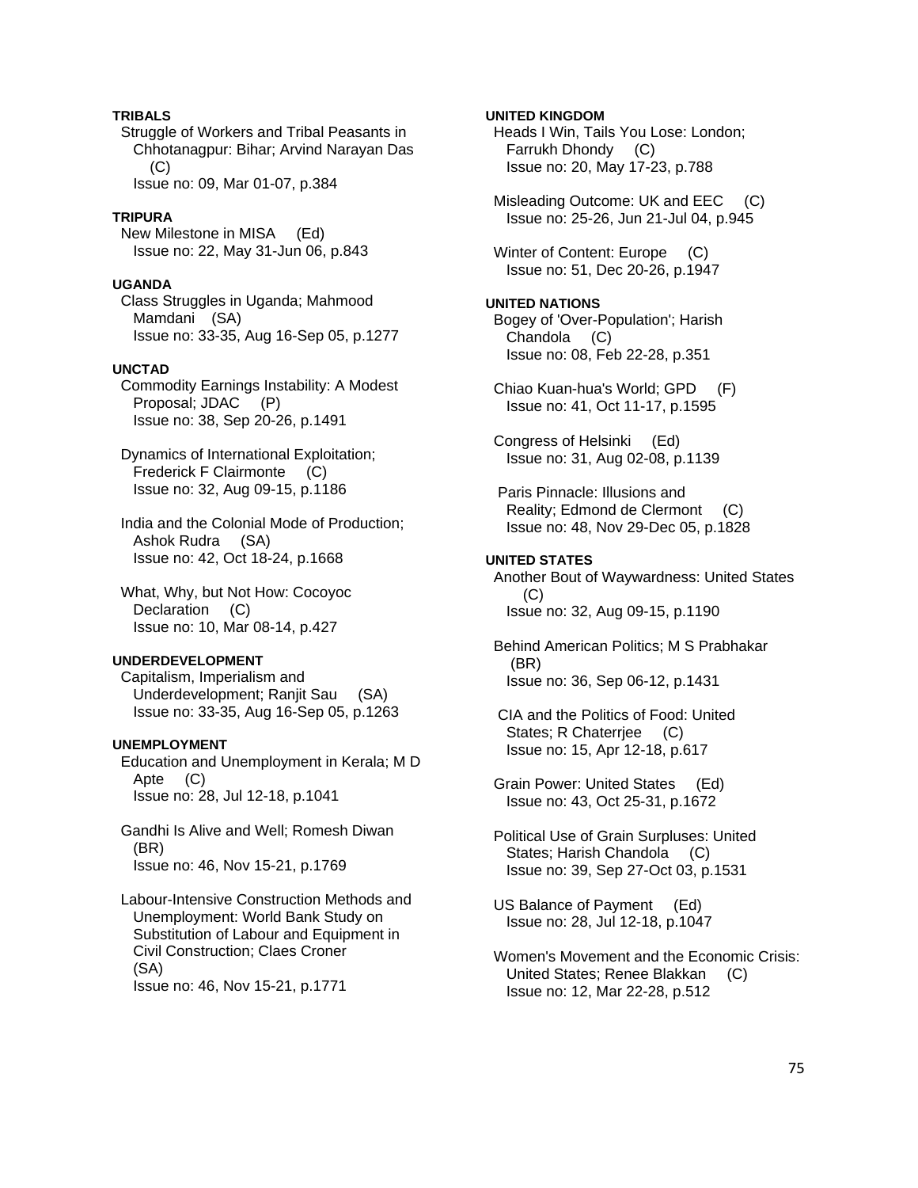**TRIBALS**

Struggle of Workers and Tribal Peasants in Chhotanagpur: Bihar; Arvind Narayan Das (C)
Issue no: 09, Mar 01-07, p.384

**TRIPURA**

New Milestone in MISA (Ed)
Issue no: 22, May 31-Jun 06, p.843

**UGANDA**

Class Struggles in Uganda; Mahmood Mamdani (SA)
Issue no: 33-35, Aug 16-Sep 05, p.1277

**UNCTAD**

Commodity Earnings Instability: A Modest Proposal; JDAC (P)
Issue no: 38, Sep 20-26, p.1491

Dynamics of International Exploitation; Frederick F Clairmonte (C)
Issue no: 32, Aug 09-15, p.1186

India and the Colonial Mode of Production; Ashok Rudra (SA)
Issue no: 42, Oct 18-24, p.1668

What, Why, but Not How: Cocoyoc Declaration (C)
Issue no: 10, Mar 08-14, p.427

**UNDERDEVELOPMENT**

Capitalism, Imperialism and Underdevelopment; Ranjit Sau (SA)
Issue no: 33-35, Aug 16-Sep 05, p.1263

**UNEMPLOYMENT**

Education and Unemployment in Kerala; M D Apte (C)
Issue no: 28, Jul 12-18, p.1041

Gandhi Is Alive and Well; Romesh Diwan (BR)
Issue no: 46, Nov 15-21, p.1769

Labour-Intensive Construction Methods and Unemployment: World Bank Study on Substitution of Labour and Equipment in Civil Construction; Claes Croner (SA)
Issue no: 46, Nov 15-21, p.1771

**UNITED KINGDOM**

Heads I Win, Tails You Lose: London; Farrukh Dhondy (C)
Issue no: 20, May 17-23, p.788

Misleading Outcome: UK and EEC (C)
Issue no: 25-26, Jun 21-Jul 04, p.945

Winter of Content: Europe (C)
Issue no: 51, Dec 20-26, p.1947

**UNITED NATIONS**

Bogey of 'Over-Population'; Harish Chandola (C)
Issue no: 08, Feb 22-28, p.351

Chiao Kuan-hua's World; GPD (F)
Issue no: 41, Oct 11-17, p.1595

Congress of Helsinki (Ed)
Issue no: 31, Aug 02-08, p.1139

Paris Pinnacle: Illusions and Reality; Edmond de Clermont (C)
Issue no: 48, Nov 29-Dec 05, p.1828

**UNITED STATES**

Another Bout of Waywardness: United States (C)
Issue no: 32, Aug 09-15, p.1190

Behind American Politics; M S Prabhakar (BR)
Issue no: 36, Sep 06-12, p.1431

CIA and the Politics of Food: United States; R Chaterrjee (C)
Issue no: 15, Apr 12-18, p.617

Grain Power: United States (Ed)
Issue no: 43, Oct 25-31, p.1672

Political Use of Grain Surpluses: United States; Harish Chandola (C)
Issue no: 39, Sep 27-Oct 03, p.1531

US Balance of Payment (Ed)
Issue no: 28, Jul 12-18, p.1047

Women's Movement and the Economic Crisis: United States; Renee Blakkan (C)
Issue no: 12, Mar 22-28, p.512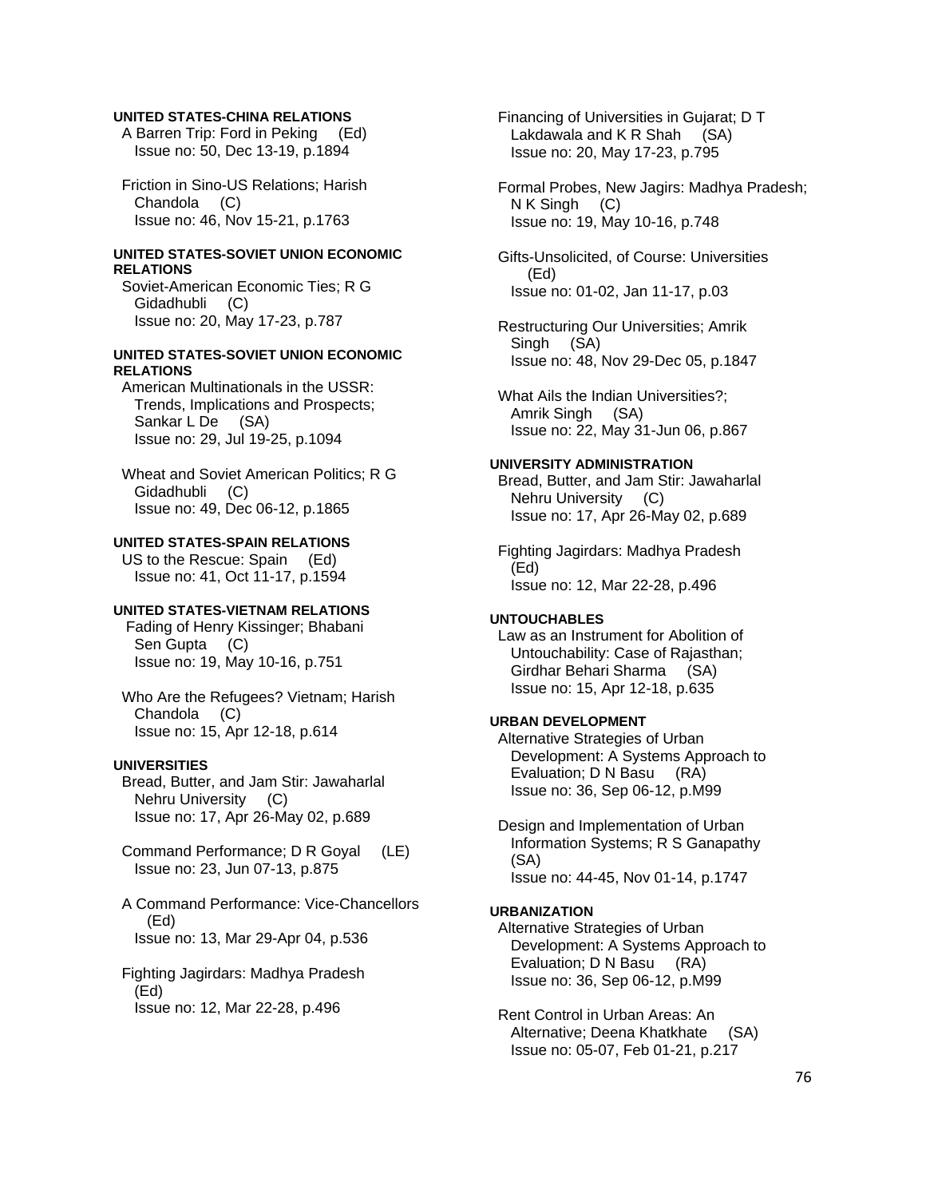**UNITED STATES-CHINA RELATIONS**

A Barren Trip: Ford in Peking (Ed)
Issue no: 50, Dec 13-19, p.1894

Friction in Sino-US Relations; Harish Chandola (C)
Issue no: 46, Nov 15-21, p.1763

**UNITED STATES-SOVIET UNION ECONOMIC RELATIONS**

Soviet-American Economic Ties; R G Gidadhubli (C)
Issue no: 20, May 17-23, p.787

**UNITED STATES-SOVIET UNION ECONOMIC RELATIONS**

American Multinationals in the USSR: Trends, Implications and Prospects; Sankar L De (SA)
Issue no: 29, Jul 19-25, p.1094

Wheat and Soviet American Politics; R G Gidadhubli (C)
Issue no: 49, Dec 06-12, p.1865

**UNITED STATES-SPAIN RELATIONS**

US to the Rescue: Spain (Ed)
Issue no: 41, Oct 11-17, p.1594

**UNITED STATES-VIETNAM RELATIONS**

Fading of Henry Kissinger; Bhabani Sen Gupta (C)
Issue no: 19, May 10-16, p.751

Who Are the Refugees? Vietnam; Harish Chandola (C)
Issue no: 15, Apr 12-18, p.614

**UNIVERSITIES**

Bread, Butter, and Jam Stir: Jawaharlal Nehru University (C)
Issue no: 17, Apr 26-May 02, p.689

Command Performance; D R Goyal (LE)
Issue no: 23, Jun 07-13, p.875

A Command Performance: Vice-Chancellors (Ed)
Issue no: 13, Mar 29-Apr 04, p.536

Fighting Jagirdars: Madhya Pradesh (Ed)
Issue no: 12, Mar 22-28, p.496

Financing of Universities in Gujarat; D T Lakdawala and K R Shah (SA)
Issue no: 20, May 17-23, p.795

Formal Probes, New Jagirs: Madhya Pradesh; N K Singh (C)
Issue no: 19, May 10-16, p.748

Gifts-Unsolicited, of Course: Universities (Ed)
Issue no: 01-02, Jan 11-17, p.03

Restructuring Our Universities; Amrik Singh (SA)
Issue no: 48, Nov 29-Dec 05, p.1847

What Ails the Indian Universities?; Amrik Singh (SA)
Issue no: 22, May 31-Jun 06, p.867

**UNIVERSITY ADMINISTRATION**

Bread, Butter, and Jam Stir: Jawaharlal Nehru University (C)
Issue no: 17, Apr 26-May 02, p.689

Fighting Jagirdars: Madhya Pradesh (Ed)
Issue no: 12, Mar 22-28, p.496

**UNTOUCHABLES**

Law as an Instrument for Abolition of Untouchability: Case of Rajasthan; Girdhar Behari Sharma (SA)
Issue no: 15, Apr 12-18, p.635

**URBAN DEVELOPMENT**

Alternative Strategies of Urban Development: A Systems Approach to Evaluation; D N Basu (RA)
Issue no: 36, Sep 06-12, p.M99

Design and Implementation of Urban Information Systems; R S Ganapathy (SA)
Issue no: 44-45, Nov 01-14, p.1747

**URBANIZATION**

Alternative Strategies of Urban Development: A Systems Approach to Evaluation; D N Basu (RA)
Issue no: 36, Sep 06-12, p.M99

Rent Control in Urban Areas: An Alternative; Deena Khatkhate (SA)
Issue no: 05-07, Feb 01-21, p.217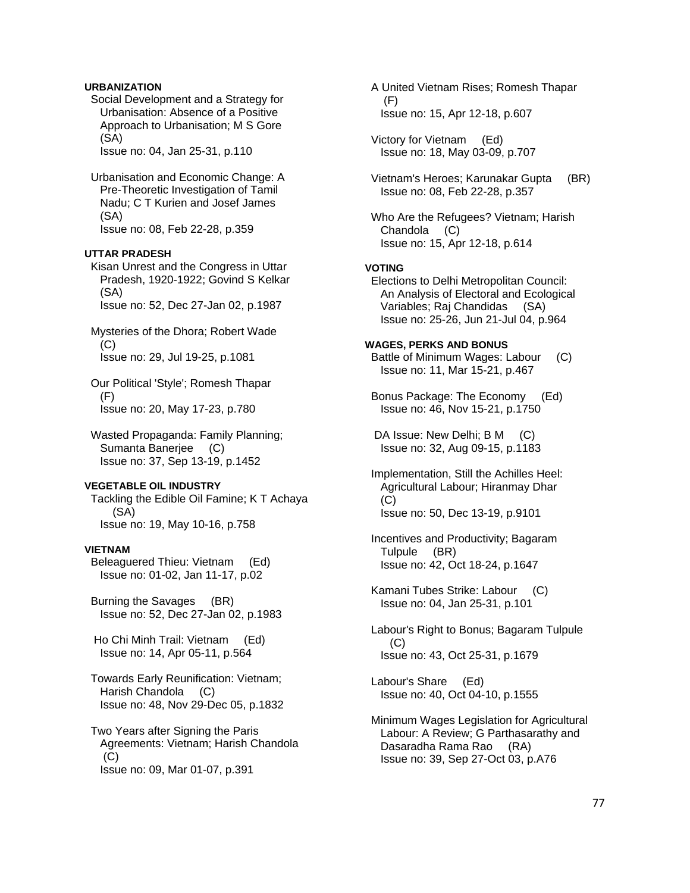**URBANIZATION**

Social Development and a Strategy for Urbanisation: Absence of a Positive Approach to Urbanisation; M S Gore (SA)
Issue no: 04, Jan 25-31, p.110

Urbanisation and Economic Change: A Pre-Theoretic Investigation of Tamil Nadu; C T Kurien and Josef James (SA)
Issue no: 08, Feb 22-28, p.359

**UTTAR PRADESH**

Kisan Unrest and the Congress in Uttar Pradesh, 1920-1922; Govind S Kelkar (SA)
Issue no: 52, Dec 27-Jan 02, p.1987

Mysteries of the Dhora; Robert Wade (C)
Issue no: 29, Jul 19-25, p.1081

Our Political 'Style'; Romesh Thapar (F)
Issue no: 20, May 17-23, p.780

Wasted Propaganda: Family Planning; Sumanta Banerjee (C)
Issue no: 37, Sep 13-19, p.1452

**VEGETABLE OIL INDUSTRY**

Tackling the Edible Oil Famine; K T Achaya (SA)
Issue no: 19, May 10-16, p.758

**VIETNAM**

Beleaguered Thieu: Vietnam (Ed)
Issue no: 01-02, Jan 11-17, p.02

Burning the Savages (BR)
Issue no: 52, Dec 27-Jan 02, p.1983

Ho Chi Minh Trail: Vietnam (Ed)
Issue no: 14, Apr 05-11, p.564

Towards Early Reunification: Vietnam; Harish Chandola (C)
Issue no: 48, Nov 29-Dec 05, p.1832

Two Years after Signing the Paris Agreements: Vietnam; Harish Chandola (C)
Issue no: 09, Mar 01-07, p.391

A United Vietnam Rises; Romesh Thapar (F)
Issue no: 15, Apr 12-18, p.607

Victory for Vietnam (Ed)
Issue no: 18, May 03-09, p.707

Vietnam's Heroes; Karunakar Gupta (BR)
Issue no: 08, Feb 22-28, p.357

Who Are the Refugees? Vietnam; Harish Chandola (C)
Issue no: 15, Apr 12-18, p.614

**VOTING**

Elections to Delhi Metropolitan Council: An Analysis of Electoral and Ecological Variables; Raj Chandidas (SA)
Issue no: 25-26, Jun 21-Jul 04, p.964

**WAGES, PERKS AND BONUS**

Battle of Minimum Wages: Labour (C)
Issue no: 11, Mar 15-21, p.467

Bonus Package: The Economy (Ed)
Issue no: 46, Nov 15-21, p.1750

DA Issue: New Delhi; B M (C)
Issue no: 32, Aug 09-15, p.1183

Implementation, Still the Achilles Heel: Agricultural Labour; Hiranmay Dhar (C)
Issue no: 50, Dec 13-19, p.9101

Incentives and Productivity; Bagaram Tulpule (BR)
Issue no: 42, Oct 18-24, p.1647

Kamani Tubes Strike: Labour (C)
Issue no: 04, Jan 25-31, p.101

Labour's Right to Bonus; Bagaram Tulpule (C)
Issue no: 43, Oct 25-31, p.1679

Labour's Share (Ed)
Issue no: 40, Oct 04-10, p.1555

Minimum Wages Legislation for Agricultural Labour: A Review; G Parthasarathy and Dasaradha Rama Rao (RA)
Issue no: 39, Sep 27-Oct 03, p.A76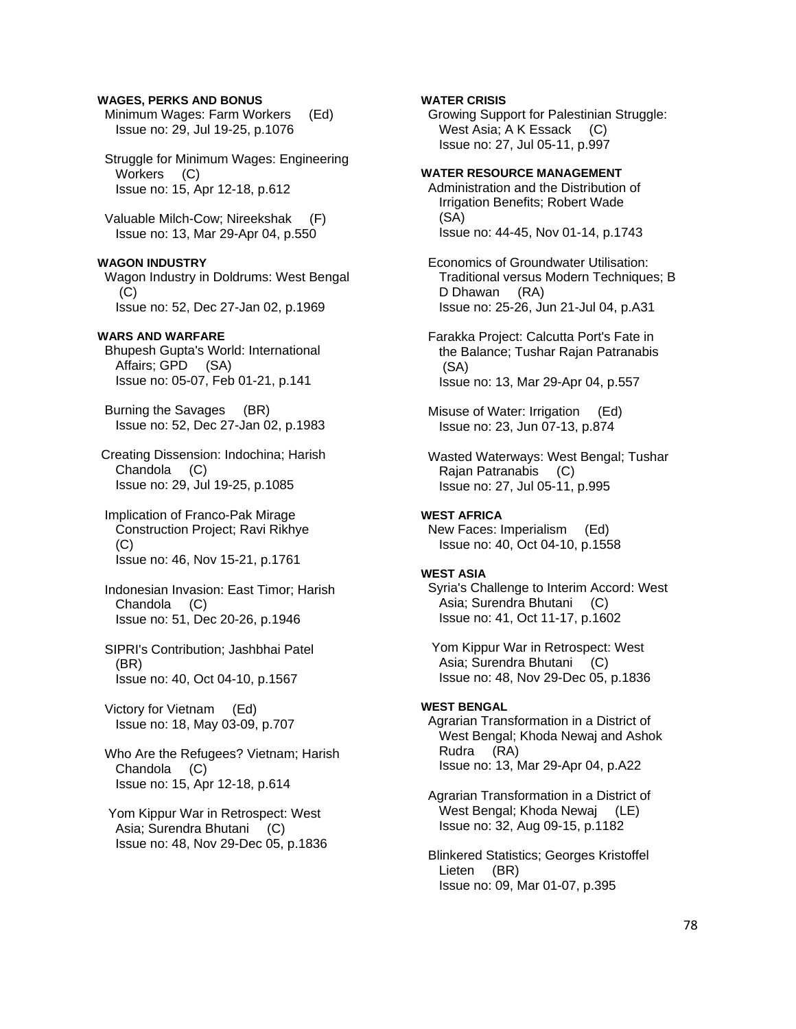**WAGES, PERKS AND BONUS**

Minimum Wages: Farm Workers (Ed)
Issue no: 29, Jul 19-25, p.1076

Struggle for Minimum Wages: Engineering Workers (C)
Issue no: 15, Apr 12-18, p.612

Valuable Milch-Cow; Nireekshak (F)
Issue no: 13, Mar 29-Apr 04, p.550

**WAGON INDUSTRY**

Wagon Industry in Doldrums: West Bengal (C)
Issue no: 52, Dec 27-Jan 02, p.1969

**WARS AND WARFARE**

Bhupesh Gupta's World: International Affairs; GPD (SA)
Issue no: 05-07, Feb 01-21, p.141

Burning the Savages (BR)
Issue no: 52, Dec 27-Jan 02, p.1983

Creating Dissension: Indochina; Harish Chandola (C)
Issue no: 29, Jul 19-25, p.1085

Implication of Franco-Pak Mirage Construction Project; Ravi Rikhye (C)
Issue no: 46, Nov 15-21, p.1761

Indonesian Invasion: East Timor; Harish Chandola (C)
Issue no: 51, Dec 20-26, p.1946

SIPRI's Contribution; Jashbhai Patel (BR)
Issue no: 40, Oct 04-10, p.1567

Victory for Vietnam (Ed)
Issue no: 18, May 03-09, p.707

Who Are the Refugees? Vietnam; Harish Chandola (C)
Issue no: 15, Apr 12-18, p.614

Yom Kippur War in Retrospect: West Asia; Surendra Bhutani (C)
Issue no: 48, Nov 29-Dec 05, p.1836

**WATER CRISIS**

Growing Support for Palestinian Struggle: West Asia; A K Essack (C)
Issue no: 27, Jul 05-11, p.997

**WATER RESOURCE MANAGEMENT**

Administration and the Distribution of Irrigation Benefits; Robert Wade (SA)
Issue no: 44-45, Nov 01-14, p.1743

Economics of Groundwater Utilisation: Traditional versus Modern Techniques; B D Dhawan (RA)
Issue no: 25-26, Jun 21-Jul 04, p.A31

Farakka Project: Calcutta Port's Fate in the Balance; Tushar Rajan Patranabis (SA)
Issue no: 13, Mar 29-Apr 04, p.557

Misuse of Water: Irrigation (Ed)
Issue no: 23, Jun 07-13, p.874

Wasted Waterways: West Bengal; Tushar Rajan Patranabis (C)
Issue no: 27, Jul 05-11, p.995

**WEST AFRICA**

New Faces: Imperialism (Ed)
Issue no: 40, Oct 04-10, p.1558

**WEST ASIA**

Syria's Challenge to Interim Accord: West Asia; Surendra Bhutani (C)
Issue no: 41, Oct 11-17, p.1602

Yom Kippur War in Retrospect: West Asia; Surendra Bhutani (C)
Issue no: 48, Nov 29-Dec 05, p.1836

**WEST BENGAL**

Agrarian Transformation in a District of West Bengal; Khoda Newaj and Ashok Rudra (RA)
Issue no: 13, Mar 29-Apr 04, p.A22

Agrarian Transformation in a District of West Bengal; Khoda Newaj (LE)
Issue no: 32, Aug 09-15, p.1182

Blinkered Statistics; Georges Kristoffel Lieten (BR)
Issue no: 09, Mar 01-07, p.395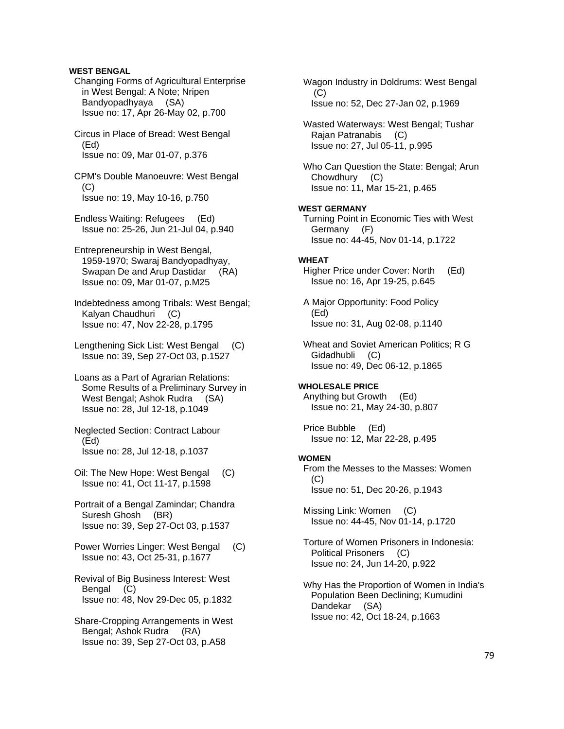**WEST BENGAL**

Changing Forms of Agricultural Enterprise in West Bengal: A Note; Nripen Bandyopadhyaya (SA)
Issue no: 17, Apr 26-May 02, p.700

Circus in Place of Bread: West Bengal (Ed)
Issue no: 09, Mar 01-07, p.376

CPM's Double Manoeuvre: West Bengal (C)
Issue no: 19, May 10-16, p.750

Endless Waiting: Refugees (Ed)
Issue no: 25-26, Jun 21-Jul 04, p.940

Entrepreneurship in West Bengal, 1959-1970; Swaraj Bandyopadhyay, Swapan De and Arup Dastidar (RA)
Issue no: 09, Mar 01-07, p.M25

Indebtedness among Tribals: West Bengal; Kalyan Chaudhuri (C)
Issue no: 47, Nov 22-28, p.1795

Lengthening Sick List: West Bengal (C)
Issue no: 39, Sep 27-Oct 03, p.1527

Loans as a Part of Agrarian Relations: Some Results of a Preliminary Survey in West Bengal; Ashok Rudra (SA)
Issue no: 28, Jul 12-18, p.1049

Neglected Section: Contract Labour (Ed)
Issue no: 28, Jul 12-18, p.1037

Oil: The New Hope: West Bengal (C)
Issue no: 41, Oct 11-17, p.1598

Portrait of a Bengal Zamindar; Chandra Suresh Ghosh (BR)
Issue no: 39, Sep 27-Oct 03, p.1537

Power Worries Linger: West Bengal (C)
Issue no: 43, Oct 25-31, p.1677

Revival of Big Business Interest: West Bengal (C)
Issue no: 48, Nov 29-Dec 05, p.1832

Share-Cropping Arrangements in West Bengal; Ashok Rudra (RA)
Issue no: 39, Sep 27-Oct 03, p.A58

Wagon Industry in Doldrums: West Bengal (C)
Issue no: 52, Dec 27-Jan 02, p.1969

Wasted Waterways: West Bengal; Tushar Rajan Patranabis (C)
Issue no: 27, Jul 05-11, p.995

Who Can Question the State: Bengal; Arun Chowdhury (C)
Issue no: 11, Mar 15-21, p.465

**WEST GERMANY**

Turning Point in Economic Ties with West Germany (F)
Issue no: 44-45, Nov 01-14, p.1722

**WHEAT**

Higher Price under Cover: North (Ed)
Issue no: 16, Apr 19-25, p.645

A Major Opportunity: Food Policy (Ed)
Issue no: 31, Aug 02-08, p.1140

Wheat and Soviet American Politics; R G Gidadhubli (C)
Issue no: 49, Dec 06-12, p.1865

**WHOLESALE PRICE**

Anything but Growth (Ed)
Issue no: 21, May 24-30, p.807

Price Bubble (Ed)
Issue no: 12, Mar 22-28, p.495

**WOMEN**

From the Messes to the Masses: Women (C)
Issue no: 51, Dec 20-26, p.1943

Missing Link: Women (C)
Issue no: 44-45, Nov 01-14, p.1720

Torture of Women Prisoners in Indonesia: Political Prisoners (C)
Issue no: 24, Jun 14-20, p.922

Why Has the Proportion of Women in India's Population Been Declining; Kumudini Dandekar (SA)
Issue no: 42, Oct 18-24, p.1663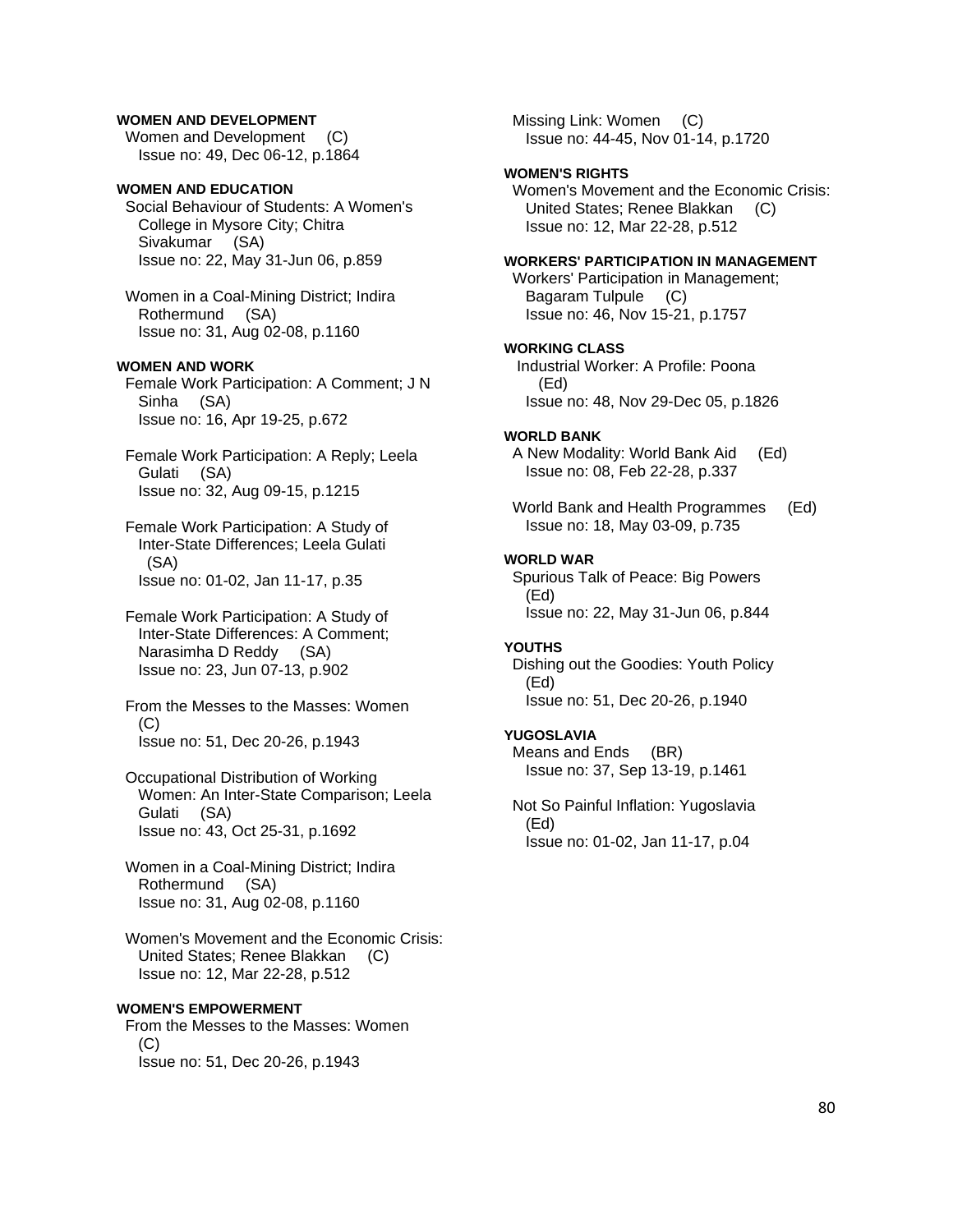**WOMEN AND DEVELOPMENT**

Women and Development (C)
Issue no: 49, Dec 06-12, p.1864

**WOMEN AND EDUCATION**

Social Behaviour of Students: A Women's College in Mysore City; Chitra Sivakumar (SA)
Issue no: 22, May 31-Jun 06, p.859

Women in a Coal-Mining District; Indira Rothermund (SA)
Issue no: 31, Aug 02-08, p.1160

**WOMEN AND WORK**

Female Work Participation: A Comment; J N Sinha (SA)
Issue no: 16, Apr 19-25, p.672

Female Work Participation: A Reply; Leela Gulati (SA)
Issue no: 32, Aug 09-15, p.1215

Female Work Participation: A Study of Inter-State Differences; Leela Gulati (SA)
Issue no: 01-02, Jan 11-17, p.35

Female Work Participation: A Study of Inter-State Differences: A Comment; Narasimha D Reddy (SA)
Issue no: 23, Jun 07-13, p.902

From the Messes to the Masses: Women (C)
Issue no: 51, Dec 20-26, p.1943

Occupational Distribution of Working Women: An Inter-State Comparison; Leela Gulati (SA)
Issue no: 43, Oct 25-31, p.1692

Women in a Coal-Mining District; Indira Rothermund (SA)
Issue no: 31, Aug 02-08, p.1160

Women's Movement and the Economic Crisis: United States; Renee Blakkan (C)
Issue no: 12, Mar 22-28, p.512

**WOMEN'S EMPOWERMENT**

From the Messes to the Masses: Women (C)
Issue no: 51, Dec 20-26, p.1943

Missing Link: Women (C)
Issue no: 44-45, Nov 01-14, p.1720

**WOMEN'S RIGHTS**

Women's Movement and the Economic Crisis: United States; Renee Blakkan (C)
Issue no: 12, Mar 22-28, p.512

**WORKERS' PARTICIPATION IN MANAGEMENT**

Workers' Participation in Management; Bagaram Tulpule (C)
Issue no: 46, Nov 15-21, p.1757

**WORKING CLASS**

Industrial Worker: A Profile: Poona (Ed)
Issue no: 48, Nov 29-Dec 05, p.1826

**WORLD BANK**

A New Modality: World Bank Aid (Ed)
Issue no: 08, Feb 22-28, p.337

World Bank and Health Programmes (Ed)
Issue no: 18, May 03-09, p.735

**WORLD WAR**

Spurious Talk of Peace: Big Powers (Ed)
Issue no: 22, May 31-Jun 06, p.844

**YOUTHS**

Dishing out the Goodies: Youth Policy (Ed)
Issue no: 51, Dec 20-26, p.1940

**YUGOSLAVIA**

Means and Ends (BR)
Issue no: 37, Sep 13-19, p.1461

Not So Painful Inflation: Yugoslavia (Ed)
Issue no: 01-02, Jan 11-17, p.04